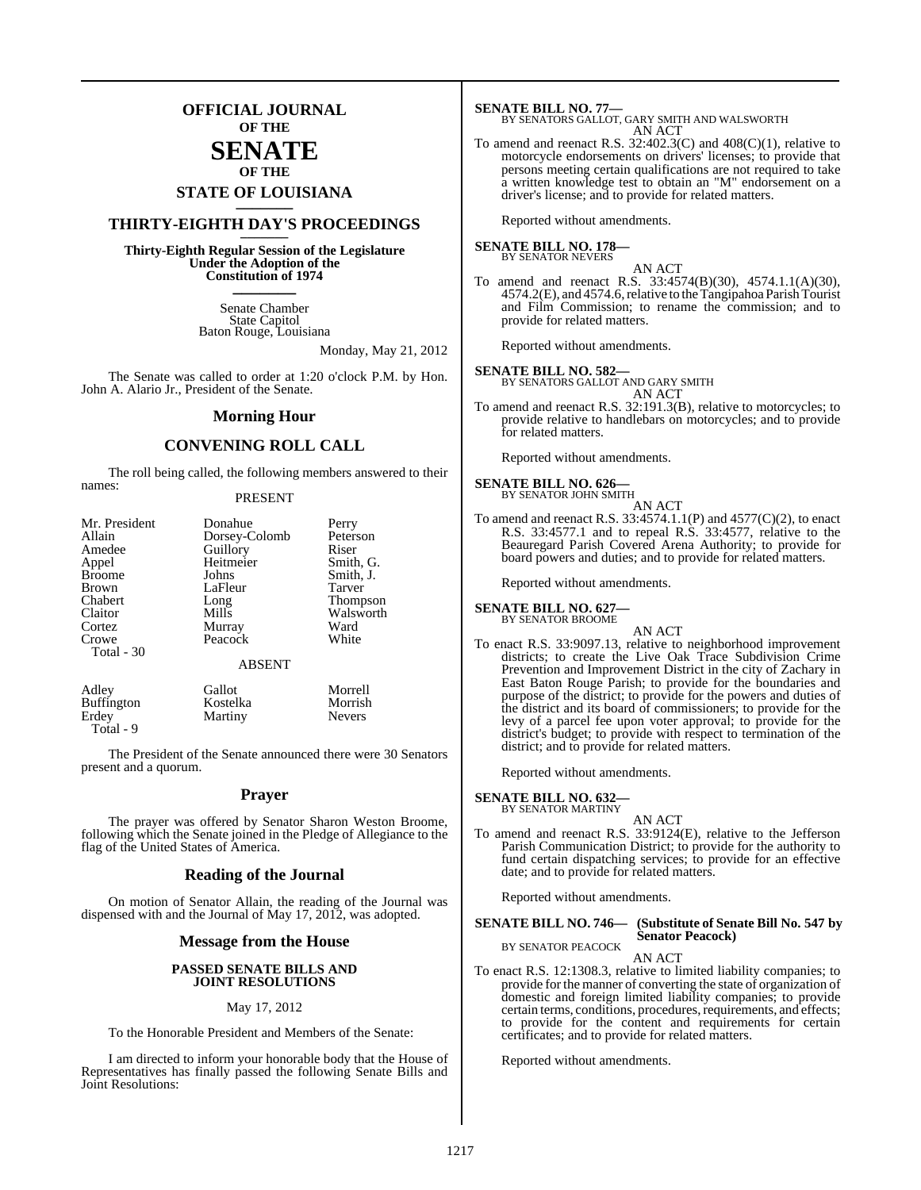# OFFICIAL JOURNAL
## OF THE
# SENATE
## OF THE
## STATE OF LOUISIANA

## THIRTY-EIGHTH DAY'S PROCEEDINGS

**Thirty-Eighth Regular Session of the Legislature Under the Adoption of the Constitution of 1974**

Senate Chamber
State Capitol
Baton Rouge, Louisiana

Monday, May 21, 2012

The Senate was called to order at 1:20 o'clock P.M. by Hon. John A. Alario Jr., President of the Senate.

## Morning Hour

## CONVENING ROLL CALL

The roll being called, the following members answered to their names:

PRESENT

| | | |
|---|---|---|
| Mr. President | Donahue | Perry |
| Allain | Dorsey-Colomb | Peterson |
| Amedee | Guillory | Riser |
| Appel | Heitmeier | Smith, G. |
| Broome | Johns | Smith, J. |
| Brown | LaFleur | Tarver |
| Chabert | Long | Thompson |
| Claitor | Mills | Walsworth |
| Cortez | Murray | Ward |
| Crowe | Peacock | White |
| Total - 30 | | |

ABSENT

| | | |
|---|---|---|
| Adley | Gallot | Morrell |
| Buffington | Kostelka | Morrish |
| Erdey | Martiny | Nevers |
| Total - 9 | | |

The President of the Senate announced there were 30 Senators present and a quorum.

## Prayer

The prayer was offered by Senator Sharon Weston Broome, following which the Senate joined in the Pledge of Allegiance to the flag of the United States of America.

## Reading of the Journal

On motion of Senator Allain, the reading of the Journal was dispensed with and the Journal of May 17, 2012, was adopted.

## Message from the House

### PASSED SENATE BILLS AND JOINT RESOLUTIONS

May 17, 2012

To the Honorable President and Members of the Senate:

I am directed to inform your honorable body that the House of Representatives has finally passed the following Senate Bills and Joint Resolutions:

**SENATE BILL NO. 77—**
BY SENATORS GALLOT, GARY SMITH AND WALSWORTH
AN ACT
To amend and reenact R.S. 32:402.3(C) and 408(C)(1), relative to motorcycle endorsements on drivers' licenses; to provide that persons meeting certain qualifications are not required to take a written knowledge test to obtain an "M" endorsement on a driver's license; and to provide for related matters.

Reported without amendments.

**SENATE BILL NO. 178—**
BY SENATOR NEVERS
AN ACT
To amend and reenact R.S. 33:4574(B)(30), 4574.1.1(A)(30), 4574.2(E), and 4574.6, relative to the Tangipahoa Parish Tourist and Film Commission; to rename the commission; and to provide for related matters.

Reported without amendments.

**SENATE BILL NO. 582—**
BY SENATORS GALLOT AND GARY SMITH
AN ACT
To amend and reenact R.S. 32:191.3(B), relative to motorcycles; to provide relative to handlebars on motorcycles; and to provide for related matters.

Reported without amendments.

**SENATE BILL NO. 626—**
BY SENATOR JOHN SMITH
AN ACT
To amend and reenact R.S. 33:4574.1.1(P) and 4577(C)(2), to enact R.S. 33:4577.1 and to repeal R.S. 33:4577, relative to the Beauregard Parish Covered Arena Authority; to provide for board powers and duties; and to provide for related matters.

Reported without amendments.

**SENATE BILL NO. 627—**
BY SENATOR BROOME
AN ACT
To enact R.S. 33:9097.13, relative to neighborhood improvement districts; to create the Live Oak Trace Subdivision Crime Prevention and Improvement District in the city of Zachary in East Baton Rouge Parish; to provide for the boundaries and purpose of the district; to provide for the powers and duties of the district and its board of commissioners; to provide for the levy of a parcel fee upon voter approval; to provide for the district's budget; to provide with respect to termination of the district; and to provide for related matters.

Reported without amendments.

**SENATE BILL NO. 632—**
BY SENATOR MARTINY
AN ACT
To amend and reenact R.S. 33:9124(E), relative to the Jefferson Parish Communication District; to provide for the authority to fund certain dispatching services; to provide for an effective date; and to provide for related matters.

Reported without amendments.

**SENATE BILL NO. 746— (Substitute of Senate Bill No. 547 by Senator Peacock)**
BY SENATOR PEACOCK
AN ACT
To enact R.S. 12:1308.3, relative to limited liability companies; to provide for the manner of converting the state of organization of domestic and foreign limited liability companies; to provide certain terms, conditions, procedures, requirements, and effects; to provide for the content and requirements for certain certificates; and to provide for related matters.

Reported without amendments.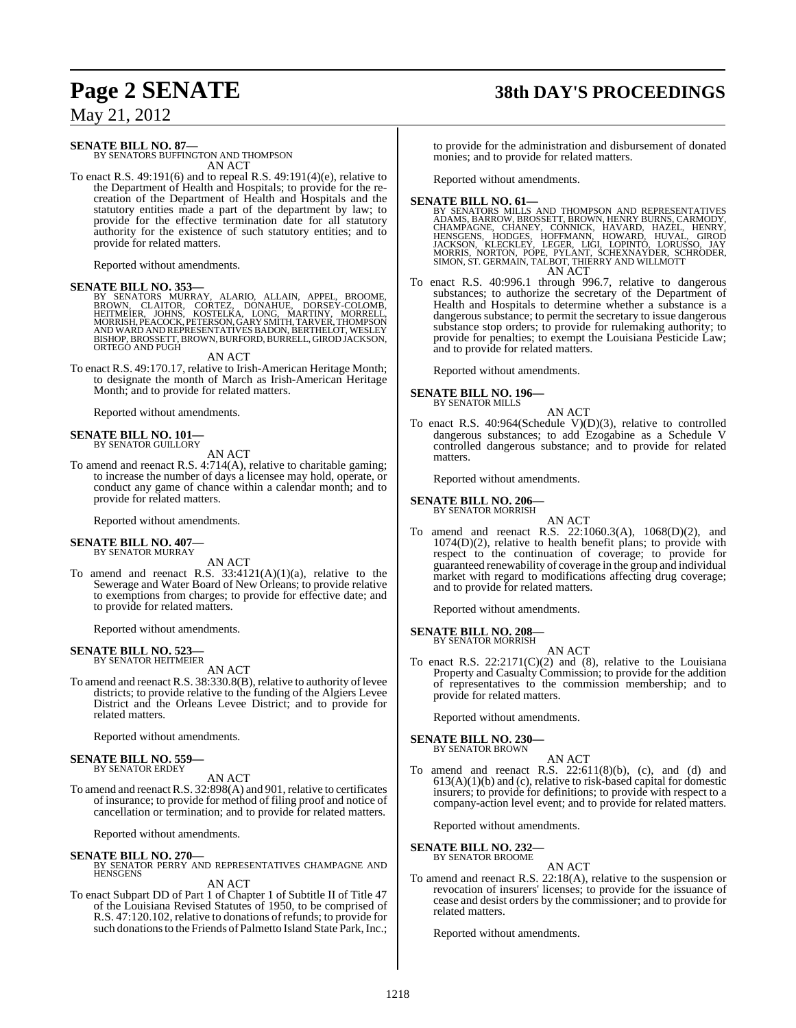**SENATE BILL NO. 87—**
BY SENATORS BUFFINGTON AND THOMPSON

AN ACT

To enact R.S. 49:191(6) and to repeal R.S. 49:191(4)(e), relative to the Department of Health and Hospitals; to provide for the re-creation of the Department of Health and Hospitals and the statutory entities made a part of the department by law; to provide for the effective termination date for all statutory authority for the existence of such statutory entities; and to provide for related matters.

Reported without amendments.

**SENATE BILL NO. 353—**
BY SENATORS MURRAY, ALARIO, ALLAIN, APPEL, BROOME, BROWN, CLAITOR, CORTEZ, DONAHUE, DORSEY-COLOMB, HEITMEIER, JOHNS, KOSTELKA, LONG, MARTINY, MORRELL, MORRISH, PEACOCK, PETERSON, GARY SMITH, TARVER, THOMPSON AND WARD AND REPRESENTATIVES BADON, BERTHELOT, WESLEY BISHOP, BROSSETT, BROWN, BURFORD, BURRELL, GIROD JACKSON, ORTEGO AND PUGH

AN ACT

To enact R.S. 49:170.17, relative to Irish-American Heritage Month; to designate the month of March as Irish-American Heritage Month; and to provide for related matters.

Reported without amendments.

**SENATE BILL NO. 101—**
BY SENATOR GUILLORY

AN ACT

To amend and reenact R.S. 4:714(A), relative to charitable gaming; to increase the number of days a licensee may hold, operate, or conduct any game of chance within a calendar month; and to provide for related matters.

Reported without amendments.

**SENATE BILL NO. 407—**
BY SENATOR MURRAY

AN ACT

To amend and reenact R.S. 33:4121(A)(1)(a), relative to the Sewerage and Water Board of New Orleans; to provide relative to exemptions from charges; to provide for effective date; and to provide for related matters.

Reported without amendments.

**SENATE BILL NO. 523—**
BY SENATOR HEITMEIER

AN ACT

To amend and reenact R.S. 38:330.8(B), relative to authority of levee districts; to provide relative to the funding of the Algiers Levee District and the Orleans Levee District; and to provide for related matters.

Reported without amendments.

**SENATE BILL NO. 559—**
BY SENATOR ERDEY

AN ACT

To amend and reenact R.S. 32:898(A) and 901, relative to certificates of insurance; to provide for method of filing proof and notice of cancellation or termination; and to provide for related matters.

Reported without amendments.

**SENATE BILL NO. 270—**
BY SENATOR PERRY AND REPRESENTATIVES CHAMPAGNE AND HENSGENS

AN ACT

To enact Subpart DD of Part 1 of Chapter 1 of Subtitle II of Title 47 of the Louisiana Revised Statutes of 1950, to be comprised of R.S. 47:120.102, relative to donations of refunds; to provide for such donations to the Friends of Palmetto Island State Park, Inc.; to provide for the administration and disbursement of donated monies; and to provide for related matters.

Reported without amendments.

**SENATE BILL NO. 61—**
BY SENATORS MILLS AND THOMPSON AND REPRESENTATIVES ADAMS, BARROW, BROSSETT, BROWN, HENRY BURNS, CARMODY, CHAMPAGNE, CHANEY, CONNICK, HAVARD, HAZEL, HENRY, HENSGENS, HODGES, HOFFMANN, HOWARD, HUVAL, GIROD JACKSON, KLECKLEY, LEGER, LIGI, LOPINTO, LORUSSO, JAY MORRIS, NORTON, POPE, PYLANT, SCHEXNAYDER, SCHRODER, SIMON, ST. GERMAIN, TALBOT, THIERRY AND WILLMOTT

AN ACT

To enact R.S. 40:996.1 through 996.7, relative to dangerous substances; to authorize the secretary of the Department of Health and Hospitals to determine whether a substance is a dangerous substance; to permit the secretary to issue dangerous substance stop orders; to provide for rulemaking authority; to provide for penalties; to exempt the Louisiana Pesticide Law; and to provide for related matters.

Reported without amendments.

**SENATE BILL NO. 196—**
BY SENATOR MILLS

AN ACT

To enact R.S. 40:964(Schedule V)(D)(3), relative to controlled dangerous substances; to add Ezogabine as a Schedule V controlled dangerous substance; and to provide for related matters.

Reported without amendments.

**SENATE BILL NO. 206—**
BY SENATOR MORRISH

AN ACT

To amend and reenact R.S. 22:1060.3(A), 1068(D)(2), and 1074(D)(2), relative to health benefit plans; to provide with respect to the continuation of coverage; to provide for guaranteed renewability of coverage in the group and individual market with regard to modifications affecting drug coverage; and to provide for related matters.

Reported without amendments.

**SENATE BILL NO. 208—**
BY SENATOR MORRISH

AN ACT

To enact R.S. 22:2171(C)(2) and (8), relative to the Louisiana Property and Casualty Commission; to provide for the addition of representatives to the commission membership; and to provide for related matters.

Reported without amendments.

**SENATE BILL NO. 230—**
BY SENATOR BROWN

AN ACT

To amend and reenact R.S. 22:611(8)(b), (c), and (d) and 613(A)(1)(b) and (c), relative to risk-based capital for domestic insurers; to provide for definitions; to provide with respect to a company-action level event; and to provide for related matters.

Reported without amendments.

**SENATE BILL NO. 232—**
BY SENATOR BROOME

AN ACT

To amend and reenact R.S. 22:18(A), relative to the suspension or revocation of insurers' licenses; to provide for the issuance of cease and desist orders by the commissioner; and to provide for related matters.

Reported without amendments.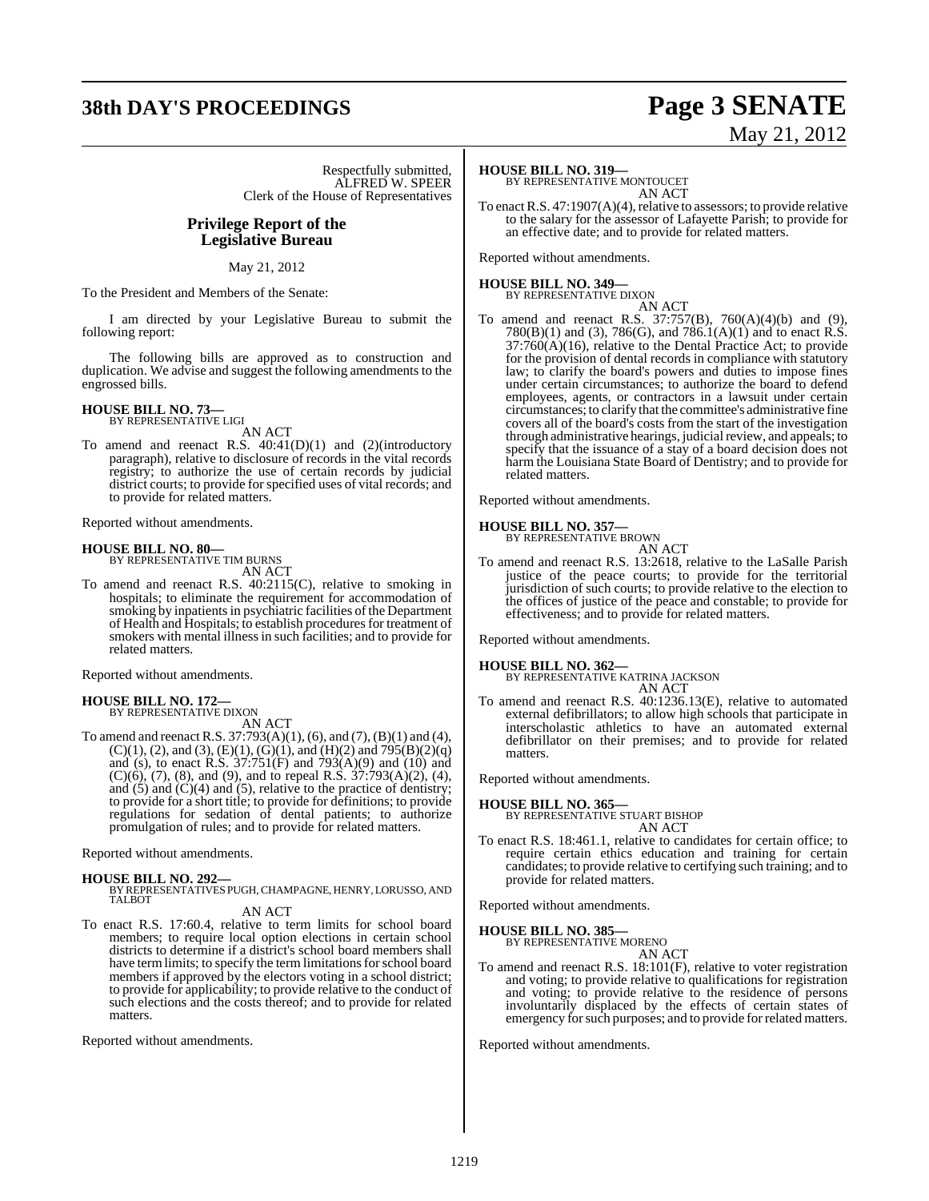Respectfully submitted,
ALFRED W. SPEER
Clerk of the House of Representatives

## Privilege Report of the Legislative Bureau

May 21, 2012

To the President and Members of the Senate:

I am directed by your Legislative Bureau to submit the following report:

The following bills are approved as to construction and duplication. We advise and suggest the following amendments to the engrossed bills.

**HOUSE BILL NO. 73—**
BY REPRESENTATIVE LIGI
AN ACT

To amend and reenact R.S. 40:41(D)(1) and (2)(introductory paragraph), relative to disclosure of records in the vital records registry; to authorize the use of certain records by judicial district courts; to provide for specified uses of vital records; and to provide for related matters.

Reported without amendments.

**HOUSE BILL NO. 80—**
BY REPRESENTATIVE TIM BURNS
AN ACT

To amend and reenact R.S. 40:2115(C), relative to smoking in hospitals; to eliminate the requirement for accommodation of smoking by inpatients in psychiatric facilities of the Department of Health and Hospitals; to establish procedures for treatment of smokers with mental illness in such facilities; and to provide for related matters.

Reported without amendments.

**HOUSE BILL NO. 172—**
BY REPRESENTATIVE DIXON
AN ACT

To amend and reenact R.S. 37:793(A)(1), (6), and (7), (B)(1) and (4), (C)(1), (2), and (3), (E)(1), (G)(1), and (H)(2) and 795(B)(2)(q) and (s), to enact R.S. 37:751(F) and 793(A)(9) and (10) and (C)(6), (7), (8), and (9), and to repeal R.S. 37:793(A)(2), (4), and (5) and (C)(4) and (5), relative to the practice of dentistry; to provide for a short title; to provide for definitions; to provide regulations for sedation of dental patients; to authorize promulgation of rules; and to provide for related matters.

Reported without amendments.

**HOUSE BILL NO. 292—**
BY REPRESENTATIVES PUGH, CHAMPAGNE, HENRY, LORUSSO, AND TALBOT
AN ACT

To enact R.S. 17:60.4, relative to term limits for school board members; to require local option elections in certain school districts to determine if a district's school board members shall have term limits; to specify the term limitations for school board members if approved by the electors voting in a school district; to provide for applicability; to provide relative to the conduct of such elections and the costs thereof; and to provide for related matters.

Reported without amendments.

**HOUSE BILL NO. 319—**
BY REPRESENTATIVE MONTOUCET
AN ACT

To enact R.S. 47:1907(A)(4), relative to assessors; to provide relative to the salary for the assessor of Lafayette Parish; to provide for an effective date; and to provide for related matters.

Reported without amendments.

**HOUSE BILL NO. 349—**
BY REPRESENTATIVE DIXON
AN ACT

To amend and reenact R.S. 37:757(B), 760(A)(4)(b) and (9), 780(B)(1) and (3), 786(G), and 786.1(A)(1) and to enact R.S. 37:760(A)(16), relative to the Dental Practice Act; to provide for the provision of dental records in compliance with statutory law; to clarify the board's powers and duties to impose fines under certain circumstances; to authorize the board to defend employees, agents, or contractors in a lawsuit under certain circumstances; to clarify that the committee's administrative fine covers all of the board's costs from the start of the investigation through administrative hearings, judicial review, and appeals; to specify that the issuance of a stay of a board decision does not harm the Louisiana State Board of Dentistry; and to provide for related matters.

Reported without amendments.

**HOUSE BILL NO. 357—**
BY REPRESENTATIVE BROWN
AN ACT

To amend and reenact R.S. 13:2618, relative to the LaSalle Parish justice of the peace courts; to provide for the territorial jurisdiction of such courts; to provide relative to the election to the offices of justice of the peace and constable; to provide for effectiveness; and to provide for related matters.

Reported without amendments.

**HOUSE BILL NO. 362—**
BY REPRESENTATIVE KATRINA JACKSON
AN ACT

To amend and reenact R.S. 40:1236.13(E), relative to automated external defibrillators; to allow high schools that participate in interscholastic athletics to have an automated external defibrillator on their premises; and to provide for related matters.

Reported without amendments.

**HOUSE BILL NO. 365—**
BY REPRESENTATIVE STUART BISHOP
AN ACT

To enact R.S. 18:461.1, relative to candidates for certain office; to require certain ethics education and training for certain candidates; to provide relative to certifying such training; and to provide for related matters.

Reported without amendments.

**HOUSE BILL NO. 385—**
BY REPRESENTATIVE MORENO
AN ACT

To amend and reenact R.S. 18:101(F), relative to voter registration and voting; to provide relative to qualifications for registration and voting; to provide relative to the residence of persons involuntarily displaced by the effects of certain states of emergency for such purposes; and to provide for related matters.

Reported without amendments.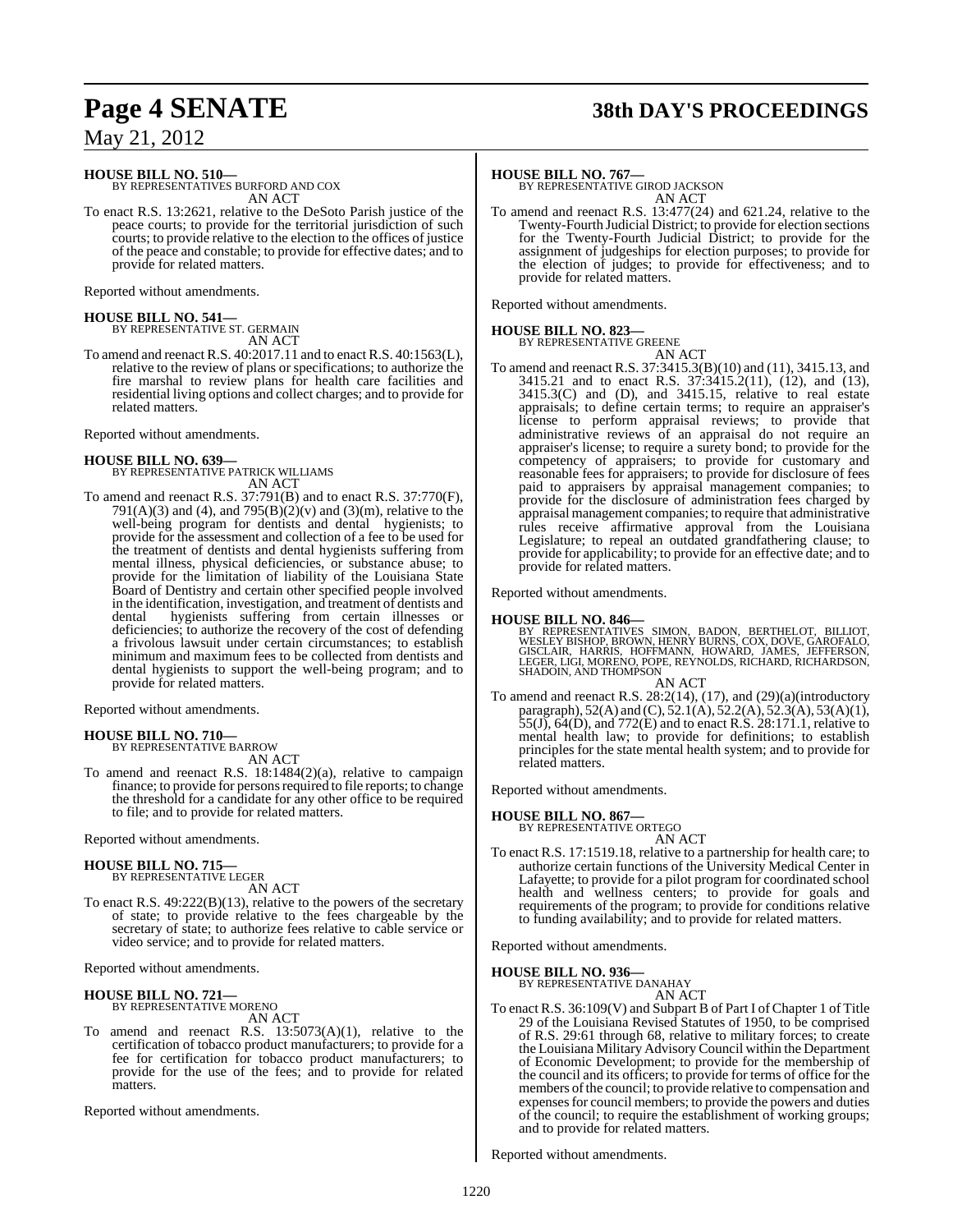**HOUSE BILL NO. 510—**
BY REPRESENTATIVES BURFORD AND COX
AN ACT

To enact R.S. 13:2621, relative to the DeSoto Parish justice of the peace courts; to provide for the territorial jurisdiction of such courts; to provide relative to the election to the offices of justice of the peace and constable; to provide for effective dates; and to provide for related matters.

Reported without amendments.

**HOUSE BILL NO. 541—**
BY REPRESENTATIVE ST. GERMAIN
AN ACT

To amend and reenact R.S. 40:2017.11 and to enact R.S. 40:1563(L), relative to the review of plans or specifications; to authorize the fire marshal to review plans for health care facilities and residential living options and collect charges; and to provide for related matters.

Reported without amendments.

**HOUSE BILL NO. 639—**
BY REPRESENTATIVE PATRICK WILLIAMS
AN ACT

To amend and reenact R.S. 37:791(B) and to enact R.S. 37:770(F), 791(A)(3) and (4), and 795(B)(2)(v) and (3)(m), relative to the well-being program for dentists and dental hygienists; to provide for the assessment and collection of a fee to be used for the treatment of dentists and dental hygienists suffering from mental illness, physical deficiencies, or substance abuse; to provide for the limitation of liability of the Louisiana State Board of Dentistry and certain other specified people involved in the identification, investigation, and treatment of dentists and dental hygienists suffering from certain illnesses or deficiencies; to authorize the recovery of the cost of defending a frivolous lawsuit under certain circumstances; to establish minimum and maximum fees to be collected from dentists and dental hygienists to support the well-being program; and to provide for related matters.

Reported without amendments.

**HOUSE BILL NO. 710—**
BY REPRESENTATIVE BARROW
AN ACT

To amend and reenact R.S. 18:1484(2)(a), relative to campaign finance; to provide for persons required to file reports; to change the threshold for a candidate for any other office to be required to file; and to provide for related matters.

Reported without amendments.

**HOUSE BILL NO. 715—**
BY REPRESENTATIVE LEGER
AN ACT

To enact R.S. 49:222(B)(13), relative to the powers of the secretary of state; to provide relative to the fees chargeable by the secretary of state; to authorize fees relative to cable service or video service; and to provide for related matters.

Reported without amendments.

**HOUSE BILL NO. 721—**
BY REPRESENTATIVE MORENO
AN ACT

To amend and reenact R.S. 13:5073(A)(1), relative to the certification of tobacco product manufacturers; to provide for a fee for certification for tobacco product manufacturers; to provide for the use of the fees; and to provide for related matters.

Reported without amendments.

**HOUSE BILL NO. 767—**
BY REPRESENTATIVE GIROD JACKSON
AN ACT

To amend and reenact R.S. 13:477(24) and 621.24, relative to the Twenty-Fourth Judicial District; to provide for election sections for the Twenty-Fourth Judicial District; to provide for the assignment of judgeships for election purposes; to provide for the election of judges; to provide for effectiveness; and to provide for related matters.

Reported without amendments.

**HOUSE BILL NO. 823—**
BY REPRESENTATIVE GREENE
AN ACT

To amend and reenact R.S. 37:3415.3(B)(10) and (11), 3415.13, and 3415.21 and to enact R.S. 37:3415.2(11), (12), and (13), 3415.3(C) and (D), and 3415.15, relative to real estate appraisals; to define certain terms; to require an appraiser's license to perform appraisal reviews; to provide that administrative reviews of an appraisal do not require an appraiser's license; to require a surety bond; to provide for the competency of appraisers; to provide for customary and reasonable fees for appraisers; to provide for disclosure of fees paid to appraisers by appraisal management companies; to provide for the disclosure of administration fees charged by appraisal management companies; to require that administrative rules receive affirmative approval from the Louisiana Legislature; to repeal an outdated grandfathering clause; to provide for applicability; to provide for an effective date; and to provide for related matters.

Reported without amendments.

**HOUSE BILL NO. 846—**
BY REPRESENTATIVES SIMON, BADON, BERTHELOT, BILLIOT, WESLEY BISHOP, BROWN, HENRY BURNS, COX, DOVE, GAROFALO, GISCLAIR, HARRIS, HOFFMANN, HOWARD, JAMES, JEFFERSON, LEGER, LIGI, MORENO, POPE, REYNOLDS, RICHARD, RICHARDSON, SHADOIN, AND THOMPSON
AN ACT

To amend and reenact R.S. 28:2(14), (17), and (29)(a)(introductory paragraph), 52(A) and (C), 52.1(A), 52.2(A), 52.3(A), 53(A)(1), 55(J), 64(D), and 772(E) and to enact R.S. 28:171.1, relative to mental health law; to provide for definitions; to establish principles for the state mental health system; and to provide for related matters.

Reported without amendments.

**HOUSE BILL NO. 867—**
BY REPRESENTATIVE ORTEGO
AN ACT

To enact R.S. 17:1519.18, relative to a partnership for health care; to authorize certain functions of the University Medical Center in Lafayette; to provide for a pilot program for coordinated school health and wellness centers; to provide for goals and requirements of the program; to provide for conditions relative to funding availability; and to provide for related matters.

Reported without amendments.

**HOUSE BILL NO. 936—**
BY REPRESENTATIVE DANAHAY
AN ACT

To enact R.S. 36:109(V) and Subpart B of Part I of Chapter 1 of Title 29 of the Louisiana Revised Statutes of 1950, to be comprised of R.S. 29:61 through 68, relative to military forces; to create the Louisiana Military Advisory Council within the Department of Economic Development; to provide for the membership of the council and its officers; to provide for terms of office for the members of the council; to provide relative to compensation and expenses for council members; to provide the powers and duties of the council; to require the establishment of working groups; and to provide for related matters.

Reported without amendments.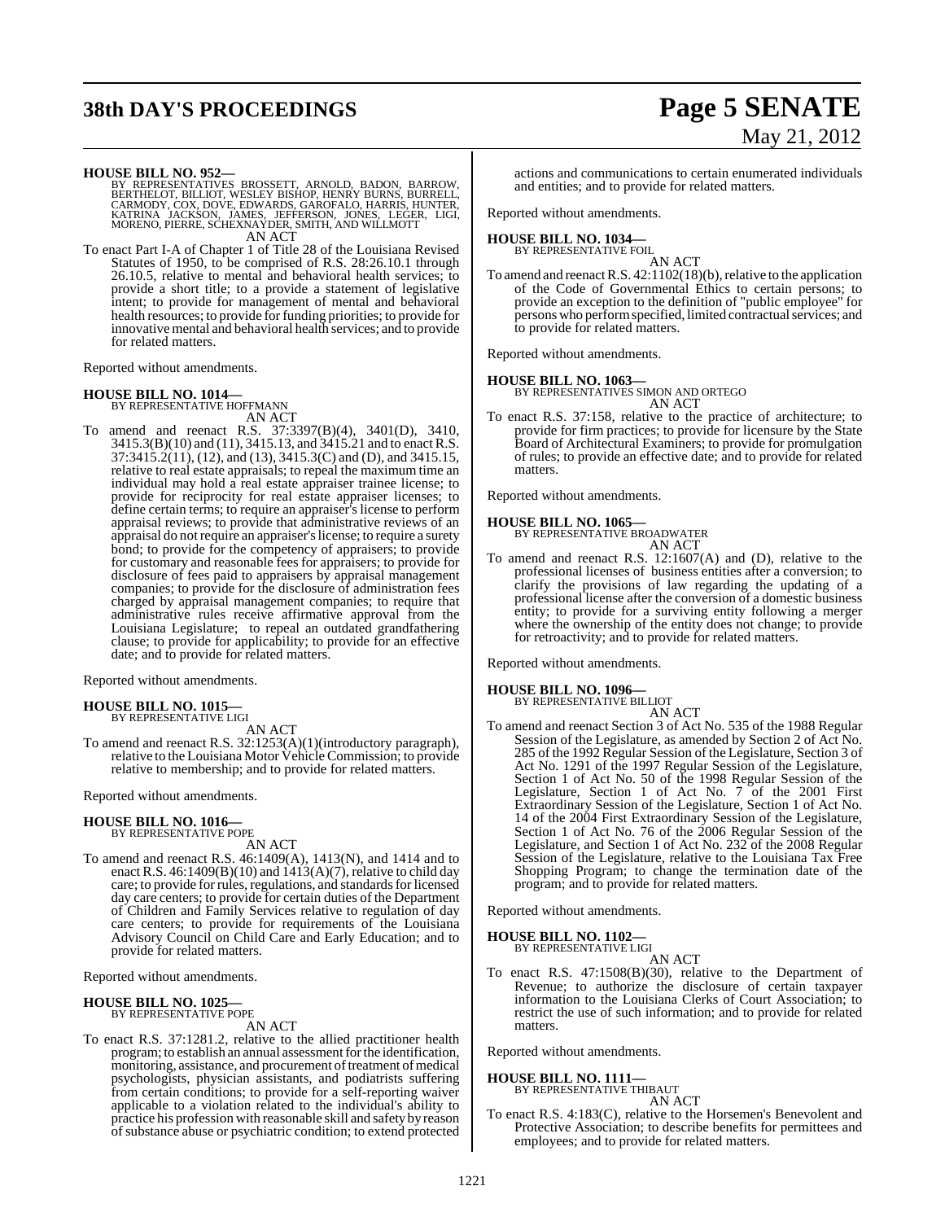**HOUSE BILL NO. 952—**
BY REPRESENTATIVES BROSSETT, ARNOLD, BADON, BARROW, BERTHELOT, BILLIOT, WESLEY BISHOP, HENRY BURNS, BURRELL, CARMODY, COX, DOVE, EDWARDS, GAROFALO, HARRIS, HUNTER, KATRINA JACKSON, JAMES, JEFFERSON, JONES, LEGER, LIGI, MORENO, PIERRE, SCHEXNAYDER, SMITH, AND WILLMOTT

AN ACT

To enact Part I-A of Chapter 1 of Title 28 of the Louisiana Revised Statutes of 1950, to be comprised of R.S. 28:26.10.1 through 26.10.5, relative to mental and behavioral health services; to provide a short title; to a provide a statement of legislative intent; to provide for management of mental and behavioral health resources; to provide for funding priorities; to provide for innovative mental and behavioral health services; and to provide for related matters.

Reported without amendments.

**HOUSE BILL NO. 1014—**
BY REPRESENTATIVE HOFFMANN

AN ACT

To amend and reenact R.S. 37:3397(B)(4), 3401(D), 3410, 3415.3(B)(10) and (11), 3415.13, and 3415.21 and to enact R.S. 37:3415.2(11), (12), and (13), 3415.3(C) and (D), and 3415.15, relative to real estate appraisals; to repeal the maximum time an individual may hold a real estate appraiser trainee license; to provide for reciprocity for real estate appraiser licenses; to define certain terms; to require an appraiser's license to perform appraisal reviews; to provide that administrative reviews of an appraisal do not require an appraiser's license; to require a surety bond; to provide for the competency of appraisers; to provide for customary and reasonable fees for appraisers; to provide for disclosure of fees paid to appraisers by appraisal management companies; to provide for the disclosure of administration fees charged by appraisal management companies; to require that administrative rules receive affirmative approval from the Louisiana Legislature; to repeal an outdated grandfathering clause; to provide for applicability; to provide for an effective date; and to provide for related matters.

Reported without amendments.

**HOUSE BILL NO. 1015—**
BY REPRESENTATIVE LIGI

AN ACT

To amend and reenact R.S. 32:1253(A)(1)(introductory paragraph), relative to the Louisiana Motor Vehicle Commission; to provide relative to membership; and to provide for related matters.

Reported without amendments.

**HOUSE BILL NO. 1016—**
BY REPRESENTATIVE POPE

AN ACT

To amend and reenact R.S. 46:1409(A), 1413(N), and 1414 and to enact R.S. 46:1409(B)(10) and 1413(A)(7), relative to child day care; to provide for rules, regulations, and standards for licensed day care centers; to provide for certain duties of the Department of Children and Family Services relative to regulation of day care centers; to provide for requirements of the Louisiana Advisory Council on Child Care and Early Education; and to provide for related matters.

Reported without amendments.

**HOUSE BILL NO. 1025—**
BY REPRESENTATIVE POPE

AN ACT

To enact R.S. 37:1281.2, relative to the allied practitioner health program; to establish an annual assessment for the identification, monitoring, assistance, and procurement of treatment of medical psychologists, physician assistants, and podiatrists suffering from certain conditions; to provide for a self-reporting waiver applicable to a violation related to the individual's ability to practice his profession with reasonable skill and safety by reason of substance abuse or psychiatric condition; to extend protected actions and communications to certain enumerated individuals and entities; and to provide for related matters.

Reported without amendments.

**HOUSE BILL NO. 1034—**
BY REPRESENTATIVE FOIL

AN ACT

To amend and reenact R.S. 42:1102(18)(b), relative to the application of the Code of Governmental Ethics to certain persons; to provide an exception to the definition of "public employee" for persons who perform specified, limited contractual services; and to provide for related matters.

Reported without amendments.

**HOUSE BILL NO. 1063—**
BY REPRESENTATIVES SIMON AND ORTEGO

AN ACT

To enact R.S. 37:158, relative to the practice of architecture; to provide for firm practices; to provide for licensure by the State Board of Architectural Examiners; to provide for promulgation of rules; to provide an effective date; and to provide for related matters.

Reported without amendments.

**HOUSE BILL NO. 1065—**
BY REPRESENTATIVE BROADWATER

AN ACT

To amend and reenact R.S. 12:1607(A) and (D), relative to the professional licenses of business entities after a conversion; to clarify the provisions of law regarding the updating of a professional license after the conversion of a domestic business entity; to provide for a surviving entity following a merger where the ownership of the entity does not change; to provide for retroactivity; and to provide for related matters.

Reported without amendments.

**HOUSE BILL NO. 1096—**
BY REPRESENTATIVE BILLIOT

AN ACT

To amend and reenact Section 3 of Act No. 535 of the 1988 Regular Session of the Legislature, as amended by Section 2 of Act No. 285 of the 1992 Regular Session of the Legislature, Section 3 of Act No. 1291 of the 1997 Regular Session of the Legislature, Section 1 of Act No. 50 of the 1998 Regular Session of the Legislature, Section 1 of Act No. 7 of the 2001 First Extraordinary Session of the Legislature, Section 1 of Act No. 14 of the 2004 First Extraordinary Session of the Legislature, Section 1 of Act No. 76 of the 2006 Regular Session of the Legislature, and Section 1 of Act No. 232 of the 2008 Regular Session of the Legislature, relative to the Louisiana Tax Free Shopping Program; to change the termination date of the program; and to provide for related matters.

Reported without amendments.

**HOUSE BILL NO. 1102—**
BY REPRESENTATIVE LIGI

AN ACT

To enact R.S. 47:1508(B)(30), relative to the Department of Revenue; to authorize the disclosure of certain taxpayer information to the Louisiana Clerks of Court Association; to restrict the use of such information; and to provide for related matters.

Reported without amendments.

**HOUSE BILL NO. 1111—**
BY REPRESENTATIVE THIBAUT

AN ACT

To enact R.S. 4:183(C), relative to the Horsemen's Benevolent and Protective Association; to describe benefits for permittees and employees; and to provide for related matters.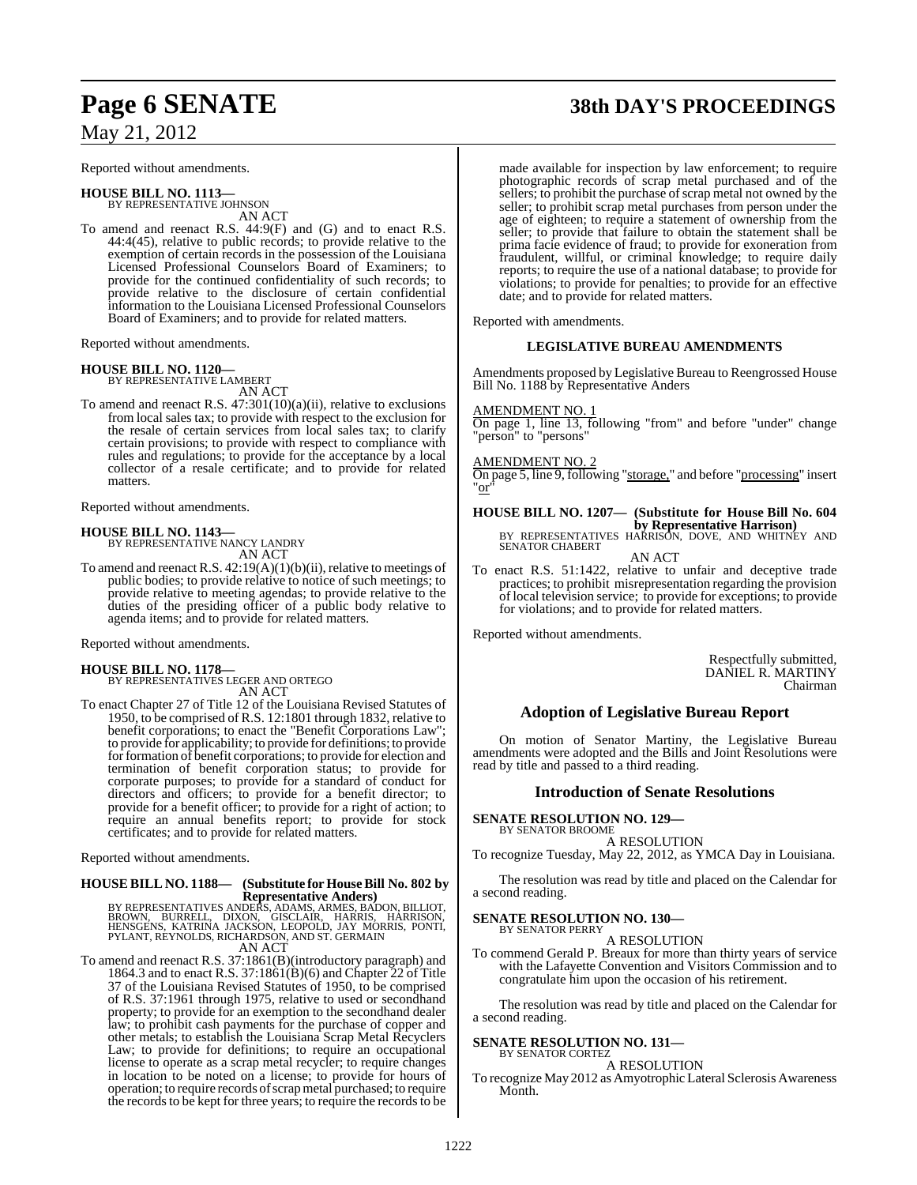Reported without amendments.

**HOUSE BILL NO. 1113—**
BY REPRESENTATIVE JOHNSON
AN ACT

To amend and reenact R.S. 44:9(F) and (G) and to enact R.S. 44:4(45), relative to public records; to provide relative to the exemption of certain records in the possession of the Louisiana Licensed Professional Counselors Board of Examiners; to provide for the continued confidentiality of such records; to provide relative to the disclosure of certain confidential information to the Louisiana Licensed Professional Counselors Board of Examiners; and to provide for related matters.

Reported without amendments.

**HOUSE BILL NO. 1120—**
BY REPRESENTATIVE LAMBERT
AN ACT

To amend and reenact R.S. 47:301(10)(a)(ii), relative to exclusions from local sales tax; to provide with respect to the exclusion for the resale of certain services from local sales tax; to clarify certain provisions; to provide with respect to compliance with rules and regulations; to provide for the acceptance by a local collector of a resale certificate; and to provide for related matters.

Reported without amendments.

**HOUSE BILL NO. 1143—**
BY REPRESENTATIVE NANCY LANDRY
AN ACT

To amend and reenact R.S. 42:19(A)(1)(b)(ii), relative to meetings of public bodies; to provide relative to notice of such meetings; to provide relative to meeting agendas; to provide relative to the duties of the presiding officer of a public body relative to agenda items; and to provide for related matters.

Reported without amendments.

**HOUSE BILL NO. 1178—**
BY REPRESENTATIVES LEGER AND ORTEGO
AN ACT

To enact Chapter 27 of Title 12 of the Louisiana Revised Statutes of 1950, to be comprised of R.S. 12:1801 through 1832, relative to benefit corporations; to enact the "Benefit Corporations Law"; to provide for applicability; to provide for definitions; to provide for formation of benefit corporations; to provide for election and termination of benefit corporation status; to provide for corporate purposes; to provide for a standard of conduct for directors and officers; to provide for a benefit director; to provide for a benefit officer; to provide for a right of action; to require an annual benefits report; to provide for stock certificates; and to provide for related matters.

Reported without amendments.

**HOUSE BILL NO. 1188— (Substitute for House Bill No. 802 by Representative Anders)**
BY REPRESENTATIVES ANDERS, ADAMS, ARMES, BADON, BILLIOT, BROWN, BURRELL, DIXON, GISCLAIR, HARRIS, HARRISON, HENSGENS, KATRINA JACKSON, LEOPOLD, JAY MORRIS, PONTI, PYLANT, REYNOLDS, RICHARDSON, AND ST. GERMAIN
AN ACT

To amend and reenact R.S. 37:1861(B)(introductory paragraph) and 1864.3 and to enact R.S. 37:1861(B)(6) and Chapter 22 of Title 37 of the Louisiana Revised Statutes of 1950, to be comprised of R.S. 37:1961 through 1975, relative to used or secondhand property; to provide for an exemption to the secondhand dealer law; to prohibit cash payments for the purchase of copper and other metals; to establish the Louisiana Scrap Metal Recyclers Law; to provide for definitions; to require an occupational license to operate as a scrap metal recycler; to require changes in location to be noted on a license; to provide for hours of operation; to require records of scrap metal purchased; to require the records to be kept for three years; to require the records to be made available for inspection by law enforcement; to require photographic records of scrap metal purchased and of the sellers; to prohibit the purchase of scrap metal not owned by the seller; to prohibit scrap metal purchases from person under the age of eighteen; to require a statement of ownership from the seller; to provide that failure to obtain the statement shall be prima facie evidence of fraud; to provide for exoneration from fraudulent, willful, or criminal knowledge; to require daily reports; to require the use of a national database; to provide for violations; to provide for penalties; to provide for an effective date; and to provide for related matters.

Reported with amendments.

**LEGISLATIVE BUREAU AMENDMENTS**

Amendments proposed by Legislative Bureau to Reengrossed House Bill No. 1188 by Representative Anders

AMENDMENT NO. 1
On page 1, line 13, following "from" and before "under" change "person" to "persons"

AMENDMENT NO. 2
On page 5, line 9, following "storage," and before "processing" insert "or"

**HOUSE BILL NO. 1207— (Substitute for House Bill No. 604 by Representative Harrison)**
BY REPRESENTATIVES HARRISON, DOVE, AND WHITNEY AND SENATOR CHABERT
AN ACT

To enact R.S. 51:1422, relative to unfair and deceptive trade practices; to prohibit misrepresentation regarding the provision of local television service; to provide for exceptions; to provide for violations; and to provide for related matters.

Reported without amendments.

Respectfully submitted,
DANIEL R. MARTINY
Chairman

## Adoption of Legislative Bureau Report

On motion of Senator Martiny, the Legislative Bureau amendments were adopted and the Bills and Joint Resolutions were read by title and passed to a third reading.

## Introduction of Senate Resolutions

**SENATE RESOLUTION NO. 129—**
BY SENATOR BROOME
A RESOLUTION

To recognize Tuesday, May 22, 2012, as YMCA Day in Louisiana.

The resolution was read by title and placed on the Calendar for a second reading.

**SENATE RESOLUTION NO. 130—**
BY SENATOR PERRY
A RESOLUTION

To commend Gerald P. Breaux for more than thirty years of service with the Lafayette Convention and Visitors Commission and to congratulate him upon the occasion of his retirement.

The resolution was read by title and placed on the Calendar for a second reading.

**SENATE RESOLUTION NO. 131—**
BY SENATOR CORTEZ
A RESOLUTION

To recognize May 2012 as Amyotrophic Lateral Sclerosis Awareness Month.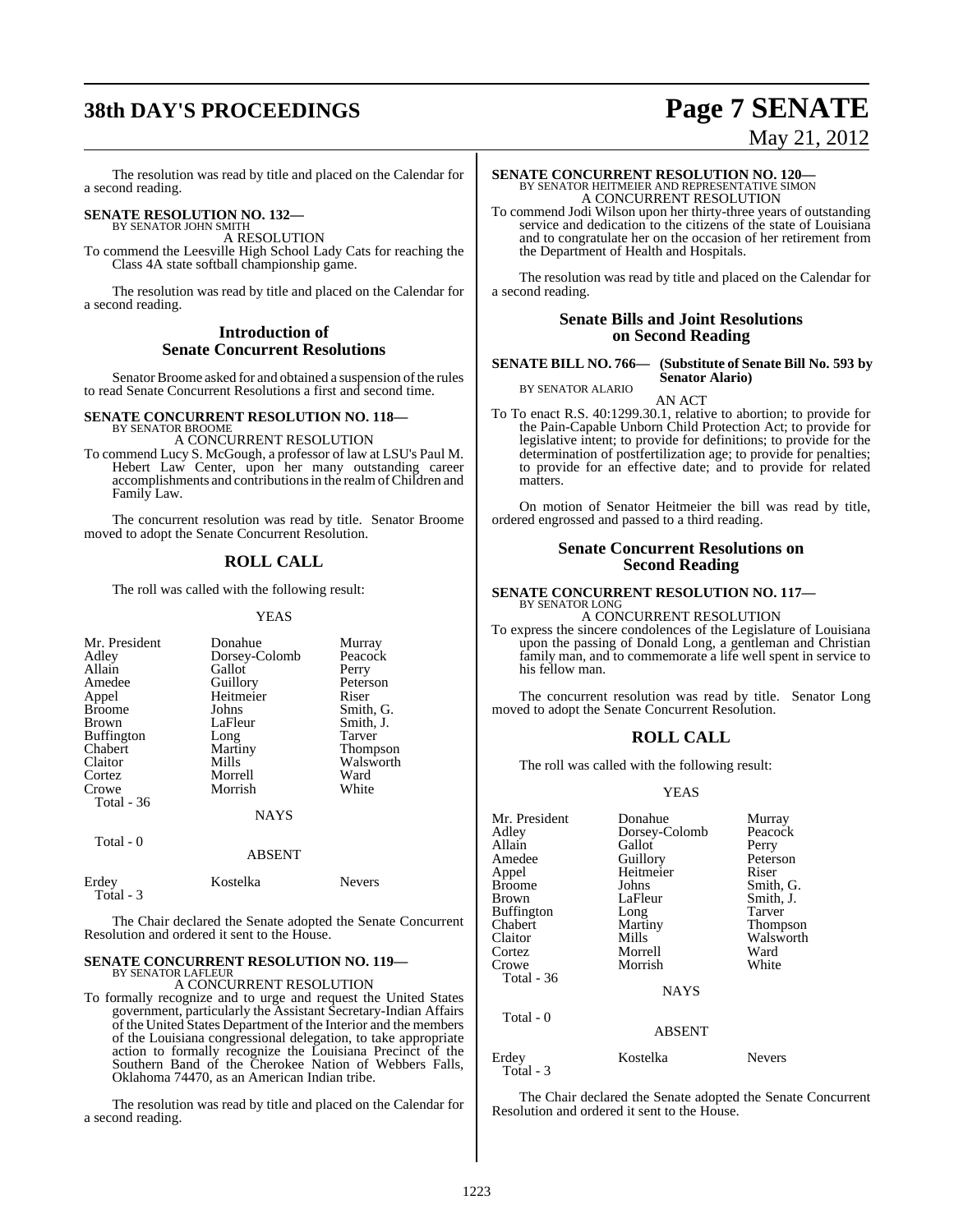The resolution was read by title and placed on the Calendar for a second reading.

**SENATE RESOLUTION NO. 132—**
BY SENATOR JOHN SMITH

A RESOLUTION

To commend the Leesville High School Lady Cats for reaching the Class 4A state softball championship game.

The resolution was read by title and placed on the Calendar for a second reading.

## Introduction of Senate Concurrent Resolutions

Senator Broome asked for and obtained a suspension of the rules to read Senate Concurrent Resolutions a first and second time.

**SENATE CONCURRENT RESOLUTION NO. 118—**
BY SENATOR BROOME

A CONCURRENT RESOLUTION

To commend Lucy S. McGough, a professor of law at LSU's Paul M. Hebert Law Center, upon her many outstanding career accomplishments and contributions in the realm of Children and Family Law.

The concurrent resolution was read by title. Senator Broome moved to adopt the Senate Concurrent Resolution.

## ROLL CALL

The roll was called with the following result:

YEAS

| | | |
|---|---|---|
| Mr. President | Donahue | Murray |
| Adley | Dorsey-Colomb | Peacock |
| Allain | Gallot | Perry |
| Amedee | Guillory | Peterson |
| Appel | Heitmeier | Riser |
| Broome | Johns | Smith, G. |
| Brown | LaFleur | Smith, J. |
| Buffington | Long | Tarver |
| Chabert | Martiny | Thompson |
| Claitor | Mills | Walsworth |
| Cortez | Morrell | Ward |
| Crowe | Morrish | White |
| Total - 36 | | |

NAYS

Total - 0

ABSENT

| | | |
|---|---|---|
| Erdey | Kostelka | Nevers |
| Total - 3 | | |

The Chair declared the Senate adopted the Senate Concurrent Resolution and ordered it sent to the House.

**SENATE CONCURRENT RESOLUTION NO. 119—**
BY SENATOR LAFLEUR

A CONCURRENT RESOLUTION

To formally recognize and to urge and request the United States government, particularly the Assistant Secretary-Indian Affairs of the United States Department of the Interior and the members of the Louisiana congressional delegation, to take appropriate action to formally recognize the Louisiana Precinct of the Southern Band of the Cherokee Nation of Webbers Falls, Oklahoma 74470, as an American Indian tribe.

The resolution was read by title and placed on the Calendar for a second reading.

**SENATE CONCURRENT RESOLUTION NO. 120—**
BY SENATOR HEITMEIER AND REPRESENTATIVE SIMON

A CONCURRENT RESOLUTION

To commend Jodi Wilson upon her thirty-three years of outstanding service and dedication to the citizens of the state of Louisiana and to congratulate her on the occasion of her retirement from the Department of Health and Hospitals.

The resolution was read by title and placed on the Calendar for a second reading.

## Senate Bills and Joint Resolutions on Second Reading

**SENATE BILL NO. 766— (Substitute of Senate Bill No. 593 by Senator Alario)**
BY SENATOR ALARIO

AN ACT

To To enact R.S. 40:1299.30.1, relative to abortion; to provide for the Pain-Capable Unborn Child Protection Act; to provide for legislative intent; to provide for definitions; to provide for the determination of postfertilization age; to provide for penalties; to provide for an effective date; and to provide for related matters.

On motion of Senator Heitmeier the bill was read by title, ordered engrossed and passed to a third reading.

## Senate Concurrent Resolutions on Second Reading

**SENATE CONCURRENT RESOLUTION NO. 117—**
BY SENATOR LONG

A CONCURRENT RESOLUTION

To express the sincere condolences of the Legislature of Louisiana upon the passing of Donald Long, a gentleman and Christian family man, and to commemorate a life well spent in service to his fellow man.

The concurrent resolution was read by title. Senator Long moved to adopt the Senate Concurrent Resolution.

## ROLL CALL

The roll was called with the following result:

YEAS

| | | |
|---|---|---|
| Mr. President | Donahue | Murray |
| Adley | Dorsey-Colomb | Peacock |
| Allain | Gallot | Perry |
| Amedee | Guillory | Peterson |
| Appel | Heitmeier | Riser |
| Broome | Johns | Smith, G. |
| Brown | LaFleur | Smith, J. |
| Buffington | Long | Tarver |
| Chabert | Martiny | Thompson |
| Claitor | Mills | Walsworth |
| Cortez | Morrell | Ward |
| Crowe | Morrish | White |
| Total - 36 | | |

NAYS

Total - 0

ABSENT

| | | |
|---|---|---|
| Erdey | Kostelka | Nevers |
| Total - 3 | | |

The Chair declared the Senate adopted the Senate Concurrent Resolution and ordered it sent to the House.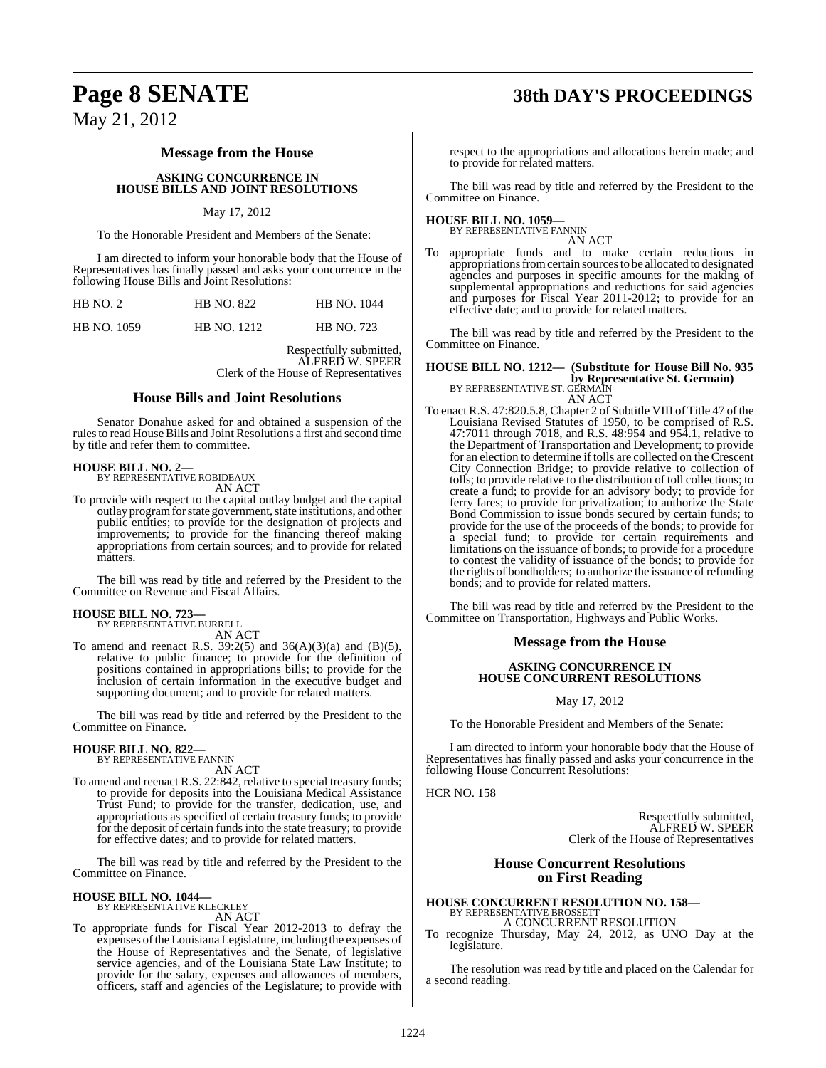## Message from the House

### ASKING CONCURRENCE IN HOUSE BILLS AND JOINT RESOLUTIONS

May 17, 2012

To the Honorable President and Members of the Senate:

I am directed to inform your honorable body that the House of Representatives has finally passed and asks your concurrence in the following House Bills and Joint Resolutions:

| HB NO. 2 | HB NO. 822 | HB NO. 1044 |
|---|---|---|
| HB NO. 1059 | HB NO. 1212 | HB NO. 723 |

Respectfully submitted,
ALFRED W. SPEER
Clerk of the House of Representatives

## House Bills and Joint Resolutions

Senator Donahue asked for and obtained a suspension of the rules to read House Bills and Joint Resolutions a first and second time by title and refer them to committee.

**HOUSE BILL NO. 2—**
BY REPRESENTATIVE ROBIDEAUX
AN ACT

To provide with respect to the capital outlay budget and the capital outlay program for state government, state institutions, and other public entities; to provide for the designation of projects and improvements; to provide for the financing thereof making appropriations from certain sources; and to provide for related matters.

The bill was read by title and referred by the President to the Committee on Revenue and Fiscal Affairs.

**HOUSE BILL NO. 723—**
BY REPRESENTATIVE BURRELL
AN ACT

To amend and reenact R.S. 39:2(5) and 36(A)(3)(a) and (B)(5), relative to public finance; to provide for the definition of positions contained in appropriations bills; to provide for the inclusion of certain information in the executive budget and supporting document; and to provide for related matters.

The bill was read by title and referred by the President to the Committee on Finance.

**HOUSE BILL NO. 822—**
BY REPRESENTATIVE FANNIN
AN ACT

To amend and reenact R.S. 22:842, relative to special treasury funds; to provide for deposits into the Louisiana Medical Assistance Trust Fund; to provide for the transfer, dedication, use, and appropriations as specified of certain treasury funds; to provide for the deposit of certain funds into the state treasury; to provide for effective dates; and to provide for related matters.

The bill was read by title and referred by the President to the Committee on Finance.

**HOUSE BILL NO. 1044—**
BY REPRESENTATIVE KLECKLEY
AN ACT

To appropriate funds for Fiscal Year 2012-2013 to defray the expenses of the Louisiana Legislature, including the expenses of the House of Representatives and the Senate, of legislative service agencies, and of the Louisiana State Law Institute; to provide for the salary, expenses and allowances of members, officers, staff and agencies of the Legislature; to provide with respect to the appropriations and allocations herein made; and to provide for related matters.

The bill was read by title and referred by the President to the Committee on Finance.

**HOUSE BILL NO. 1059—**
BY REPRESENTATIVE FANNIN
AN ACT

To appropriate funds and to make certain reductions in appropriations from certain sources to be allocated to designated agencies and purposes in specific amounts for the making of supplemental appropriations and reductions for said agencies and purposes for Fiscal Year 2011-2012; to provide for an effective date; and to provide for related matters.

The bill was read by title and referred by the President to the Committee on Finance.

**HOUSE BILL NO. 1212— (Substitute for House Bill No. 935 by Representative St. Germain)**
BY REPRESENTATIVE ST. GERMAIN
AN ACT

To enact R.S. 47:820.5.8, Chapter 2 of Subtitle VIII of Title 47 of the Louisiana Revised Statutes of 1950, to be comprised of R.S. 47:7011 through 7018, and R.S. 48:954 and 954.1, relative to the Department of Transportation and Development; to provide for an election to determine if tolls are collected on the Crescent City Connection Bridge; to provide relative to collection of tolls; to provide relative to the distribution of toll collections; to create a fund; to provide for an advisory body; to provide for ferry fares; to provide for privatization; to authorize the State Bond Commission to issue bonds secured by certain funds; to provide for the use of the proceeds of the bonds; to provide for a special fund; to provide for certain requirements and limitations on the issuance of bonds; to provide for a procedure to contest the validity of issuance of the bonds; to provide for the rights of bondholders; to authorize the issuance of refunding bonds; and to provide for related matters.

The bill was read by title and referred by the President to the Committee on Transportation, Highways and Public Works.

## Message from the House

### ASKING CONCURRENCE IN HOUSE CONCURRENT RESOLUTIONS

May 17, 2012

To the Honorable President and Members of the Senate:

I am directed to inform your honorable body that the House of Representatives has finally passed and asks your concurrence in the following House Concurrent Resolutions:

HCR NO. 158

Respectfully submitted,
ALFRED W. SPEER
Clerk of the House of Representatives

## House Concurrent Resolutions on First Reading

**HOUSE CONCURRENT RESOLUTION NO. 158—**
BY REPRESENTATIVE BROSSETT
A CONCURRENT RESOLUTION

To recognize Thursday, May 24, 2012, as UNO Day at the legislature.

The resolution was read by title and placed on the Calendar for a second reading.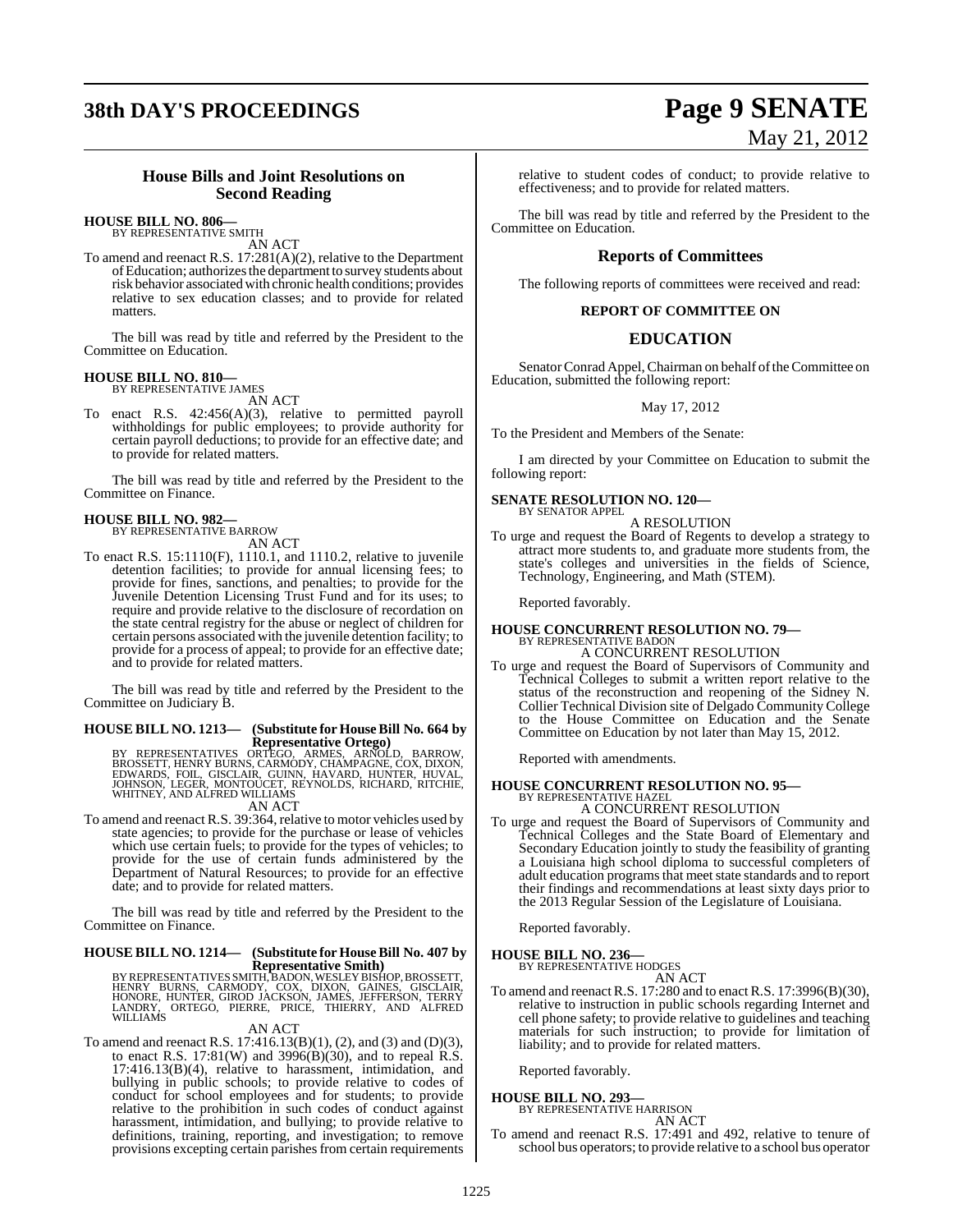## House Bills and Joint Resolutions on Second Reading

**HOUSE BILL NO. 806—**
BY REPRESENTATIVE SMITH

AN ACT

To amend and reenact R.S. 17:281(A)(2), relative to the Department of Education; authorizes the department to survey students about risk behavior associated with chronic health conditions; provides relative to sex education classes; and to provide for related matters.

The bill was read by title and referred by the President to the Committee on Education.

**HOUSE BILL NO. 810—**
BY REPRESENTATIVE JAMES

AN ACT

To enact R.S. 42:456(A)(3), relative to permitted payroll withholdings for public employees; to provide authority for certain payroll deductions; to provide for an effective date; and to provide for related matters.

The bill was read by title and referred by the President to the Committee on Finance.

**HOUSE BILL NO. 982—**
BY REPRESENTATIVE BARROW

AN ACT

To enact R.S. 15:1110(F), 1110.1, and 1110.2, relative to juvenile detention facilities; to provide for annual licensing fees; to provide for fines, sanctions, and penalties; to provide for the Juvenile Detention Licensing Trust Fund and for its uses; to require and provide relative to the disclosure of recordation on the state central registry for the abuse or neglect of children for certain persons associated with the juvenile detention facility; to provide for a process of appeal; to provide for an effective date; and to provide for related matters.

The bill was read by title and referred by the President to the Committee on Judiciary B.

**HOUSE BILL NO. 1213— (Substitute for House Bill No. 664 by Representative Ortego)**
BY REPRESENTATIVES ORTEGO, ARMES, ARNOLD, BARROW, BROSSETT, HENRY BURNS, CARMODY, CHAMPAGNE, COX, DIXON, EDWARDS, FOIL, GISCLAIR, GUINN, HAVARD, HUNTER, HUVAL, JOHNSON, LEGER, MONTOUCET, REYNOLDS, RICHARD, RITCHIE, WHITNEY, AND ALFRED WILLIAMS

AN ACT

To amend and reenact R.S. 39:364, relative to motor vehicles used by state agencies; to provide for the purchase or lease of vehicles which use certain fuels; to provide for the types of vehicles; to provide for the use of certain funds administered by the Department of Natural Resources; to provide for an effective date; and to provide for related matters.

The bill was read by title and referred by the President to the Committee on Finance.

**HOUSE BILL NO. 1214— (Substitute for House Bill No. 407 by Representative Smith)**
BY REPRESENTATIVES SMITH, BADON, WESLEY BISHOP, BROSSETT, HENRY BURNS, CARMODY, COX, DIXON, GAINES, GISCLAIR, HONORE, HUNTER, GIROD JACKSON, JAMES, JEFFERSON, TERRY LANDRY, ORTEGO, PIERRE, PRICE, THIERRY, AND ALFRED WILLIAMS

AN ACT

To amend and reenact R.S. 17:416.13(B)(1), (2), and (3) and (D)(3), to enact R.S. 17:81(W) and 3996(B)(30), and to repeal R.S. 17:416.13(B)(4), relative to harassment, intimidation, and bullying in public schools; to provide relative to codes of conduct for school employees and for students; to provide relative to the prohibition in such codes of conduct against harassment, intimidation, and bullying; to provide relative to definitions, training, reporting, and investigation; to remove provisions excepting certain parishes from certain requirements relative to student codes of conduct; to provide relative to effectiveness; and to provide for related matters.

The bill was read by title and referred by the President to the Committee on Education.

## Reports of Committees

The following reports of committees were received and read:

### REPORT OF COMMITTEE ON

### EDUCATION

Senator Conrad Appel, Chairman on behalf of the Committee on Education, submitted the following report:

May 17, 2012

To the President and Members of the Senate:

I am directed by your Committee on Education to submit the following report:

**SENATE RESOLUTION NO. 120—**
BY SENATOR APPEL

A RESOLUTION

To urge and request the Board of Regents to develop a strategy to attract more students to, and graduate more students from, the state's colleges and universities in the fields of Science, Technology, Engineering, and Math (STEM).

Reported favorably.

**HOUSE CONCURRENT RESOLUTION NO. 79—**
BY REPRESENTATIVE BADON

A CONCURRENT RESOLUTION

To urge and request the Board of Supervisors of Community and Technical Colleges to submit a written report relative to the status of the reconstruction and reopening of the Sidney N. Collier Technical Division site of Delgado Community College to the House Committee on Education and the Senate Committee on Education by not later than May 15, 2012.

Reported with amendments.

**HOUSE CONCURRENT RESOLUTION NO. 95—**
BY REPRESENTATIVE HAZEL

A CONCURRENT RESOLUTION

To urge and request the Board of Supervisors of Community and Technical Colleges and the State Board of Elementary and Secondary Education jointly to study the feasibility of granting a Louisiana high school diploma to successful completers of adult education programs that meet state standards and to report their findings and recommendations at least sixty days prior to the 2013 Regular Session of the Legislature of Louisiana.

Reported favorably.

**HOUSE BILL NO. 236—**
BY REPRESENTATIVE HODGES

AN ACT

To amend and reenact R.S. 17:280 and to enact R.S. 17:3996(B)(30), relative to instruction in public schools regarding Internet and cell phone safety; to provide relative to guidelines and teaching materials for such instruction; to provide for limitation of liability; and to provide for related matters.

Reported favorably.

**HOUSE BILL NO. 293—**
BY REPRESENTATIVE HARRISON

AN ACT

To amend and reenact R.S. 17:491 and 492, relative to tenure of school bus operators; to provide relative to a school bus operator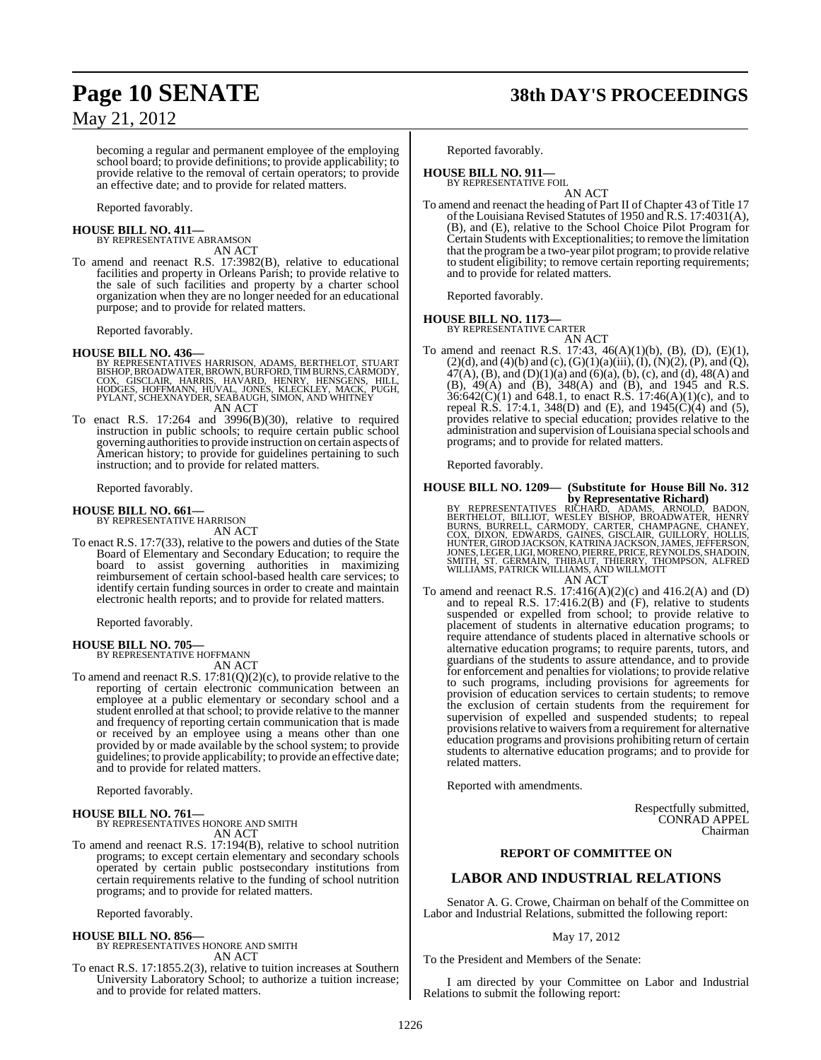becoming a regular and permanent employee of the employing school board; to provide definitions; to provide applicability; to provide relative to the removal of certain operators; to provide an effective date; and to provide for related matters.

Reported favorably.

**HOUSE BILL NO. 411—**
BY REPRESENTATIVE ABRAMSON
AN ACT

To amend and reenact R.S. 17:3982(B), relative to educational facilities and property in Orleans Parish; to provide relative to the sale of such facilities and property by a charter school organization when they are no longer needed for an educational purpose; and to provide for related matters.

Reported favorably.

**HOUSE BILL NO. 436—**
BY REPRESENTATIVES HARRISON, ADAMS, BERTHELOT, STUART BISHOP, BROADWATER, BROWN, BURFORD, TIM BURNS, CARMODY, COX, GISCLAIR, HARRIS, HAVARD, HENRY, HENSGENS, HILL, HODGES, HOFFMANN, HUVAL, JONES, KLECKLEY, MACK, PUGH, PYLANT, SCHEXNAYDER, SEABAUGH, SIMON, AND WHITNEY
AN ACT

To enact R.S. 17:264 and 3996(B)(30), relative to required instruction in public schools; to require certain public school governing authorities to provide instruction on certain aspects of American history; to provide for guidelines pertaining to such instruction; and to provide for related matters.

Reported favorably.

**HOUSE BILL NO. 661—**
BY REPRESENTATIVE HARRISON
AN ACT

To enact R.S. 17:7(33), relative to the powers and duties of the State Board of Elementary and Secondary Education; to require the board to assist governing authorities in maximizing reimbursement of certain school-based health care services; to identify certain funding sources in order to create and maintain electronic health reports; and to provide for related matters.

Reported favorably.

**HOUSE BILL NO. 705—**
BY REPRESENTATIVE HOFFMANN
AN ACT

To amend and reenact R.S. 17:81(Q)(2)(c), to provide relative to the reporting of certain electronic communication between an employee at a public elementary or secondary school and a student enrolled at that school; to provide relative to the manner and frequency of reporting certain communication that is made or received by an employee using a means other than one provided by or made available by the school system; to provide guidelines; to provide applicability; to provide an effective date; and to provide for related matters.

Reported favorably.

**HOUSE BILL NO. 761—**
BY REPRESENTATIVES HONORE AND SMITH
AN ACT

To amend and reenact R.S. 17:194(B), relative to school nutrition programs; to except certain elementary and secondary schools operated by certain public postsecondary institutions from certain requirements relative to the funding of school nutrition programs; and to provide for related matters.

Reported favorably.

**HOUSE BILL NO. 856—**
BY REPRESENTATIVES HONORE AND SMITH
AN ACT

To enact R.S. 17:1855.2(3), relative to tuition increases at Southern University Laboratory School; to authorize a tuition increase; and to provide for related matters.

Reported favorably.

**HOUSE BILL NO. 911—**
BY REPRESENTATIVE FOIL
AN ACT

To amend and reenact the heading of Part II of Chapter 43 of Title 17 of the Louisiana Revised Statutes of 1950 and R.S. 17:4031(A), (B), and (E), relative to the School Choice Pilot Program for Certain Students with Exceptionalities; to remove the limitation that the program be a two-year pilot program; to provide relative to student eligibility; to remove certain reporting requirements; and to provide for related matters.

Reported favorably.

**HOUSE BILL NO. 1173—**
BY REPRESENTATIVE CARTER
AN ACT

To amend and reenact R.S. 17:43, 46(A)(1)(b), (B), (D), (E)(1), (2)(d), and (4)(b) and (c), (G)(1)(a)(iii), (I), (N)(2), (P), and (Q), 47(A), (B), and (D)(1)(a) and (6)(a), (b), (c), and (d), 48(A) and (B), 49(A) and (B), 348(A) and (B), and 1945 and R.S. 36:642(C)(1) and 648.1, to enact R.S. 17:46(A)(1)(c), and to repeal R.S. 17:4.1, 348(D) and (E), and 1945(C)(4) and (5), provides relative to special education; provides relative to the administration and supervision of Louisiana special schools and programs; and to provide for related matters.

Reported favorably.

**HOUSE BILL NO. 1209— (Substitute for House Bill No. 312 by Representative Richard)**
BY REPRESENTATIVES RICHARD, ADAMS, ARNOLD, BADON, BERTHELOT, BILLIOT, WESLEY BISHOP, BROADWATER, HENRY BURNS, BURRELL, CARMODY, CARTER, CHAMPAGNE, CHANEY, COX, DIXON, EDWARDS, GAINES, GISCLAIR, GUILLORY, HOLLIS, HUNTER, GIROD JACKSON, KATRINA JACKSON, JAMES, JEFFERSON, JONES, LEGER, LIGI, MORENO, PIERRE, PRICE, REYNOLDS, SHADOIN, SMITH, ST. GERMAIN, THIBAUT, THIERRY, THOMPSON, ALFRED WILLIAMS, PATRICK WILLIAMS, AND WILLMOTT
AN ACT

To amend and reenact R.S. 17:416(A)(2)(c) and 416.2(A) and (D) and to repeal R.S. 17:416.2(B) and (F), relative to students suspended or expelled from school; to provide relative to placement of students in alternative education programs; to require attendance of students placed in alternative schools or alternative education programs; to require parents, tutors, and guardians of the students to assure attendance, and to provide for enforcement and penalties for violations; to provide relative to such programs, including provisions for agreements for provision of education services to certain students; to remove the exclusion of certain students from the requirement for supervision of expelled and suspended students; to repeal provisions relative to waivers from a requirement for alternative education programs and provisions prohibiting return of certain students to alternative education programs; and to provide for related matters.

Reported with amendments.

Respectfully submitted,
CONRAD APPEL
Chairman

## REPORT OF COMMITTEE ON

## LABOR AND INDUSTRIAL RELATIONS

Senator A. G. Crowe, Chairman on behalf of the Committee on Labor and Industrial Relations, submitted the following report:

May 17, 2012

To the President and Members of the Senate:

I am directed by your Committee on Labor and Industrial Relations to submit the following report: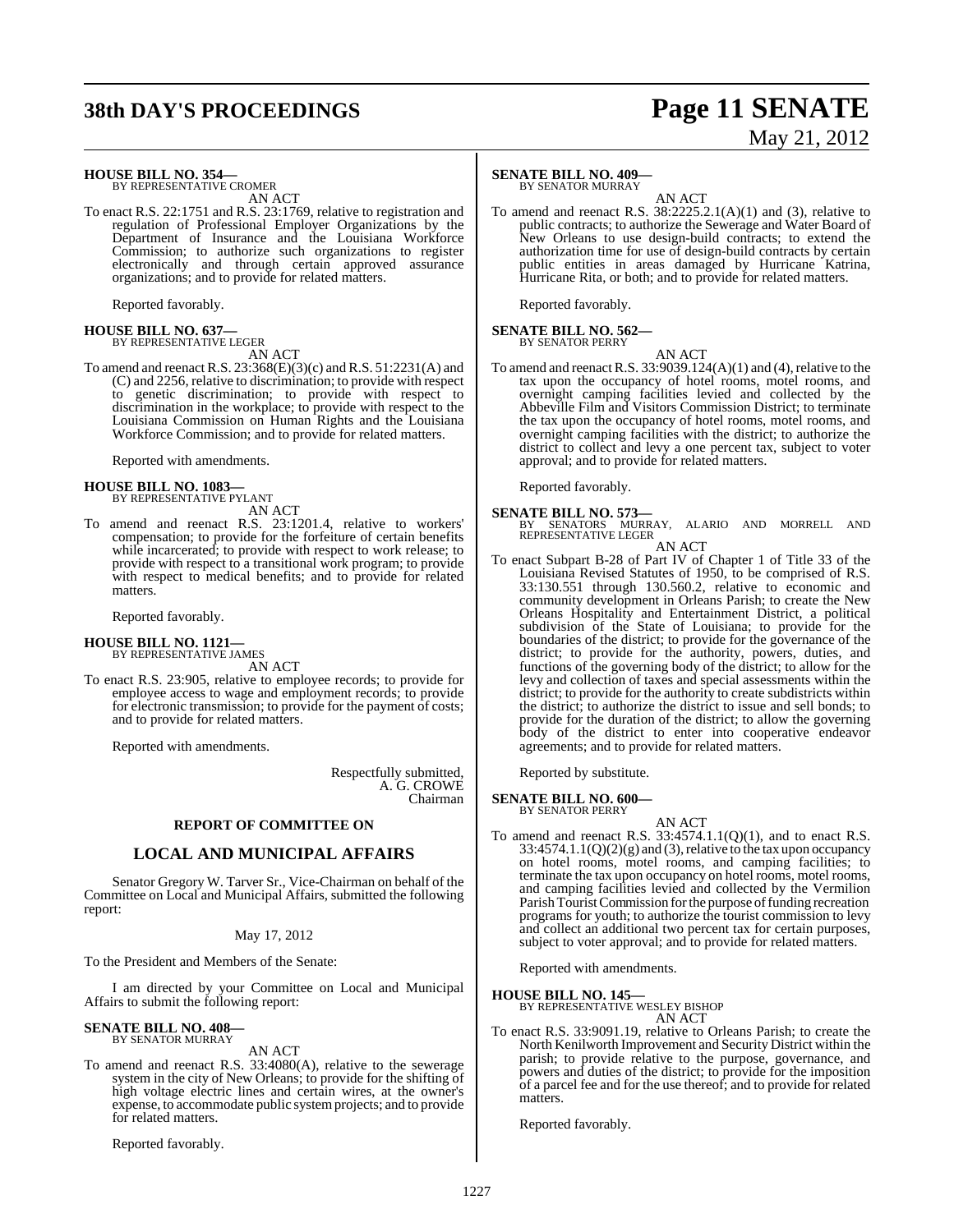**HOUSE BILL NO. 354—**
BY REPRESENTATIVE CROMER

AN ACT

To enact R.S. 22:1751 and R.S. 23:1769, relative to registration and regulation of Professional Employer Organizations by the Department of Insurance and the Louisiana Workforce Commission; to authorize such organizations to register electronically and through certain approved assurance organizations; and to provide for related matters.

Reported favorably.

**HOUSE BILL NO. 637—**
BY REPRESENTATIVE LEGER

AN ACT

To amend and reenact R.S. 23:368(E)(3)(c) and R.S. 51:2231(A) and (C) and 2256, relative to discrimination; to provide with respect to genetic discrimination; to provide with respect to discrimination in the workplace; to provide with respect to the Louisiana Commission on Human Rights and the Louisiana Workforce Commission; and to provide for related matters.

Reported with amendments.

**HOUSE BILL NO. 1083—**
BY REPRESENTATIVE PYLANT

AN ACT

To amend and reenact R.S. 23:1201.4, relative to workers' compensation; to provide for the forfeiture of certain benefits while incarcerated; to provide with respect to work release; to provide with respect to a transitional work program; to provide with respect to medical benefits; and to provide for related matters.

Reported favorably.

**HOUSE BILL NO. 1121—**
BY REPRESENTATIVE JAMES

AN ACT

To enact R.S. 23:905, relative to employee records; to provide for employee access to wage and employment records; to provide for electronic transmission; to provide for the payment of costs; and to provide for related matters.

Reported with amendments.

Respectfully submitted,
A. G. CROWE
Chairman

**REPORT OF COMMITTEE ON**

## LOCAL AND MUNICIPAL AFFAIRS

Senator Gregory W. Tarver Sr., Vice-Chairman on behalf of the Committee on Local and Municipal Affairs, submitted the following report:

May 17, 2012

To the President and Members of the Senate:

I am directed by your Committee on Local and Municipal Affairs to submit the following report:

**SENATE BILL NO. 408—**
BY SENATOR MURRAY

AN ACT

To amend and reenact R.S. 33:4080(A), relative to the sewerage system in the city of New Orleans; to provide for the shifting of high voltage electric lines and certain wires, at the owner's expense, to accommodate public system projects; and to provide for related matters.

Reported favorably.

**SENATE BILL NO. 409—**
BY SENATOR MURRAY

AN ACT

To amend and reenact R.S. 38:2225.2.1(A)(1) and (3), relative to public contracts; to authorize the Sewerage and Water Board of New Orleans to use design-build contracts; to extend the authorization time for use of design-build contracts by certain public entities in areas damaged by Hurricane Katrina, Hurricane Rita, or both; and to provide for related matters.

Reported favorably.

**SENATE BILL NO. 562—**
BY SENATOR PERRY

AN ACT

To amend and reenact R.S. 33:9039.124(A)(1) and (4), relative to the tax upon the occupancy of hotel rooms, motel rooms, and overnight camping facilities levied and collected by the Abbeville Film and Visitors Commission District; to terminate the tax upon the occupancy of hotel rooms, motel rooms, and overnight camping facilities with the district; to authorize the district to collect and levy a one percent tax, subject to voter approval; and to provide for related matters.

Reported favorably.

**SENATE BILL NO. 573—**
BY SENATORS MURRAY, ALARIO AND MORRELL AND REPRESENTATIVE LEGER

AN ACT

To enact Subpart B-28 of Part IV of Chapter 1 of Title 33 of the Louisiana Revised Statutes of 1950, to be comprised of R.S. 33:130.551 through 130.560.2, relative to economic and community development in Orleans Parish; to create the New Orleans Hospitality and Entertainment District, a political subdivision of the State of Louisiana; to provide for the boundaries of the district; to provide for the governance of the district; to provide for the authority, powers, duties, and functions of the governing body of the district; to allow for the levy and collection of taxes and special assessments within the district; to provide for the authority to create subdistricts within the district; to authorize the district to issue and sell bonds; to provide for the duration of the district; to allow the governing body of the district to enter into cooperative endeavor agreements; and to provide for related matters.

Reported by substitute.

**SENATE BILL NO. 600—**
BY SENATOR PERRY

AN ACT

To amend and reenact R.S. 33:4574.1.1(Q)(1), and to enact R.S. 33:4574.1.1(Q)(2)(g) and (3), relative to the tax upon occupancy on hotel rooms, motel rooms, and camping facilities; to terminate the tax upon occupancy on hotel rooms, motel rooms, and camping facilities levied and collected by the Vermilion Parish Tourist Commission for the purpose of funding recreation programs for youth; to authorize the tourist commission to levy and collect an additional two percent tax for certain purposes, subject to voter approval; and to provide for related matters.

Reported with amendments.

**HOUSE BILL NO. 145—**
BY REPRESENTATIVE WESLEY BISHOP

AN ACT

To enact R.S. 33:9091.19, relative to Orleans Parish; to create the North Kenilworth Improvement and Security District within the parish; to provide relative to the purpose, governance, and powers and duties of the district; to provide for the imposition of a parcel fee and for the use thereof; and to provide for related matters.

Reported favorably.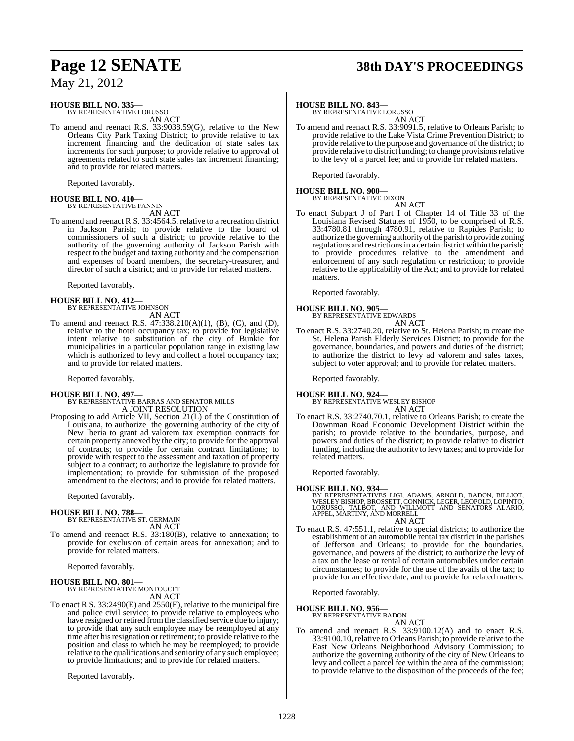**HOUSE BILL NO. 335—**
BY REPRESENTATIVE LORUSSO

AN ACT

To amend and reenact R.S. 33:9038.59(G), relative to the New Orleans City Park Taxing District; to provide relative to tax increment financing and the dedication of state sales tax increments for such purpose; to provide relative to approval of agreements related to such state sales tax increment financing; and to provide for related matters.

Reported favorably.

**HOUSE BILL NO. 410—**
BY REPRESENTATIVE FANNIN

AN ACT

To amend and reenact R.S. 33:4564.5, relative to a recreation district in Jackson Parish; to provide relative to the board of commissioners of such a district; to provide relative to the authority of the governing authority of Jackson Parish with respect to the budget and taxing authority and the compensation and expenses of board members, the secretary-treasurer, and director of such a district; and to provide for related matters.

Reported favorably.

**HOUSE BILL NO. 412—**
BY REPRESENTATIVE JOHNSON

AN ACT

To amend and reenact R.S. 47:338.210(A)(1), (B), (C), and (D), relative to the hotel occupancy tax; to provide for legislative intent relative to substitution of the city of Bunkie for municipalities in a particular population range in existing law which is authorized to levy and collect a hotel occupancy tax; and to provide for related matters.

Reported favorably.

**HOUSE BILL NO. 497—**
BY REPRESENTATIVE BARRAS AND SENATOR MILLS

A JOINT RESOLUTION

Proposing to add Article VII, Section 21(L) of the Constitution of Louisiana, to authorize the governing authority of the city of New Iberia to grant ad valorem tax exemption contracts for certain property annexed by the city; to provide for the approval of contracts; to provide for certain contract limitations; to provide with respect to the assessment and taxation of property subject to a contract; to authorize the legislature to provide for implementation; to provide for submission of the proposed amendment to the electors; and to provide for related matters.

Reported favorably.

**HOUSE BILL NO. 788—**
BY REPRESENTATIVE ST. GERMAIN

AN ACT

To amend and reenact R.S. 33:180(B), relative to annexation; to provide for exclusion of certain areas for annexation; and to provide for related matters.

Reported favorably.

**HOUSE BILL NO. 801—**
BY REPRESENTATIVE MONTOUCET

AN ACT

To enact R.S. 33:2490(E) and 2550(E), relative to the municipal fire and police civil service; to provide relative to employees who have resigned or retired from the classified service due to injury; to provide that any such employee may be reemployed at any time after his resignation or retirement; to provide relative to the position and class to which he may be reemployed; to provide relative to the qualifications and seniority of any such employee; to provide limitations; and to provide for related matters.

Reported favorably.

**HOUSE BILL NO. 843—**
BY REPRESENTATIVE LORUSSO

AN ACT

To amend and reenact R.S. 33:9091.5, relative to Orleans Parish; to provide relative to the Lake Vista Crime Prevention District; to provide relative to the purpose and governance of the district; to provide relative to district funding; to change provisions relative to the levy of a parcel fee; and to provide for related matters.

Reported favorably.

**HOUSE BILL NO. 900—**
BY REPRESENTATIVE DIXON

AN ACT

To enact Subpart J of Part I of Chapter 14 of Title 33 of the Louisiana Revised Statutes of 1950, to be comprised of R.S. 33:4780.81 through 4780.91, relative to Rapides Parish; to authorize the governing authority of the parish to provide zoning regulations and restrictions in a certain district within the parish; to provide procedures relative to the amendment and enforcement of any such regulation or restriction; to provide relative to the applicability of the Act; and to provide for related matters.

Reported favorably.

**HOUSE BILL NO. 905—**
BY REPRESENTATIVE EDWARDS

AN ACT

To enact R.S. 33:2740.20, relative to St. Helena Parish; to create the St. Helena Parish Elderly Services District; to provide for the governance, boundaries, and powers and duties of the district; to authorize the district to levy ad valorem and sales taxes, subject to voter approval; and to provide for related matters.

Reported favorably.

**HOUSE BILL NO. 924—**
BY REPRESENTATIVE WESLEY BISHOP

AN ACT

To enact R.S. 33:2740.70.1, relative to Orleans Parish; to create the Downman Road Economic Development District within the parish; to provide relative to the boundaries, purpose, and powers and duties of the district; to provide relative to district funding, including the authority to levy taxes; and to provide for related matters.

Reported favorably.

**HOUSE BILL NO. 934—**
BY REPRESENTATIVES LIGI, ADAMS, ARNOLD, BADON, BILLIOT, WESLEY BISHOP, BROSSETT, CONNICK, LEGER, LEOPOLD, LOPINTO, LORUSSO, TALBOT, AND WILLMOTT AND SENATORS ALARIO, APPEL, MARTINY, AND MORRELL

AN ACT

To enact R.S. 47:551.1, relative to special districts; to authorize the establishment of an automobile rental tax district in the parishes of Jefferson and Orleans; to provide for the boundaries, governance, and powers of the district; to authorize the levy of a tax on the lease or rental of certain automobiles under certain circumstances; to provide for the use of the avails of the tax; to provide for an effective date; and to provide for related matters.

Reported favorably.

**HOUSE BILL NO. 956—**
BY REPRESENTATIVE BADON

AN ACT

To amend and reenact R.S. 33:9100.12(A) and to enact R.S. 33:9100.10, relative to Orleans Parish; to provide relative to the East New Orleans Neighborhood Advisory Commission; to authorize the governing authority of the city of New Orleans to levy and collect a parcel fee within the area of the commission; to provide relative to the disposition of the proceeds of the fee;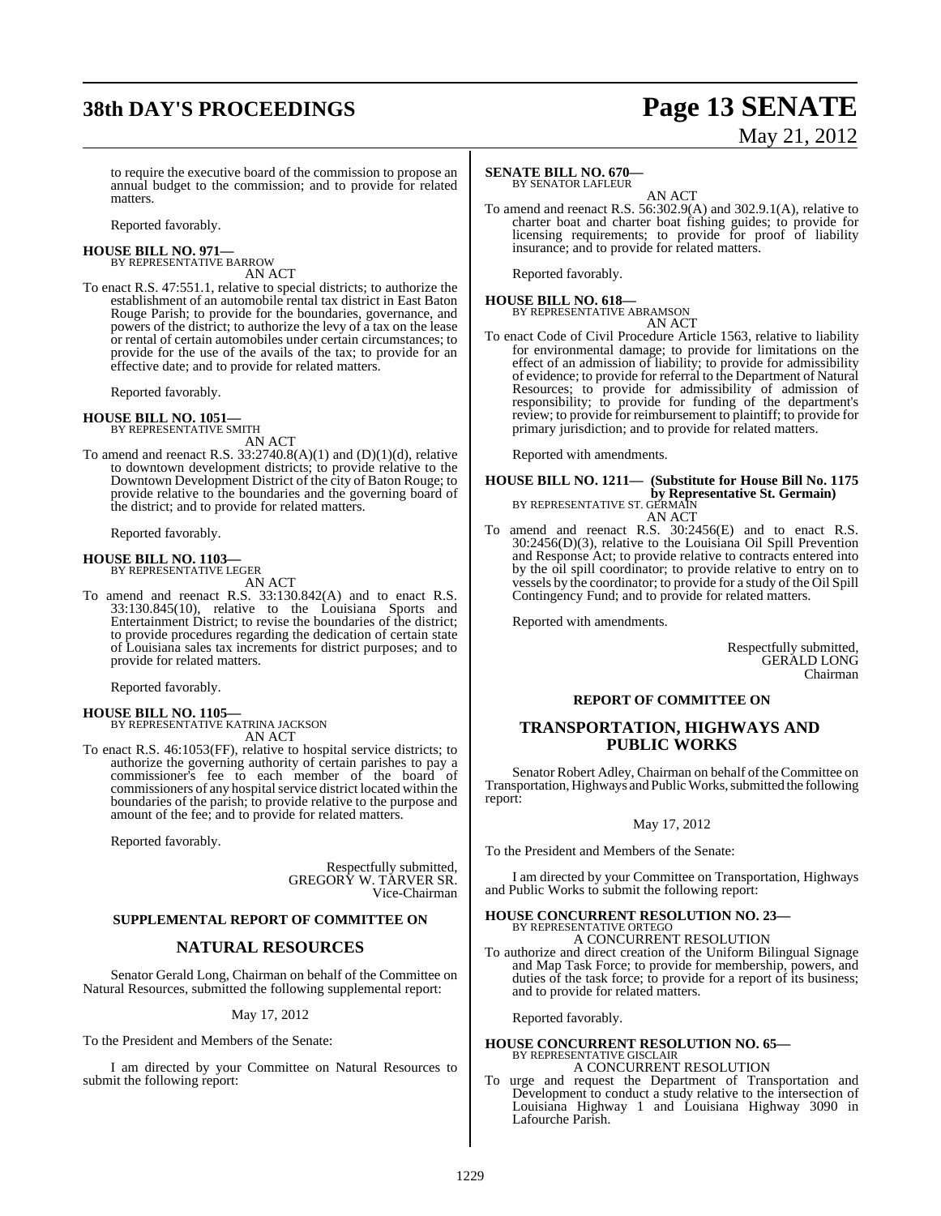to require the executive board of the commission to propose an annual budget to the commission; and to provide for related matters.

Reported favorably.

**HOUSE BILL NO. 971—**
BY REPRESENTATIVE BARROW
AN ACT

To enact R.S. 47:551.1, relative to special districts; to authorize the establishment of an automobile rental tax district in East Baton Rouge Parish; to provide for the boundaries, governance, and powers of the district; to authorize the levy of a tax on the lease or rental of certain automobiles under certain circumstances; to provide for the use of the avails of the tax; to provide for an effective date; and to provide for related matters.

Reported favorably.

**HOUSE BILL NO. 1051—**
BY REPRESENTATIVE SMITH
AN ACT

To amend and reenact R.S. 33:2740.8(A)(1) and (D)(1)(d), relative to downtown development districts; to provide relative to the Downtown Development District of the city of Baton Rouge; to provide relative to the boundaries and the governing board of the district; and to provide for related matters.

Reported favorably.

**HOUSE BILL NO. 1103—**
BY REPRESENTATIVE LEGER
AN ACT

To amend and reenact R.S. 33:130.842(A) and to enact R.S. 33:130.845(10), relative to the Louisiana Sports and Entertainment District; to revise the boundaries of the district; to provide procedures regarding the dedication of certain state of Louisiana sales tax increments for district purposes; and to provide for related matters.

Reported favorably.

**HOUSE BILL NO. 1105—**
BY REPRESENTATIVE KATRINA JACKSON
AN ACT

To enact R.S. 46:1053(FF), relative to hospital service districts; to authorize the governing authority of certain parishes to pay a commissioner's fee to each member of the board of commissioners of any hospital service district located within the boundaries of the parish; to provide relative to the purpose and amount of the fee; and to provide for related matters.

Reported favorably.

Respectfully submitted,
GREGORY W. TARVER SR.
Vice-Chairman

### SUPPLEMENTAL REPORT OF COMMITTEE ON

## NATURAL RESOURCES

Senator Gerald Long, Chairman on behalf of the Committee on Natural Resources, submitted the following supplemental report:

May 17, 2012

To the President and Members of the Senate:

I am directed by your Committee on Natural Resources to submit the following report:

**SENATE BILL NO. 670—**
BY SENATOR LAFLEUR
AN ACT

To amend and reenact R.S. 56:302.9(A) and 302.9.1(A), relative to charter boat and charter boat fishing guides; to provide for licensing requirements; to provide for proof of liability insurance; and to provide for related matters.

Reported favorably.

**HOUSE BILL NO. 618—**
BY REPRESENTATIVE ABRAMSON
AN ACT

To enact Code of Civil Procedure Article 1563, relative to liability for environmental damage; to provide for limitations on the effect of an admission of liability; to provide for admissibility of evidence; to provide for referral to the Department of Natural Resources; to provide for admissibility of admission of responsibility; to provide for funding of the department's review; to provide for reimbursement to plaintiff; to provide for primary jurisdiction; and to provide for related matters.

Reported with amendments.

**HOUSE BILL NO. 1211— (Substitute for House Bill No. 1175 by Representative St. Germain)**
BY REPRESENTATIVE ST. GERMAIN
AN ACT

To amend and reenact R.S. 30:2456(E) and to enact R.S. 30:2456(D)(3), relative to the Louisiana Oil Spill Prevention and Response Act; to provide relative to contracts entered into by the oil spill coordinator; to provide relative to entry on to vessels by the coordinator; to provide for a study of the Oil Spill Contingency Fund; and to provide for related matters.

Reported with amendments.

Respectfully submitted,
GERALD LONG
Chairman

### REPORT OF COMMITTEE ON

## TRANSPORTATION, HIGHWAYS AND PUBLIC WORKS

Senator Robert Adley, Chairman on behalf of the Committee on Transportation, Highways and Public Works, submitted the following report:

May 17, 2012

To the President and Members of the Senate:

I am directed by your Committee on Transportation, Highways and Public Works to submit the following report:

**HOUSE CONCURRENT RESOLUTION NO. 23—**
BY REPRESENTATIVE ORTEGO
A CONCURRENT RESOLUTION

To authorize and direct creation of the Uniform Bilingual Signage and Map Task Force; to provide for membership, powers, and duties of the task force; to provide for a report of its business; and to provide for related matters.

Reported favorably.

**HOUSE CONCURRENT RESOLUTION NO. 65—**
BY REPRESENTATIVE GISCLAIR
A CONCURRENT RESOLUTION

To urge and request the Department of Transportation and Development to conduct a study relative to the intersection of Louisiana Highway 1 and Louisiana Highway 3090 in Lafourche Parish.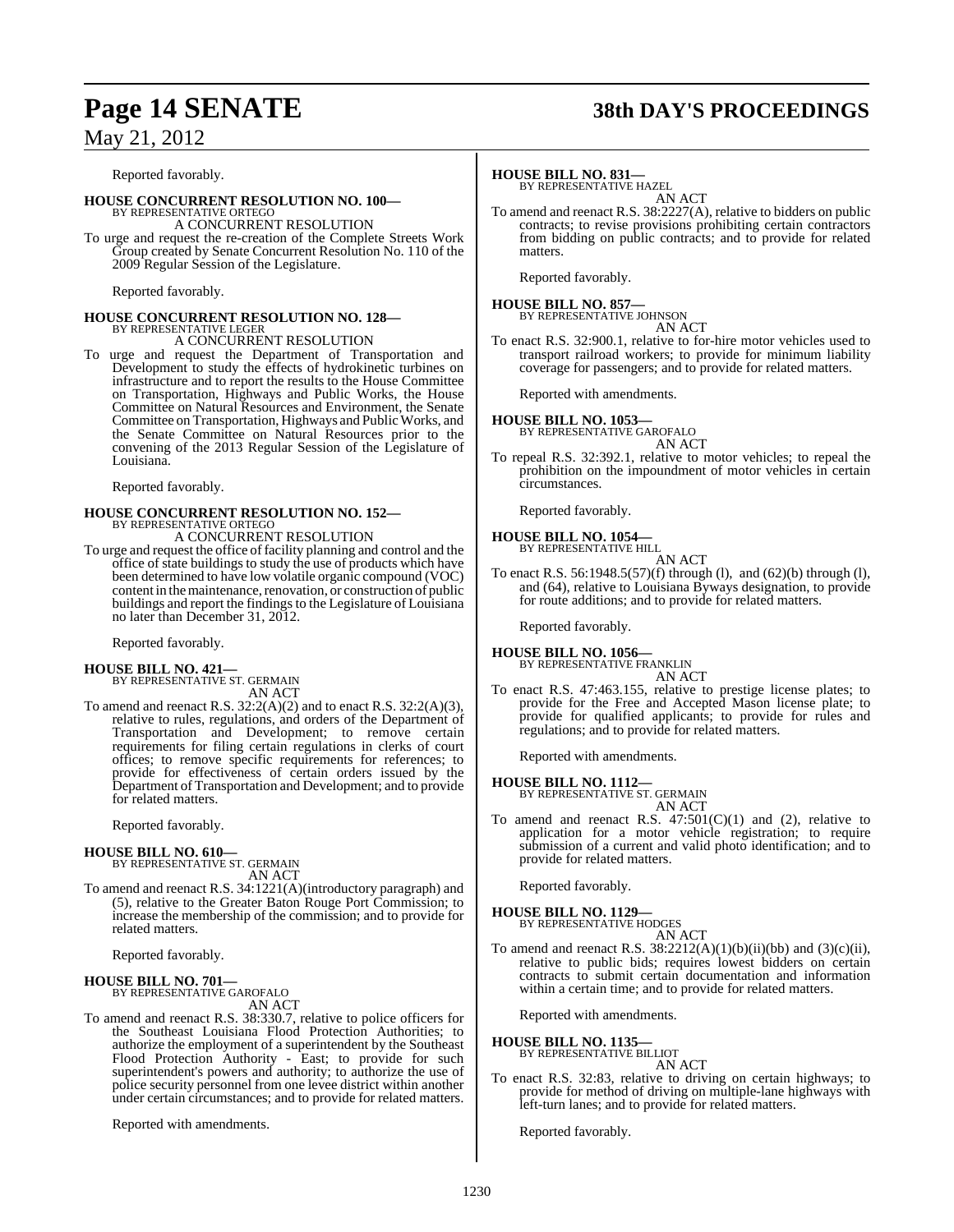Reported favorably.

**HOUSE CONCURRENT RESOLUTION NO. 100—**
BY REPRESENTATIVE ORTEGO

A CONCURRENT RESOLUTION

To urge and request the re-creation of the Complete Streets Work Group created by Senate Concurrent Resolution No. 110 of the 2009 Regular Session of the Legislature.

Reported favorably.

**HOUSE CONCURRENT RESOLUTION NO. 128—**
BY REPRESENTATIVE LEGER

A CONCURRENT RESOLUTION

To urge and request the Department of Transportation and Development to study the effects of hydrokinetic turbines on infrastructure and to report the results to the House Committee on Transportation, Highways and Public Works, the House Committee on Natural Resources and Environment, the Senate Committee on Transportation, Highways and Public Works, and the Senate Committee on Natural Resources prior to the convening of the 2013 Regular Session of the Legislature of Louisiana.

Reported favorably.

**HOUSE CONCURRENT RESOLUTION NO. 152—**
BY REPRESENTATIVE ORTEGO

A CONCURRENT RESOLUTION

To urge and request the office of facility planning and control and the office of state buildings to study the use of products which have been determined to have low volatile organic compound (VOC) content in the maintenance, renovation, or construction of public buildings and report the findings to the Legislature of Louisiana no later than December 31, 2012.

Reported favorably.

**HOUSE BILL NO. 421—**
BY REPRESENTATIVE ST. GERMAIN

AN ACT

To amend and reenact R.S. 32:2(A)(2) and to enact R.S. 32:2(A)(3), relative to rules, regulations, and orders of the Department of Transportation and Development; to remove certain requirements for filing certain regulations in clerks of court offices; to remove specific requirements for references; to provide for effectiveness of certain orders issued by the Department of Transportation and Development; and to provide for related matters.

Reported favorably.

**HOUSE BILL NO. 610—**
BY REPRESENTATIVE ST. GERMAIN

AN ACT

To amend and reenact R.S. 34:1221(A)(introductory paragraph) and (5), relative to the Greater Baton Rouge Port Commission; to increase the membership of the commission; and to provide for related matters.

Reported favorably.

**HOUSE BILL NO. 701—**
BY REPRESENTATIVE GAROFALO

AN ACT

To amend and reenact R.S. 38:330.7, relative to police officers for the Southeast Louisiana Flood Protection Authorities; to authorize the employment of a superintendent by the Southeast Flood Protection Authority - East; to provide for such superintendent's powers and authority; to authorize the use of police security personnel from one levee district within another under certain circumstances; and to provide for related matters.

Reported with amendments.

**HOUSE BILL NO. 831—**
BY REPRESENTATIVE HAZEL

AN ACT

To amend and reenact R.S. 38:2227(A), relative to bidders on public contracts; to revise provisions prohibiting certain contractors from bidding on public contracts; and to provide for related matters.

Reported favorably.

**HOUSE BILL NO. 857—**
BY REPRESENTATIVE JOHNSON

AN ACT

To enact R.S. 32:900.1, relative to for-hire motor vehicles used to transport railroad workers; to provide for minimum liability coverage for passengers; and to provide for related matters.

Reported with amendments.

**HOUSE BILL NO. 1053—**
BY REPRESENTATIVE GAROFALO

AN ACT

To repeal R.S. 32:392.1, relative to motor vehicles; to repeal the prohibition on the impoundment of motor vehicles in certain circumstances.

Reported favorably.

**HOUSE BILL NO. 1054—**
BY REPRESENTATIVE HILL

AN ACT

To enact R.S. 56:1948.5(57)(f) through (l), and (62)(b) through (l), and (64), relative to Louisiana Byways designation, to provide for route additions; and to provide for related matters.

Reported favorably.

**HOUSE BILL NO. 1056—**
BY REPRESENTATIVE FRANKLIN

AN ACT

To enact R.S. 47:463.155, relative to prestige license plates; to provide for the Free and Accepted Mason license plate; to provide for qualified applicants; to provide for rules and regulations; and to provide for related matters.

Reported with amendments.

**HOUSE BILL NO. 1112—**
BY REPRESENTATIVE ST. GERMAIN

AN ACT

To amend and reenact R.S. 47:501(C)(1) and (2), relative to application for a motor vehicle registration; to require submission of a current and valid photo identification; and to provide for related matters.

Reported favorably.

**HOUSE BILL NO. 1129—**
BY REPRESENTATIVE HODGES

AN ACT

To amend and reenact R.S. 38:2212(A)(1)(b)(ii)(bb) and (3)(c)(ii), relative to public bids; requires lowest bidders on certain contracts to submit certain documentation and information within a certain time; and to provide for related matters.

Reported with amendments.

**HOUSE BILL NO. 1135—**
BY REPRESENTATIVE BILLIOT

AN ACT

To enact R.S. 32:83, relative to driving on certain highways; to provide for method of driving on multiple-lane highways with left-turn lanes; and to provide for related matters.

Reported favorably.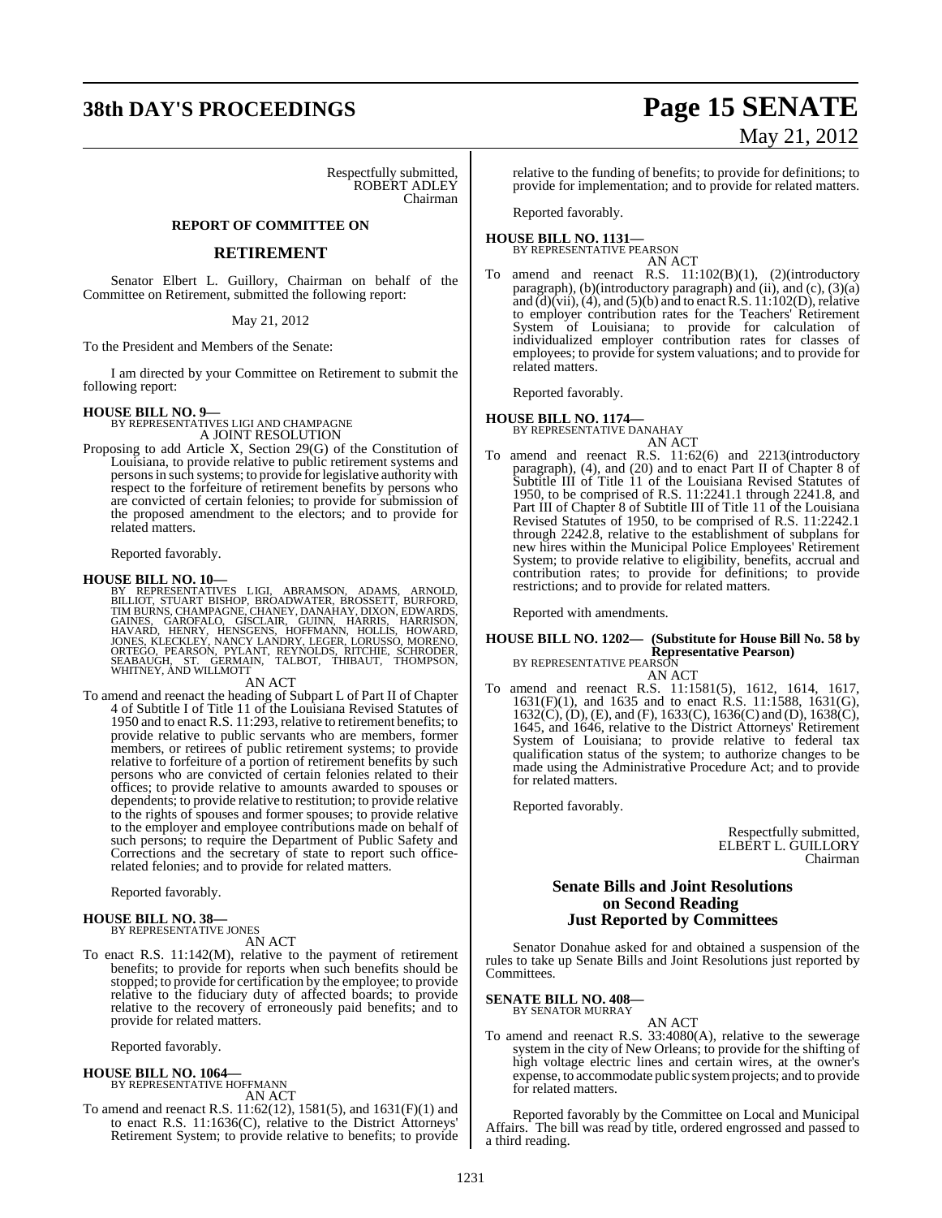Respectfully submitted,
ROBERT ADLEY
Chairman

## REPORT OF COMMITTEE ON

## RETIREMENT

Senator Elbert L. Guillory, Chairman on behalf of the Committee on Retirement, submitted the following report:

May 21, 2012

To the President and Members of the Senate:

I am directed by your Committee on Retirement to submit the following report:

**HOUSE BILL NO. 9—**
BY REPRESENTATIVES LIGI AND CHAMPAGNE
A JOINT RESOLUTION

Proposing to add Article X, Section 29(G) of the Constitution of Louisiana, to provide relative to public retirement systems and persons in such systems; to provide for legislative authority with respect to the forfeiture of retirement benefits by persons who are convicted of certain felonies; to provide for submission of the proposed amendment to the electors; and to provide for related matters.

Reported favorably.

**HOUSE BILL NO. 10—**
BY REPRESENTATIVES LIGI, ABRAMSON, ADAMS, ARNOLD, BILLIOT, STUART BISHOP, BROADWATER, BROSSETT, BURFORD, TIM BURNS, CHAMPAGNE, CHANEY, DANAHAY, DIXON, EDWARDS, GAINES, GAROFALO, GISCLAIR, GUINN, HARRIS, HARRISON, HAVARD, HENRY, HENSGENS, HOFFMANN, HOLLIS, HOWARD, JONES, KLECKLEY, NANCY LANDRY, LEGER, LORUSSO, MORENO, ORTEGO, PEARSON, PYLANT, REYNOLDS, RITCHIE, SCHRODER, SEABAUGH, ST. GERMAIN, TALBOT, THIBAUT, THOMPSON, WHITNEY, AND WILLMOTT
AN ACT

To amend and reenact the heading of Subpart L of Part II of Chapter 4 of Subtitle I of Title 11 of the Louisiana Revised Statutes of 1950 and to enact R.S. 11:293, relative to retirement benefits; to provide relative to public servants who are members, former members, or retirees of public retirement systems; to provide relative to forfeiture of a portion of retirement benefits by such persons who are convicted of certain felonies related to their offices; to provide relative to amounts awarded to spouses or dependents; to provide relative to restitution; to provide relative to the rights of spouses and former spouses; to provide relative to the employer and employee contributions made on behalf of such persons; to require the Department of Public Safety and Corrections and the secretary of state to report such office-related felonies; and to provide for related matters.

Reported favorably.

**HOUSE BILL NO. 38—**
BY REPRESENTATIVE JONES
AN ACT

To enact R.S. 11:142(M), relative to the payment of retirement benefits; to provide for reports when such benefits should be stopped; to provide for certification by the employee; to provide relative to the fiduciary duty of affected boards; to provide relative to the recovery of erroneously paid benefits; and to provide for related matters.

Reported favorably.

**HOUSE BILL NO. 1064—**
BY REPRESENTATIVE HOFFMANN
AN ACT

To amend and reenact R.S. 11:62(12), 1581(5), and 1631(F)(1) and to enact R.S. 11:1636(C), relative to the District Attorneys' Retirement System; to provide relative to benefits; to provide relative to the funding of benefits; to provide for definitions; to provide for implementation; and to provide for related matters.

Reported favorably.

**HOUSE BILL NO. 1131—**
BY REPRESENTATIVE PEARSON
AN ACT

To amend and reenact R.S. 11:102(B)(1), (2)(introductory paragraph), (b)(introductory paragraph) and (ii), and (c), (3)(a) and (d)(vii), (4), and (5)(b) and to enact R.S. 11:102(D), relative to employer contribution rates for the Teachers' Retirement System of Louisiana; to provide for calculation of individualized employer contribution rates for classes of employees; to provide for system valuations; and to provide for related matters.

Reported favorably.

**HOUSE BILL NO. 1174—**
BY REPRESENTATIVE DANAHAY
AN ACT

To amend and reenact R.S. 11:62(6) and 2213(introductory paragraph), (4), and (20) and to enact Part II of Chapter 8 of Subtitle III of Title 11 of the Louisiana Revised Statutes of 1950, to be comprised of R.S. 11:2241.1 through 2241.8, and Part III of Chapter 8 of Subtitle III of Title 11 of the Louisiana Revised Statutes of 1950, to be comprised of R.S. 11:2242.1 through 2242.8, relative to the establishment of subplans for new hires within the Municipal Police Employees' Retirement System; to provide relative to eligibility, benefits, accrual and contribution rates; to provide for definitions; to provide restrictions; and to provide for related matters.

Reported with amendments.

**HOUSE BILL NO. 1202— (Substitute for House Bill No. 58 by Representative Pearson)**
BY REPRESENTATIVE PEARSON
AN ACT

To amend and reenact R.S. 11:1581(5), 1612, 1614, 1617, 1631(F)(1), and 1635 and to enact R.S. 11:1588, 1631(G), 1632(C), (D), (E), and (F), 1633(C), 1636(C) and (D), 1638(C), 1645, and 1646, relative to the District Attorneys' Retirement System of Louisiana; to provide relative to federal tax qualification status of the system; to authorize changes to be made using the Administrative Procedure Act; and to provide for related matters.

Reported favorably.

Respectfully submitted,
ELBERT L. GUILLORY
Chairman

## Senate Bills and Joint Resolutions on Second Reading Just Reported by Committees

Senator Donahue asked for and obtained a suspension of the rules to take up Senate Bills and Joint Resolutions just reported by Committees.

**SENATE BILL NO. 408—**
BY SENATOR MURRAY
AN ACT

To amend and reenact R.S. 33:4080(A), relative to the sewerage system in the city of New Orleans; to provide for the shifting of high voltage electric lines and certain wires, at the owner's expense, to accommodate public system projects; and to provide for related matters.

Reported favorably by the Committee on Local and Municipal Affairs. The bill was read by title, ordered engrossed and passed to a third reading.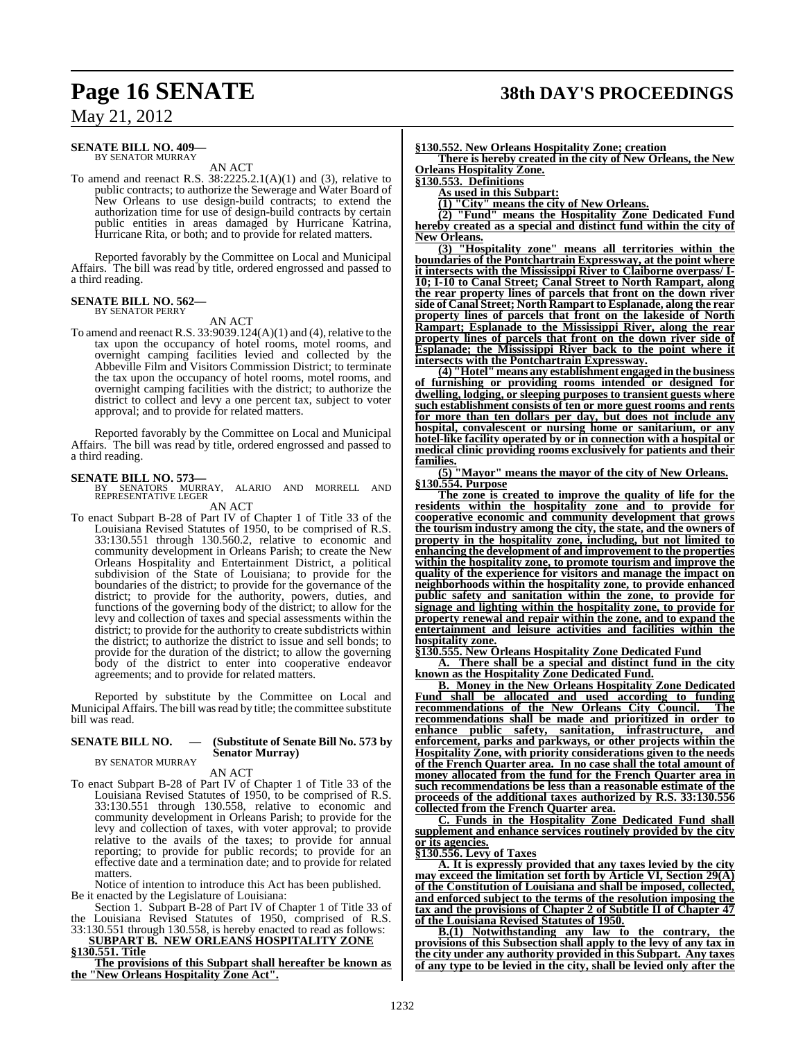**SENATE BILL NO. 409—**
BY SENATOR MURRAY

AN ACT

To amend and reenact R.S. 38:2225.2.1(A)(1) and (3), relative to public contracts; to authorize the Sewerage and Water Board of New Orleans to use design-build contracts; to extend the authorization time for use of design-build contracts by certain public entities in areas damaged by Hurricane Katrina, Hurricane Rita, or both; and to provide for related matters.

Reported favorably by the Committee on Local and Municipal Affairs. The bill was read by title, ordered engrossed and passed to a third reading.

**SENATE BILL NO. 562—**
BY SENATOR PERRY

AN ACT

To amend and reenact R.S. 33:9039.124(A)(1) and (4), relative to the tax upon the occupancy of hotel rooms, motel rooms, and overnight camping facilities levied and collected by the Abbeville Film and Visitors Commission District; to terminate the tax upon the occupancy of hotel rooms, motel rooms, and overnight camping facilities with the district; to authorize the district to collect and levy a one percent tax, subject to voter approval; and to provide for related matters.

Reported favorably by the Committee on Local and Municipal Affairs. The bill was read by title, ordered engrossed and passed to a third reading.

**SENATE BILL NO. 573—**
BY SENATORS MURRAY, ALARIO AND MORRELL AND REPRESENTATIVE LEGER

AN ACT

To enact Subpart B-28 of Part IV of Chapter 1 of Title 33 of the Louisiana Revised Statutes of 1950, to be comprised of R.S. 33:130.551 through 130.560.2, relative to economic and community development in Orleans Parish; to create the New Orleans Hospitality and Entertainment District, a political subdivision of the State of Louisiana; to provide for the boundaries of the district; to provide for the governance of the district; to provide for the authority, powers, duties, and functions of the governing body of the district; to allow for the levy and collection of taxes and special assessments within the district; to provide for the authority to create subdistricts within the district; to authorize the district to issue and sell bonds; to provide for the duration of the district; to allow the governing body of the district to enter into cooperative endeavor agreements; and to provide for related matters.

Reported by substitute by the Committee on Local and Municipal Affairs. The bill was read by title; the committee substitute bill was read.

**SENATE BILL NO. — (Substitute of Senate Bill No. 573 by Senator Murray)**
BY SENATOR MURRAY

AN ACT

To enact Subpart B-28 of Part IV of Chapter 1 of Title 33 of the Louisiana Revised Statutes of 1950, to be comprised of R.S. 33:130.551 through 130.558, relative to economic and community development in Orleans Parish; to provide for the levy and collection of taxes, with voter approval; to provide relative to the avails of the taxes; to provide for annual reporting; to provide for public records; to provide for an effective date and a termination date; and to provide for related matters.

Notice of intention to introduce this Act has been published.

Be it enacted by the Legislature of Louisiana:

Section 1. Subpart B-28 of Part IV of Chapter 1 of Title 33 of the Louisiana Revised Statutes of 1950, comprised of R.S. 33:130.551 through 130.558, is hereby enacted to read as follows:

**SUBPART B. NEW ORLEANS HOSPITALITY ZONE**

**§130.551. Title**

**The provisions of this Subpart shall hereafter be known as the "New Orleans Hospitality Zone Act".**

**§130.552. New Orleans Hospitality Zone; creation**

**There is hereby created in the city of New Orleans, the New Orleans Hospitality Zone.**

**§130.553. Definitions**

**As used in this Subpart:**

**(1) "City" means the city of New Orleans.**

**(2) "Fund" means the Hospitality Zone Dedicated Fund hereby created as a special and distinct fund within the city of New Orleans.**

**(3) "Hospitality zone" means all territories within the boundaries of the Pontchartrain Expressway, at the point where it intersects with the Mississippi River to Claiborne overpass/ I-10; I-10 to Canal Street; Canal Street to North Rampart, along the rear property lines of parcels that front on the down river side of Canal Street; North Rampart to Esplanade, along the rear property lines of parcels that front on the lakeside of North Rampart; Esplanade to the Mississippi River, along the rear property lines of parcels that front on the down river side of Esplanade; the Mississippi River back to the point where it intersects with the Pontchartrain Expressway.**

**(4) "Hotel" means any establishment engaged in the business of furnishing or providing rooms intended or designed for dwelling, lodging, or sleeping purposes to transient guests where such establishment consists of ten or more guest rooms and rents for more than ten dollars per day, but does not include any hospital, convalescent or nursing home or sanitarium, or any hotel-like facility operated by or in connection with a hospital or medical clinic providing rooms exclusively for patients and their families.**

**(5) "Mayor" means the mayor of the city of New Orleans.**

**§130.554. Purpose**

**The zone is created to improve the quality of life for the residents within the hospitality zone and to provide for cooperative economic and community development that grows the tourism industry among the city, the state, and the owners of property in the hospitality zone, including, but not limited to enhancing the development of and improvement to the properties within the hospitality zone, to promote tourism and improve the quality of the experience for visitors and manage the impact on neighborhoods within the hospitality zone, to provide enhanced public safety and sanitation within the zone, to provide for signage and lighting within the hospitality zone, to provide for property renewal and repair within the zone, and to expand the entertainment and leisure activities and facilities within the hospitality zone.**

**§130.555. New Orleans Hospitality Zone Dedicated Fund**

**A. There shall be a special and distinct fund in the city known as the Hospitality Zone Dedicated Fund.**

**B. Money in the New Orleans Hospitality Zone Dedicated Fund shall be allocated and used according to funding recommendations of the New Orleans City Council. The recommendations shall be made and prioritized in order to enhance public safety, sanitation, infrastructure, and enforcement, parks and parkways, or other projects within the Hospitality Zone, with priority considerations given to the needs of the French Quarter area. In no case shall the total amount of money allocated from the fund for the French Quarter area in such recommendations be less than a reasonable estimate of the proceeds of the additional taxes authorized by R.S. 33:130.556 collected from the French Quarter area.**

**C. Funds in the Hospitality Zone Dedicated Fund shall supplement and enhance services routinely provided by the city or its agencies.**

**§130.556. Levy of Taxes**

**A. It is expressly provided that any taxes levied by the city may exceed the limitation set forth by Article VI, Section 29(A) of the Constitution of Louisiana and shall be imposed, collected, and enforced subject to the terms of the resolution imposing the tax and the provisions of Chapter 2 of Subtitle II of Chapter 47 of the Louisiana Revised Statutes of 1950.**

**B.(1) Notwithstanding any law to the contrary, the provisions of this Subsection shall apply to the levy of any tax in the city under any authority provided in this Subpart. Any taxes of any type to be levied in the city, shall be levied only after the**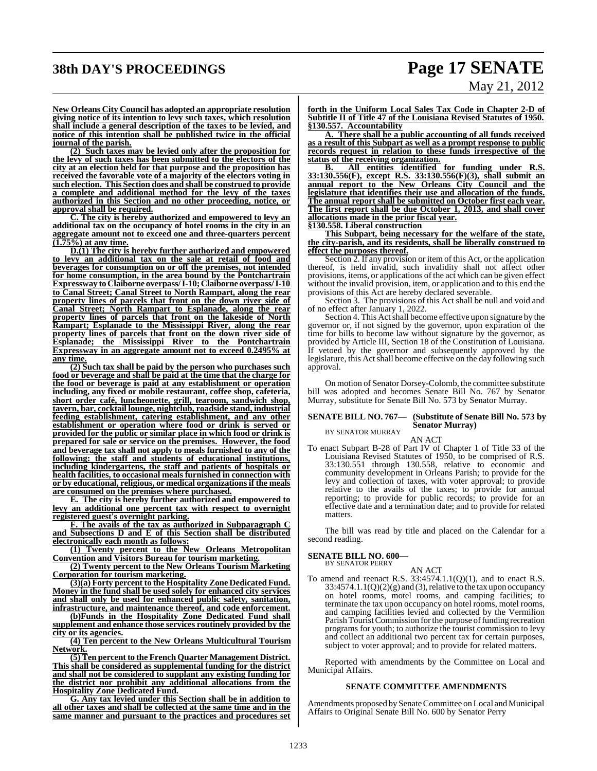**New Orleans City Council has adopted an appropriate resolution giving notice of its intention to levy such taxes, which resolution shall include a general description of the taxes to be levied, and notice of this intention shall be published twice in the official journal of the parish.**

**(2) Such taxes may be levied only after the proposition for the levy of such taxes has been submitted to the electors of the city at an election held for that purpose and the proposition has received the favorable vote of a majority of the electors voting in such election. This Section does and shall be construed to provide a complete and additional method for the levy of the taxes authorized in this Section and no other proceeding, notice, or approval shall be required.**

**C. The city is hereby authorized and empowered to levy an additional tax on the occupancy of hotel rooms in the city in an aggregate amount not to exceed one and three-quarters percent (1.75%) at any time.**

**D.(1) The city is hereby further authorized and empowered to levy an additional tax on the sale at retail of food and beverages for consumption on or off the premises, not intended for home consumption, in the area bound by the Pontchartrain Expressway to Claiborne overpass/I-10; Claiborne overpass/I-10 to Canal Street; Canal Street to North Rampart, along the rear property lines of parcels that front on the down river side of Canal Street; North Rampart to Esplanade, along the rear property lines of parcels that front on the lakeside of North Rampart; Esplanade to the Mississippi River, along the rear property lines of parcels that front on the down river side of Esplanade; the Mississippi River to the Pontchartrain Expressway in an aggregate amount not to exceed 0.2495% at any time.**

**(2) Such tax shall be paid by the person who purchases such food or beverage and shall be paid at the time that the charge for the food or beverage is paid at any establishment or operation including, any fixed or mobile restaurant, coffee shop, cafeteria, short order café, luncheonette, grill, tearoom, sandwich shop, tavern, bar, cocktail lounge, nightclub, roadside stand, industrial feeding establishment, catering establishment, and any other establishment or operation where food or drink is served or provided for the public or similar place in which food or drink is prepared for sale or service on the premises. However, the food and beverage tax shall not apply to meals furnished to any of the following: the staff and students of educational institutions, including kindergartens, the staff and patients of hospitals or health facilities, to occasional meals furnished in connection with or by educational, religious, or medical organizations if the meals are consumed on the premises where purchased.**

**E. The city is hereby further authorized and empowered to levy an additional one percent tax with respect to overnight registered guest's overnight parking.**

**F. The avails of the tax as authorized in Subparagraph C and Subsections D and E of this Section shall be distributed electronically each month as follows:**

**(1) Twenty percent to the New Orleans Metropolitan Convention and Visitors Bureau for tourism marketing.**

**(2) Twenty percent to the New Orleans Tourism Marketing Corporation for tourism marketing.**

**(3)(a) Forty percent to the Hospitality Zone Dedicated Fund. Money in the fund shall be used solely for enhanced city services and shall only be used for enhanced public safety, sanitation, infrastructure, and maintenance thereof, and code enforcement.**

**(b)Funds in the Hospitality Zone Dedicated Fund shall supplement and enhance those services routinely provided by the city or its agencies.**

**(4) Ten percent to the New Orleans Multicultural Tourism Network.**

**(5) Ten percent to the French Quarter Management District. This shall be considered as supplemental funding for the district and shall not be considered to supplant any existing funding for the district nor prohibit any additional allocations from the Hospitality Zone Dedicated Fund.**

**G. Any tax levied under this Section shall be in addition to all other taxes and shall be collected at the same time and in the same manner and pursuant to the practices and procedures set forth in the Uniform Local Sales Tax Code in Chapter 2-D of Subtitle II of Title 47 of the Louisiana Revised Statutes of 1950.**

**§130.557. Accountability**

**A. There shall be a public accounting of all funds received as a result of this Subpart as well as a prompt response to public records request in relation to these funds irrespective of the status of the receiving organization.**

**B. All entities identified for funding under R.S. 33:130.556(F), except R.S. 33:130.556(F)(3), shall submit an annual report to the New Orleans City Council and the legislature that identifies their use and allocation of the funds. The annual report shall be submitted on October first each year. The first report shall be due October 1, 2013, and shall cover allocations made in the prior fiscal year.**

**§130.558. Liberal construction**

**This Subpart, being necessary for the welfare of the state, the city-parish, and its residents, shall be liberally construed to effect the purposes thereof.**

Section 2. If any provision or item of this Act, or the application thereof, is held invalid, such invalidity shall not affect other provisions, items, or applications of the act which can be given effect without the invalid provision, item, or application and to this end the provisions of this Act are hereby declared severable.

Section 3. The provisions of this Act shall be null and void and of no effect after January 1, 2022.

Section 4. This Act shall become effective upon signature by the governor or, if not signed by the governor, upon expiration of the time for bills to become law without signature by the governor, as provided by Article III, Section 18 of the Constitution of Louisiana. If vetoed by the governor and subsequently approved by the legislature, this Act shall become effective on the day following such approval.

On motion of Senator Dorsey-Colomb, the committee substitute bill was adopted and becomes Senate Bill No. 767 by Senator Murray, substitute for Senate Bill No. 573 by Senator Murray.

**SENATE BILL NO. 767— (Substitute of Senate Bill No. 573 by Senator Murray)**
BY SENATOR MURRAY

AN ACT

To enact Subpart B-28 of Part IV of Chapter 1 of Title 33 of the Louisiana Revised Statutes of 1950, to be comprised of R.S. 33:130.551 through 130.558, relative to economic and community development in Orleans Parish; to provide for the levy and collection of taxes, with voter approval; to provide relative to the avails of the taxes; to provide for annual reporting; to provide for public records; to provide for an effective date and a termination date; and to provide for related matters.

The bill was read by title and placed on the Calendar for a second reading.

**SENATE BILL NO. 600—**
BY SENATOR PERRY

AN ACT

To amend and reenact R.S. 33:4574.1.1(Q)(1), and to enact R.S. 33:4574.1.1(Q)(2)(g) and (3), relative to the tax upon occupancy on hotel rooms, motel rooms, and camping facilities; to terminate the tax upon occupancy on hotel rooms, motel rooms, and camping facilities levied and collected by the Vermilion Parish Tourist Commission for the purpose of funding recreation programs for youth; to authorize the tourist commission to levy and collect an additional two percent tax for certain purposes, subject to voter approval; and to provide for related matters.

Reported with amendments by the Committee on Local and Municipal Affairs.

**SENATE COMMITTEE AMENDMENTS**

Amendments proposed by Senate Committee on Local and Municipal Affairs to Original Senate Bill No. 600 by Senator Perry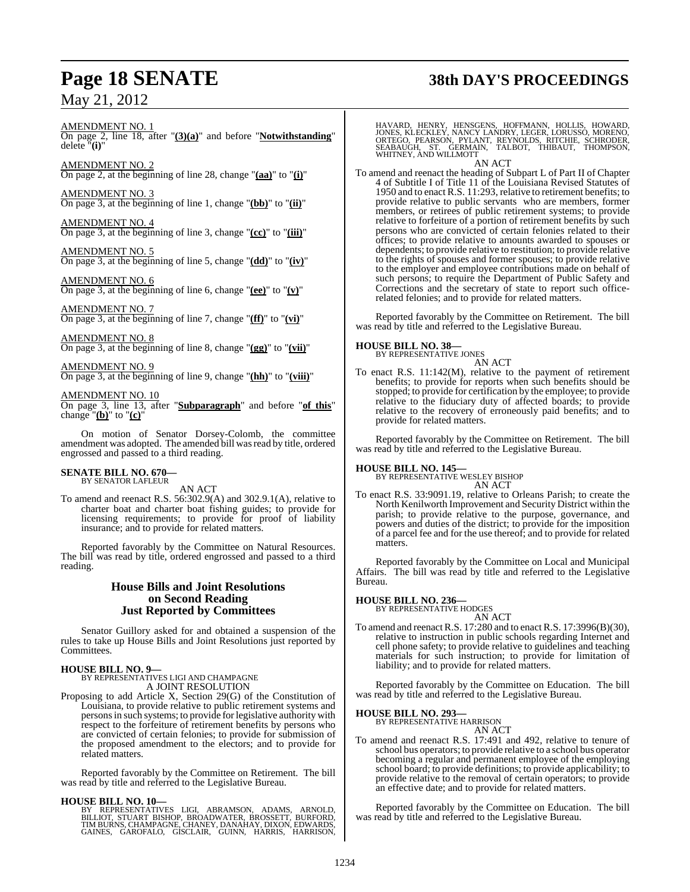AMENDMENT NO. 1
On page 2, line 18, after "**(3)(a)**" and before "**Notwithstanding**" delete "**(i)**"

AMENDMENT NO. 2
On page 2, at the beginning of line 28, change "**(aa)**" to "**(i)**"

AMENDMENT NO. 3
On page 3, at the beginning of line 1, change "**(bb)**" to "**(ii)**"

AMENDMENT NO. 4
On page 3, at the beginning of line 3, change "**(cc)**" to "**(iii)**"

AMENDMENT NO. 5
On page 3, at the beginning of line 5, change "**(dd)**" to "**(iv)**"

AMENDMENT NO. 6
On page 3, at the beginning of line 6, change "**(ee)**" to "**(v)**"

AMENDMENT NO. 7
On page 3, at the beginning of line 7, change "**(ff)**" to "**(vi)**"

AMENDMENT NO. 8
On page 3, at the beginning of line 8, change "**(gg)**" to "**(vii)**"

AMENDMENT NO. 9
On page 3, at the beginning of line 9, change "**(hh)**" to "**(viii)**"

AMENDMENT NO. 10
On page 3, line 13, after "**Subparagraph**" and before "**of this**" change "**(b)**" to "**(c)**"

On motion of Senator Dorsey-Colomb, the committee amendment was adopted. The amended bill was read by title, ordered engrossed and passed to a third reading.

**SENATE BILL NO. 670—**
BY SENATOR LAFLEUR
AN ACT
To amend and reenact R.S. 56:302.9(A) and 302.9.1(A), relative to charter boat and charter boat fishing guides; to provide for licensing requirements; to provide for proof of liability insurance; and to provide for related matters.

Reported favorably by the Committee on Natural Resources. The bill was read by title, ordered engrossed and passed to a third reading.

## House Bills and Joint Resolutions on Second Reading Just Reported by Committees

Senator Guillory asked for and obtained a suspension of the rules to take up House Bills and Joint Resolutions just reported by Committees.

**HOUSE BILL NO. 9—**
BY REPRESENTATIVES LIGI AND CHAMPAGNE
A JOINT RESOLUTION
Proposing to add Article X, Section 29(G) of the Constitution of Louisiana, to provide relative to public retirement systems and persons in such systems; to provide for legislative authority with respect to the forfeiture of retirement benefits by persons who are convicted of certain felonies; to provide for submission of the proposed amendment to the electors; and to provide for related matters.

Reported favorably by the Committee on Retirement. The bill was read by title and referred to the Legislative Bureau.

**HOUSE BILL NO. 10—**
BY REPRESENTATIVES LIGI, ABRAMSON, ADAMS, ARNOLD, BILLIOT, STUART BISHOP, BROADWATER, BROSSETT, BURFORD, TIM BURNS, CHAMPAGNE, CHANEY, DANAHAY, DIXON, EDWARDS, GAINES, GAROFALO, GISCLAIR, GUINN, HARRIS, HARRISON, HAVARD, HENRY, HENSGENS, HOFFMANN, HOLLIS, HOWARD, JONES, KLECKLEY, NANCY LANDRY, LEGER, LORUSSO, MORENO, ORTEGO, PEARSON, PYLANT, REYNOLDS, RITCHIE, SCHRODER, SEABAUGH, ST. GERMAIN, TALBOT, THIBAUT, THOMPSON, WHITNEY, AND WILLMOTT
AN ACT
To amend and reenact the heading of Subpart L of Part II of Chapter 4 of Subtitle I of Title 11 of the Louisiana Revised Statutes of 1950 and to enact R.S. 11:293, relative to retirement benefits; to provide relative to public servants who are members, former members, or retirees of public retirement systems; to provide relative to forfeiture of a portion of retirement benefits by such persons who are convicted of certain felonies related to their offices; to provide relative to amounts awarded to spouses or dependents; to provide relative to restitution; to provide relative to the rights of spouses and former spouses; to provide relative to the employer and employee contributions made on behalf of such persons; to require the Department of Public Safety and Corrections and the secretary of state to report such office-related felonies; and to provide for related matters.

Reported favorably by the Committee on Retirement. The bill was read by title and referred to the Legislative Bureau.

**HOUSE BILL NO. 38—**
BY REPRESENTATIVE JONES
AN ACT
To enact R.S. 11:142(M), relative to the payment of retirement benefits; to provide for reports when such benefits should be stopped; to provide for certification by the employee; to provide relative to the fiduciary duty of affected boards; to provide relative to the recovery of erroneously paid benefits; and to provide for related matters.

Reported favorably by the Committee on Retirement. The bill was read by title and referred to the Legislative Bureau.

**HOUSE BILL NO. 145—**
BY REPRESENTATIVE WESLEY BISHOP
AN ACT
To enact R.S. 33:9091.19, relative to Orleans Parish; to create the North Kenilworth Improvement and Security District within the parish; to provide relative to the purpose, governance, and powers and duties of the district; to provide for the imposition of a parcel fee and for the use thereof; and to provide for related matters.

Reported favorably by the Committee on Local and Municipal Affairs. The bill was read by title and referred to the Legislative Bureau.

**HOUSE BILL NO. 236—**
BY REPRESENTATIVE HODGES
AN ACT
To amend and reenact R.S. 17:280 and to enact R.S. 17:3996(B)(30), relative to instruction in public schools regarding Internet and cell phone safety; to provide relative to guidelines and teaching materials for such instruction; to provide for limitation of liability; and to provide for related matters.

Reported favorably by the Committee on Education. The bill was read by title and referred to the Legislative Bureau.

**HOUSE BILL NO. 293—**
BY REPRESENTATIVE HARRISON
AN ACT
To amend and reenact R.S. 17:491 and 492, relative to tenure of school bus operators; to provide relative to a school bus operator becoming a regular and permanent employee of the employing school board; to provide definitions; to provide applicability; to provide relative to the removal of certain operators; to provide an effective date; and to provide for related matters.

Reported favorably by the Committee on Education. The bill was read by title and referred to the Legislative Bureau.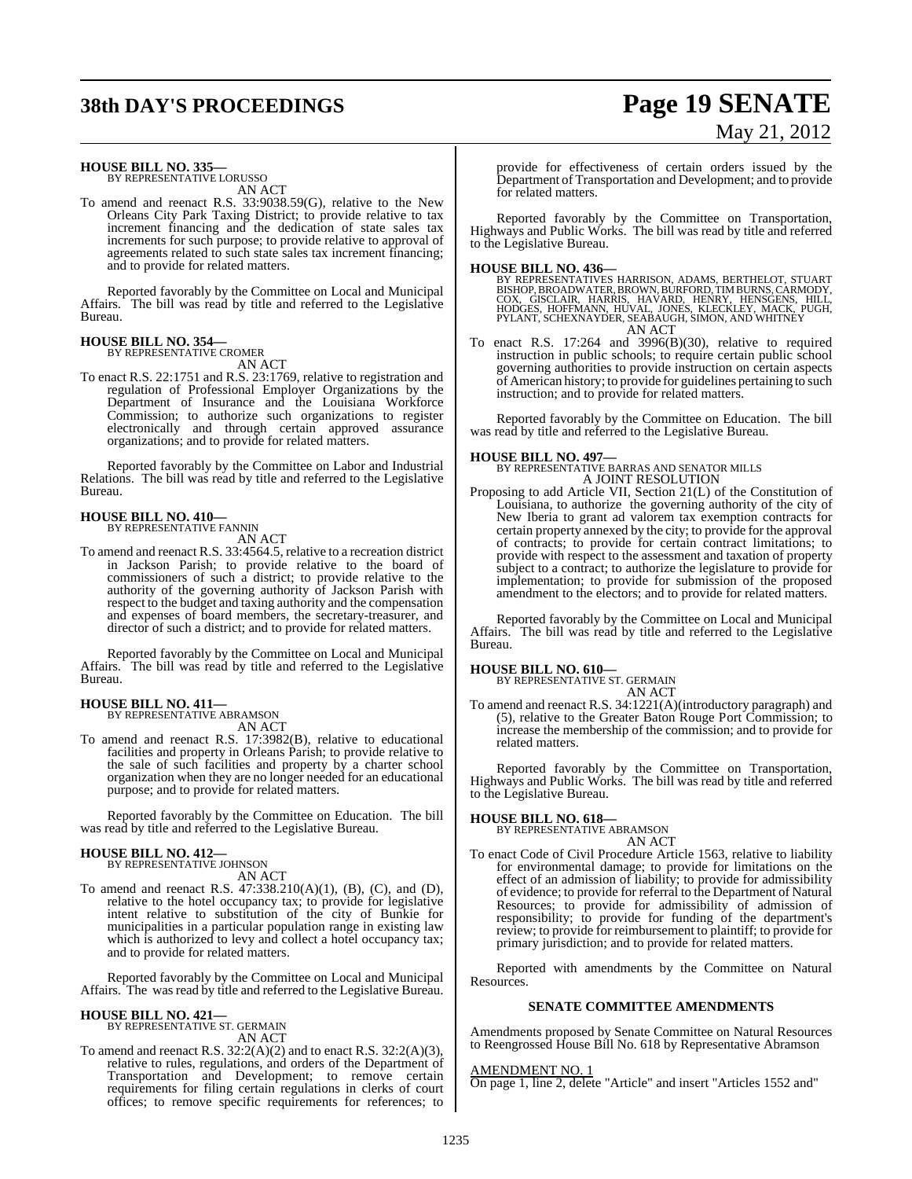**HOUSE BILL NO. 335—**
BY REPRESENTATIVE LORUSSO
AN ACT

To amend and reenact R.S. 33:9038.59(G), relative to the New Orleans City Park Taxing District; to provide relative to tax increment financing and the dedication of state sales tax increments for such purpose; to provide relative to approval of agreements related to such state sales tax increment financing; and to provide for related matters.

Reported favorably by the Committee on Local and Municipal Affairs. The bill was read by title and referred to the Legislative Bureau.

**HOUSE BILL NO. 354—**
BY REPRESENTATIVE CROMER
AN ACT

To enact R.S. 22:1751 and R.S. 23:1769, relative to registration and regulation of Professional Employer Organizations by the Department of Insurance and the Louisiana Workforce Commission; to authorize such organizations to register electronically and through certain approved assurance organizations; and to provide for related matters.

Reported favorably by the Committee on Labor and Industrial Relations. The bill was read by title and referred to the Legislative Bureau.

**HOUSE BILL NO. 410—**
BY REPRESENTATIVE FANNIN
AN ACT

To amend and reenact R.S. 33:4564.5, relative to a recreation district in Jackson Parish; to provide relative to the board of commissioners of such a district; to provide relative to the authority of the governing authority of Jackson Parish with respect to the budget and taxing authority and the compensation and expenses of board members, the secretary-treasurer, and director of such a district; and to provide for related matters.

Reported favorably by the Committee on Local and Municipal Affairs. The bill was read by title and referred to the Legislative Bureau.

**HOUSE BILL NO. 411—**
BY REPRESENTATIVE ABRAMSON
AN ACT

To amend and reenact R.S. 17:3982(B), relative to educational facilities and property in Orleans Parish; to provide relative to the sale of such facilities and property by a charter school organization when they are no longer needed for an educational purpose; and to provide for related matters.

Reported favorably by the Committee on Education. The bill was read by title and referred to the Legislative Bureau.

**HOUSE BILL NO. 412—**
BY REPRESENTATIVE JOHNSON
AN ACT

To amend and reenact R.S. 47:338.210(A)(1), (B), (C), and (D), relative to the hotel occupancy tax; to provide for legislative intent relative to substitution of the city of Bunkie for municipalities in a particular population range in existing law which is authorized to levy and collect a hotel occupancy tax; and to provide for related matters.

Reported favorably by the Committee on Local and Municipal Affairs. The was read by title and referred to the Legislative Bureau.

**HOUSE BILL NO. 421—**
BY REPRESENTATIVE ST. GERMAIN
AN ACT

To amend and reenact R.S. 32:2(A)(2) and to enact R.S. 32:2(A)(3), relative to rules, regulations, and orders of the Department of Transportation and Development; to remove certain requirements for filing certain regulations in clerks of court offices; to remove specific requirements for references; to provide for effectiveness of certain orders issued by the Department of Transportation and Development; and to provide for related matters.

Reported favorably by the Committee on Transportation, Highways and Public Works. The bill was read by title and referred to the Legislative Bureau.

**HOUSE BILL NO. 436—**
BY REPRESENTATIVES HARRISON, ADAMS, BERTHELOT, STUART BISHOP, BROADWATER, BROWN, BURFORD, TIM BURNS, CARMODY, COX, GISCLAIR, HARRIS, HAVARD, HENRY, HENSGENS, HILL, HODGES, HOFFMANN, HUVAL, JONES, KLECKLEY, MACK, PUGH, PYLANT, SCHEXNAYDER, SEABAUGH, SIMON, AND WHITNEY
AN ACT

To enact R.S. 17:264 and 3996(B)(30), relative to required instruction in public schools; to require certain public school governing authorities to provide instruction on certain aspects of American history; to provide for guidelines pertaining to such instruction; and to provide for related matters.

Reported favorably by the Committee on Education. The bill was read by title and referred to the Legislative Bureau.

**HOUSE BILL NO. 497—**
BY REPRESENTATIVE BARRAS AND SENATOR MILLS
A JOINT RESOLUTION

Proposing to add Article VII, Section 21(L) of the Constitution of Louisiana, to authorize the governing authority of the city of New Iberia to grant ad valorem tax exemption contracts for certain property annexed by the city; to provide for the approval of contracts; to provide for certain contract limitations; to provide with respect to the assessment and taxation of property subject to a contract; to authorize the legislature to provide for implementation; to provide for submission of the proposed amendment to the electors; and to provide for related matters.

Reported favorably by the Committee on Local and Municipal Affairs. The bill was read by title and referred to the Legislative Bureau.

**HOUSE BILL NO. 610—**
BY REPRESENTATIVE ST. GERMAIN
AN ACT

To amend and reenact R.S. 34:1221(A)(introductory paragraph) and (5), relative to the Greater Baton Rouge Port Commission; to increase the membership of the commission; and to provide for related matters.

Reported favorably by the Committee on Transportation, Highways and Public Works. The bill was read by title and referred to the Legislative Bureau.

**HOUSE BILL NO. 618—**
BY REPRESENTATIVE ABRAMSON
AN ACT

To enact Code of Civil Procedure Article 1563, relative to liability for environmental damage; to provide for limitations on the effect of an admission of liability; to provide for admissibility of evidence; to provide for referral to the Department of Natural Resources; to provide for admissibility of admission of responsibility; to provide for funding of the department's review; to provide for reimbursement to plaintiff; to provide for primary jurisdiction; and to provide for related matters.

Reported with amendments by the Committee on Natural Resources.

**SENATE COMMITTEE AMENDMENTS**

Amendments proposed by Senate Committee on Natural Resources to Reengrossed House Bill No. 618 by Representative Abramson

AMENDMENT NO. 1
On page 1, line 2, delete "Article" and insert "Articles 1552 and"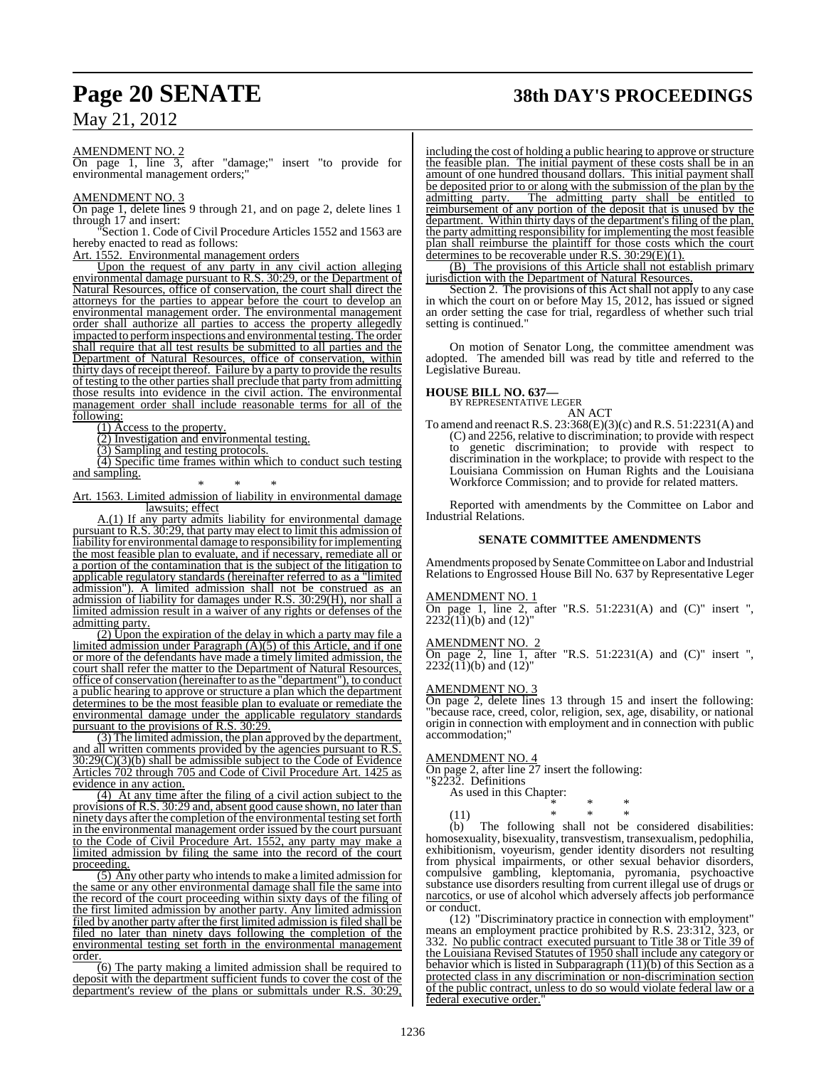AMENDMENT NO. 2

On page 1, line 3, after "damage;" insert "to provide for environmental management orders;"

AMENDMENT NO. 3

On page 1, delete lines 9 through 21, and on page 2, delete lines 1 through 17 and insert:

"Section 1. Code of Civil Procedure Articles 1552 and 1563 are hereby enacted to read as follows:

Art. 1552. Environmental management orders

Upon the request of any party in any civil action alleging environmental damage pursuant to R.S. 30:29, or the Department of Natural Resources, office of conservation, the court shall direct the attorneys for the parties to appear before the court to develop an environmental management order. The environmental management order shall authorize all parties to access the property allegedly impacted to perform inspections and environmental testing. The order shall require that all test results be submitted to all parties and the Department of Natural Resources, office of conservation, within thirty days of receipt thereof. Failure by a party to provide the results of testing to the other parties shall preclude that party from admitting those results into evidence in the civil action. The environmental management order shall include reasonable terms for all of the following:

(1) Access to the property.

(2) Investigation and environmental testing.

(3) Sampling and testing protocols.

(4) Specific time frames within which to conduct such testing and sampling.

\* \* \*

Art. 1563. Limited admission of liability in environmental damage lawsuits; effect

A.(1) If any party admits liability for environmental damage pursuant to R.S. 30:29, that party may elect to limit this admission of liability for environmental damage to responsibility for implementing the most feasible plan to evaluate, and if necessary, remediate all or a portion of the contamination that is the subject of the litigation to applicable regulatory standards (hereinafter referred to as a "limited admission"). A limited admission shall not be construed as an admission of liability for damages under R.S. 30:29(H), nor shall a limited admission result in a waiver of any rights or defenses of the admitting party.

(2) Upon the expiration of the delay in which a party may file a limited admission under Paragraph (A)(5) of this Article, and if one or more of the defendants have made a timely limited admission, the court shall refer the matter to the Department of Natural Resources, office of conservation (hereinafter to as the "department"), to conduct a public hearing to approve or structure a plan which the department determines to be the most feasible plan to evaluate or remediate the environmental damage under the applicable regulatory standards pursuant to the provisions of R.S. 30:29.

(3) The limited admission, the plan approved by the department, and all written comments provided by the agencies pursuant to R.S. 30:29(C)(3)(b) shall be admissible subject to the Code of Evidence Articles 702 through 705 and Code of Civil Procedure Art. 1425 as evidence in any action.

(4) At any time after the filing of a civil action subject to the provisions of R.S. 30:29 and, absent good cause shown, no later than ninety days after the completion of the environmental testing set forth in the environmental management order issued by the court pursuant to the Code of Civil Procedure Art. 1552, any party may make a limited admission by filing the same into the record of the court proceeding.

(5) Any other party who intends to make a limited admission for the same or any other environmental damage shall file the same into the record of the court proceeding within sixty days of the filing of the first limited admission by another party. Any limited admission filed by another party after the first limited admission is filed shall be filed no later than ninety days following the completion of the environmental testing set forth in the environmental management order.

(6) The party making a limited admission shall be required to deposit with the department sufficient funds to cover the cost of the department's review of the plans or submittals under R.S. 30:29, including the cost of holding a public hearing to approve or structure the feasible plan. The initial payment of these costs shall be in an amount of one hundred thousand dollars. This initial payment shall be deposited prior to or along with the submission of the plan by the admitting party. The admitting party shall be entitled to reimbursement of any portion of the deposit that is unused by the department. Within thirty days of the department's filing of the plan, the party admitting responsibility for implementing the most feasible plan shall reimburse the plaintiff for those costs which the court determines to be recoverable under R.S. 30:29(E)(1).

(B) The provisions of this Article shall not establish primary jurisdiction with the Department of Natural Resources.

Section 2. The provisions of this Act shall not apply to any case in which the court on or before May 15, 2012, has issued or signed an order setting the case for trial, regardless of whether such trial setting is continued."

On motion of Senator Long, the committee amendment was adopted. The amended bill was read by title and referred to the Legislative Bureau.

**HOUSE BILL NO. 637—**
BY REPRESENTATIVE LEGER

AN ACT

To amend and reenact R.S. 23:368(E)(3)(c) and R.S. 51:2231(A) and (C) and 2256, relative to discrimination; to provide with respect to genetic discrimination; to provide with respect to discrimination in the workplace; to provide with respect to the Louisiana Commission on Human Rights and the Louisiana Workforce Commission; and to provide for related matters.

Reported with amendments by the Committee on Labor and Industrial Relations.

### SENATE COMMITTEE AMENDMENTS

Amendments proposed by Senate Committee on Labor and Industrial Relations to Engrossed House Bill No. 637 by Representative Leger

AMENDMENT NO. 1

On page 1, line 2, after "R.S. 51:2231(A) and (C)" insert ", 2232(11)(b) and (12)"

AMENDMENT NO. 2

On page 2, line 1, after "R.S. 51:2231(A) and (C)" insert ", 2232(11)(b) and (12)"

AMENDMENT NO. 3

On page 2, delete lines 13 through 15 and insert the following: "because race, creed, color, religion, sex, age, disability, or national origin in connection with employment and in connection with public accommodation;"

AMENDMENT NO. 4

On page 2, after line 27 insert the following:

"§2232. Definitions

As used in this Chapter:

\* \* \*

(11) \* \* \*

(b) The following shall not be considered disabilities: homosexuality, bisexuality, transvestism, transexualism, pedophilia, exhibitionism, voyeurism, gender identity disorders not resulting from physical impairments, or other sexual behavior disorders, compulsive gambling, kleptomania, pyromania, psychoactive substance use disorders resulting from current illegal use of drugs or narcotics, or use of alcohol which adversely affects job performance or conduct.

(12) "Discriminatory practice in connection with employment" means an employment practice prohibited by R.S. 23:312, 323, or 332. No public contract executed pursuant to Title 38 or Title 39 of the Louisiana Revised Statutes of 1950 shall include any category or behavior which is listed in Subparagraph (11)(b) of this Section as a protected class in any discrimination or non-discrimination section of the public contract, unless to do so would violate federal law or a federal executive order."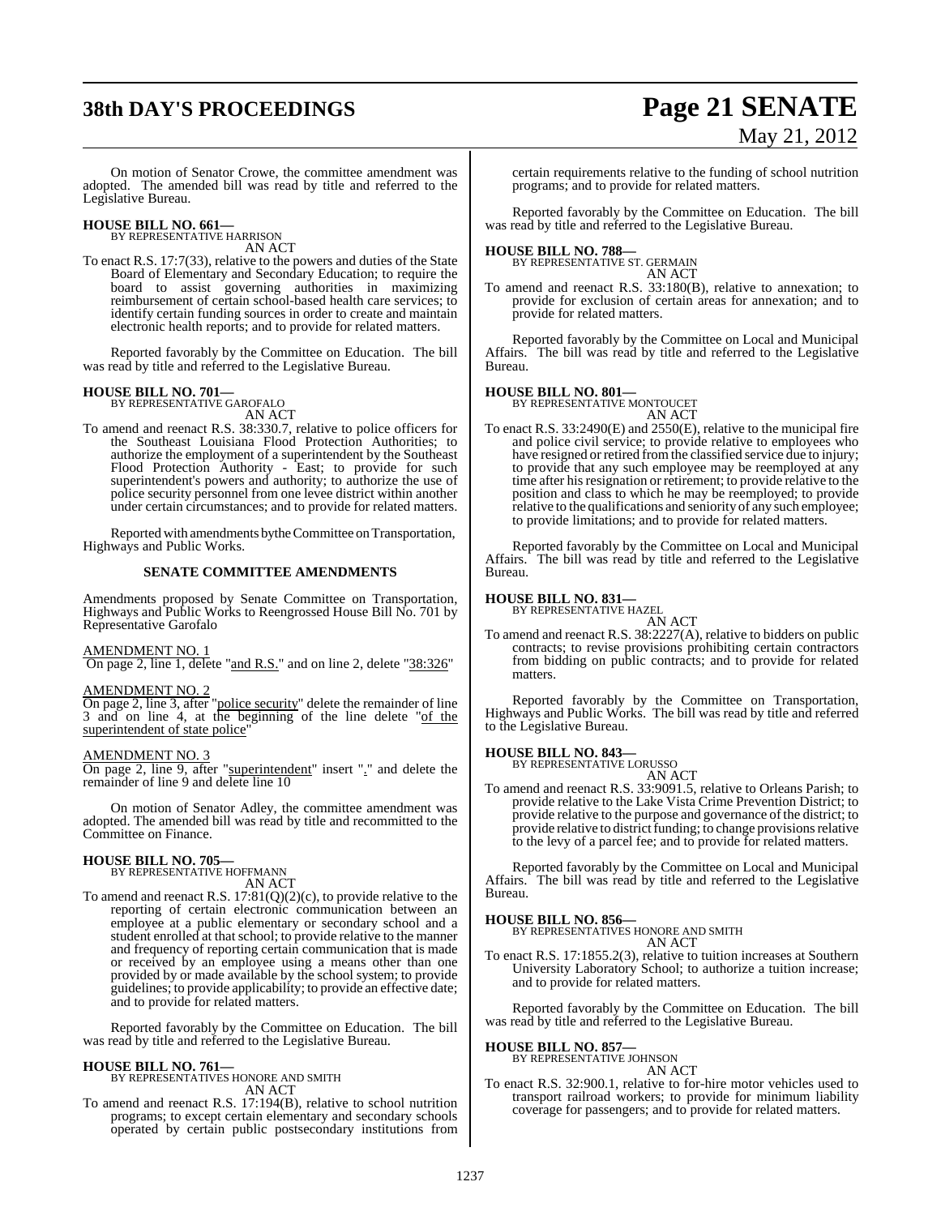On motion of Senator Crowe, the committee amendment was adopted. The amended bill was read by title and referred to the Legislative Bureau.

**HOUSE BILL NO. 661—**
BY REPRESENTATIVE HARRISON
AN ACT

To enact R.S. 17:7(33), relative to the powers and duties of the State Board of Elementary and Secondary Education; to require the board to assist governing authorities in maximizing reimbursement of certain school-based health care services; to identify certain funding sources in order to create and maintain electronic health reports; and to provide for related matters.

Reported favorably by the Committee on Education. The bill was read by title and referred to the Legislative Bureau.

**HOUSE BILL NO. 701—**
BY REPRESENTATIVE GAROFALO
AN ACT

To amend and reenact R.S. 38:330.7, relative to police officers for the Southeast Louisiana Flood Protection Authorities; to authorize the employment of a superintendent by the Southeast Flood Protection Authority - East; to provide for such superintendent's powers and authority; to authorize the use of police security personnel from one levee district within another under certain circumstances; and to provide for related matters.

Reported with amendments by the Committee on Transportation, Highways and Public Works.

**SENATE COMMITTEE AMENDMENTS**

Amendments proposed by Senate Committee on Transportation, Highways and Public Works to Reengrossed House Bill No. 701 by Representative Garofalo

AMENDMENT NO. 1
On page 2, line 1, delete "and R.S." and on line 2, delete "38:326"

AMENDMENT NO. 2
On page 2, line 3, after "police security" delete the remainder of line 3 and on line 4, at the beginning of the line delete "of the superintendent of state police"

AMENDMENT NO. 3
On page 2, line 9, after "superintendent" insert "." and delete the remainder of line 9 and delete line 10

On motion of Senator Adley, the committee amendment was adopted. The amended bill was read by title and recommitted to the Committee on Finance.

**HOUSE BILL NO. 705—**
BY REPRESENTATIVE HOFFMANN
AN ACT

To amend and reenact R.S. 17:81(Q)(2)(c), to provide relative to the reporting of certain electronic communication between an employee at a public elementary or secondary school and a student enrolled at that school; to provide relative to the manner and frequency of reporting certain communication that is made or received by an employee using a means other than one provided by or made available by the school system; to provide guidelines; to provide applicability; to provide an effective date; and to provide for related matters.

Reported favorably by the Committee on Education. The bill was read by title and referred to the Legislative Bureau.

**HOUSE BILL NO. 761—**
BY REPRESENTATIVES HONORE AND SMITH
AN ACT

To amend and reenact R.S. 17:194(B), relative to school nutrition programs; to except certain elementary and secondary schools operated by certain public postsecondary institutions from certain requirements relative to the funding of school nutrition programs; and to provide for related matters.

Reported favorably by the Committee on Education. The bill was read by title and referred to the Legislative Bureau.

**HOUSE BILL NO. 788—**
BY REPRESENTATIVE ST. GERMAIN
AN ACT

To amend and reenact R.S. 33:180(B), relative to annexation; to provide for exclusion of certain areas for annexation; and to provide for related matters.

Reported favorably by the Committee on Local and Municipal Affairs. The bill was read by title and referred to the Legislative Bureau.

**HOUSE BILL NO. 801—**
BY REPRESENTATIVE MONTOUCET
AN ACT

To enact R.S. 33:2490(E) and 2550(E), relative to the municipal fire and police civil service; to provide relative to employees who have resigned or retired from the classified service due to injury; to provide that any such employee may be reemployed at any time after his resignation or retirement; to provide relative to the position and class to which he may be reemployed; to provide relative to the qualifications and seniority of any such employee; to provide limitations; and to provide for related matters.

Reported favorably by the Committee on Local and Municipal Affairs. The bill was read by title and referred to the Legislative Bureau.

**HOUSE BILL NO. 831—**
BY REPRESENTATIVE HAZEL
AN ACT

To amend and reenact R.S. 38:2227(A), relative to bidders on public contracts; to revise provisions prohibiting certain contractors from bidding on public contracts; and to provide for related matters.

Reported favorably by the Committee on Transportation, Highways and Public Works. The bill was read by title and referred to the Legislative Bureau.

**HOUSE BILL NO. 843—**
BY REPRESENTATIVE LORUSSO
AN ACT

To amend and reenact R.S. 33:9091.5, relative to Orleans Parish; to provide relative to the Lake Vista Crime Prevention District; to provide relative to the purpose and governance of the district; to provide relative to district funding; to change provisions relative to the levy of a parcel fee; and to provide for related matters.

Reported favorably by the Committee on Local and Municipal Affairs. The bill was read by title and referred to the Legislative Bureau.

**HOUSE BILL NO. 856—**
BY REPRESENTATIVES HONORE AND SMITH
AN ACT

To enact R.S. 17:1855.2(3), relative to tuition increases at Southern University Laboratory School; to authorize a tuition increase; and to provide for related matters.

Reported favorably by the Committee on Education. The bill was read by title and referred to the Legislative Bureau.

**HOUSE BILL NO. 857—**
BY REPRESENTATIVE JOHNSON
AN ACT

To enact R.S. 32:900.1, relative to for-hire motor vehicles used to transport railroad workers; to provide for minimum liability coverage for passengers; and to provide for related matters.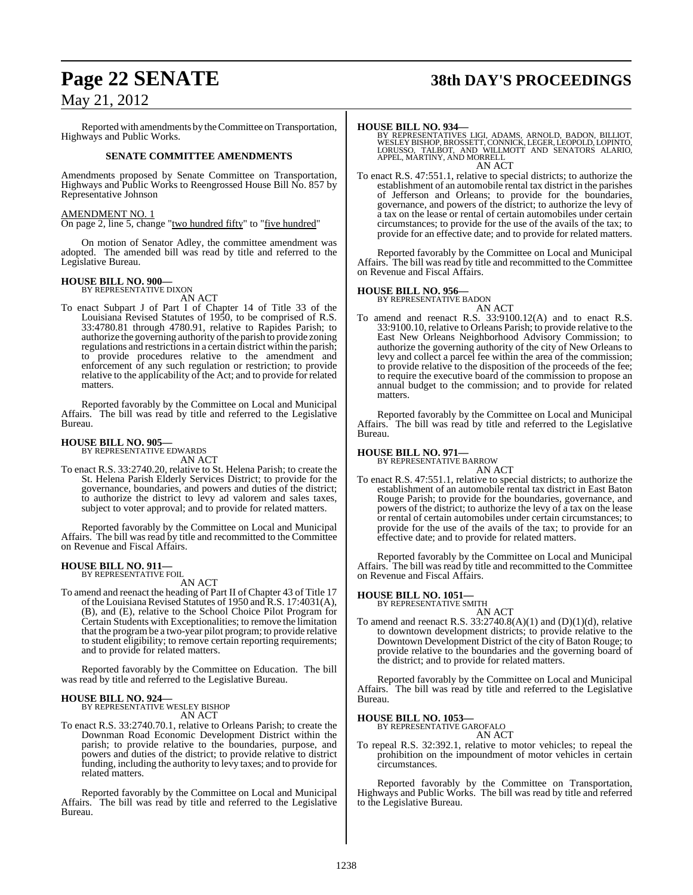Reported with amendments by the Committee on Transportation, Highways and Public Works.

**SENATE COMMITTEE AMENDMENTS**

Amendments proposed by Senate Committee on Transportation, Highways and Public Works to Reengrossed House Bill No. 857 by Representative Johnson

AMENDMENT NO. 1

On page 2, line 5, change "two hundred fifty" to "five hundred"

On motion of Senator Adley, the committee amendment was adopted. The amended bill was read by title and referred to the Legislative Bureau.

**HOUSE BILL NO. 900—**
BY REPRESENTATIVE DIXON

AN ACT

To enact Subpart J of Part I of Chapter 14 of Title 33 of the Louisiana Revised Statutes of 1950, to be comprised of R.S. 33:4780.81 through 4780.91, relative to Rapides Parish; to authorize the governing authority of the parish to provide zoning regulations and restrictions in a certain district within the parish; to provide procedures relative to the amendment and enforcement of any such regulation or restriction; to provide relative to the applicability of the Act; and to provide for related matters.

Reported favorably by the Committee on Local and Municipal Affairs. The bill was read by title and referred to the Legislative Bureau.

**HOUSE BILL NO. 905—**
BY REPRESENTATIVE EDWARDS

AN ACT

To enact R.S. 33:2740.20, relative to St. Helena Parish; to create the St. Helena Parish Elderly Services District; to provide for the governance, boundaries, and powers and duties of the district; to authorize the district to levy ad valorem and sales taxes, subject to voter approval; and to provide for related matters.

Reported favorably by the Committee on Local and Municipal Affairs. The bill was read by title and recommitted to the Committee on Revenue and Fiscal Affairs.

**HOUSE BILL NO. 911—**
BY REPRESENTATIVE FOIL

AN ACT

To amend and reenact the heading of Part II of Chapter 43 of Title 17 of the Louisiana Revised Statutes of 1950 and R.S. 17:4031(A), (B), and (E), relative to the School Choice Pilot Program for Certain Students with Exceptionalities; to remove the limitation that the program be a two-year pilot program; to provide relative to student eligibility; to remove certain reporting requirements; and to provide for related matters.

Reported favorably by the Committee on Education. The bill was read by title and referred to the Legislative Bureau.

**HOUSE BILL NO. 924—**
BY REPRESENTATIVE WESLEY BISHOP

AN ACT

To enact R.S. 33:2740.70.1, relative to Orleans Parish; to create the Downman Road Economic Development District within the parish; to provide relative to the boundaries, purpose, and powers and duties of the district; to provide relative to district funding, including the authority to levy taxes; and to provide for related matters.

Reported favorably by the Committee on Local and Municipal Affairs. The bill was read by title and referred to the Legislative Bureau.

**HOUSE BILL NO. 934—**
BY REPRESENTATIVES LIGI, ADAMS, ARNOLD, BADON, BILLIOT, WESLEY BISHOP, BROSSETT, CONNICK, LEGER, LEOPOLD, LOPINTO, LORUSSO, TALBOT, AND WILLMOTT AND SENATORS ALARIO, APPEL, MARTINY, AND MORRELL

AN ACT

To enact R.S. 47:551.1, relative to special districts; to authorize the establishment of an automobile rental tax district in the parishes of Jefferson and Orleans; to provide for the boundaries, governance, and powers of the district; to authorize the levy of a tax on the lease or rental of certain automobiles under certain circumstances; to provide for the use of the avails of the tax; to provide for an effective date; and to provide for related matters.

Reported favorably by the Committee on Local and Municipal Affairs. The bill was read by title and recommitted to the Committee on Revenue and Fiscal Affairs.

**HOUSE BILL NO. 956—**
BY REPRESENTATIVE BADON

AN ACT

To amend and reenact R.S. 33:9100.12(A) and to enact R.S. 33:9100.10, relative to Orleans Parish; to provide relative to the East New Orleans Neighborhood Advisory Commission; to authorize the governing authority of the city of New Orleans to levy and collect a parcel fee within the area of the commission; to provide relative to the disposition of the proceeds of the fee; to require the executive board of the commission to propose an annual budget to the commission; and to provide for related matters.

Reported favorably by the Committee on Local and Municipal Affairs. The bill was read by title and referred to the Legislative Bureau.

**HOUSE BILL NO. 971—**
BY REPRESENTATIVE BARROW

AN ACT

To enact R.S. 47:551.1, relative to special districts; to authorize the establishment of an automobile rental tax district in East Baton Rouge Parish; to provide for the boundaries, governance, and powers of the district; to authorize the levy of a tax on the lease or rental of certain automobiles under certain circumstances; to provide for the use of the avails of the tax; to provide for an effective date; and to provide for related matters.

Reported favorably by the Committee on Local and Municipal Affairs. The bill was read by title and recommitted to the Committee on Revenue and Fiscal Affairs.

**HOUSE BILL NO. 1051—**
BY REPRESENTATIVE SMITH

AN ACT

To amend and reenact R.S. 33:2740.8(A)(1) and (D)(1)(d), relative to downtown development districts; to provide relative to the Downtown Development District of the city of Baton Rouge; to provide relative to the boundaries and the governing board of the district; and to provide for related matters.

Reported favorably by the Committee on Local and Municipal Affairs. The bill was read by title and referred to the Legislative Bureau.

**HOUSE BILL NO. 1053—**
BY REPRESENTATIVE GAROFALO

AN ACT

To repeal R.S. 32:392.1, relative to motor vehicles; to repeal the prohibition on the impoundment of motor vehicles in certain circumstances.

Reported favorably by the Committee on Transportation, Highways and Public Works. The bill was read by title and referred to the Legislative Bureau.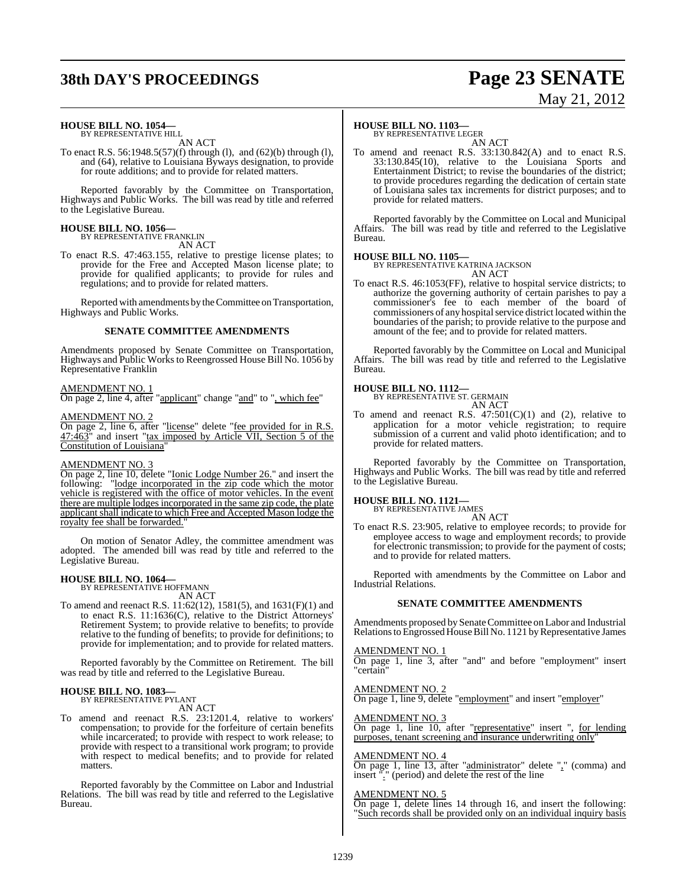**HOUSE BILL NO. 1054—**
BY REPRESENTATIVE HILL

AN ACT

To enact R.S. 56:1948.5(57)(f) through (l), and (62)(b) through (l), and (64), relative to Louisiana Byways designation, to provide for route additions; and to provide for related matters.

Reported favorably by the Committee on Transportation, Highways and Public Works. The bill was read by title and referred to the Legislative Bureau.

**HOUSE BILL NO. 1056—**
BY REPRESENTATIVE FRANKLIN

AN ACT

To enact R.S. 47:463.155, relative to prestige license plates; to provide for the Free and Accepted Mason license plate; to provide for qualified applicants; to provide for rules and regulations; and to provide for related matters.

Reported with amendments by the Committee on Transportation, Highways and Public Works.

**SENATE COMMITTEE AMENDMENTS**

Amendments proposed by Senate Committee on Transportation, Highways and Public Works to Reengrossed House Bill No. 1056 by Representative Franklin

AMENDMENT NO. 1
On page 2, line 4, after "applicant" change "and" to ", which fee"

AMENDMENT NO. 2
On page 2, line 6, after "license" delete "fee provided for in R.S. 47:463" and insert "tax imposed by Article VII, Section 5 of the Constitution of Louisiana"

AMENDMENT NO. 3
On page 2, line 10, delete "Ionic Lodge Number 26." and insert the following: "lodge incorporated in the zip code which the motor vehicle is registered with the office of motor vehicles. In the event there are multiple lodges incorporated in the same zip code, the plate applicant shall indicate to which Free and Accepted Mason lodge the royalty fee shall be forwarded."

On motion of Senator Adley, the committee amendment was adopted. The amended bill was read by title and referred to the Legislative Bureau.

**HOUSE BILL NO. 1064—**
BY REPRESENTATIVE HOFFMANN

AN ACT

To amend and reenact R.S. 11:62(12), 1581(5), and 1631(F)(1) and to enact R.S. 11:1636(C), relative to the District Attorneys' Retirement System; to provide relative to benefits; to provide relative to the funding of benefits; to provide for definitions; to provide for implementation; and to provide for related matters.

Reported favorably by the Committee on Retirement. The bill was read by title and referred to the Legislative Bureau.

**HOUSE BILL NO. 1083—**
BY REPRESENTATIVE PYLANT

AN ACT

To amend and reenact R.S. 23:1201.4, relative to workers' compensation; to provide for the forfeiture of certain benefits while incarcerated; to provide with respect to work release; to provide with respect to a transitional work program; to provide with respect to medical benefits; and to provide for related matters.

Reported favorably by the Committee on Labor and Industrial Relations. The bill was read by title and referred to the Legislative Bureau.

**HOUSE BILL NO. 1103—**
BY REPRESENTATIVE LEGER

AN ACT

To amend and reenact R.S. 33:130.842(A) and to enact R.S. 33:130.845(10), relative to the Louisiana Sports and Entertainment District; to revise the boundaries of the district; to provide procedures regarding the dedication of certain state of Louisiana sales tax increments for district purposes; and to provide for related matters.

Reported favorably by the Committee on Local and Municipal Affairs. The bill was read by title and referred to the Legislative Bureau.

**HOUSE BILL NO. 1105—**
BY REPRESENTATIVE KATRINA JACKSON

AN ACT

To enact R.S. 46:1053(FF), relative to hospital service districts; to authorize the governing authority of certain parishes to pay a commissioner's fee to each member of the board of commissioners of any hospital service district located within the boundaries of the parish; to provide relative to the purpose and amount of the fee; and to provide for related matters.

Reported favorably by the Committee on Local and Municipal Affairs. The bill was read by title and referred to the Legislative Bureau.

**HOUSE BILL NO. 1112—**
BY REPRESENTATIVE ST. GERMAIN

AN ACT

To amend and reenact R.S. 47:501(C)(1) and (2), relative to application for a motor vehicle registration; to require submission of a current and valid photo identification; and to provide for related matters.

Reported favorably by the Committee on Transportation, Highways and Public Works. The bill was read by title and referred to the Legislative Bureau.

**HOUSE BILL NO. 1121—**
BY REPRESENTATIVE JAMES

AN ACT

To enact R.S. 23:905, relative to employee records; to provide for employee access to wage and employment records; to provide for electronic transmission; to provide for the payment of costs; and to provide for related matters.

Reported with amendments by the Committee on Labor and Industrial Relations.

**SENATE COMMITTEE AMENDMENTS**

Amendments proposed by Senate Committee on Labor and Industrial Relations to Engrossed House Bill No. 1121 by Representative James

AMENDMENT NO. 1
On page 1, line 3, after "and" and before "employment" insert "certain"

AMENDMENT NO. 2
On page 1, line 9, delete "employment" and insert "employer"

AMENDMENT NO. 3
On page 1, line 10, after "representative" insert ", for lending purposes, tenant screening and insurance underwriting only"

AMENDMENT NO. 4
On page 1, line 13, after "administrator" delete "," (comma) and insert "." (period) and delete the rest of the line

AMENDMENT NO. 5
On page 1, delete lines 14 through 16, and insert the following: "Such records shall be provided only on an individual inquiry basis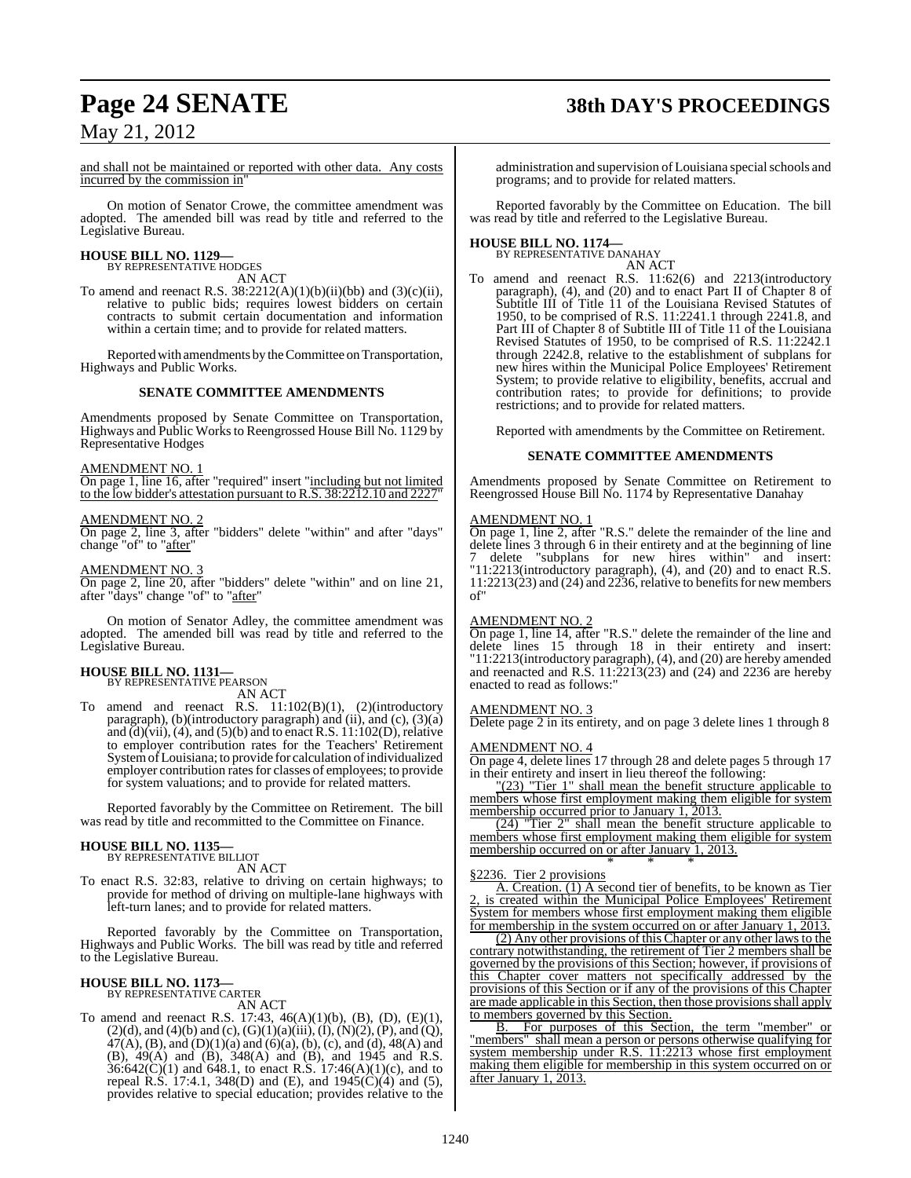and shall not be maintained or reported with other data. Any costs incurred by the commission in"

On motion of Senator Crowe, the committee amendment was adopted. The amended bill was read by title and referred to the Legislative Bureau.

**HOUSE BILL NO. 1129—**
BY REPRESENTATIVE HODGES
AN ACT

To amend and reenact R.S. 38:2212(A)(1)(b)(ii)(bb) and (3)(c)(ii), relative to public bids; requires lowest bidders on certain contracts to submit certain documentation and information within a certain time; and to provide for related matters.

Reported with amendments by the Committee on Transportation, Highways and Public Works.

**SENATE COMMITTEE AMENDMENTS**

Amendments proposed by Senate Committee on Transportation, Highways and Public Works to Reengrossed House Bill No. 1129 by Representative Hodges

AMENDMENT NO. 1
On page 1, line 16, after "required" insert "including but not limited to the low bidder's attestation pursuant to R.S. 38:2212.10 and 2227"

AMENDMENT NO. 2
On page 2, line 3, after "bidders" delete "within" and after "days" change "of" to "after"

AMENDMENT NO. 3
On page 2, line 20, after "bidders" delete "within" and on line 21, after "days" change "of" to "after"

On motion of Senator Adley, the committee amendment was adopted. The amended bill was read by title and referred to the Legislative Bureau.

**HOUSE BILL NO. 1131—**
BY REPRESENTATIVE PEARSON
AN ACT

To amend and reenact R.S. 11:102(B)(1), (2)(introductory paragraph), (b)(introductory paragraph) and (ii), and (c), (3)(a) and (d)(vii), (4), and (5)(b) and to enact R.S. 11:102(D), relative to employer contribution rates for the Teachers' Retirement System of Louisiana; to provide for calculation of individualized employer contribution rates for classes of employees; to provide for system valuations; and to provide for related matters.

Reported favorably by the Committee on Retirement. The bill was read by title and recommitted to the Committee on Finance.

**HOUSE BILL NO. 1135—**
BY REPRESENTATIVE BILLIOT
AN ACT

To enact R.S. 32:83, relative to driving on certain highways; to provide for method of driving on multiple-lane highways with left-turn lanes; and to provide for related matters.

Reported favorably by the Committee on Transportation, Highways and Public Works. The bill was read by title and referred to the Legislative Bureau.

**HOUSE BILL NO. 1173—**
BY REPRESENTATIVE CARTER
AN ACT

To amend and reenact R.S. 17:43, 46(A)(1)(b), (B), (D), (E)(1), (2)(d), and (4)(b) and (c), (G)(1)(a)(iii), (I), (N)(2), (P), and (Q), 47(A), (B), and (D)(1)(a) and (6)(a), (b), (c), and (d), 48(A) and (B), 49(A) and (B), 348(A) and (B), and 1945 and R.S. 36:642(C)(1) and 648.1, to enact R.S. 17:46(A)(1)(c), and to repeal R.S. 17:4.1, 348(D) and (E), and 1945(C)(4) and (5), provides relative to special education; provides relative to the administration and supervision of Louisiana special schools and programs; and to provide for related matters.

Reported favorably by the Committee on Education. The bill was read by title and referred to the Legislative Bureau.

**HOUSE BILL NO. 1174—**
BY REPRESENTATIVE DANAHAY
AN ACT

To amend and reenact R.S. 11:62(6) and 2213(introductory paragraph), (4), and (20) and to enact Part II of Chapter 8 of Subtitle III of Title 11 of the Louisiana Revised Statutes of 1950, to be comprised of R.S. 11:2241.1 through 2241.8, and Part III of Chapter 8 of Subtitle III of Title 11 of the Louisiana Revised Statutes of 1950, to be comprised of R.S. 11:2242.1 through 2242.8, relative to the establishment of subplans for new hires within the Municipal Police Employees' Retirement System; to provide relative to eligibility, benefits, accrual and contribution rates; to provide for definitions; to provide restrictions; and to provide for related matters.

Reported with amendments by the Committee on Retirement.

**SENATE COMMITTEE AMENDMENTS**

Amendments proposed by Senate Committee on Retirement to Reengrossed House Bill No. 1174 by Representative Danahay

AMENDMENT NO. 1
On page 1, line 2, after "R.S." delete the remainder of the line and delete lines 3 through 6 in their entirety and at the beginning of line 7 delete "subplans for new hires within" and insert: "11:2213(introductory paragraph), (4), and (20) and to enact R.S. 11:2213(23) and (24) and 2236, relative to benefits for new members of"

AMENDMENT NO. 2
On page 1, line 14, after "R.S." delete the remainder of the line and delete lines 15 through 18 in their entirety and insert: "11:2213(introductory paragraph), (4), and (20) are hereby amended and reenacted and R.S. 11:2213(23) and (24) and 2236 are hereby enacted to read as follows:"

AMENDMENT NO. 3
Delete page 2 in its entirety, and on page 3 delete lines 1 through 8

AMENDMENT NO. 4
On page 4, delete lines 17 through 28 and delete pages 5 through 17 in their entirety and insert in lieu thereof the following:

"(23) "Tier 1" shall mean the benefit structure applicable to members whose first employment making them eligible for system membership occurred prior to January 1, 2013.

(24) "Tier 2" shall mean the benefit structure applicable to members whose first employment making them eligible for system membership occurred on or after January 1, 2013.

\* \* \*

§2236. Tier 2 provisions

A. Creation. (1) A second tier of benefits, to be known as Tier 2, is created within the Municipal Police Employees' Retirement System for members whose first employment making them eligible for membership in the system occurred on or after January 1, 2013.

(2) Any other provisions of this Chapter or any other laws to the contrary notwithstanding, the retirement of Tier 2 members shall be governed by the provisions of this Section; however, if provisions of this Chapter cover matters not specifically addressed by the provisions of this Section or if any of the provisions of this Chapter are made applicable in this Section, then those provisions shall apply to members governed by this Section.

B. For purposes of this Section, the term "member" or "members" shall mean a person or persons otherwise qualifying for system membership under R.S. 11:2213 whose first employment making them eligible for membership in this system occurred on or after January 1, 2013.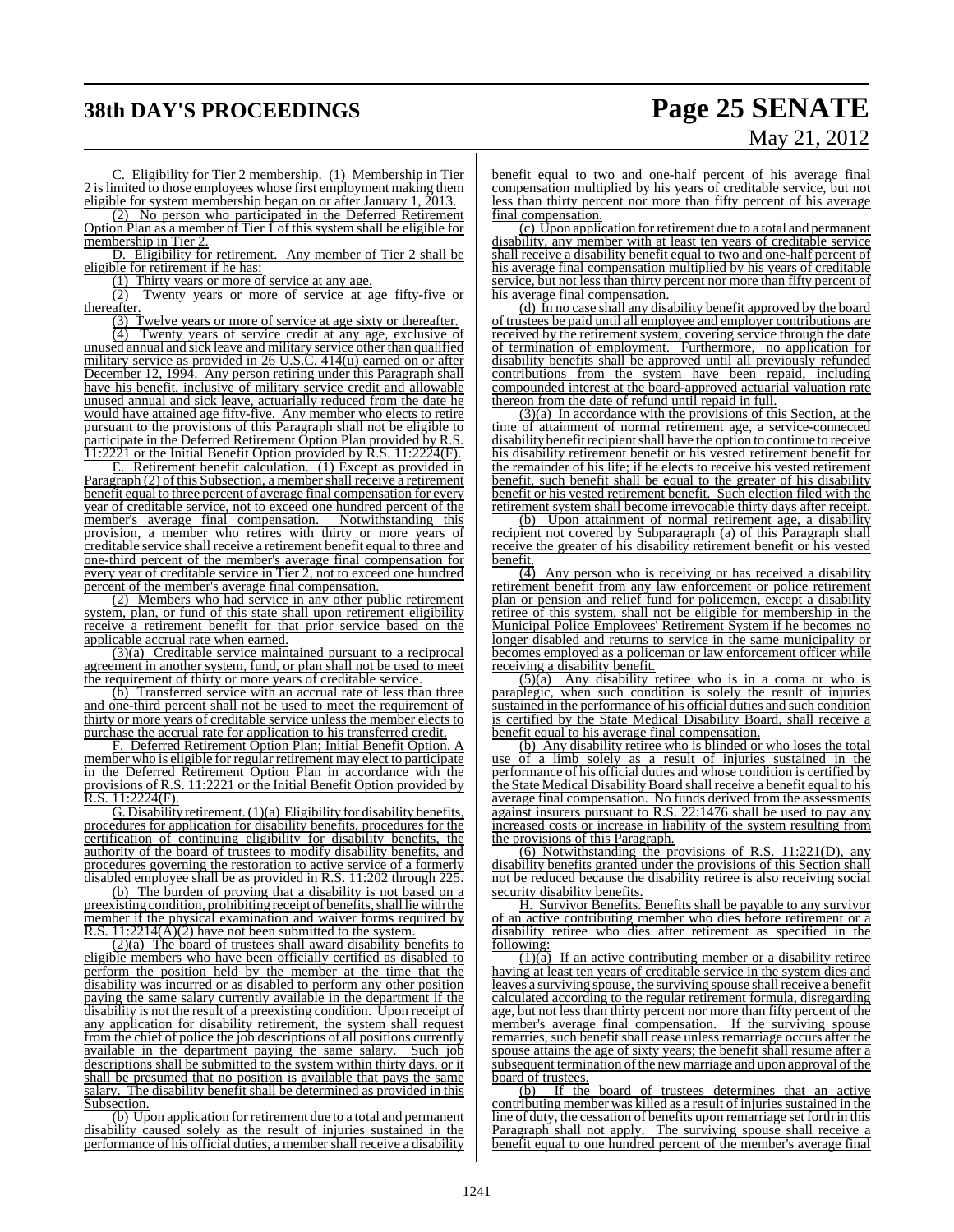C. Eligibility for Tier 2 membership. (1) Membership in Tier 2 is limited to those employees whose first employment making them eligible for system membership began on or after January 1, 2013.

(2) No person who participated in the Deferred Retirement Option Plan as a member of Tier 1 of this system shall be eligible for membership in Tier 2.

D. Eligibility for retirement. Any member of Tier 2 shall be eligible for retirement if he has:

(1) Thirty years or more of service at any age.

(2) Twenty years or more of service at age fifty-five or thereafter.

(3) Twelve years or more of service at age sixty or thereafter.

(4) Twenty years of service credit at any age, exclusive of unused annual and sick leave and military service other than qualified military service as provided in 26 U.S.C. 414(u) earned on or after December 12, 1994. Any person retiring under this Paragraph shall have his benefit, inclusive of military service credit and allowable unused annual and sick leave, actuarially reduced from the date he would have attained age fifty-five. Any member who elects to retire pursuant to the provisions of this Paragraph shall not be eligible to participate in the Deferred Retirement Option Plan provided by R.S. 11:2221 or the Initial Benefit Option provided by R.S. 11:2224(F).

E. Retirement benefit calculation. (1) Except as provided in Paragraph (2) of this Subsection, a member shall receive a retirement benefit equal to three percent of average final compensation for every year of creditable service, not to exceed one hundred percent of the member's average final compensation. Notwithstanding this provision, a member who retires with thirty or more years of creditable service shall receive a retirement benefit equal to three and one-third percent of the member's average final compensation for every year of creditable service in Tier 2, not to exceed one hundred percent of the member's average final compensation.

(2) Members who had service in any other public retirement system, plan, or fund of this state shall upon retirement eligibility receive a retirement benefit for that prior service based on the applicable accrual rate when earned.

(3)(a) Creditable service maintained pursuant to a reciprocal agreement in another system, fund, or plan shall not be used to meet the requirement of thirty or more years of creditable service.

(b) Transferred service with an accrual rate of less than three and one-third percent shall not be used to meet the requirement of thirty or more years of creditable service unless the member elects to purchase the accrual rate for application to his transferred credit.

F. Deferred Retirement Option Plan; Initial Benefit Option. A member who is eligible for regular retirement may elect to participate in the Deferred Retirement Option Plan in accordance with the provisions of R.S. 11:2221 or the Initial Benefit Option provided by R.S. 11:2224(F).

G. Disability retirement. (1)(a) Eligibility for disability benefits, procedures for application for disability benefits, procedures for the certification of continuing eligibility for disability benefits, the authority of the board of trustees to modify disability benefits, and procedures governing the restoration to active service of a formerly disabled employee shall be as provided in R.S. 11:202 through 225.

(b) The burden of proving that a disability is not based on a preexisting condition, prohibiting receipt of benefits, shall lie with the member if the physical examination and waiver forms required by R.S. 11:2214(A)(2) have not been submitted to the system.

(2)(a) The board of trustees shall award disability benefits to eligible members who have been officially certified as disabled to perform the position held by the member at the time that the disability was incurred or as disabled to perform any other position paying the same salary currently available in the department if the disability is not the result of a preexisting condition. Upon receipt of any application for disability retirement, the system shall request from the chief of police the job descriptions of all positions currently available in the department paying the same salary. Such job descriptions shall be submitted to the system within thirty days, or it shall be presumed that no position is available that pays the same salary. The disability benefit shall be determined as provided in this Subsection.

(b) Upon application for retirement due to a total and permanent disability caused solely as the result of injuries sustained in the performance of his official duties, a member shall receive a disability benefit equal to two and one-half percent of his average final compensation multiplied by his years of creditable service, but not less than thirty percent nor more than fifty percent of his average final compensation.

(c) Upon application for retirement due to a total and permanent disability, any member with at least ten years of creditable service shall receive a disability benefit equal to two and one-half percent of his average final compensation multiplied by his years of creditable service, but not less than thirty percent nor more than fifty percent of his average final compensation.

(d) In no case shall any disability benefit approved by the board of trustees be paid until all employee and employer contributions are received by the retirement system, covering service through the date of termination of employment. Furthermore, no application for disability benefits shall be approved until all previously refunded contributions from the system have been repaid, including compounded interest at the board-approved actuarial valuation rate thereon from the date of refund until repaid in full.

(3)(a) In accordance with the provisions of this Section, at the time of attainment of normal retirement age, a service-connected disability benefit recipient shall have the option to continue to receive his disability retirement benefit or his vested retirement benefit for the remainder of his life; if he elects to receive his vested retirement benefit, such benefit shall be equal to the greater of his disability benefit or his vested retirement benefit. Such election filed with the retirement system shall become irrevocable thirty days after receipt.

(b) Upon attainment of normal retirement age, a disability recipient not covered by Subparagraph (a) of this Paragraph shall receive the greater of his disability retirement benefit or his vested benefit.

(4) Any person who is receiving or has received a disability retirement benefit from any law enforcement or police retirement plan or pension and relief fund for policemen, except a disability retiree of this system, shall not be eligible for membership in the Municipal Police Employees' Retirement System if he becomes no longer disabled and returns to service in the same municipality or becomes employed as a policeman or law enforcement officer while receiving a disability benefit.

(5)(a) Any disability retiree who is in a coma or who is paraplegic, when such condition is solely the result of injuries sustained in the performance of his official duties and such condition is certified by the State Medical Disability Board, shall receive a benefit equal to his average final compensation.

(b) Any disability retiree who is blinded or who loses the total use of a limb solely as a result of injuries sustained in the performance of his official duties and whose condition is certified by the State Medical Disability Board shall receive a benefit equal to his average final compensation. No funds derived from the assessments against insurers pursuant to R.S. 22:1476 shall be used to pay any increased costs or increase in liability of the system resulting from the provisions of this Paragraph.

(6) Notwithstanding the provisions of R.S. 11:221(D), any disability benefits granted under the provisions of this Section shall not be reduced because the disability retiree is also receiving social security disability benefits.

H. Survivor Benefits. Benefits shall be payable to any survivor of an active contributing member who dies before retirement or a disability retiree who dies after retirement as specified in the following:

(1)(a) If an active contributing member or a disability retiree having at least ten years of creditable service in the system dies and leaves a surviving spouse, the surviving spouse shall receive a benefit calculated according to the regular retirement formula, disregarding age, but not less than thirty percent nor more than fifty percent of the member's average final compensation. If the surviving spouse remarries, such benefit shall cease unless remarriage occurs after the spouse attains the age of sixty years; the benefit shall resume after a subsequent termination of the new marriage and upon approval of the board of trustees.

(b) If the board of trustees determines that an active contributing member was killed as a result of injuries sustained in the line of duty, the cessation of benefits upon remarriage set forth in this Paragraph shall not apply. The surviving spouse shall receive a benefit equal to one hundred percent of the member's average final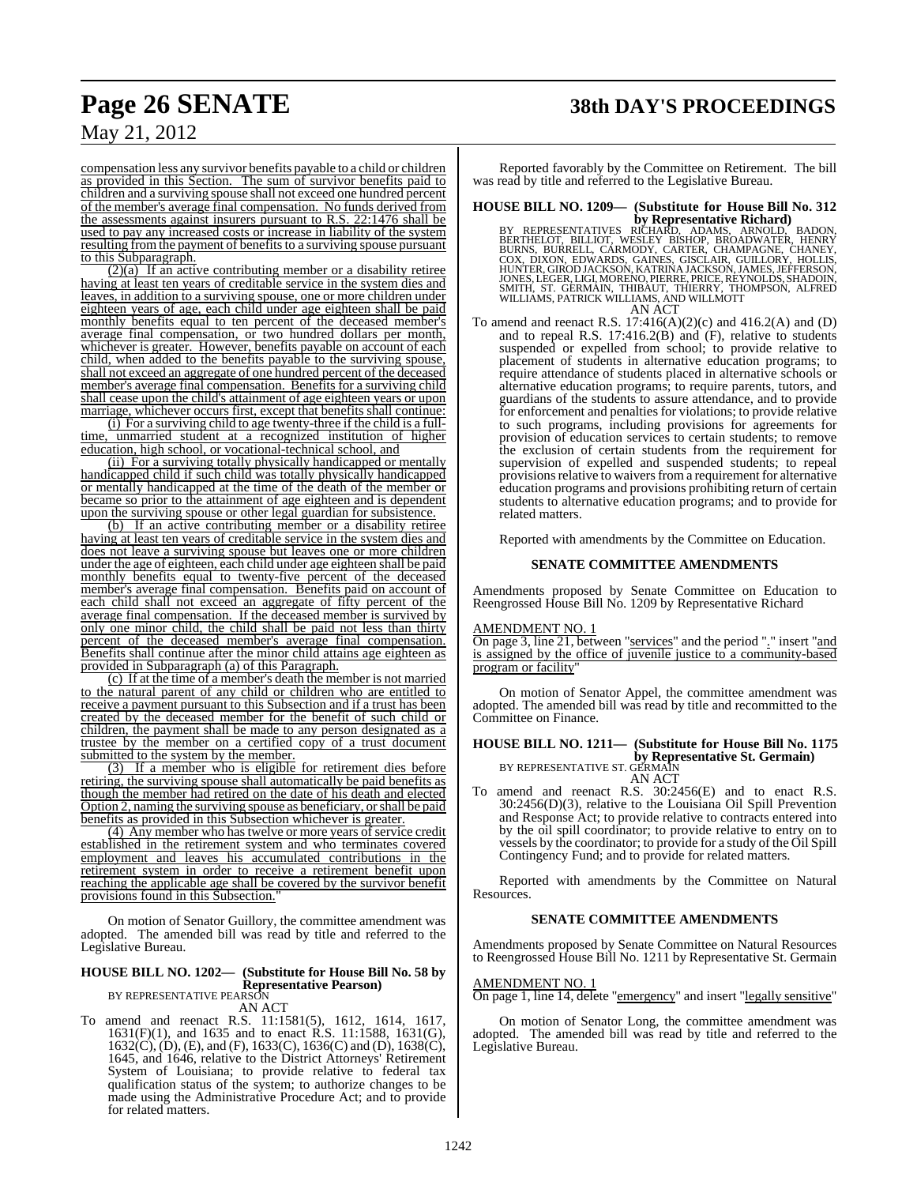compensation less any survivor benefits payable to a child or children as provided in this Section. The sum of survivor benefits paid to children and a surviving spouse shall not exceed one hundred percent of the member's average final compensation. No funds derived from the assessments against insurers pursuant to R.S. 22:1476 shall be used to pay any increased costs or increase in liability of the system resulting from the payment of benefits to a surviving spouse pursuant to this Subparagraph.

(2)(a) If an active contributing member or a disability retiree having at least ten years of creditable service in the system dies and leaves, in addition to a surviving spouse, one or more children under eighteen years of age, each child under age eighteen shall be paid monthly benefits equal to ten percent of the deceased member's average final compensation, or two hundred dollars per month, whichever is greater. However, benefits payable on account of each child, when added to the benefits payable to the surviving spouse, shall not exceed an aggregate of one hundred percent of the deceased member's average final compensation. Benefits for a surviving child shall cease upon the child's attainment of age eighteen years or upon marriage, whichever occurs first, except that benefits shall continue:

(i) For a surviving child to age twenty-three if the child is a full-time, unmarried student at a recognized institution of higher education, high school, or vocational-technical school, and

(ii) For a surviving totally physically handicapped or mentally handicapped child if such child was totally physically handicapped or mentally handicapped at the time of the death of the member or became so prior to the attainment of age eighteen and is dependent upon the surviving spouse or other legal guardian for subsistence.

(b) If an active contributing member or a disability retiree having at least ten years of creditable service in the system dies and does not leave a surviving spouse but leaves one or more children under the age of eighteen, each child under age eighteen shall be paid monthly benefits equal to twenty-five percent of the deceased member's average final compensation. Benefits paid on account of each child shall not exceed an aggregate of fifty percent of the average final compensation. If the deceased member is survived by only one minor child, the child shall be paid not less than thirty percent of the deceased member's average final compensation. Benefits shall continue after the minor child attains age eighteen as provided in Subparagraph (a) of this Paragraph.

(c) If at the time of a member's death the member is not married to the natural parent of any child or children who are entitled to receive a payment pursuant to this Subsection and if a trust has been created by the deceased member for the benefit of such child or children, the payment shall be made to any person designated as a trustee by the member on a certified copy of a trust document submitted to the system by the member.

(3) If a member who is eligible for retirement dies before retiring, the surviving spouse shall automatically be paid benefits as though the member had retired on the date of his death and elected Option 2, naming the surviving spouse as beneficiary, or shall be paid benefits as provided in this Subsection whichever is greater.

(4) Any member who has twelve or more years of service credit established in the retirement system and who terminates covered employment and leaves his accumulated contributions in the retirement system in order to receive a retirement benefit upon reaching the applicable age shall be covered by the survivor benefit provisions found in this Subsection."

On motion of Senator Guillory, the committee amendment was adopted. The amended bill was read by title and referred to the Legislative Bureau.

**HOUSE BILL NO. 1202— (Substitute for House Bill No. 58 by Representative Pearson)**
BY REPRESENTATIVE PEARSON
AN ACT

To amend and reenact R.S. 11:1581(5), 1612, 1614, 1617, 1631(F)(1), and 1635 and to enact R.S. 11:1588, 1631(G), 1632(C), (D), (E), and (F), 1633(C), 1636(C) and (D), 1638(C), 1645, and 1646, relative to the District Attorneys' Retirement System of Louisiana; to provide relative to federal tax qualification status of the system; to authorize changes to be made using the Administrative Procedure Act; and to provide for related matters.

Reported favorably by the Committee on Retirement. The bill was read by title and referred to the Legislative Bureau.

**HOUSE BILL NO. 1209— (Substitute for House Bill No. 312 by Representative Richard)**
BY REPRESENTATIVES RICHARD, ADAMS, ARNOLD, BADON, BERTHELOT, BILLIOT, WESLEY BISHOP, BROADWATER, HENRY BURNS, BURRELL, CARMODY, CARTER, CHAMPAGNE, CHANEY, COX, DIXON, EDWARDS, GAINES, GISCLAIR, GUILLORY, HOLLIS, HUNTER, GIROD JACKSON, KATRINA JACKSON, JAMES, JEFFERSON, JONES, LEGER, LIGI, MORENO, PIERRE, PRICE, REYNOLDS, SHADOIN, SMITH, ST. GERMAIN, THIBAUT, THIERRY, THOMPSON, ALFRED WILLIAMS, PATRICK WILLIAMS, AND WILLMOTT
AN ACT

To amend and reenact R.S. 17:416(A)(2)(c) and 416.2(A) and (D) and to repeal R.S. 17:416.2(B) and (F), relative to students suspended or expelled from school; to provide relative to placement of students in alternative education programs; to require attendance of students placed in alternative schools or alternative education programs; to require parents, tutors, and guardians of the students to assure attendance, and to provide for enforcement and penalties for violations; to provide relative to such programs, including provisions for agreements for provision of education services to certain students; to remove the exclusion of certain students from the requirement for supervision of expelled and suspended students; to repeal provisions relative to waivers from a requirement for alternative education programs and provisions prohibiting return of certain students to alternative education programs; and to provide for related matters.

Reported with amendments by the Committee on Education.

**SENATE COMMITTEE AMENDMENTS**

Amendments proposed by Senate Committee on Education to Reengrossed House Bill No. 1209 by Representative Richard

AMENDMENT NO. 1
On page 3, line 21, between "services" and the period "." insert "and is assigned by the office of juvenile justice to a community-based program or facility"

On motion of Senator Appel, the committee amendment was adopted. The amended bill was read by title and recommitted to the Committee on Finance.

**HOUSE BILL NO. 1211— (Substitute for House Bill No. 1175 by Representative St. Germain)**
BY REPRESENTATIVE ST. GERMAIN
AN ACT

To amend and reenact R.S. 30:2456(E) and to enact R.S. 30:2456(D)(3), relative to the Louisiana Oil Spill Prevention and Response Act; to provide relative to contracts entered into by the oil spill coordinator; to provide relative to entry on to vessels by the coordinator; to provide for a study of the Oil Spill Contingency Fund; and to provide for related matters.

Reported with amendments by the Committee on Natural Resources.

**SENATE COMMITTEE AMENDMENTS**

Amendments proposed by Senate Committee on Natural Resources to Reengrossed House Bill No. 1211 by Representative St. Germain

AMENDMENT NO. 1
On page 1, line 14, delete "emergency" and insert "legally sensitive"

On motion of Senator Long, the committee amendment was adopted. The amended bill was read by title and referred to the Legislative Bureau.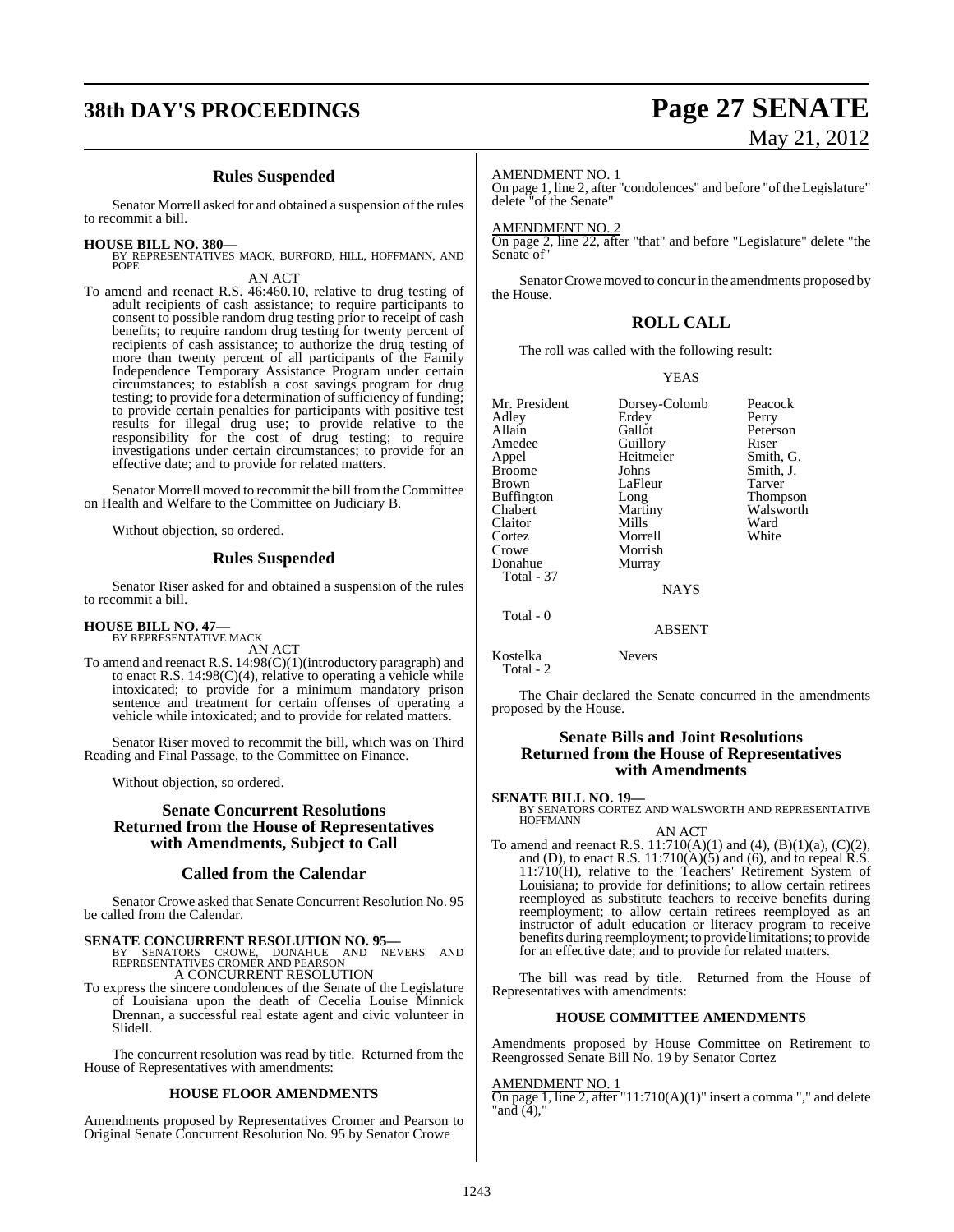## Rules Suspended

Senator Morrell asked for and obtained a suspension of the rules to recommit a bill.

**HOUSE BILL NO. 380—**
BY REPRESENTATIVES MACK, BURFORD, HILL, HOFFMANN, AND POPE
AN ACT

To amend and reenact R.S. 46:460.10, relative to drug testing of adult recipients of cash assistance; to require participants to consent to possible random drug testing prior to receipt of cash benefits; to require random drug testing for twenty percent of recipients of cash assistance; to authorize the drug testing of more than twenty percent of all participants of the Family Independence Temporary Assistance Program under certain circumstances; to establish a cost savings program for drug testing; to provide for a determination of sufficiency of funding; to provide certain penalties for participants with positive test results for illegal drug use; to provide relative to the responsibility for the cost of drug testing; to require investigations under certain circumstances; to provide for an effective date; and to provide for related matters.

Senator Morrell moved to recommit the bill from the Committee on Health and Welfare to the Committee on Judiciary B.

Without objection, so ordered.

## Rules Suspended

Senator Riser asked for and obtained a suspension of the rules to recommit a bill.

**HOUSE BILL NO. 47—**
BY REPRESENTATIVE MACK
AN ACT

To amend and reenact R.S. 14:98(C)(1)(introductory paragraph) and to enact R.S. 14:98(C)(4), relative to operating a vehicle while intoxicated; to provide for a minimum mandatory prison sentence and treatment for certain offenses of operating a vehicle while intoxicated; and to provide for related matters.

Senator Riser moved to recommit the bill, which was on Third Reading and Final Passage, to the Committee on Finance.

Without objection, so ordered.

## Senate Concurrent Resolutions Returned from the House of Representatives with Amendments, Subject to Call

## Called from the Calendar

Senator Crowe asked that Senate Concurrent Resolution No. 95 be called from the Calendar.

**SENATE CONCURRENT RESOLUTION NO. 95—**
BY SENATORS CROWE, DONAHUE AND NEVERS AND REPRESENTATIVES CROMER AND PEARSON
A CONCURRENT RESOLUTION

To express the sincere condolences of the Senate of the Legislature of Louisiana upon the death of Cecelia Louise Minnick Drennan, a successful real estate agent and civic volunteer in Slidell.

The concurrent resolution was read by title. Returned from the House of Representatives with amendments:

### HOUSE FLOOR AMENDMENTS

Amendments proposed by Representatives Cromer and Pearson to Original Senate Concurrent Resolution No. 95 by Senator Crowe

AMENDMENT NO. 1
On page 1, line 2, after "condolences" and before "of the Legislature" delete "of the Senate"

AMENDMENT NO. 2
On page 2, line 22, after "that" and before "Legislature" delete "the Senate of"

Senator Crowe moved to concur in the amendments proposed by the House.

## ROLL CALL

The roll was called with the following result:

YEAS

| | | |
|---|---|---|
| Mr. President | Dorsey-Colomb | Peacock |
| Adley | Erdey | Perry |
| Allain | Gallot | Peterson |
| Amedee | Guillory | Riser |
| Appel | Heitmeier | Smith, G. |
| Broome | Johns | Smith, J. |
| Brown | LaFleur | Tarver |
| Buffington | Long | Thompson |
| Chabert | Martiny | Walsworth |
| Claitor | Mills | Ward |
| Cortez | Morrell | White |
| Crowe | Morrish | |
| Donahue | Murray | |

Total - 37

NAYS

Total - 0

ABSENT

| | |
|---|---|
| Kostelka | Nevers |

Total - 2

The Chair declared the Senate concurred in the amendments proposed by the House.

## Senate Bills and Joint Resolutions Returned from the House of Representatives with Amendments

**SENATE BILL NO. 19—**
BY SENATORS CORTEZ AND WALSWORTH AND REPRESENTATIVE HOFFMANN
AN ACT

To amend and reenact R.S. 11:710(A)(1) and (4), (B)(1)(a), (C)(2), and (D), to enact R.S. 11:710(A)(5) and (6), and to repeal R.S. 11:710(H), relative to the Teachers' Retirement System of Louisiana; to provide for definitions; to allow certain retirees reemployed as substitute teachers to receive benefits during reemployment; to allow certain retirees reemployed as an instructor of adult education or literacy program to receive benefits during reemployment; to provide limitations; to provide for an effective date; and to provide for related matters.

The bill was read by title. Returned from the House of Representatives with amendments:

### HOUSE COMMITTEE AMENDMENTS

Amendments proposed by House Committee on Retirement to Reengrossed Senate Bill No. 19 by Senator Cortez

AMENDMENT NO. 1
On page 1, line 2, after "11:710(A)(1)" insert a comma "," and delete "and (4),"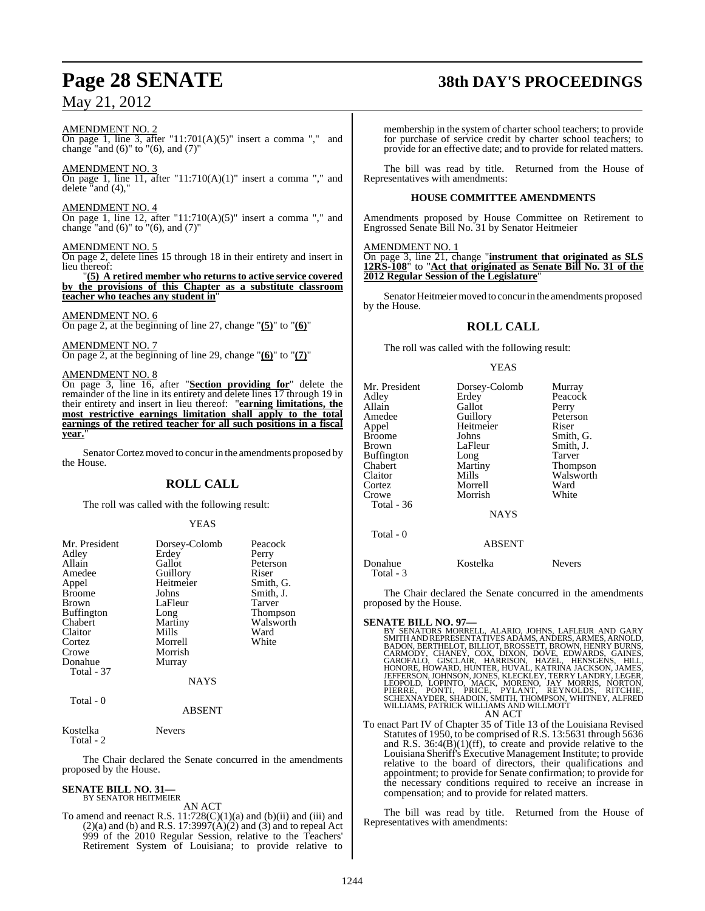AMENDMENT NO. 2

On page 1, line 3, after "11:701(A)(5)" insert a comma "," and change "and (6)" to "(6), and (7)"

AMENDMENT NO. 3

On page 1, line 11, after "11:710(A)(1)" insert a comma "," and delete "and (4),"

AMENDMENT NO. 4

On page 1, line 12, after "11:710(A)(5)" insert a comma "," and change "and (6)" to "(6), and (7)"

AMENDMENT NO. 5

On page 2, delete lines 15 through 18 in their entirety and insert in lieu thereof:

"**(5) A retired member who returns to active service covered by the provisions of this Chapter as a substitute classroom teacher who teaches any student in**"

AMENDMENT NO. 6

On page 2, at the beginning of line 27, change "**(5)**" to "**(6)**"

AMENDMENT NO. 7

On page 2, at the beginning of line 29, change "**(6)**" to "**(7)**"

AMENDMENT NO. 8

On page 3, line 16, after "**Section providing for**" delete the remainder of the line in its entirety and delete lines 17 through 19 in their entirety and insert in lieu thereof: "**earning limitations, the most restrictive earnings limitation shall apply to the total earnings of the retired teacher for all such positions in a fiscal year.**"

Senator Cortez moved to concur in the amendments proposed by the House.

## ROLL CALL

The roll was called with the following result:

YEAS

| | | |
|---|---|---|
| Mr. President | Dorsey-Colomb | Peacock |
| Adley | Erdey | Perry |
| Allain | Gallot | Peterson |
| Amedee | Guillory | Riser |
| Appel | Heitmeier | Smith, G. |
| Broome | Johns | Smith, J. |
| Brown | LaFleur | Tarver |
| Buffington | Long | Thompson |
| Chabert | Martiny | Walsworth |
| Claitor | Mills | Ward |
| Cortez | Morrell | White |
| Crowe | Morrish | |
| Donahue | Murray | |
| Total - 37 | | |

NAYS

Total - 0

ABSENT

| | |
|---|---|
| Kostelka | Nevers |
| Total - 2 | |

The Chair declared the Senate concurred in the amendments proposed by the House.

**SENATE BILL NO. 31—**
BY SENATOR HEITMEIER

AN ACT

To amend and reenact R.S. 11:728(C)(1)(a) and (b)(ii) and (iii) and (2)(a) and (b) and R.S. 17:3997(A)(2) and (3) and to repeal Act 999 of the 2010 Regular Session, relative to the Teachers' Retirement System of Louisiana; to provide relative to membership in the system of charter school teachers; to provide for purchase of service credit by charter school teachers; to provide for an effective date; and to provide for related matters.

The bill was read by title. Returned from the House of Representatives with amendments:

### HOUSE COMMITTEE AMENDMENTS

Amendments proposed by House Committee on Retirement to Engrossed Senate Bill No. 31 by Senator Heitmeier

AMENDMENT NO. 1

On page 3, line 21, change "**instrument that originated as SLS 12RS-108**" to "**Act that originated as Senate Bill No. 31 of the 2012 Regular Session of the Legislature**"

Senator Heitmeier moved to concur in the amendments proposed by the House.

## ROLL CALL

The roll was called with the following result:

YEAS

| | | |
|---|---|---|
| Mr. President | Dorsey-Colomb | Murray |
| Adley | Erdey | Peacock |
| Allain | Gallot | Perry |
| Amedee | Guillory | Peterson |
| Appel | Heitmeier | Riser |
| Broome | Johns | Smith, G. |
| Brown | LaFleur | Smith, J. |
| Buffington | Long | Tarver |
| Chabert | Martiny | Thompson |
| Claitor | Mills | Walsworth |
| Cortez | Morrell | Ward |
| Crowe | Morrish | White |
| Total - 36 | | |

NAYS

Total - 0

ABSENT

| | | |
|---|---|---|
| Donahue | Kostelka | Nevers |
| Total - 3 | | |

The Chair declared the Senate concurred in the amendments proposed by the House.

**SENATE BILL NO. 97—**
BY SENATORS MORRELL, ALARIO, JOHNS, LAFLEUR AND GARY SMITH AND REPRESENTATIVES ADAMS, ANDERS, ARMES, ARNOLD, BADON, BERTHELOT, BILLIOT, BROSSETT, BROWN, HENRY BURNS, CARMODY, CHANEY, COX, DIXON, DOVE, EDWARDS, GAINES, GAROFALO, GISCLAIR, HARRISON, HAZEL, HENSGENS, HILL, HONORE, HOWARD, HUNTER, HUVAL, KATRINA JACKSON, JAMES, JEFFERSON, JOHNSON, JONES, KLECKLEY, TERRY LANDRY, LEGER, LEOPOLD, LOPINTO, MACK, MORENO, JAY MORRIS, NORTON, PIERRE, PONTI, PRICE, PYLANT, REYNOLDS, RITCHIE, SCHEXNAYDER, SHADOIN, SMITH, THOMPSON, WHITNEY, ALFRED WILLIAMS, PATRICK WILLIAMS AND WILLMOTT

AN ACT

To enact Part IV of Chapter 35 of Title 13 of the Louisiana Revised Statutes of 1950, to be comprised of R.S. 13:5631 through 5636 and R.S. 36:4(B)(1)(ff), to create and provide relative to the Louisiana Sheriff's Executive Management Institute; to provide relative to the board of directors, their qualifications and appointment; to provide for Senate confirmation; to provide for the necessary conditions required to receive an increase in compensation; and to provide for related matters.

The bill was read by title. Returned from the House of Representatives with amendments: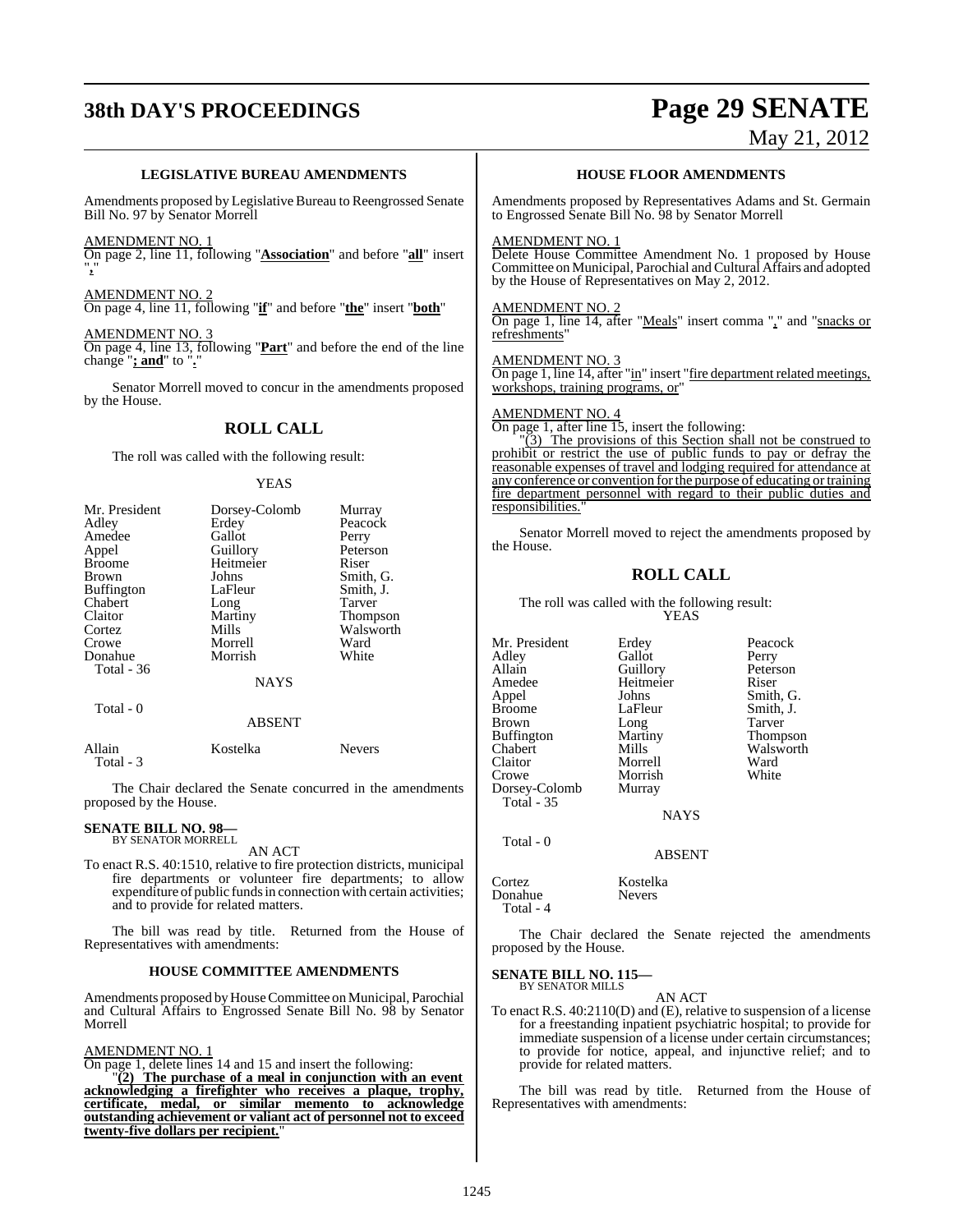### LEGISLATIVE BUREAU AMENDMENTS

Amendments proposed by Legislative Bureau to Reengrossed Senate Bill No. 97 by Senator Morrell

AMENDMENT NO. 1

On page 2, line 11, following "**Association**" and before "**all**" insert "**,**"

AMENDMENT NO. 2

On page 4, line 11, following "**if**" and before "**the**" insert "**both**"

AMENDMENT NO. 3

On page 4, line 13, following "**Part**" and before the end of the line change "**; and**" to "**.**"

Senator Morrell moved to concur in the amendments proposed by the House.

## ROLL CALL

The roll was called with the following result:

YEAS

| | | |
|---|---|---|
| Mr. President | Dorsey-Colomb | Murray |
| Adley | Erdey | Peacock |
| Amedee | Gallot | Perry |
| Appel | Guillory | Peterson |
| Broome | Heitmeier | Riser |
| Brown | Johns | Smith, G. |
| Buffington | LaFleur | Smith, J. |
| Chabert | Long | Tarver |
| Claitor | Martiny | Thompson |
| Cortez | Mills | Walsworth |
| Crowe | Morrell | Ward |
| Donahue | Morrish | White |

Total - 36

NAYS

Total - 0

ABSENT

| | | |
|---|---|---|
| Allain | Kostelka | Nevers |

Total - 3

The Chair declared the Senate concurred in the amendments proposed by the House.

**SENATE BILL NO. 98—**
BY SENATOR MORRELL

AN ACT

To enact R.S. 40:1510, relative to fire protection districts, municipal fire departments or volunteer fire departments; to allow expenditure of public funds in connection with certain activities; and to provide for related matters.

The bill was read by title. Returned from the House of Representatives with amendments:

### HOUSE COMMITTEE AMENDMENTS

Amendments proposed by House Committee on Municipal, Parochial and Cultural Affairs to Engrossed Senate Bill No. 98 by Senator Morrell

AMENDMENT NO. 1

On page 1, delete lines 14 and 15 and insert the following:

"**(2) The purchase of a meal in conjunction with an event acknowledging a firefighter who receives a plaque, trophy, certificate, medal, or similar memento to acknowledge outstanding achievement or valiant act of personnel not to exceed twenty-five dollars per recipient.**"

### HOUSE FLOOR AMENDMENTS

Amendments proposed by Representatives Adams and St. Germain to Engrossed Senate Bill No. 98 by Senator Morrell

AMENDMENT NO. 1

Delete House Committee Amendment No. 1 proposed by House Committee on Municipal, Parochial and Cultural Affairs and adopted by the House of Representatives on May 2, 2012.

AMENDMENT NO. 2

On page 1, line 14, after "Meals" insert comma "," and "snacks or refreshments"

AMENDMENT NO. 3

On page 1, line 14, after "in" insert "fire department related meetings, workshops, training programs, or"

AMENDMENT NO. 4

On page 1, after line 15, insert the following:

"(3) The provisions of this Section shall not be construed to prohibit or restrict the use of public funds to pay or defray the reasonable expenses of travel and lodging required for attendance at any conference or convention for the purpose of educating or training fire department personnel with regard to their public duties and responsibilities."

Senator Morrell moved to reject the amendments proposed by the House.

## ROLL CALL

The roll was called with the following result:

YEAS

| | | |
|---|---|---|
| Mr. President | Erdey | Peacock |
| Adley | Gallot | Perry |
| Allain | Guillory | Peterson |
| Amedee | Heitmeier | Riser |
| Appel | Johns | Smith, G. |
| Broome | LaFleur | Smith, J. |
| Brown | Long | Tarver |
| Buffington | Martiny | Thompson |
| Chabert | Mills | Walsworth |
| Claitor | Morrell | Ward |
| Crowe | Morrish | White |
| Dorsey-Colomb | Murray | |

Total - 35

NAYS

Total - 0

ABSENT

| | |
|---|---|
| Cortez | Kostelka |
| Donahue | Nevers |

Total - 4

The Chair declared the Senate rejected the amendments proposed by the House.

**SENATE BILL NO. 115—**
BY SENATOR MILLS

AN ACT

To enact R.S. 40:2110(D) and (E), relative to suspension of a license for a freestanding inpatient psychiatric hospital; to provide for immediate suspension of a license under certain circumstances; to provide for notice, appeal, and injunctive relief; and to provide for related matters.

The bill was read by title. Returned from the House of Representatives with amendments: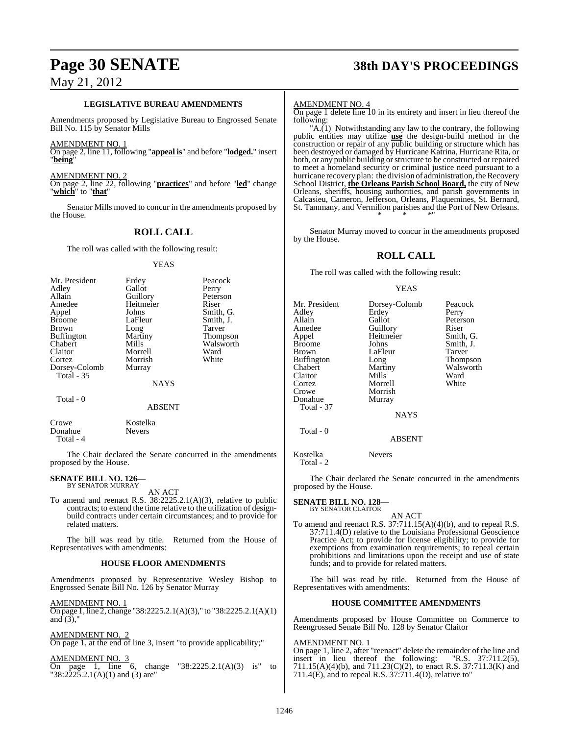### LEGISLATIVE BUREAU AMENDMENTS

Amendments proposed by Legislative Bureau to Engrossed Senate Bill No. 115 by Senator Mills

AMENDMENT NO. 1
On page 2, line 11, following "**appeal is**" and before "**lodged.**" insert "**being**"

AMENDMENT NO. 2
On page 2, line 22, following "**practices**" and before "**led**" change "**which**" to "**that**"

Senator Mills moved to concur in the amendments proposed by the House.

## ROLL CALL

The roll was called with the following result:

YEAS

| | | |
|---|---|---|
| Mr. President | Erdey | Peacock |
| Adley | Gallot | Perry |
| Allain | Guillory | Peterson |
| Amedee | Heitmeier | Riser |
| Appel | Johns | Smith, G. |
| Broome | LaFleur | Smith, J. |
| Brown | Long | Tarver |
| Buffington | Martiny | Thompson |
| Chabert | Mills | Walsworth |
| Claitor | Morrell | Ward |
| Cortez | Morrish | White |
| Dorsey-Colomb | Murray | |

Total - 35

NAYS

Total - 0

ABSENT

| | |
|---|---|
| Crowe | Kostelka |
| Donahue | Nevers |

Total - 4

The Chair declared the Senate concurred in the amendments proposed by the House.

**SENATE BILL NO. 126—**
BY SENATOR MURRAY

AN ACT

To amend and reenact R.S. 38:2225.2.1(A)(3), relative to public contracts; to extend the time relative to the utilization of design-build contracts under certain circumstances; and to provide for related matters.

The bill was read by title. Returned from the House of Representatives with amendments:

### HOUSE FLOOR AMENDMENTS

Amendments proposed by Representative Wesley Bishop to Engrossed Senate Bill No. 126 by Senator Murray

AMENDMENT NO. 1
On page 1, line 2, change "38:2225.2.1(A)(3)," to "38:2225.2.1(A)(1) and (3),"

AMENDMENT NO. 2
On page 1, at the end of line 3, insert "to provide applicability;"

AMENDMENT NO. 3
On page 1, line 6, change "38:2225.2.1(A)(3) is" to "38:2225.2.1(A)(1) and (3) are"

AMENDMENT NO. 4
On page 1 delete line 10 in its entirety and insert in lieu thereof the following:

"A.(1) Notwithstanding any law to the contrary, the following public entities may ~~utilize~~ **use** the design-build method in the construction or repair of any public building or structure which has been destroyed or damaged by Hurricane Katrina, Hurricane Rita, or both, or any public building or structure to be constructed or repaired to meet a homeland security or criminal justice need pursuant to a hurricane recovery plan: the division of administration, the Recovery School District, **the Orleans Parish School Board,** the city of New Orleans, sheriffs, housing authorities, and parish governments in Calcasieu, Cameron, Jefferson, Orleans, Plaquemines, St. Bernard, St. Tammany, and Vermilion parishes and the Port of New Orleans.

\* \* \*"

Senator Murray moved to concur in the amendments proposed by the House.

## ROLL CALL

The roll was called with the following result:

YEAS

| | | |
|---|---|---|
| Mr. President | Dorsey-Colomb | Peacock |
| Adley | Erdey | Perry |
| Allain | Gallot | Peterson |
| Amedee | Guillory | Riser |
| Appel | Heitmeier | Smith, G. |
| Broome | Johns | Smith, J. |
| Brown | LaFleur | Tarver |
| Buffington | Long | Thompson |
| Chabert | Martiny | Walsworth |
| Claitor | Mills | Ward |
| Cortez | Morrell | White |
| Crowe | Morrish | |
| Donahue | Murray | |

Total - 37

NAYS

Total - 0

ABSENT

| | |
|---|---|
| Kostelka | Nevers |

Total - 2

The Chair declared the Senate concurred in the amendments proposed by the House.

**SENATE BILL NO. 128—**
BY SENATOR CLAITOR

AN ACT

To amend and reenact R.S. 37:711.15(A)(4)(b), and to repeal R.S. 37:711.4(D) relative to the Louisiana Professional Geoscience Practice Act; to provide for license eligibility; to provide for exemptions from examination requirements; to repeal certain prohibitions and limitations upon the receipt and use of state funds; and to provide for related matters.

The bill was read by title. Returned from the House of Representatives with amendments:

### HOUSE COMMITTEE AMENDMENTS

Amendments proposed by House Committee on Commerce to Reengrossed Senate Bill No. 128 by Senator Claitor

AMENDMENT NO. 1
On page 1, line 2, after "reenact" delete the remainder of the line and insert in lieu thereof the following: "R.S. 37:711.2(5), 711.15(A)(4)(b), and 711.23(C)(2), to enact R.S. 37:711.3(K) and 711.4(E), and to repeal R.S. 37:711.4(D), relative to"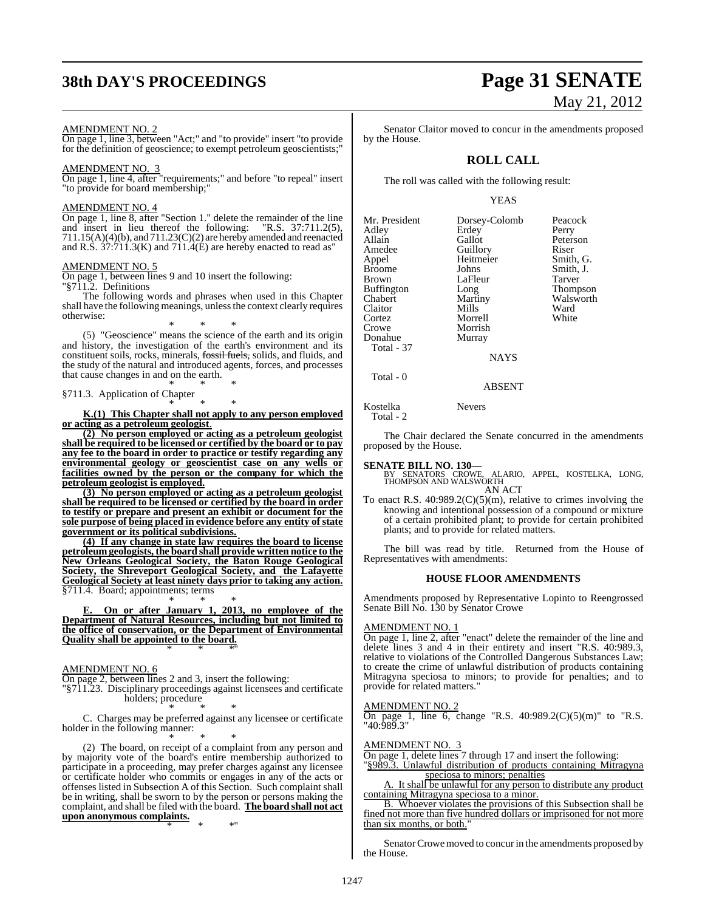AMENDMENT NO. 2

On page 1, line 3, between "Act;" and "to provide" insert "to provide for the definition of geoscience; to exempt petroleum geoscientists;"

AMENDMENT NO. 3

On page 1, line 4, after "requirements;" and before "to repeal" insert "to provide for board membership;"

AMENDMENT NO. 4

On page 1, line 8, after "Section 1." delete the remainder of the line and insert in lieu thereof the following: "R.S. 37:711.2(5), 711.15(A)(4)(b), and 711.23(C)(2) are hereby amended and reenacted and R.S. 37:711.3(K) and 711.4(E) are hereby enacted to read as"

AMENDMENT NO. 5

On page 1, between lines 9 and 10 insert the following:

"§711.2. Definitions

The following words and phrases when used in this Chapter shall have the following meanings, unless the context clearly requires otherwise:

\* \* \*

(5) "Geoscience" means the science of the earth and its origin and history, the investigation of the earth's environment and its constituent soils, rocks, minerals, ~~fossil fuels,~~ solids, and fluids, and the study of the natural and introduced agents, forces, and processes that cause changes in and on the earth.

\* \* \*

§711.3. Application of Chapter

\* \* \*

**K.(1) This Chapter shall not apply to any person employed or acting as a petroleum geologist.**

**(2) No person employed or acting as a petroleum geologist shall be required to be licensed or certified by the board or to pay any fee to the board in order to practice or testify regarding any environmental geology or geoscientist case on any wells or facilities owned by the person or the company for which the petroleum geologist is employed.**

**(3) No person employed or acting as a petroleum geologist shall be required to be licensed or certified by the board in order to testify or prepare and present an exhibit or document for the sole purpose of being placed in evidence before any entity of state government or its political subdivisions.**

**(4) If any change in state law requires the board to license petroleum geologists, the board shall provide written notice to the New Orleans Geological Society, the Baton Rouge Geological Society, the Shreveport Geological Society, and the Lafayette Geological Society at least ninety days prior to taking any action.**

§711.4. Board; appointments; terms

\* \* \*

**E. On or after January 1, 2013, no employee of the Department of Natural Resources, including but not limited to the office of conservation, or the Department of Environmental Quality shall be appointed to the board.**

\* \* \*"

AMENDMENT NO. 6

On page 2, between lines 2 and 3, insert the following:

"§711.23. Disciplinary proceedings against licensees and certificate holders; procedure

\* \* \*

C. Charges may be preferred against any licensee or certificate holder in the following manner:

\* \* \*

(2) The board, on receipt of a complaint from any person and by majority vote of the board's entire membership authorized to participate in a proceeding, may prefer charges against any licensee or certificate holder who commits or engages in any of the acts or offenses listed in Subsection A of this Section. Such complaint shall be in writing, shall be sworn to by the person or persons making the complaint, and shall be filed with the board. **The board shall not act upon anonymous complaints.**

\* \* \*"

Senator Claitor moved to concur in the amendments proposed by the House.

## ROLL CALL

The roll was called with the following result:

YEAS

| | | |
|---|---|---|
| Mr. President | Dorsey-Colomb | Peacock |
| Adley | Erdey | Perry |
| Allain | Gallot | Peterson |
| Amedee | Guillory | Riser |
| Appel | Heitmeier | Smith, G. |
| Broome | Johns | Smith, J. |
| Brown | LaFleur | Tarver |
| Buffington | Long | Thompson |
| Chabert | Martiny | Walsworth |
| Claitor | Mills | Ward |
| Cortez | Morrell | White |
| Crowe | Morrish | |
| Donahue | Murray | |

Total - 37

NAYS

Total - 0

ABSENT

| | |
|---|---|
| Kostelka | Nevers |

Total - 2

The Chair declared the Senate concurred in the amendments proposed by the House.

**SENATE BILL NO. 130—**

BY SENATORS CROWE, ALARIO, APPEL, KOSTELKA, LONG, THOMPSON AND WALSWORTH

AN ACT

To enact R.S. 40:989.2(C)(5)(m), relative to crimes involving the knowing and intentional possession of a compound or mixture of a certain prohibited plant; to provide for certain prohibited plants; and to provide for related matters.

The bill was read by title. Returned from the House of Representatives with amendments:

### HOUSE FLOOR AMENDMENTS

Amendments proposed by Representative Lopinto to Reengrossed Senate Bill No. 130 by Senator Crowe

AMENDMENT NO. 1

On page 1, line 2, after "enact" delete the remainder of the line and delete lines 3 and 4 in their entirety and insert "R.S. 40:989.3, relative to violations of the Controlled Dangerous Substances Law; to create the crime of unlawful distribution of products containing Mitragyna speciosa to minors; to provide for penalties; and to provide for related matters."

AMENDMENT NO. 2

On page 1, line 6, change "R.S. 40:989.2(C)(5)(m)" to "R.S. "40:989.3"

AMENDMENT NO. 3

On page 1, delete lines 7 through 17 and insert the following:

"§989.3. Unlawful distribution of products containing Mitragyna speciosa to minors; penalties

A. It shall be unlawful for any person to distribute any product containing Mitragyna speciosa to a minor.

B. Whoever violates the provisions of this Subsection shall be fined not more than five hundred dollars or imprisoned for not more than six months, or both."

Senator Crowe moved to concur in the amendments proposed by the House.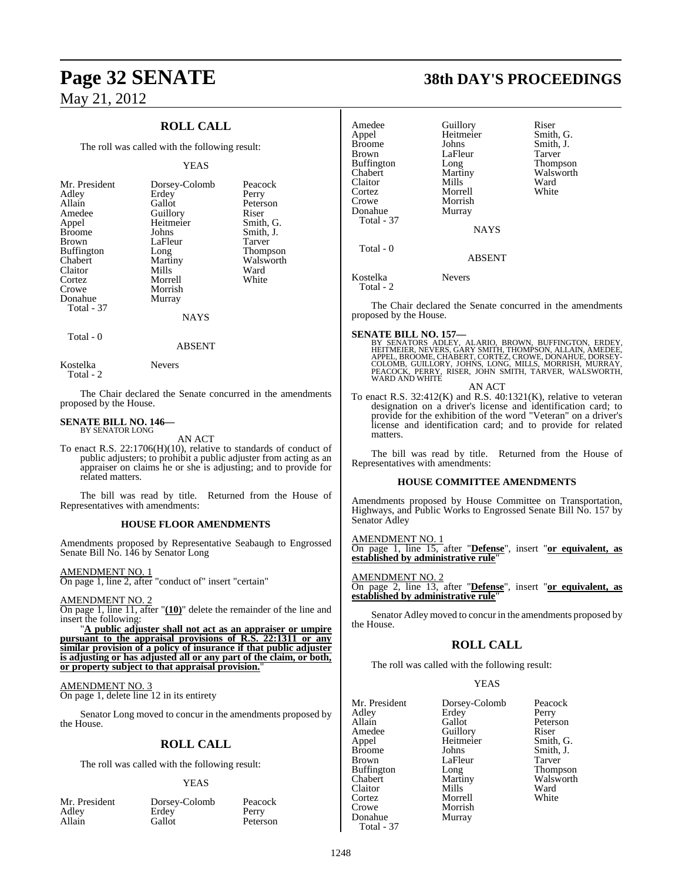## ROLL CALL

The roll was called with the following result:

YEAS

| | | |
|---|---|---|
| Mr. President | Dorsey-Colomb | Peacock |
| Adley | Erdey | Perry |
| Allain | Gallot | Peterson |
| Amedee | Guillory | Riser |
| Appel | Heitmeier | Smith, G. |
| Broome | Johns | Smith, J. |
| Brown | LaFleur | Tarver |
| Buffington | Long | Thompson |
| Chabert | Martiny | Walsworth |
| Claitor | Mills | Ward |
| Cortez | Morrell | White |
| Crowe | Morrish | |
| Donahue | Murray | |
| Total - 37 | | |

NAYS

Total - 0

ABSENT

| | |
|---|---|
| Kostelka | Nevers |
| Total - 2 | |

The Chair declared the Senate concurred in the amendments proposed by the House.

**SENATE BILL NO. 146—**
BY SENATOR LONG

AN ACT

To enact R.S. 22:1706(H)(10), relative to standards of conduct of public adjusters; to prohibit a public adjuster from acting as an appraiser on claims he or she is adjusting; and to provide for related matters.

The bill was read by title. Returned from the House of Representatives with amendments:

### HOUSE FLOOR AMENDMENTS

Amendments proposed by Representative Seabaugh to Engrossed Senate Bill No. 146 by Senator Long

AMENDMENT NO. 1
On page 1, line 2, after "conduct of" insert "certain"

AMENDMENT NO. 2
On page 1, line 11, after "**(10)**" delete the remainder of the line and insert the following:

"**A public adjuster shall not act as an appraiser or umpire pursuant to the appraisal provisions of R.S. 22:1311 or any similar provision of a policy of insurance if that public adjuster is adjusting or has adjusted all or any part of the claim, or both, or property subject to that appraisal provision.**"

AMENDMENT NO. 3
On page 1, delete line 12 in its entirety

Senator Long moved to concur in the amendments proposed by the House.

## ROLL CALL

The roll was called with the following result:

YEAS

| | | |
|---|---|---|
| Mr. President | Dorsey-Colomb | Peacock |
| Adley | Erdey | Perry |
| Allain | Gallot | Peterson |
| Amedee | Guillory | Riser |
| Appel | Heitmeier | Smith, G. |
| Broome | Johns | Smith, J. |
| Brown | LaFleur | Tarver |
| Buffington | Long | Thompson |
| Chabert | Martiny | Walsworth |
| Claitor | Mills | Ward |
| Cortez | Morrell | White |
| Crowe | Morrish | |
| Donahue | Murray | |
| Total - 37 | | |

NAYS

Total - 0

ABSENT

| | |
|---|---|
| Kostelka | Nevers |
| Total - 2 | |

The Chair declared the Senate concurred in the amendments proposed by the House.

**SENATE BILL NO. 157—**
BY SENATORS ADLEY, ALARIO, BROWN, BUFFINGTON, ERDEY, HEITMEIER, NEVERS, GARY SMITH, THOMPSON, ALLAIN, AMEDEE, APPEL, BROOME, CHABERT, CORTEZ, CROWE, DONAHUE, DORSEY-COLOMB, GUILLORY, JOHNS, LONG, MILLS, MORRISH, MURRAY, PEACOCK, PERRY, RISER, JOHN SMITH, TARVER, WALSWORTH, WARD AND WHITE

AN ACT

To enact R.S. 32:412(K) and R.S. 40:1321(K), relative to veteran designation on a driver's license and identification card; to provide for the exhibition of the word "Veteran" on a driver's license and identification card; and to provide for related matters.

The bill was read by title. Returned from the House of Representatives with amendments:

### HOUSE COMMITTEE AMENDMENTS

Amendments proposed by House Committee on Transportation, Highways, and Public Works to Engrossed Senate Bill No. 157 by Senator Adley

AMENDMENT NO. 1
On page 1, line 15, after "**Defense**", insert "**or equivalent, as established by administrative rule**"

AMENDMENT NO. 2
On page 2, line 13, after "**Defense**", insert "**or equivalent, as established by administrative rule**"

Senator Adley moved to concur in the amendments proposed by the House.

## ROLL CALL

The roll was called with the following result:

YEAS

| | | |
|---|---|---|
| Mr. President | Dorsey-Colomb | Peacock |
| Adley | Erdey | Perry |
| Allain | Gallot | Peterson |
| Amedee | Guillory | Riser |
| Appel | Heitmeier | Smith, G. |
| Broome | Johns | Smith, J. |
| Brown | LaFleur | Tarver |
| Buffington | Long | Thompson |
| Chabert | Martiny | Walsworth |
| Claitor | Mills | Ward |
| Cortez | Morrell | White |
| Crowe | Morrish | |
| Donahue | Murray | |
| Total - 37 | | |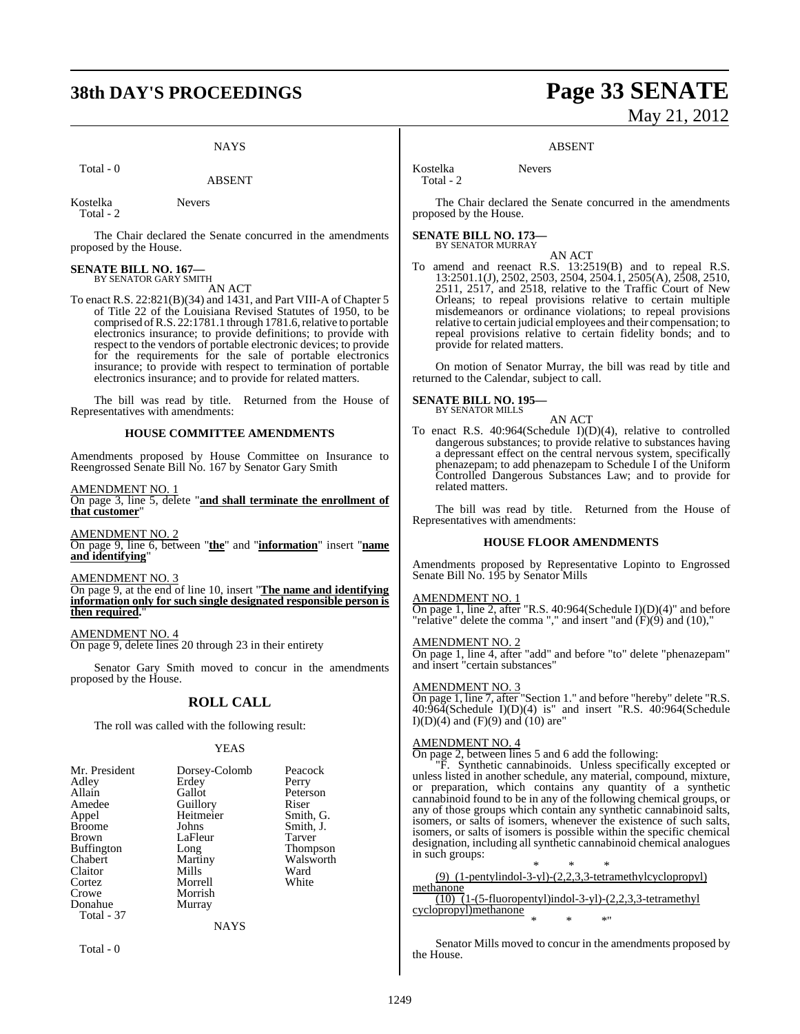NAYS

Total - 0

ABSENT

Kostelka Nevers
Total - 2

The Chair declared the Senate concurred in the amendments proposed by the House.

**SENATE BILL NO. 167—**
BY SENATOR GARY SMITH

AN ACT

To enact R.S. 22:821(B)(34) and 1431, and Part VIII-A of Chapter 5 of Title 22 of the Louisiana Revised Statutes of 1950, to be comprised of R.S. 22:1781.1 through 1781.6, relative to portable electronics insurance; to provide definitions; to provide with respect to the vendors of portable electronic devices; to provide for the requirements for the sale of portable electronics insurance; to provide with respect to termination of portable electronics insurance; and to provide for related matters.

The bill was read by title. Returned from the House of Representatives with amendments:

**HOUSE COMMITTEE AMENDMENTS**

Amendments proposed by House Committee on Insurance to Reengrossed Senate Bill No. 167 by Senator Gary Smith

AMENDMENT NO. 1
On page 3, line 5, delete "**and shall terminate the enrollment of that customer**"

AMENDMENT NO. 2
On page 9, line 6, between "**the**" and "**information**" insert "**name and identifying**"

AMENDMENT NO. 3
On page 9, at the end of line 10, insert "**The name and identifying information only for such single designated responsible person is then required.**"

AMENDMENT NO. 4
On page 9, delete lines 20 through 23 in their entirety

Senator Gary Smith moved to concur in the amendments proposed by the House.

## ROLL CALL

The roll was called with the following result:

YEAS

| | | |
|---|---|---|
| Mr. President | Dorsey-Colomb | Peacock |
| Adley | Erdey | Perry |
| Allain | Gallot | Peterson |
| Amedee | Guillory | Riser |
| Appel | Heitmeier | Smith, G. |
| Broome | Johns | Smith, J. |
| Brown | LaFleur | Tarver |
| Buffington | Long | Thompson |
| Chabert | Martiny | Walsworth |
| Claitor | Mills | Ward |
| Cortez | Morrell | White |
| Crowe | Morrish | |
| Donahue | Murray | |

Total - 37

NAYS

Total - 0

ABSENT

Kostelka Nevers
Total - 2

The Chair declared the Senate concurred in the amendments proposed by the House.

**SENATE BILL NO. 173—**
BY SENATOR MURRAY

AN ACT

To amend and reenact R.S. 13:2519(B) and to repeal R.S. 13:2501.1(J), 2502, 2503, 2504, 2504.1, 2505(A), 2508, 2510, 2511, 2517, and 2518, relative to the Traffic Court of New Orleans; to repeal provisions relative to certain multiple misdemeanors or ordinance violations; to repeal provisions relative to certain judicial employees and their compensation; to repeal provisions relative to certain fidelity bonds; and to provide for related matters.

On motion of Senator Murray, the bill was read by title and returned to the Calendar, subject to call.

**SENATE BILL NO. 195—**
BY SENATOR MILLS

AN ACT

To enact R.S. 40:964(Schedule I)(D)(4), relative to controlled dangerous substances; to provide relative to substances having a depressant effect on the central nervous system, specifically phenazepam; to add phenazepam to Schedule I of the Uniform Controlled Dangerous Substances Law; and to provide for related matters.

The bill was read by title. Returned from the House of Representatives with amendments:

**HOUSE FLOOR AMENDMENTS**

Amendments proposed by Representative Lopinto to Engrossed Senate Bill No. 195 by Senator Mills

AMENDMENT NO. 1
On page 1, line 2, after "R.S. 40:964(Schedule I)(D)(4)" and before "relative" delete the comma "," and insert "and (F)(9) and (10),"

AMENDMENT NO. 2
On page 1, line 4, after "add" and before "to" delete "phenazepam" and insert "certain substances"

AMENDMENT NO. 3
On page 1, line 7, after "Section 1." and before "hereby" delete "R.S. 40:964(Schedule I)(D)(4) is" and insert "R.S. 40:964(Schedule I)(D)(4) and (F)(9) and (10) are"

AMENDMENT NO. 4
On page 2, between lines 5 and 6 add the following:

"F. Synthetic cannabinoids. Unless specifically excepted or unless listed in another schedule, any material, compound, mixture, or preparation, which contains any quantity of a synthetic cannabinoid found to be in any of the following chemical groups, or any of those groups which contain any synthetic cannabinoid salts, isomers, or salts of isomers, whenever the existence of such salts, isomers, or salts of isomers is possible within the specific chemical designation, including all synthetic cannabinoid chemical analogues in such groups:

\* \* \*

(9) (1-pentylindol-3-yl)-(2,2,3,3-tetramethylcyclopropyl) methanone

(10) (1-(5-fluoropentyl)indol-3-yl)-(2,2,3,3-tetramethyl cyclopropyl)methanone

\* \* \*"

Senator Mills moved to concur in the amendments proposed by the House.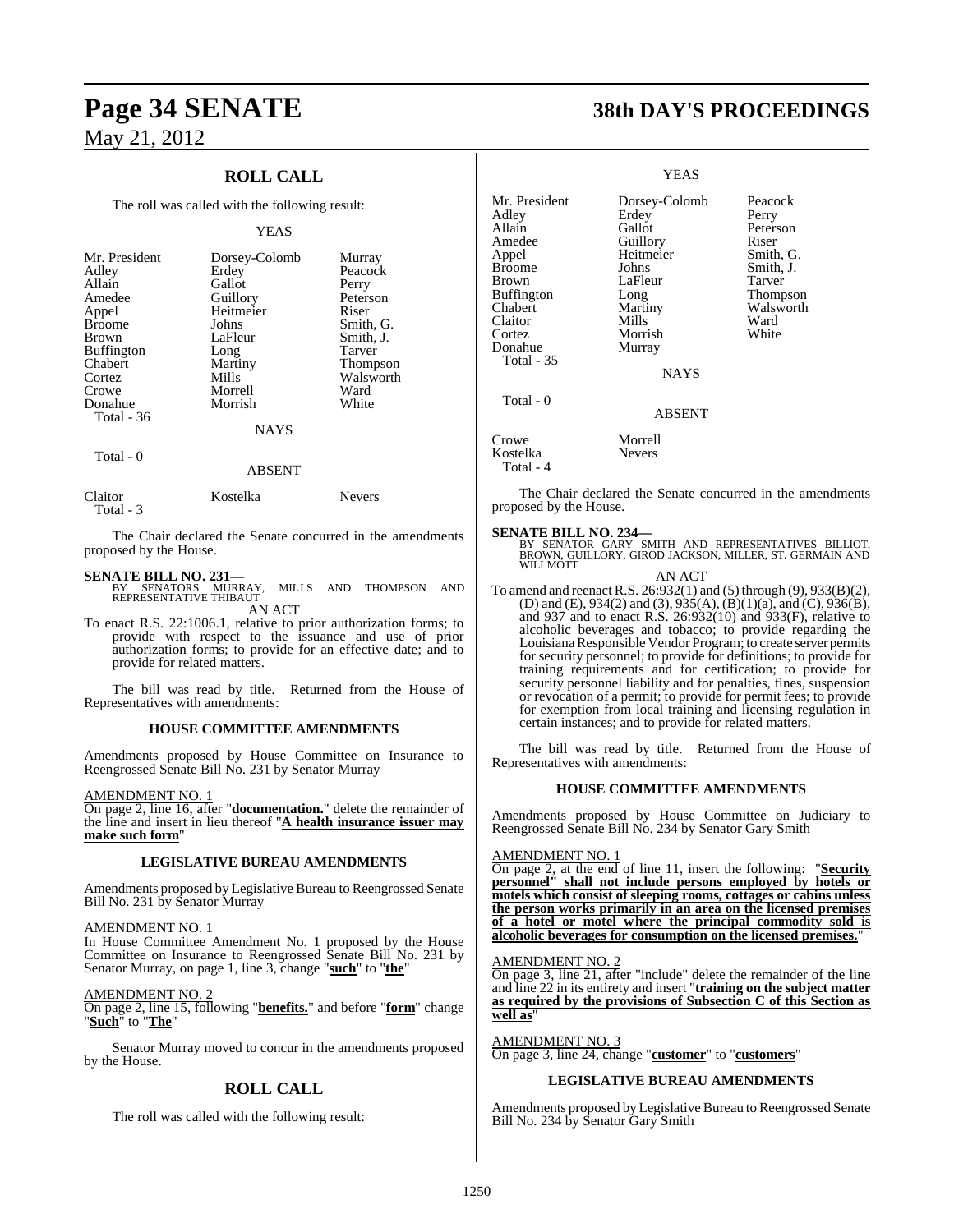## ROLL CALL

The roll was called with the following result:

YEAS

| | | |
|---|---|---|
| Mr. President | Dorsey-Colomb | Murray |
| Adley | Erdey | Peacock |
| Allain | Gallot | Perry |
| Amedee | Guillory | Peterson |
| Appel | Heitmeier | Riser |
| Broome | Johns | Smith, G. |
| Brown | LaFleur | Smith, J. |
| Buffington | Long | Tarver |
| Chabert | Martiny | Thompson |
| Cortez | Mills | Walsworth |
| Crowe | Morrell | Ward |
| Donahue | Morrish | White |
| Total - 36 | | |

NAYS

Total - 0

ABSENT

| | | |
|---|---|---|
| Claitor | Kostelka | Nevers |
| Total - 3 | | |

The Chair declared the Senate concurred in the amendments proposed by the House.

**SENATE BILL NO. 231—**
BY SENATORS MURRAY, MILLS AND THOMPSON AND REPRESENTATIVE THIBAUT

AN ACT

To enact R.S. 22:1006.1, relative to prior authorization forms; to provide with respect to the issuance and use of prior authorization forms; to provide for an effective date; and to provide for related matters.

The bill was read by title. Returned from the House of Representatives with amendments:

### HOUSE COMMITTEE AMENDMENTS

Amendments proposed by House Committee on Insurance to Reengrossed Senate Bill No. 231 by Senator Murray

AMENDMENT NO. 1
On page 2, line 16, after "**documentation.**" delete the remainder of the line and insert in lieu thereof "**A health insurance issuer may make such form**"

### LEGISLATIVE BUREAU AMENDMENTS

Amendments proposed by Legislative Bureau to Reengrossed Senate Bill No. 231 by Senator Murray

AMENDMENT NO. 1
In House Committee Amendment No. 1 proposed by the House Committee on Insurance to Reengrossed Senate Bill No. 231 by Senator Murray, on page 1, line 3, change "**such**" to "**the**"

AMENDMENT NO. 2
On page 2, line 15, following "**benefits.**" and before "**form**" change "**Such**" to "**The**"

Senator Murray moved to concur in the amendments proposed by the House.

## ROLL CALL

The roll was called with the following result:

YEAS

| | | |
|---|---|---|
| Mr. President | Dorsey-Colomb | Peacock |
| Adley | Erdey | Perry |
| Allain | Gallot | Peterson |
| Amedee | Guillory | Riser |
| Appel | Heitmeier | Smith, G. |
| Broome | Johns | Smith, J. |
| Brown | LaFleur | Tarver |
| Buffington | Long | Thompson |
| Chabert | Martiny | Walsworth |
| Claitor | Mills | Ward |
| Cortez | Morrish | White |
| Donahue | Murray | |
| Total - 35 | | |

NAYS

Total - 0

ABSENT

| | |
|---|---|
| Crowe | Morrell |
| Kostelka | Nevers |
| Total - 4 | |

The Chair declared the Senate concurred in the amendments proposed by the House.

**SENATE BILL NO. 234—**
BY SENATOR GARY SMITH AND REPRESENTATIVES BILLIOT, BROWN, GUILLORY, GIROD JACKSON, MILLER, ST. GERMAIN AND WILLMOTT

AN ACT

To amend and reenact R.S. 26:932(1) and (5) through (9), 933(B)(2), (D) and (E), 934(2) and (3), 935(A), (B)(1)(a), and (C), 936(B), and 937 and to enact R.S. 26:932(10) and 933(F), relative to alcoholic beverages and tobacco; to provide regarding the Louisiana Responsible Vendor Program; to create server permits for security personnel; to provide for definitions; to provide for training requirements and for certification; to provide for security personnel liability and for penalties, fines, suspension or revocation of a permit; to provide for permit fees; to provide for exemption from local training and licensing regulation in certain instances; and to provide for related matters.

The bill was read by title. Returned from the House of Representatives with amendments:

### HOUSE COMMITTEE AMENDMENTS

Amendments proposed by House Committee on Judiciary to Reengrossed Senate Bill No. 234 by Senator Gary Smith

AMENDMENT NO. 1
On page 2, at the end of line 11, insert the following: "**Security personnel" shall not include persons employed by hotels or motels which consist of sleeping rooms, cottages or cabins unless the person works primarily in an area on the licensed premises of a hotel or motel where the principal commodity sold is alcoholic beverages for consumption on the licensed premises.**"

AMENDMENT NO. 2
On page 3, line 21, after "include" delete the remainder of the line and line 22 in its entirety and insert "**training on the subject matter as required by the provisions of Subsection C of this Section as well as**"

AMENDMENT NO. 3
On page 3, line 24, change "**customer**" to "**customers**"

### LEGISLATIVE BUREAU AMENDMENTS

Amendments proposed by Legislative Bureau to Reengrossed Senate Bill No. 234 by Senator Gary Smith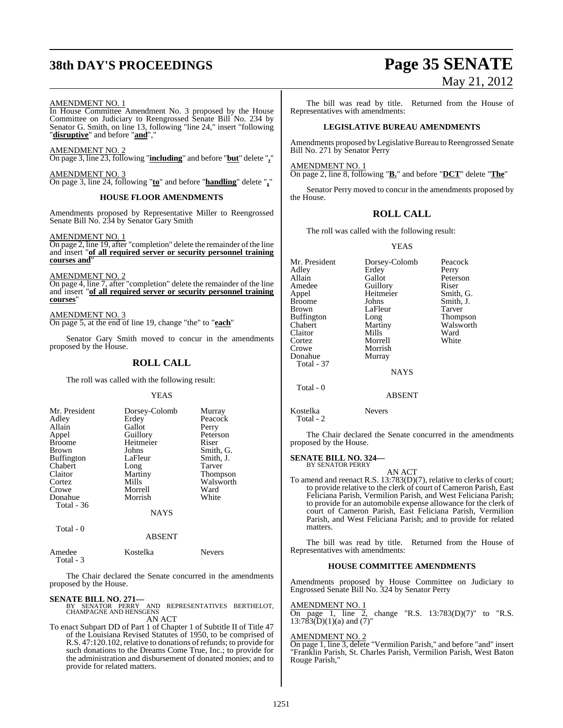AMENDMENT NO. 1

In House Committee Amendment No. 3 proposed by the House Committee on Judiciary to Reengrossed Senate Bill No. 234 by Senator G. Smith, on line 13, following "line 24," insert "following "**disruptive**" and before "**and**","

AMENDMENT NO. 2

On page 3, line 23, following "**including**" and before "**but**" delete "**,**"

AMENDMENT NO. 3

On page 3, line 24, following "**to**" and before "**handling**" delete "**,**"

### HOUSE FLOOR AMENDMENTS

Amendments proposed by Representative Miller to Reengrossed Senate Bill No. 234 by Senator Gary Smith

AMENDMENT NO. 1

On page 2, line 19, after "completion" delete the remainder of the line and insert "**of all required server or security personnel training courses and**"

AMENDMENT NO. 2

On page 4, line 7, after "completion" delete the remainder of the line and insert "**of all required server or security personnel training courses**"

AMENDMENT NO. 3

On page 5, at the end of line 19, change "the" to "**each**"

Senator Gary Smith moved to concur in the amendments proposed by the House.

## ROLL CALL

The roll was called with the following result:

YEAS

| | | |
|---|---|---|
| Mr. President | Dorsey-Colomb | Murray |
| Adley | Erdey | Peacock |
| Allain | Gallot | Perry |
| Appel | Guillory | Peterson |
| Broome | Heitmeier | Riser |
| Brown | Johns | Smith, G. |
| Buffington | LaFleur | Smith, J. |
| Chabert | Long | Tarver |
| Claitor | Martiny | Thompson |
| Cortez | Mills | Walsworth |
| Crowe | Morrell | Ward |
| Donahue | Morrish | White |
| Total - 36 | | |

NAYS

Total - 0

ABSENT

| | | |
|---|---|---|
| Amedee | Kostelka | Nevers |
| Total - 3 | | |

The Chair declared the Senate concurred in the amendments proposed by the House.

**SENATE BILL NO. 271—**
BY SENATOR PERRY AND REPRESENTATIVES BERTHELOT, CHAMPAGNE AND HENSGENS

AN ACT

To enact Subpart DD of Part 1 of Chapter 1 of Subtitle II of Title 47 of the Louisiana Revised Statutes of 1950, to be comprised of R.S. 47:120.102, relative to donations of refunds; to provide for such donations to the Dreams Come True, Inc.; to provide for the administration and disbursement of donated monies; and to provide for related matters.

The bill was read by title. Returned from the House of Representatives with amendments:

### LEGISLATIVE BUREAU AMENDMENTS

Amendments proposed by Legislative Bureau to Reengrossed Senate Bill No. 271 by Senator Perry

AMENDMENT NO. 1

On page 2, line 8, following "**B.**" and before "**DCT**" delete "**The**"

Senator Perry moved to concur in the amendments proposed by the House.

## ROLL CALL

The roll was called with the following result:

YEAS

| | | |
|---|---|---|
| Mr. President | Dorsey-Colomb | Peacock |
| Adley | Erdey | Perry |
| Allain | Gallot | Peterson |
| Amedee | Guillory | Riser |
| Appel | Heitmeier | Smith, G. |
| Broome | Johns | Smith, J. |
| Brown | LaFleur | Tarver |
| Buffington | Long | Thompson |
| Chabert | Martiny | Walsworth |
| Claitor | Mills | Ward |
| Cortez | Morrell | White |
| Crowe | Morrish | |
| Donahue | Murray | |
| Total - 37 | | |

NAYS

Total - 0

ABSENT

| | |
|---|---|
| Kostelka | Nevers |
| Total - 2 | |

The Chair declared the Senate concurred in the amendments proposed by the House.

**SENATE BILL NO. 324—**
BY SENATOR PERRY

AN ACT

To amend and reenact R.S. 13:783(D)(7), relative to clerks of court; to provide relative to the clerk of court of Cameron Parish, East Feliciana Parish, Vermilion Parish, and West Feliciana Parish; to provide for an automobile expense allowance for the clerk of court of Cameron Parish, East Feliciana Parish, Vermilion Parish, and West Feliciana Parish; and to provide for related matters.

The bill was read by title. Returned from the House of Representatives with amendments:

### HOUSE COMMITTEE AMENDMENTS

Amendments proposed by House Committee on Judiciary to Engrossed Senate Bill No. 324 by Senator Perry

AMENDMENT NO. 1

On page 1, line 2, change "R.S. 13:783(D)(7)" to "R.S. 13:783(D)(1)(a) and (7)"

AMENDMENT NO. 2

On page 1, line 3, delete "Vermilion Parish," and before "and" insert "Franklin Parish, St. Charles Parish, Vermilion Parish, West Baton Rouge Parish,"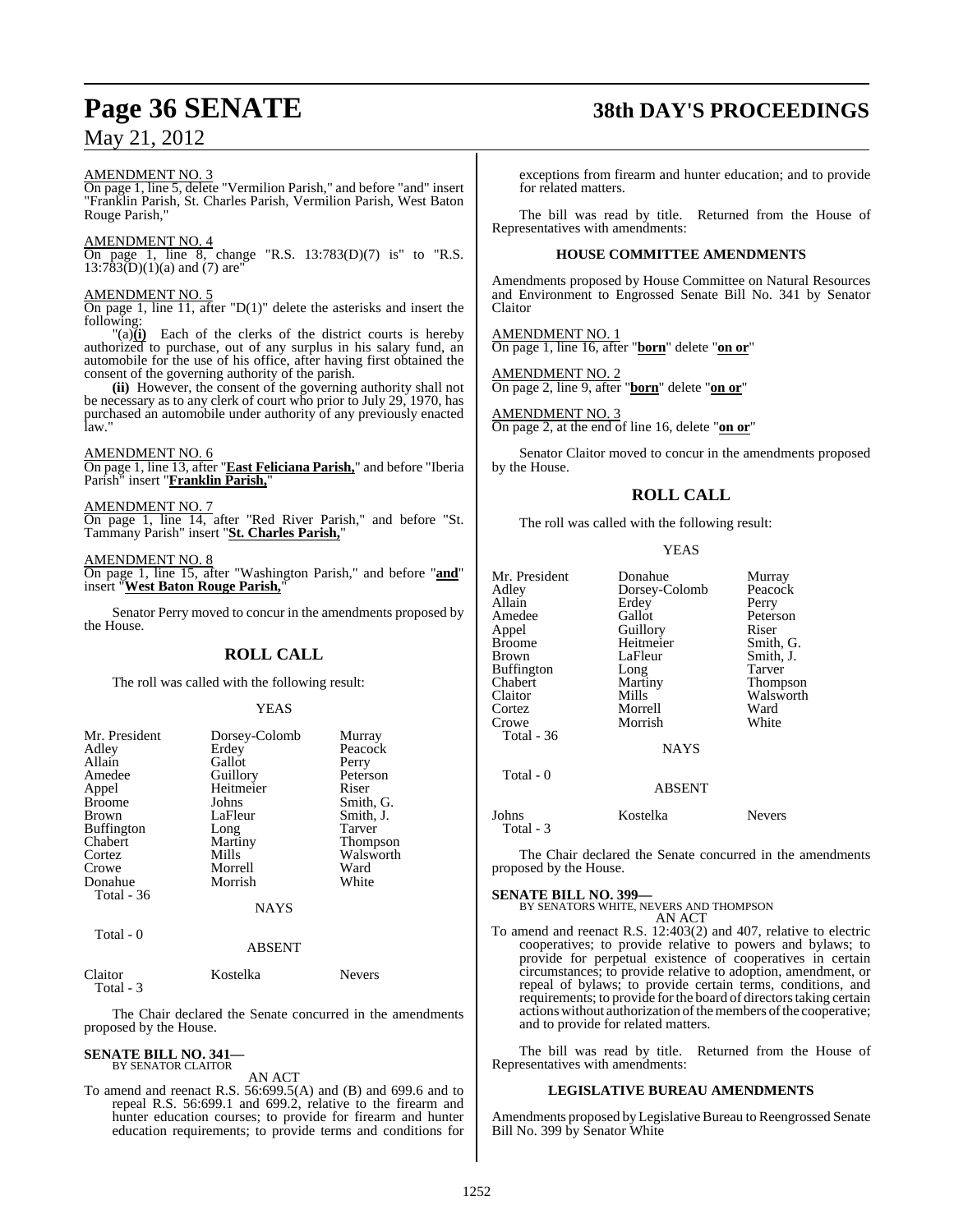AMENDMENT NO. 3

On page 1, line 5, delete "Vermilion Parish," and before "and" insert "Franklin Parish, St. Charles Parish, Vermilion Parish, West Baton Rouge Parish,"

AMENDMENT NO. 4

On page 1, line 8, change "R.S. 13:783(D)(7) is" to "R.S. 13:783(D)(1)(a) and (7) are"

AMENDMENT NO. 5

On page 1, line 11, after "D(1)" delete the asterisks and insert the following:

"(a)**(i)** Each of the clerks of the district courts is hereby authorized to purchase, out of any surplus in his salary fund, an automobile for the use of his office, after having first obtained the consent of the governing authority of the parish.

**(ii)** However, the consent of the governing authority shall not be necessary as to any clerk of court who prior to July 29, 1970, has purchased an automobile under authority of any previously enacted law."

AMENDMENT NO. 6

On page 1, line 13, after "**East Feliciana Parish,**" and before "Iberia Parish" insert "**Franklin Parish,**"

AMENDMENT NO. 7

On page 1, line 14, after "Red River Parish," and before "St. Tammany Parish" insert "**St. Charles Parish,**"

AMENDMENT NO. 8

On page 1, line 15, after "Washington Parish," and before "**and**" insert "**West Baton Rouge Parish,**"

Senator Perry moved to concur in the amendments proposed by the House.

## ROLL CALL

The roll was called with the following result:

YEAS

| | | |
|---|---|---|
| Mr. President | Dorsey-Colomb | Murray |
| Adley | Erdey | Peacock |
| Allain | Gallot | Perry |
| Amedee | Guillory | Peterson |
| Appel | Heitmeier | Riser |
| Broome | Johns | Smith, G. |
| Brown | LaFleur | Smith, J. |
| Buffington | Long | Tarver |
| Chabert | Martiny | Thompson |
| Cortez | Mills | Walsworth |
| Crowe | Morrell | Ward |
| Donahue | Morrish | White |
| Total - 36 | | |

NAYS

Total - 0

ABSENT

| | | |
|---|---|---|
| Claitor | Kostelka | Nevers |
| Total - 3 | | |

The Chair declared the Senate concurred in the amendments proposed by the House.

**SENATE BILL NO. 341—**
BY SENATOR CLAITOR

AN ACT

To amend and reenact R.S. 56:699.5(A) and (B) and 699.6 and to repeal R.S. 56:699.1 and 699.2, relative to the firearm and hunter education courses; to provide for firearm and hunter education requirements; to provide terms and conditions for exceptions from firearm and hunter education; and to provide for related matters.

The bill was read by title. Returned from the House of Representatives with amendments:

### HOUSE COMMITTEE AMENDMENTS

Amendments proposed by House Committee on Natural Resources and Environment to Engrossed Senate Bill No. 341 by Senator Claitor

AMENDMENT NO. 1

On page 1, line 16, after "**born**" delete "**on or**"

AMENDMENT NO. 2

On page 2, line 9, after "**born**" delete "**on or**"

AMENDMENT NO. 3

On page 2, at the end of line 16, delete "**on or**"

Senator Claitor moved to concur in the amendments proposed by the House.

## ROLL CALL

The roll was called with the following result:

YEAS

| | | |
|---|---|---|
| Mr. President | Donahue | Murray |
| Adley | Dorsey-Colomb | Peacock |
| Allain | Erdey | Perry |
| Amedee | Gallot | Peterson |
| Appel | Guillory | Riser |
| Broome | Heitmeier | Smith, G. |
| Brown | LaFleur | Smith, J. |
| Buffington | Long | Tarver |
| Chabert | Martiny | Thompson |
| Claitor | Mills | Walsworth |
| Cortez | Morrell | Ward |
| Crowe | Morrish | White |
| Total - 36 | | |

NAYS

Total - 0

ABSENT

| | | |
|---|---|---|
| Johns | Kostelka | Nevers |
| Total - 3 | | |

The Chair declared the Senate concurred in the amendments proposed by the House.

**SENATE BILL NO. 399—**
BY SENATORS WHITE, NEVERS AND THOMPSON

AN ACT

To amend and reenact R.S. 12:403(2) and 407, relative to electric cooperatives; to provide relative to powers and bylaws; to provide for perpetual existence of cooperatives in certain circumstances; to provide relative to adoption, amendment, or repeal of bylaws; to provide certain terms, conditions, and requirements; to provide for the board of directors taking certain actions without authorization of the members of the cooperative; and to provide for related matters.

The bill was read by title. Returned from the House of Representatives with amendments:

### LEGISLATIVE BUREAU AMENDMENTS

Amendments proposed by Legislative Bureau to Reengrossed Senate Bill No. 399 by Senator White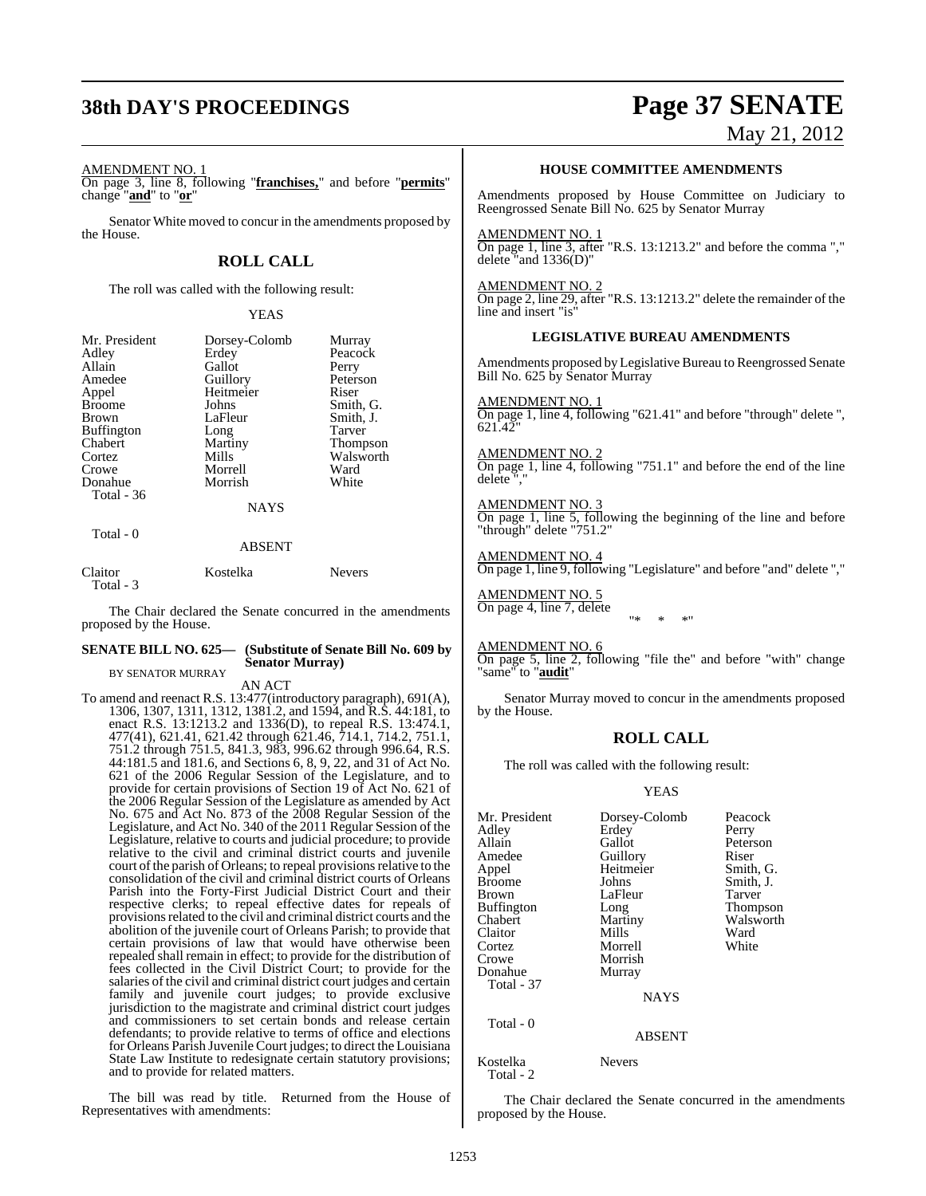AMENDMENT NO. 1

On page 3, line 8, following "**franchises,**" and before "**permits**" change "**and**" to "**or**"

Senator White moved to concur in the amendments proposed by the House.

## ROLL CALL

The roll was called with the following result:

YEAS

| | | |
|---|---|---|
| Mr. President | Dorsey-Colomb | Murray |
| Adley | Erdey | Peacock |
| Allain | Gallot | Perry |
| Amedee | Guillory | Peterson |
| Appel | Heitmeier | Riser |
| Broome | Johns | Smith, G. |
| Brown | LaFleur | Smith, J. |
| Buffington | Long | Tarver |
| Chabert | Martiny | Thompson |
| Cortez | Mills | Walsworth |
| Crowe | Morrell | Ward |
| Donahue | Morrish | White |

Total - 36

NAYS

Total - 0

ABSENT

| | | |
|---|---|---|
| Claitor | Kostelka | Nevers |

Total - 3

The Chair declared the Senate concurred in the amendments proposed by the House.

**SENATE BILL NO. 625— (Substitute of Senate Bill No. 609 by Senator Murray)**

BY SENATOR MURRAY

AN ACT

To amend and reenact R.S. 13:477(introductory paragraph), 691(A), 1306, 1307, 1311, 1312, 1381.2, and 1594, and R.S. 44:181, to enact R.S. 13:1213.2 and 1336(D), to repeal R.S. 13:474.1, 477(41), 621.41, 621.42 through 621.46, 714.1, 714.2, 751.1, 751.2 through 751.5, 841.3, 983, 996.62 through 996.64, R.S. 44:181.5 and 181.6, and Sections 6, 8, 9, 22, and 31 of Act No. 621 of the 2006 Regular Session of the Legislature, and to provide for certain provisions of Section 19 of Act No. 621 of the 2006 Regular Session of the Legislature as amended by Act No. 675 and Act No. 873 of the 2008 Regular Session of the Legislature, and Act No. 340 of the 2011 Regular Session of the Legislature, relative to courts and judicial procedure; to provide relative to the civil and criminal district courts and juvenile court of the parish of Orleans; to repeal provisions relative to the consolidation of the civil and criminal district courts of Orleans Parish into the Forty-First Judicial District Court and their respective clerks; to repeal effective dates for repeals of provisions related to the civil and criminal district courts and the abolition of the juvenile court of Orleans Parish; to provide that certain provisions of law that would have otherwise been repealed shall remain in effect; to provide for the distribution of fees collected in the Civil District Court; to provide for the salaries of the civil and criminal district court judges and certain family and juvenile court judges; to provide exclusive jurisdiction to the magistrate and criminal district court judges and commissioners to set certain bonds and release certain defendants; to provide relative to terms of office and elections for Orleans Parish Juvenile Court judges; to direct the Louisiana State Law Institute to redesignate certain statutory provisions; and to provide for related matters.

The bill was read by title. Returned from the House of Representatives with amendments:

### HOUSE COMMITTEE AMENDMENTS

Amendments proposed by House Committee on Judiciary to Reengrossed Senate Bill No. 625 by Senator Murray

AMENDMENT NO. 1

On page 1, line 3, after "R.S. 13:1213.2" and before the comma "," delete "and 1336(D)"

AMENDMENT NO. 2

On page 2, line 29, after "R.S. 13:1213.2" delete the remainder of the line and insert "is"

### LEGISLATIVE BUREAU AMENDMENTS

Amendments proposed by Legislative Bureau to Reengrossed Senate Bill No. 625 by Senator Murray

AMENDMENT NO. 1

On page 1, line 4, following "621.41" and before "through" delete ", 621.42"

AMENDMENT NO. 2

On page 1, line 4, following "751.1" and before the end of the line delete ","

AMENDMENT NO. 3

On page 1, line 5, following the beginning of the line and before "through" delete "751.2"

AMENDMENT NO. 4

On page 1, line 9, following "Legislature" and before "and" delete ","

AMENDMENT NO. 5

On page 4, line 7, delete

"* * *"

AMENDMENT NO. 6

On page 5, line 2, following "file the" and before "with" change "same" to "**audit**"

Senator Murray moved to concur in the amendments proposed by the House.

## ROLL CALL

The roll was called with the following result:

YEAS

| | | |
|---|---|---|
| Mr. President | Dorsey-Colomb | Peacock |
| Adley | Erdey | Perry |
| Allain | Gallot | Peterson |
| Amedee | Guillory | Riser |
| Appel | Heitmeier | Smith, G. |
| Broome | Johns | Smith, J. |
| Brown | LaFleur | Tarver |
| Buffington | Long | Thompson |
| Chabert | Martiny | Walsworth |
| Claitor | Mills | Ward |
| Cortez | Morrell | White |
| Crowe | Morrish | |
| Donahue | Murray | |

Total - 37

NAYS

Total - 0

ABSENT

| | |
|---|---|
| Kostelka | Nevers |

Total - 2

The Chair declared the Senate concurred in the amendments proposed by the House.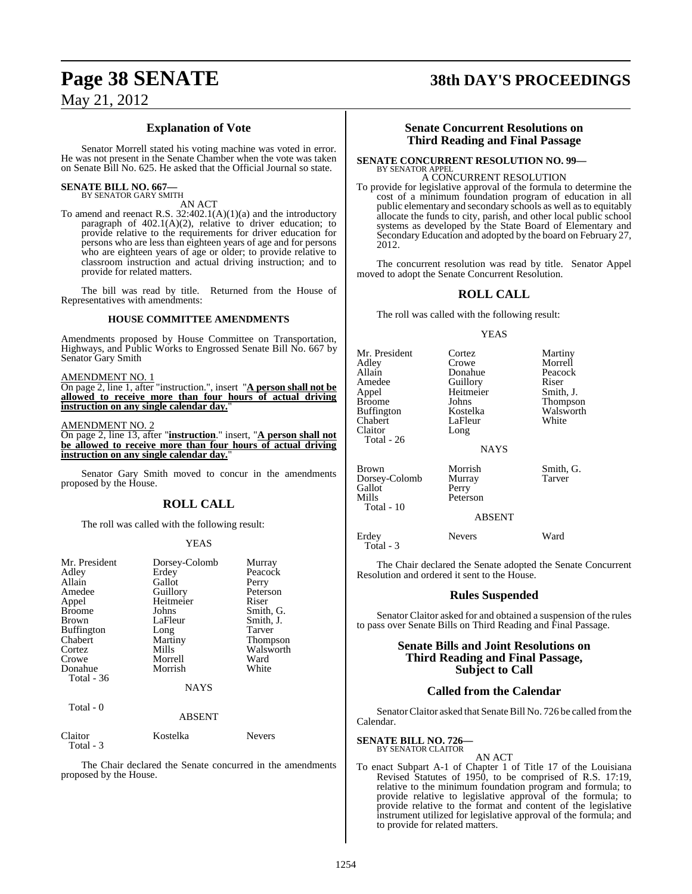## Explanation of Vote

Senator Morrell stated his voting machine was voted in error. He was not present in the Senate Chamber when the vote was taken on Senate Bill No. 625. He asked that the Official Journal so state.

**SENATE BILL NO. 667—**
BY SENATOR GARY SMITH

AN ACT

To amend and reenact R.S. 32:402.1(A)(1)(a) and the introductory paragraph of 402.1(A)(2), relative to driver education; to provide relative to the requirements for driver education for persons who are less than eighteen years of age and for persons who are eighteen years of age or older; to provide relative to classroom instruction and actual driving instruction; and to provide for related matters.

The bill was read by title. Returned from the House of Representatives with amendments:

### HOUSE COMMITTEE AMENDMENTS

Amendments proposed by House Committee on Transportation, Highways, and Public Works to Engrossed Senate Bill No. 667 by Senator Gary Smith

AMENDMENT NO. 1

On page 2, line 1, after "instruction.", insert "**A person shall not be allowed to receive more than four hours of actual driving instruction on any single calendar day.**"

AMENDMENT NO. 2

On page 2, line 13, after "**instruction**." insert, "**A person shall not be allowed to receive more than four hours of actual driving instruction on any single calendar day.**"

Senator Gary Smith moved to concur in the amendments proposed by the House.

## ROLL CALL

The roll was called with the following result:

YEAS

| | | |
|---|---|---|
| Mr. President | Dorsey-Colomb | Murray |
| Adley | Erdey | Peacock |
| Allain | Gallot | Perry |
| Amedee | Guillory | Peterson |
| Appel | Heitmeier | Riser |
| Broome | Johns | Smith, G. |
| Brown | LaFleur | Smith, J. |
| Buffington | Long | Tarver |
| Chabert | Martiny | Thompson |
| Cortez | Mills | Walsworth |
| Crowe | Morrell | Ward |
| Donahue | Morrish | White |
| Total - 36 | | |

NAYS

Total - 0

ABSENT

| | | |
|---|---|---|
| Claitor | Kostelka | Nevers |
| Total - 3 | | |

The Chair declared the Senate concurred in the amendments proposed by the House.

## Senate Concurrent Resolutions on Third Reading and Final Passage

**SENATE CONCURRENT RESOLUTION NO. 99—**
BY SENATOR APPEL

A CONCURRENT RESOLUTION

To provide for legislative approval of the formula to determine the cost of a minimum foundation program of education in all public elementary and secondary schools as well as to equitably allocate the funds to city, parish, and other local public school systems as developed by the State Board of Elementary and Secondary Education and adopted by the board on February 27, 2012.

The concurrent resolution was read by title. Senator Appel moved to adopt the Senate Concurrent Resolution.

## ROLL CALL

The roll was called with the following result:

YEAS

| | | |
|---|---|---|
| Mr. President | Cortez | Martiny |
| Adley | Crowe | Morrell |
| Allain | Donahue | Peacock |
| Amedee | Guillory | Riser |
| Appel | Heitmeier | Smith, J. |
| Broome | Johns | Thompson |
| Buffington | Kostelka | Walsworth |
| Chabert | LaFleur | White |
| Claitor | Long | |
| Total - 26 | | |

NAYS

| | | |
|---|---|---|
| Brown | Morrish | Smith, G. |
| Dorsey-Colomb | Murray | Tarver |
| Gallot | Perry | |
| Mills | Peterson | |
| Total - 10 | | |

ABSENT

| | | |
|---|---|---|
| Erdey | Nevers | Ward |
| Total - 3 | | |

The Chair declared the Senate adopted the Senate Concurrent Resolution and ordered it sent to the House.

## Rules Suspended

Senator Claitor asked for and obtained a suspension of the rules to pass over Senate Bills on Third Reading and Final Passage.

## Senate Bills and Joint Resolutions on Third Reading and Final Passage, Subject to Call

## Called from the Calendar

Senator Claitor asked that Senate Bill No. 726 be called from the Calendar.

**SENATE BILL NO. 726—**
BY SENATOR CLAITOR

AN ACT

To enact Subpart A-1 of Chapter 1 of Title 17 of the Louisiana Revised Statutes of 1950, to be comprised of R.S. 17:19, relative to the minimum foundation program and formula; to provide relative to legislative approval of the formula; to provide relative to the format and content of the legislative instrument utilized for legislative approval of the formula; and to provide for related matters.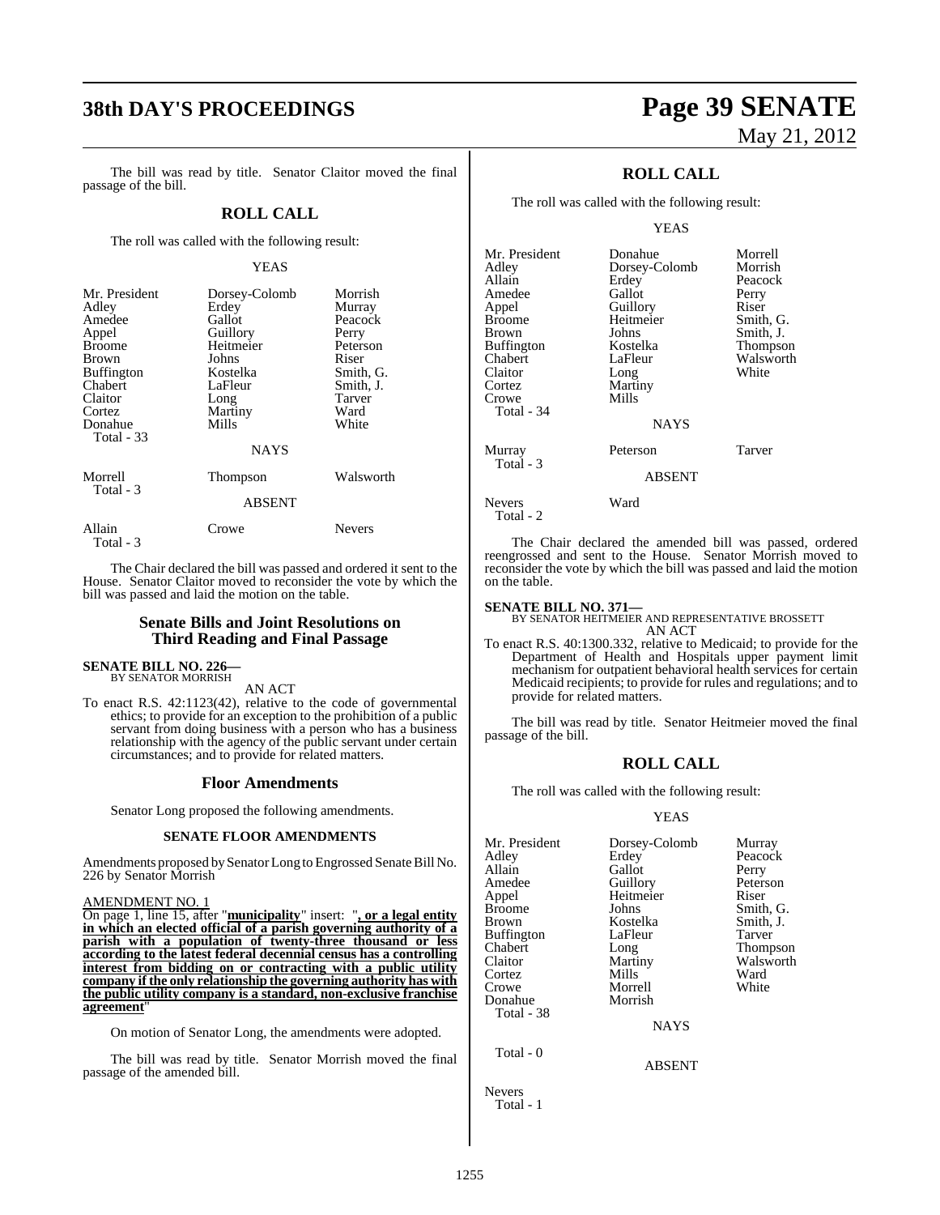The bill was read by title. Senator Claitor moved the final passage of the bill.

## ROLL CALL

The roll was called with the following result:

YEAS

| | | |
|---|---|---|
| Mr. President | Dorsey-Colomb | Morrish |
| Adley | Erdey | Murray |
| Amedee | Gallot | Peacock |
| Appel | Guillory | Perry |
| Broome | Heitmeier | Peterson |
| Brown | Johns | Riser |
| Buffington | Kostelka | Smith, G. |
| Chabert | LaFleur | Smith, J. |
| Claitor | Long | Tarver |
| Cortez | Martiny | Ward |
| Donahue | Mills | White |
| Total - 33 | | |

NAYS

| | | |
|---|---|---|
| Morrell | Thompson | Walsworth |
| Total - 3 | | |

ABSENT

| | | |
|---|---|---|
| Allain | Crowe | Nevers |
| Total - 3 | | |

The Chair declared the bill was passed and ordered it sent to the House. Senator Claitor moved to reconsider the vote by which the bill was passed and laid the motion on the table.

## Senate Bills and Joint Resolutions on Third Reading and Final Passage

**SENATE BILL NO. 226—**
BY SENATOR MORRISH

AN ACT

To enact R.S. 42:1123(42), relative to the code of governmental ethics; to provide for an exception to the prohibition of a public servant from doing business with a person who has a business relationship with the agency of the public servant under certain circumstances; and to provide for related matters.

### Floor Amendments

Senator Long proposed the following amendments.

**SENATE FLOOR AMENDMENTS**

Amendments proposed by Senator Long to Engrossed Senate Bill No. 226 by Senator Morrish

AMENDMENT NO. 1

On page 1, line 15, after "**municipality**" insert: "**, or a legal entity in which an elected official of a parish governing authority of a parish with a population of twenty-three thousand or less according to the latest federal decennial census has a controlling interest from bidding on or contracting with a public utility company if the only relationship the governing authority has with the public utility company is a standard, non-exclusive franchise agreement**"

On motion of Senator Long, the amendments were adopted.

The bill was read by title. Senator Morrish moved the final passage of the amended bill.

## ROLL CALL

The roll was called with the following result:

YEAS

| | | |
|---|---|---|
| Mr. President | Donahue | Morrell |
| Adley | Dorsey-Colomb | Morrish |
| Allain | Erdey | Peacock |
| Amedee | Gallot | Perry |
| Appel | Guillory | Riser |
| Broome | Heitmeier | Smith, G. |
| Brown | Johns | Smith, J. |
| Buffington | Kostelka | Thompson |
| Chabert | LaFleur | Walsworth |
| Claitor | Long | White |
| Cortez | Martiny | |
| Crowe | Mills | |
| Total - 34 | | |

NAYS

| | | |
|---|---|---|
| Murray | Peterson | Tarver |
| Total - 3 | | |

ABSENT

| | |
|---|---|
| Nevers | Ward |
| Total - 2 | |

The Chair declared the amended bill was passed, ordered reengrossed and sent to the House. Senator Morrish moved to reconsider the vote by which the bill was passed and laid the motion on the table.

**SENATE BILL NO. 371—**
BY SENATOR HEITMEIER AND REPRESENTATIVE BROSSETT

AN ACT

To enact R.S. 40:1300.332, relative to Medicaid; to provide for the Department of Health and Hospitals upper payment limit mechanism for outpatient behavioral health services for certain Medicaid recipients; to provide for rules and regulations; and to provide for related matters.

The bill was read by title. Senator Heitmeier moved the final passage of the bill.

## ROLL CALL

The roll was called with the following result:

YEAS

| | | |
|---|---|---|
| Mr. President | Dorsey-Colomb | Murray |
| Adley | Erdey | Peacock |
| Allain | Gallot | Perry |
| Amedee | Guillory | Peterson |
| Appel | Heitmeier | Riser |
| Broome | Johns | Smith, G. |
| Brown | Kostelka | Smith, J. |
| Buffington | LaFleur | Tarver |
| Chabert | Long | Thompson |
| Claitor | Martiny | Walsworth |
| Cortez | Mills | Ward |
| Crowe | Morrell | White |
| Donahue | Morrish | |
| Total - 38 | | |

NAYS

Total - 0

ABSENT

Nevers
Total - 1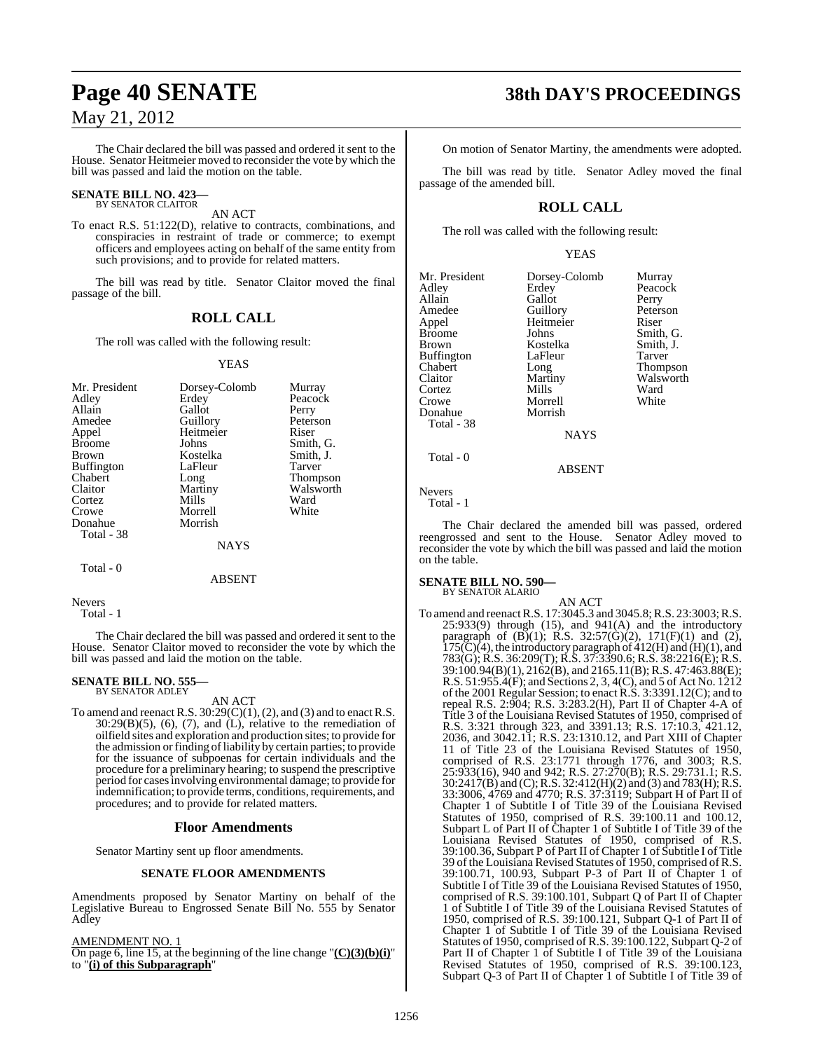The Chair declared the bill was passed and ordered it sent to the House. Senator Heitmeier moved to reconsider the vote by which the bill was passed and laid the motion on the table.

**SENATE BILL NO. 423—**
BY SENATOR CLAITOR

AN ACT

To enact R.S. 51:122(D), relative to contracts, combinations, and conspiracies in restraint of trade or commerce; to exempt officers and employees acting on behalf of the same entity from such provisions; and to provide for related matters.

The bill was read by title. Senator Claitor moved the final passage of the bill.

## ROLL CALL

The roll was called with the following result:

YEAS

| | | |
|---|---|---|
| Mr. President | Dorsey-Colomb | Murray |
| Adley | Erdey | Peacock |
| Allain | Gallot | Perry |
| Amedee | Guillory | Peterson |
| Appel | Heitmeier | Riser |
| Broome | Johns | Smith, G. |
| Brown | Kostelka | Smith, J. |
| Buffington | LaFleur | Tarver |
| Chabert | Long | Thompson |
| Claitor | Martiny | Walsworth |
| Cortez | Mills | Ward |
| Crowe | Morrell | White |
| Donahue | Morrish | |

Total - 38

NAYS

Total - 0

ABSENT

Nevers

Total - 1

The Chair declared the bill was passed and ordered it sent to the House. Senator Claitor moved to reconsider the vote by which the bill was passed and laid the motion on the table.

**SENATE BILL NO. 555—**
BY SENATOR ADLEY

AN ACT

To amend and reenact R.S. 30:29(C)(1), (2), and (3) and to enact R.S. 30:29(B)(5), (6), (7), and (L), relative to the remediation of oilfield sites and exploration and production sites; to provide for the admission or finding of liability by certain parties; to provide for the issuance of subpoenas for certain individuals and the procedure for a preliminary hearing; to suspend the prescriptive period for cases involving environmental damage; to provide for indemnification; to provide terms, conditions, requirements, and procedures; and to provide for related matters.

### Floor Amendments

Senator Martiny sent up floor amendments.

#### SENATE FLOOR AMENDMENTS

Amendments proposed by Senator Martiny on behalf of the Legislative Bureau to Engrossed Senate Bill No. 555 by Senator Adley

AMENDMENT NO. 1

On page 6, line 15, at the beginning of the line change "**(C)(3)(b)(i)**" to "**(i) of this Subparagraph**"

On motion of Senator Martiny, the amendments were adopted.

The bill was read by title. Senator Adley moved the final passage of the amended bill.

## ROLL CALL

The roll was called with the following result:

YEAS

| | | |
|---|---|---|
| Mr. President | Dorsey-Colomb | Murray |
| Adley | Erdey | Peacock |
| Allain | Gallot | Perry |
| Amedee | Guillory | Peterson |
| Appel | Heitmeier | Riser |
| Broome | Johns | Smith, G. |
| Brown | Kostelka | Smith, J. |
| Buffington | LaFleur | Tarver |
| Chabert | Long | Thompson |
| Claitor | Martiny | Walsworth |
| Cortez | Mills | Ward |
| Crowe | Morrell | White |
| Donahue | Morrish | |

Total - 38

NAYS

Total - 0

ABSENT

Nevers

Total - 1

The Chair declared the amended bill was passed, ordered reengrossed and sent to the House. Senator Adley moved to reconsider the vote by which the bill was passed and laid the motion on the table.

**SENATE BILL NO. 590—**
BY SENATOR ALARIO

AN ACT

To amend and reenact R.S. 17:3045.3 and 3045.8; R.S. 23:3003; R.S. 25:933(9) through (15), and 941(A) and the introductory paragraph of (B)(1); R.S. 32:57(G)(2), 171(F)(1) and (2), 175(C)(4), the introductory paragraph of 412(H) and (H)(1), and 783(G); R.S. 36:209(T); R.S. 37:3390.6; R.S. 38:2216(E); R.S. 39:100.94(B)(1), 2162(B), and 2165.11(B); R.S. 47:463.88(E); R.S. 51:955.4(F); and Sections 2, 3, 4(C), and 5 of Act No. 1212 of the 2001 Regular Session; to enact R.S. 3:3391.12(C); and to repeal R.S. 2:904; R.S. 3:283.2(H), Part II of Chapter 4-A of Title 3 of the Louisiana Revised Statutes of 1950, comprised of R.S. 3:321 through 323, and 3391.13; R.S. 17:10.3, 421.12, 2036, and 3042.11; R.S. 23:1310.12, and Part XIII of Chapter 11 of Title 23 of the Louisiana Revised Statutes of 1950, comprised of R.S. 23:1771 through 1776, and 3003; R.S. 25:933(16), 940 and 942; R.S. 27:270(B); R.S. 29:731.1; R.S. 30:2417(B) and (C); R.S. 32:412(H)(2) and (3) and 783(H); R.S. 33:3006, 4769 and 4770; R.S. 37:3119; Subpart H of Part II of Chapter 1 of Subtitle I of Title 39 of the Louisiana Revised Statutes of 1950, comprised of R.S. 39:100.11 and 100.12, Subpart L of Part II of Chapter 1 of Subtitle I of Title 39 of the Louisiana Revised Statutes of 1950, comprised of R.S. 39:100.36, Subpart P of Part II of Chapter 1 of Subtitle I of Title 39 of the Louisiana Revised Statutes of 1950, comprised of R.S. 39:100.71, 100.93, Subpart P-3 of Part II of Chapter 1 of Subtitle I of Title 39 of the Louisiana Revised Statutes of 1950, comprised of R.S. 39:100.101, Subpart Q of Part II of Chapter 1 of Subtitle I of Title 39 of the Louisiana Revised Statutes of 1950, comprised of R.S. 39:100.121, Subpart Q-1 of Part II of Chapter 1 of Subtitle I of Title 39 of the Louisiana Revised Statutes of 1950, comprised of R.S. 39:100.122, Subpart Q-2 of Part II of Chapter 1 of Subtitle I of Title 39 of the Louisiana Revised Statutes of 1950, comprised of R.S. 39:100.123, Subpart Q-3 of Part II of Chapter 1 of Subtitle I of Title 39 of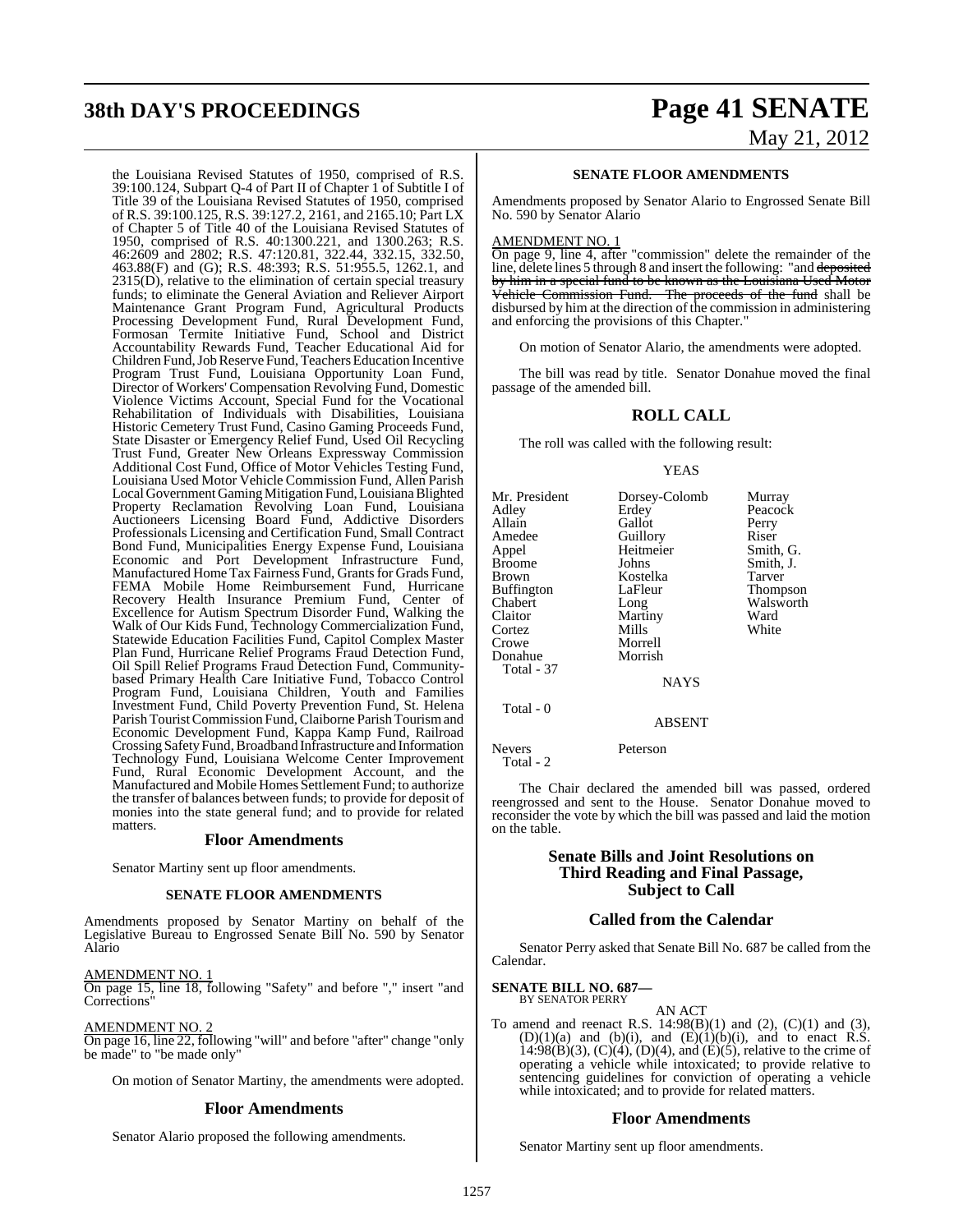the Louisiana Revised Statutes of 1950, comprised of R.S. 39:100.124, Subpart Q-4 of Part II of Chapter 1 of Subtitle I of Title 39 of the Louisiana Revised Statutes of 1950, comprised of R.S. 39:100.125, R.S. 39:127.2, 2161, and 2165.10; Part LX of Chapter 5 of Title 40 of the Louisiana Revised Statutes of 1950, comprised of R.S. 40:1300.221, and 1300.263; R.S. 46:2609 and 2802; R.S. 47:120.81, 322.44, 332.15, 332.50, 463.88(F) and (G); R.S. 48:393; R.S. 51:955.5, 1262.1, and 2315(D), relative to the elimination of certain special treasury funds; to eliminate the General Aviation and Reliever Airport Maintenance Grant Program Fund, Agricultural Products Processing Development Fund, Rural Development Fund, Formosan Termite Initiative Fund, School and District Accountability Rewards Fund, Teacher Educational Aid for Children Fund, Job Reserve Fund, Teachers Education Incentive Program Trust Fund, Louisiana Opportunity Loan Fund, Director of Workers' Compensation Revolving Fund, Domestic Violence Victims Account, Special Fund for the Vocational Rehabilitation of Individuals with Disabilities, Louisiana Historic Cemetery Trust Fund, Casino Gaming Proceeds Fund, State Disaster or Emergency Relief Fund, Used Oil Recycling Trust Fund, Greater New Orleans Expressway Commission Additional Cost Fund, Office of Motor Vehicles Testing Fund, Louisiana Used Motor Vehicle Commission Fund, Allen Parish Local Government Gaming Mitigation Fund, Louisiana Blighted Property Reclamation Revolving Loan Fund, Louisiana Auctioneers Licensing Board Fund, Addictive Disorders Professionals Licensing and Certification Fund, Small Contract Bond Fund, Municipalities Energy Expense Fund, Louisiana Economic and Port Development Infrastructure Fund, Manufactured Home Tax Fairness Fund, Grants for Grads Fund, FEMA Mobile Home Reimbursement Fund, Hurricane Recovery Health Insurance Premium Fund, Center of Excellence for Autism Spectrum Disorder Fund, Walking the Walk of Our Kids Fund, Technology Commercialization Fund, Statewide Education Facilities Fund, Capitol Complex Master Plan Fund, Hurricane Relief Programs Fraud Detection Fund, Oil Spill Relief Programs Fraud Detection Fund, Community-based Primary Health Care Initiative Fund, Tobacco Control Program Fund, Louisiana Children, Youth and Families Investment Fund, Child Poverty Prevention Fund, St. Helena Parish Tourist Commission Fund, Claiborne Parish Tourism and Economic Development Fund, Kappa Kamp Fund, Railroad Crossing Safety Fund, Broadband Infrastructure and Information Technology Fund, Louisiana Welcome Center Improvement Fund, Rural Economic Development Account, and the Manufactured and Mobile Homes Settlement Fund; to authorize the transfer of balances between funds; to provide for deposit of monies into the state general fund; and to provide for related matters.

## Floor Amendments

Senator Martiny sent up floor amendments.

### SENATE FLOOR AMENDMENTS

Amendments proposed by Senator Martiny on behalf of the Legislative Bureau to Engrossed Senate Bill No. 590 by Senator Alario

AMENDMENT NO. 1
On page 15, line 18, following "Safety" and before "," insert "and Corrections"

AMENDMENT NO. 2
On page 16, line 22, following "will" and before "after" change "only be made" to "be made only"

On motion of Senator Martiny, the amendments were adopted.

## Floor Amendments

Senator Alario proposed the following amendments.

### SENATE FLOOR AMENDMENTS

Amendments proposed by Senator Alario to Engrossed Senate Bill No. 590 by Senator Alario

AMENDMENT NO. 1
On page 9, line 4, after "commission" delete the remainder of the line, delete lines 5 through 8 and insert the following: "and ~~deposited by him in a special fund to be known as the Louisiana Used Motor Vehicle Commission Fund. The proceeds of the fund~~ shall be disbursed by him at the direction of the commission in administering and enforcing the provisions of this Chapter."

On motion of Senator Alario, the amendments were adopted.

The bill was read by title. Senator Donahue moved the final passage of the amended bill.

## ROLL CALL

The roll was called with the following result:

YEAS

| | | |
|---|---|---|
| Mr. President | Dorsey-Colomb | Murray |
| Adley | Erdey | Peacock |
| Allain | Gallot | Perry |
| Amedee | Guillory | Riser |
| Appel | Heitmeier | Smith, G. |
| Broome | Johns | Smith, J. |
| Brown | Kostelka | Tarver |
| Buffington | LaFleur | Thompson |
| Chabert | Long | Walsworth |
| Claitor | Martiny | Ward |
| Cortez | Mills | White |
| Crowe | Morrell | |
| Donahue | Morrish | |

Total - 37

NAYS

Total - 0

ABSENT

Nevers Peterson

Total - 2

The Chair declared the amended bill was passed, ordered reengrossed and sent to the House. Senator Donahue moved to reconsider the vote by which the bill was passed and laid the motion on the table.

## Senate Bills and Joint Resolutions on Third Reading and Final Passage, Subject to Call

## Called from the Calendar

Senator Perry asked that Senate Bill No. 687 be called from the Calendar.

**SENATE BILL NO. 687—**
BY SENATOR PERRY

AN ACT

To amend and reenact R.S. 14:98(B)(1) and (2), (C)(1) and (3), (D)(1)(a) and (b)(i), and (E)(1)(b)(i), and to enact R.S. 14:98(B)(3), (C)(4), (D)(4), and (E)(5), relative to the crime of operating a vehicle while intoxicated; to provide relative to sentencing guidelines for conviction of operating a vehicle while intoxicated; and to provide for related matters.

## Floor Amendments

Senator Martiny sent up floor amendments.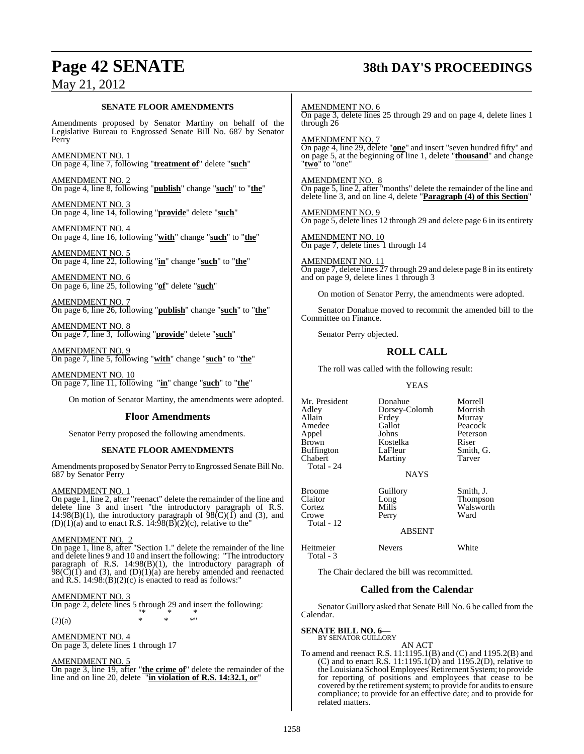**SENATE FLOOR AMENDMENTS**

Amendments proposed by Senator Martiny on behalf of the Legislative Bureau to Engrossed Senate Bill No. 687 by Senator Perry

AMENDMENT NO. 1
On page 4, line 7, following "**treatment of**" delete "**such**"

AMENDMENT NO. 2
On page 4, line 8, following "**publish**" change "**such**" to "**the**"

AMENDMENT NO. 3
On page 4, line 14, following "**provide**" delete "**such**"

AMENDMENT NO. 4
On page 4, line 16, following "**with**" change "**such**" to "**the**"

AMENDMENT NO. 5
On page 4, line 22, following "**in**" change "**such**" to "**the**"

AMENDMENT NO. 6
On page 6, line 25, following "**of**" delete "**such**"

AMENDMENT NO. 7
On page 6, line 26, following "**publish**" change "**such**" to "**the**"

AMENDMENT NO. 8
On page 7, line 3, following "**provide**" delete "**such**"

AMENDMENT NO. 9
On page 7, line 5, following "**with**" change "**such**" to "**the**"

AMENDMENT NO. 10
On page 7, line 11, following "**in**" change "**such**" to "**the**"

On motion of Senator Martiny, the amendments were adopted.

## Floor Amendments

Senator Perry proposed the following amendments.

**SENATE FLOOR AMENDMENTS**

Amendments proposed by Senator Perry to Engrossed Senate Bill No. 687 by Senator Perry

AMENDMENT NO. 1
On page 1, line 2, after "reenact" delete the remainder of the line and delete line 3 and insert "the introductory paragraph of R.S. 14:98(B)(1), the introductory paragraph of 98(C)(1) and (3), and (D)(1)(a) and to enact R.S. 14:98(B)(2)(c), relative to the"

AMENDMENT NO. 2
On page 1, line 8, after "Section 1." delete the remainder of the line and delete lines 9 and 10 and insert the following: "The introductory paragraph of R.S. 14:98(B)(1), the introductory paragraph of 98(C)(1) and (3), and (D)(1)(a) are hereby amended and reenacted and R.S. 14:98:(B)(2)(c) is enacted to read as follows:"

AMENDMENT NO. 3
On page 2, delete lines 5 through 29 and insert the following:
"* * *
(2)(a) * * *"

AMENDMENT NO. 4
On page 3, delete lines 1 through 17

AMENDMENT NO. 5
On page 3, line 19, after "**the crime of**" delete the remainder of the line and on line 20, delete "**in violation of R.S. 14:32.1, or**"

AMENDMENT NO. 6
On page 3, delete lines 25 through 29 and on page 4, delete lines 1 through 26

AMENDMENT NO. 7
On page 4, line 29, delete "**one**" and insert "seven hundred fifty" and on page 5, at the beginning of line 1, delete "**thousand**" and change "**two**" to "one"

AMENDMENT NO. 8
On page 5, line 2, after "months" delete the remainder of the line and delete line 3, and on line 4, delete "**Paragraph (4) of this Section**"

AMENDMENT NO. 9
On page 5, delete lines 12 through 29 and delete page 6 in its entirety

AMENDMENT NO. 10
On page 7, delete lines 1 through 14

AMENDMENT NO. 11
On page 7, delete lines 27 through 29 and delete page 8 in its entirety and on page 9, delete lines 1 through 3

On motion of Senator Perry, the amendments were adopted.

Senator Donahue moved to recommit the amended bill to the Committee on Finance.

Senator Perry objected.

## ROLL CALL

The roll was called with the following result:

YEAS

| | | |
|---|---|---|
| Mr. President | Donahue | Morrell |
| Adley | Dorsey-Colomb | Morrish |
| Allain | Erdey | Murray |
| Amedee | Gallot | Peacock |
| Appel | Johns | Peterson |
| Brown | Kostelka | Riser |
| Buffington | LaFleur | Smith, G. |
| Chabert | Martiny | Tarver |
| Total - 24 | | |

NAYS

| | | |
|---|---|---|
| Broome | Guillory | Smith, J. |
| Claitor | Long | Thompson |
| Cortez | Mills | Walsworth |
| Crowe | Perry | Ward |
| Total - 12 | | |

ABSENT

| | | |
|---|---|---|
| Heitmeier | Nevers | White |
| Total - 3 | | |

The Chair declared the bill was recommitted.

## Called from the Calendar

Senator Guillory asked that Senate Bill No. 6 be called from the Calendar.

**SENATE BILL NO. 6—**
BY SENATOR GUILLORY

AN ACT

To amend and reenact R.S. 11:1195.1(B) and (C) and 1195.2(B) and (C) and to enact R.S. 11:1195.1(D) and 1195.2(D), relative to the Louisiana School Employees' Retirement System; to provide for reporting of positions and employees that cease to be covered by the retirement system; to provide for audits to ensure compliance; to provide for an effective date; and to provide for related matters.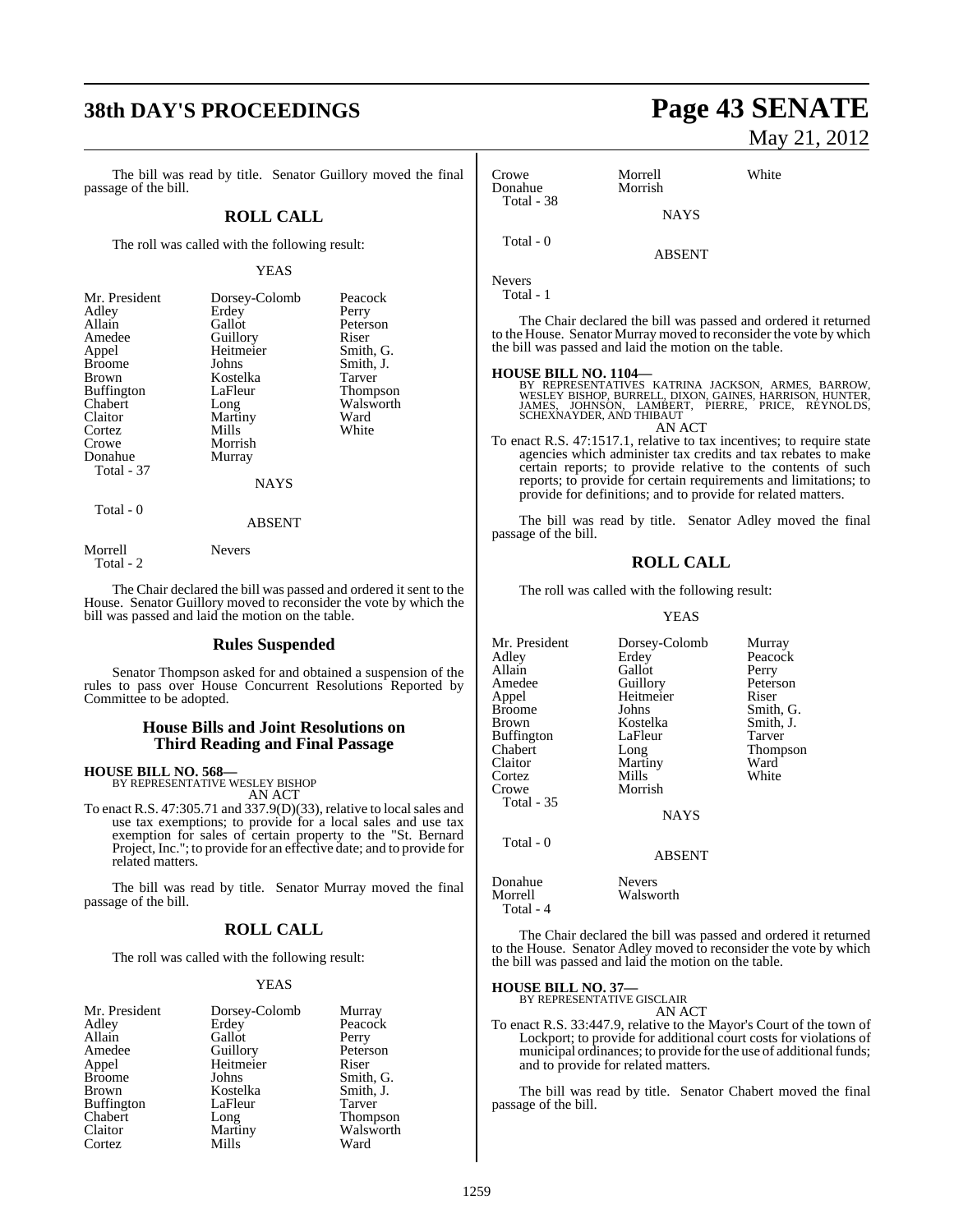The bill was read by title. Senator Guillory moved the final passage of the bill.

## ROLL CALL

The roll was called with the following result:

YEAS

| | | |
|---|---|---|
| Mr. President | Dorsey-Colomb | Peacock |
| Adley | Erdey | Perry |
| Allain | Gallot | Peterson |
| Amedee | Guillory | Riser |
| Appel | Heitmeier | Smith, G. |
| Broome | Johns | Smith, J. |
| Brown | Kostelka | Tarver |
| Buffington | LaFleur | Thompson |
| Chabert | Long | Walsworth |
| Claitor | Martiny | Ward |
| Cortez | Mills | White |
| Crowe | Morrish | |
| Donahue | Murray | |

Total - 37

NAYS

Total - 0

ABSENT

| | |
|---|---|
| Morrell | Nevers |

Total - 2

The Chair declared the bill was passed and ordered it sent to the House. Senator Guillory moved to reconsider the vote by which the bill was passed and laid the motion on the table.

## Rules Suspended

Senator Thompson asked for and obtained a suspension of the rules to pass over House Concurrent Resolutions Reported by Committee to be adopted.

## House Bills and Joint Resolutions on Third Reading and Final Passage

**HOUSE BILL NO. 568—**
BY REPRESENTATIVE WESLEY BISHOP
AN ACT

To enact R.S. 47:305.71 and 337.9(D)(33), relative to local sales and use tax exemptions; to provide for a local sales and use tax exemption for sales of certain property to the "St. Bernard Project, Inc."; to provide for an effective date; and to provide for related matters.

The bill was read by title. Senator Murray moved the final passage of the bill.

## ROLL CALL

The roll was called with the following result:

YEAS

| | | |
|---|---|---|
| Mr. President | Dorsey-Colomb | Murray |
| Adley | Erdey | Peacock |
| Allain | Gallot | Perry |
| Amedee | Guillory | Peterson |
| Appel | Heitmeier | Riser |
| Broome | Johns | Smith, G. |
| Brown | Kostelka | Smith, J. |
| Buffington | LaFleur | Tarver |
| Chabert | Long | Thompson |
| Claitor | Martiny | Walsworth |
| Cortez | Mills | Ward |
| Crowe | Morrell | White |
| Donahue | Morrish | |

Total - 38

NAYS

Total - 0

ABSENT

Nevers

Total - 1

The Chair declared the bill was passed and ordered it returned to the House. Senator Murray moved to reconsider the vote by which the bill was passed and laid the motion on the table.

**HOUSE BILL NO. 1104—**
BY REPRESENTATIVES KATRINA JACKSON, ARMES, BARROW, WESLEY BISHOP, BURRELL, DIXON, GAINES, HARRISON, HUNTER, JAMES, JOHNSON, LAMBERT, PIERRE, PRICE, REYNOLDS, SCHEXNAYDER, AND THIBAUT
AN ACT

To enact R.S. 47:1517.1, relative to tax incentives; to require state agencies which administer tax credits and tax rebates to make certain reports; to provide relative to the contents of such reports; to provide for certain requirements and limitations; to provide for definitions; and to provide for related matters.

The bill was read by title. Senator Adley moved the final passage of the bill.

## ROLL CALL

The roll was called with the following result:

YEAS

| | | |
|---|---|---|
| Mr. President | Dorsey-Colomb | Murray |
| Adley | Erdey | Peacock |
| Allain | Gallot | Perry |
| Amedee | Guillory | Peterson |
| Appel | Heitmeier | Riser |
| Broome | Johns | Smith, G. |
| Brown | Kostelka | Smith, J. |
| Buffington | LaFleur | Tarver |
| Chabert | Long | Thompson |
| Claitor | Martiny | Ward |
| Cortez | Mills | White |
| Crowe | Morrish | |

Total - 35

NAYS

Total - 0

ABSENT

| | |
|---|---|
| Donahue | Nevers |
| Morrell | Walsworth |

Total - 4

The Chair declared the bill was passed and ordered it returned to the House. Senator Adley moved to reconsider the vote by which the bill was passed and laid the motion on the table.

**HOUSE BILL NO. 37—**
BY REPRESENTATIVE GISCLAIR
AN ACT

To enact R.S. 33:447.9, relative to the Mayor's Court of the town of Lockport; to provide for additional court costs for violations of municipal ordinances; to provide for the use of additional funds; and to provide for related matters.

The bill was read by title. Senator Chabert moved the final passage of the bill.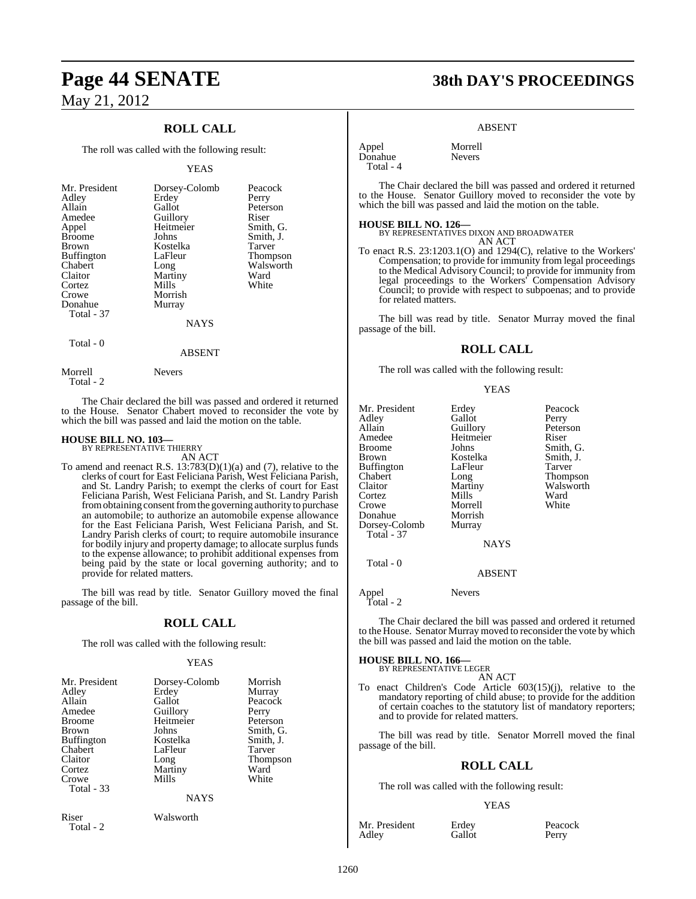## ROLL CALL

The roll was called with the following result:

YEAS

| | | |
|---|---|---|
| Mr. President | Dorsey-Colomb | Peacock |
| Adley | Erdey | Perry |
| Allain | Gallot | Peterson |
| Amedee | Guillory | Riser |
| Appel | Heitmeier | Smith, G. |
| Broome | Johns | Smith, J. |
| Brown | Kostelka | Tarver |
| Buffington | LaFleur | Thompson |
| Chabert | Long | Walsworth |
| Claitor | Martiny | Ward |
| Cortez | Mills | White |
| Crowe | Morrish | |
| Donahue | Murray | |

Total - 37

NAYS

Total - 0

ABSENT

| | |
|---|---|
| Morrell | Nevers |

Total - 2

The Chair declared the bill was passed and ordered it returned to the House. Senator Chabert moved to reconsider the vote by which the bill was passed and laid the motion on the table.

**HOUSE BILL NO. 103—**
BY REPRESENTATIVE THIERRY
AN ACT

To amend and reenact R.S. 13:783(D)(1)(a) and (7), relative to the clerks of court for East Feliciana Parish, West Feliciana Parish, and St. Landry Parish; to exempt the clerks of court for East Feliciana Parish, West Feliciana Parish, and St. Landry Parish from obtaining consent from the governing authority to purchase an automobile; to authorize an automobile expense allowance for the East Feliciana Parish, West Feliciana Parish, and St. Landry Parish clerks of court; to require automobile insurance for bodily injury and property damage; to allocate surplus funds to the expense allowance; to prohibit additional expenses from being paid by the state or local governing authority; and to provide for related matters.

The bill was read by title. Senator Guillory moved the final passage of the bill.

## ROLL CALL

The roll was called with the following result:

YEAS

| | | |
|---|---|---|
| Mr. President | Dorsey-Colomb | Morrish |
| Adley | Erdey | Murray |
| Allain | Gallot | Peacock |
| Amedee | Guillory | Perry |
| Broome | Heitmeier | Peterson |
| Brown | Johns | Smith, G. |
| Buffington | Kostelka | Smith, J. |
| Chabert | LaFleur | Tarver |
| Claitor | Long | Thompson |
| Cortez | Martiny | Ward |
| Crowe | Mills | White |

Total - 33

NAYS

| | |
|---|---|
| Riser | Walsworth |

Total - 2

ABSENT

| | |
|---|---|
| Appel | Morrell |
| Donahue | Nevers |

Total - 4

The Chair declared the bill was passed and ordered it returned to the House. Senator Guillory moved to reconsider the vote by which the bill was passed and laid the motion on the table.

**HOUSE BILL NO. 126—**
BY REPRESENTATIVES DIXON AND BROADWATER
AN ACT

To enact R.S. 23:1203.1(O) and 1294(C), relative to the Workers' Compensation; to provide for immunity from legal proceedings to the Medical Advisory Council; to provide for immunity from legal proceedings to the Workers' Compensation Advisory Council; to provide with respect to subpoenas; and to provide for related matters.

The bill was read by title. Senator Murray moved the final passage of the bill.

## ROLL CALL

The roll was called with the following result:

YEAS

| | | |
|---|---|---|
| Mr. President | Erdey | Peacock |
| Adley | Gallot | Perry |
| Allain | Guillory | Peterson |
| Amedee | Heitmeier | Riser |
| Broome | Johns | Smith, G. |
| Brown | Kostelka | Smith, J. |
| Buffington | LaFleur | Tarver |
| Chabert | Long | Thompson |
| Claitor | Martiny | Walsworth |
| Cortez | Mills | Ward |
| Crowe | Morrell | White |
| Donahue | Morrish | |
| Dorsey-Colomb | Murray | |

Total - 37

NAYS

Total - 0

ABSENT

| | |
|---|---|
| Appel | Nevers |

Total - 2

The Chair declared the bill was passed and ordered it returned to the House. Senator Murray moved to reconsider the vote by which the bill was passed and laid the motion on the table.

**HOUSE BILL NO. 166—**
BY REPRESENTATIVE LEGER
AN ACT

To enact Children's Code Article 603(15)(j), relative to the mandatory reporting of child abuse; to provide for the addition of certain coaches to the statutory list of mandatory reporters; and to provide for related matters.

The bill was read by title. Senator Morrell moved the final passage of the bill.

## ROLL CALL

The roll was called with the following result:

YEAS

| | | |
|---|---|---|
| Mr. President | Erdey | Peacock |
| Adley | Gallot | Perry |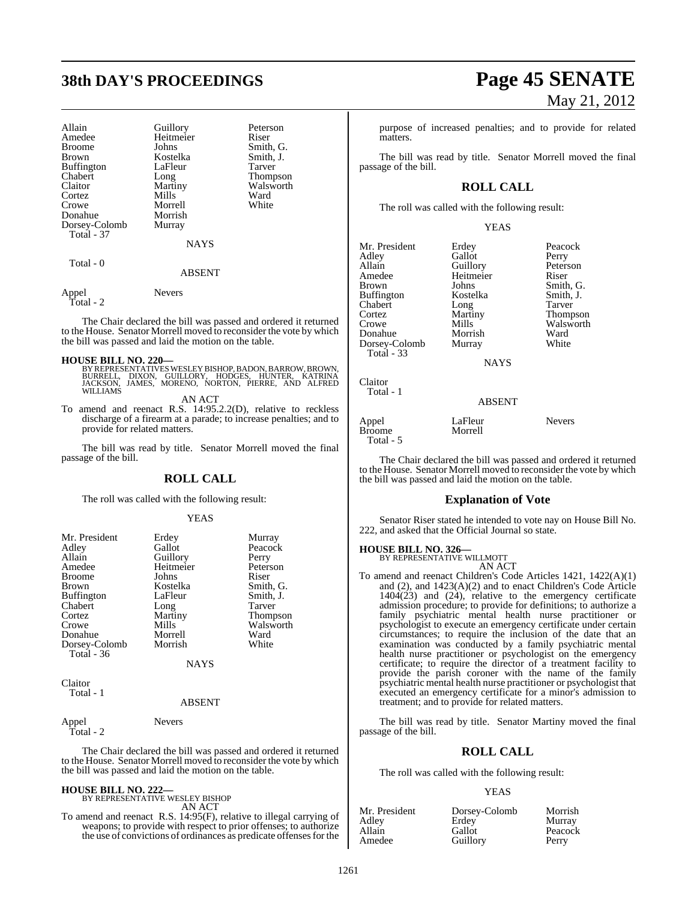| | | |
|---|---|---|
| Allain | Guillory | Peterson |
| Amedee | Heitmeier | Riser |
| Broome | Johns | Smith, G. |
| Brown | Kostelka | Smith, J. |
| Buffington | LaFleur | Tarver |
| Chabert | Long | Thompson |
| Claitor | Martiny | Walsworth |
| Cortez | Mills | Ward |
| Crowe | Morrell | White |
| Donahue | Morrish | |
| Dorsey-Colomb | Murray | |
| Total - 37 | | |

NAYS

Total - 0

ABSENT

| | |
|---|---|
| Appel | Nevers |
| Total - 2 | |

The Chair declared the bill was passed and ordered it returned to the House. Senator Morrell moved to reconsider the vote by which the bill was passed and laid the motion on the table.

**HOUSE BILL NO. 220—**
BY REPRESENTATIVES WESLEY BISHOP, BADON, BARROW, BROWN, BURRELL, DIXON, GUILLORY, HODGES, HUNTER, KATRINA JACKSON, JAMES, MORENO, NORTON, PIERRE, AND ALFRED WILLIAMS

AN ACT

To amend and reenact R.S. 14:95.2.2(D), relative to reckless discharge of a firearm at a parade; to increase penalties; and to provide for related matters.

The bill was read by title. Senator Morrell moved the final passage of the bill.

## ROLL CALL

The roll was called with the following result:

YEAS

| | | |
|---|---|---|
| Mr. President | Erdey | Murray |
| Adley | Gallot | Peacock |
| Allain | Guillory | Perry |
| Amedee | Heitmeier | Peterson |
| Broome | Johns | Riser |
| Brown | Kostelka | Smith, G. |
| Buffington | LaFleur | Smith, J. |
| Chabert | Long | Tarver |
| Cortez | Martiny | Thompson |
| Crowe | Mills | Walsworth |
| Donahue | Morrell | Ward |
| Dorsey-Colomb | Morrish | White |
| Total - 36 | | |

NAYS

Claitor
Total - 1

ABSENT

| | |
|---|---|
| Appel | Nevers |
| Total - 2 | |

The Chair declared the bill was passed and ordered it returned to the House. Senator Morrell moved to reconsider the vote by which the bill was passed and laid the motion on the table.

**HOUSE BILL NO. 222—**
BY REPRESENTATIVE WESLEY BISHOP

AN ACT

To amend and reenact R.S. 14:95(F), relative to illegal carrying of weapons; to provide with respect to prior offenses; to authorize the use of convictions of ordinances as predicate offenses for the purpose of increased penalties; and to provide for related matters.

The bill was read by title. Senator Morrell moved the final passage of the bill.

## ROLL CALL

The roll was called with the following result:

YEAS

| | | |
|---|---|---|
| Mr. President | Erdey | Peacock |
| Adley | Gallot | Perry |
| Allain | Guillory | Peterson |
| Amedee | Heitmeier | Riser |
| Brown | Johns | Smith, G. |
| Buffington | Kostelka | Smith, J. |
| Chabert | Long | Tarver |
| Cortez | Martiny | Thompson |
| Crowe | Mills | Walsworth |
| Donahue | Morrish | Ward |
| Dorsey-Colomb | Murray | White |
| Total - 33 | | |

NAYS

Claitor
Total - 1

ABSENT

| | | |
|---|---|---|
| Appel | LaFleur | Nevers |
| Broome | Morrell | |
| Total - 5 | | |

The Chair declared the bill was passed and ordered it returned to the House. Senator Morrell moved to reconsider the vote by which the bill was passed and laid the motion on the table.

## Explanation of Vote

Senator Riser stated he intended to vote nay on House Bill No. 222, and asked that the Official Journal so state.

**HOUSE BILL NO. 326—**
BY REPRESENTATIVE WILLMOTT

AN ACT

To amend and reenact Children's Code Articles 1421, 1422(A)(1) and (2), and 1423(A)(2) and to enact Children's Code Article 1404(23) and (24), relative to the emergency certificate admission procedure; to provide for definitions; to authorize a family psychiatric mental health nurse practitioner or psychologist to execute an emergency certificate under certain circumstances; to require the inclusion of the date that an examination was conducted by a family psychiatric mental health nurse practitioner or psychologist on the emergency certificate; to require the director of a treatment facility to provide the parish coroner with the name of the family psychiatric mental health nurse practitioner or psychologist that executed an emergency certificate for a minor's admission to treatment; and to provide for related matters.

The bill was read by title. Senator Martiny moved the final passage of the bill.

## ROLL CALL

The roll was called with the following result:

YEAS

| | | |
|---|---|---|
| Mr. President | Dorsey-Colomb | Morrish |
| Adley | Erdey | Murray |
| Allain | Gallot | Peacock |
| Amedee | Guillory | Perry |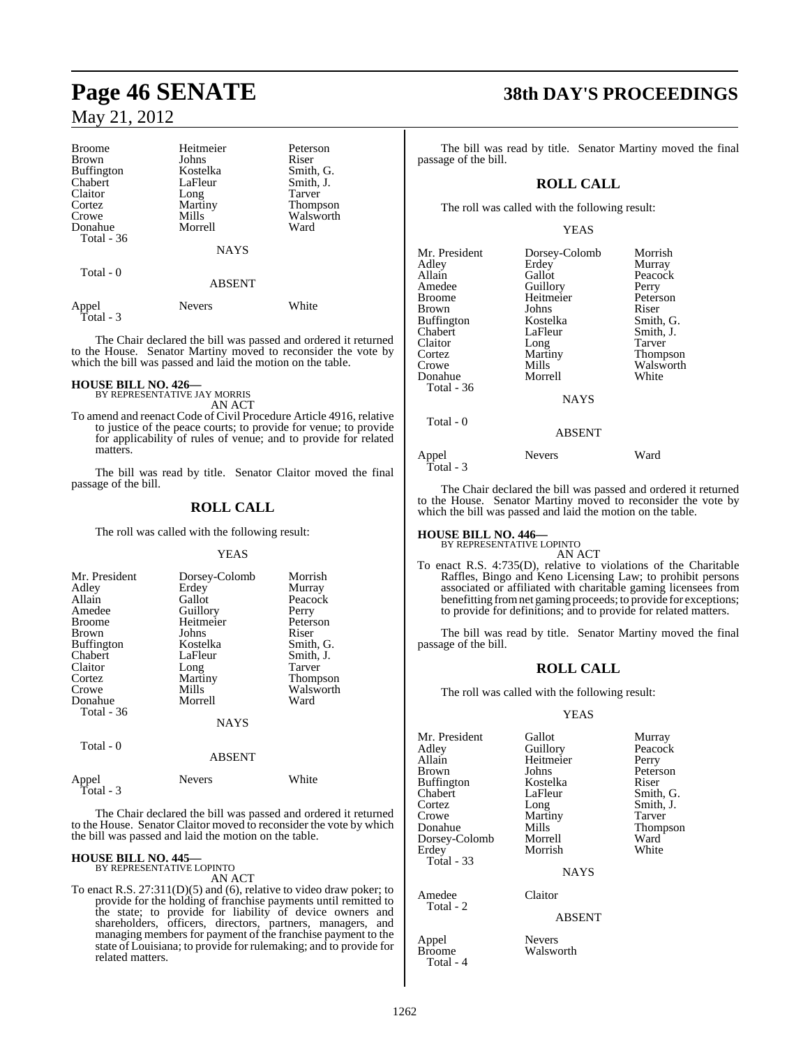| | | |
|---|---|---|
| Broome | Heitmeier | Peterson |
| Brown | Johns | Riser |
| Buffington | Kostelka | Smith, G. |
| Chabert | LaFleur | Smith, J. |
| Claitor | Long | Tarver |
| Cortez | Martiny | Thompson |
| Crowe | Mills | Walsworth |
| Donahue | Morrell | Ward |
| Total - 36 | | |

NAYS

Total - 0

ABSENT

| | | |
|---|---|---|
| Appel | Nevers | White |
| Total - 3 | | |

The Chair declared the bill was passed and ordered it returned to the House. Senator Martiny moved to reconsider the vote by which the bill was passed and laid the motion on the table.

**HOUSE BILL NO. 426—**
BY REPRESENTATIVE JAY MORRIS
AN ACT

To amend and reenact Code of Civil Procedure Article 4916, relative to justice of the peace courts; to provide for venue; to provide for applicability of rules of venue; and to provide for related matters.

The bill was read by title. Senator Claitor moved the final passage of the bill.

## ROLL CALL

The roll was called with the following result:

YEAS

| | | |
|---|---|---|
| Mr. President | Dorsey-Colomb | Morrish |
| Adley | Erdey | Murray |
| Allain | Gallot | Peacock |
| Amedee | Guillory | Perry |
| Broome | Heitmeier | Peterson |
| Brown | Johns | Riser |
| Buffington | Kostelka | Smith, G. |
| Chabert | LaFleur | Smith, J. |
| Claitor | Long | Tarver |
| Cortez | Martiny | Thompson |
| Crowe | Mills | Walsworth |
| Donahue | Morrell | Ward |
| Total - 36 | | |

NAYS

Total - 0

ABSENT

| | | |
|---|---|---|
| Appel | Nevers | White |
| Total - 3 | | |

The Chair declared the bill was passed and ordered it returned to the House. Senator Claitor moved to reconsider the vote by which the bill was passed and laid the motion on the table.

**HOUSE BILL NO. 445—**
BY REPRESENTATIVE LOPINTO
AN ACT

To enact R.S. 27:311(D)(5) and (6), relative to video draw poker; to provide for the holding of franchise payments until remitted to the state; to provide for liability of device owners and shareholders, officers, directors, partners, managers, and managing members for payment of the franchise payment to the state of Louisiana; to provide for rulemaking; and to provide for related matters.

The bill was read by title. Senator Martiny moved the final passage of the bill.

## ROLL CALL

The roll was called with the following result:

YEAS

| | | |
|---|---|---|
| Mr. President | Dorsey-Colomb | Morrish |
| Adley | Erdey | Murray |
| Allain | Gallot | Peacock |
| Amedee | Guillory | Perry |
| Broome | Heitmeier | Peterson |
| Brown | Johns | Riser |
| Buffington | Kostelka | Smith, G. |
| Chabert | LaFleur | Smith, J. |
| Claitor | Long | Tarver |
| Cortez | Martiny | Thompson |
| Crowe | Mills | Walsworth |
| Donahue | Morrell | White |
| Total - 36 | | |

NAYS

Total - 0

ABSENT

| | | |
|---|---|---|
| Appel | Nevers | Ward |
| Total - 3 | | |

The Chair declared the bill was passed and ordered it returned to the House. Senator Martiny moved to reconsider the vote by which the bill was passed and laid the motion on the table.

**HOUSE BILL NO. 446—**
BY REPRESENTATIVE LOPINTO
AN ACT

To enact R.S. 4:735(D), relative to violations of the Charitable Raffles, Bingo and Keno Licensing Law; to prohibit persons associated or affiliated with charitable gaming licensees from benefitting from net gaming proceeds; to provide for exceptions; to provide for definitions; and to provide for related matters.

The bill was read by title. Senator Martiny moved the final passage of the bill.

## ROLL CALL

The roll was called with the following result:

YEAS

| | | |
|---|---|---|
| Mr. President | Gallot | Murray |
| Adley | Guillory | Peacock |
| Allain | Heitmeier | Perry |
| Brown | Johns | Peterson |
| Buffington | Kostelka | Riser |
| Chabert | LaFleur | Smith, G. |
| Cortez | Long | Smith, J. |
| Crowe | Martiny | Tarver |
| Donahue | Mills | Thompson |
| Dorsey-Colomb | Morrell | Ward |
| Erdey | Morrish | White |
| Total - 33 | | |

NAYS

| | |
|---|---|
| Amedee | Claitor |
| Total - 2 | |

ABSENT

| | |
|---|---|
| Appel | Nevers |
| Broome | Walsworth |
| Total - 4 | |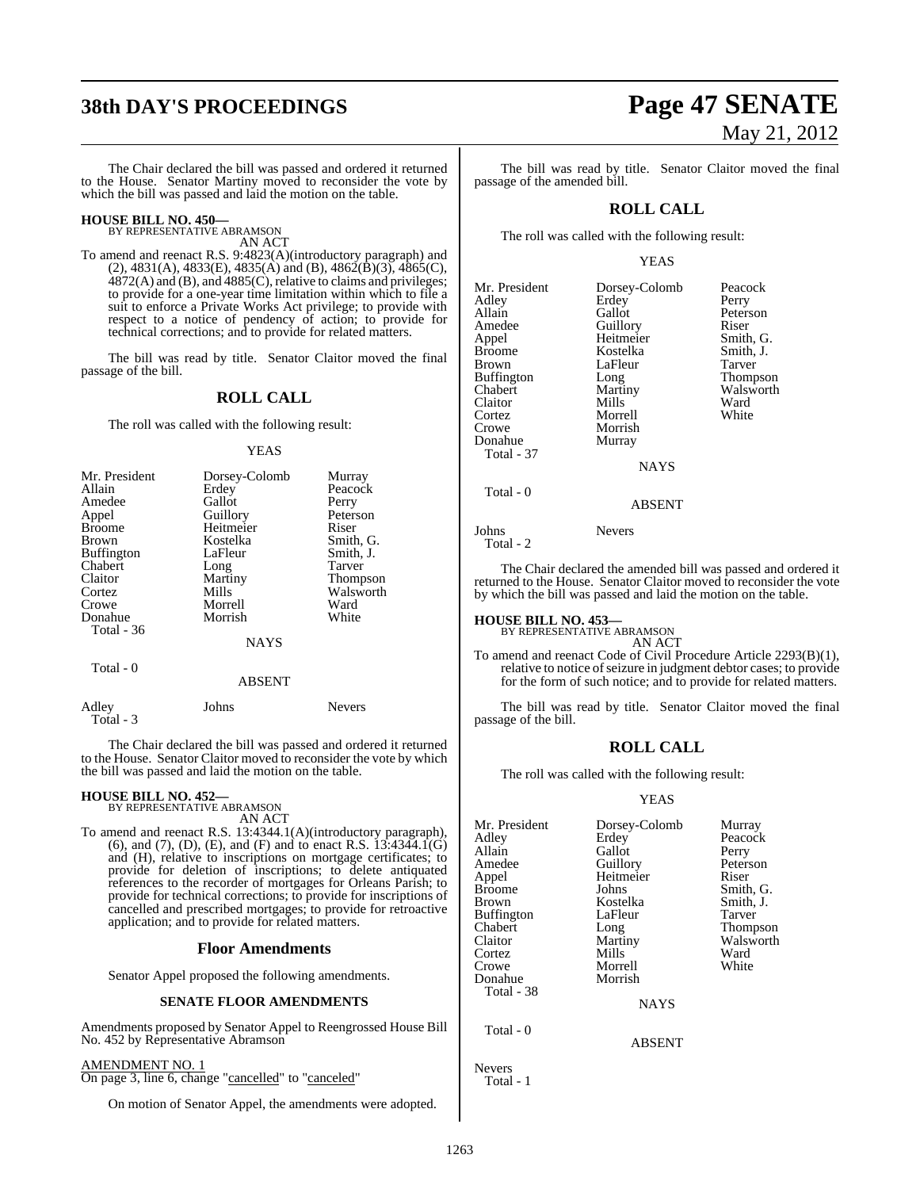The Chair declared the bill was passed and ordered it returned to the House. Senator Martiny moved to reconsider the vote by which the bill was passed and laid the motion on the table.

**HOUSE BILL NO. 450—**
BY REPRESENTATIVE ABRAMSON
AN ACT

To amend and reenact R.S. 9:4823(A)(introductory paragraph) and (2), 4831(A), 4833(E), 4835(A) and (B), 4862(B)(3), 4865(C), 4872(A) and (B), and 4885(C), relative to claims and privileges; to provide for a one-year time limitation within which to file a suit to enforce a Private Works Act privilege; to provide with respect to a notice of pendency of action; to provide for technical corrections; and to provide for related matters.

The bill was read by title. Senator Claitor moved the final passage of the bill.

## ROLL CALL

The roll was called with the following result:

YEAS

| | | |
|---|---|---|
| Mr. President | Dorsey-Colomb | Murray |
| Allain | Erdey | Peacock |
| Amedee | Gallot | Perry |
| Appel | Guillory | Peterson |
| Broome | Heitmeier | Riser |
| Brown | Kostelka | Smith, G. |
| Buffington | LaFleur | Smith, J. |
| Chabert | Long | Tarver |
| Claitor | Martiny | Thompson |
| Cortez | Mills | Walsworth |
| Crowe | Morrell | Ward |
| Donahue | Morrish | White |
| Total - 36 | | |

NAYS

Total - 0

ABSENT

| | | |
|---|---|---|
| Adley | Johns | Nevers |
| Total - 3 | | |

The Chair declared the bill was passed and ordered it returned to the House. Senator Claitor moved to reconsider the vote by which the bill was passed and laid the motion on the table.

**HOUSE BILL NO. 452—**
BY REPRESENTATIVE ABRAMSON
AN ACT

To amend and reenact R.S. 13:4344.1(A)(introductory paragraph), (6), and (7), (D), (E), and (F) and to enact R.S. 13:4344.1(G) and (H), relative to inscriptions on mortgage certificates; to provide for deletion of inscriptions; to delete antiquated references to the recorder of mortgages for Orleans Parish; to provide for technical corrections; to provide for inscriptions of cancelled and prescribed mortgages; to provide for retroactive application; and to provide for related matters.

## Floor Amendments

Senator Appel proposed the following amendments.

### SENATE FLOOR AMENDMENTS

Amendments proposed by Senator Appel to Reengrossed House Bill No. 452 by Representative Abramson

AMENDMENT NO. 1
On page 3, line 6, change "cancelled" to "canceled"

On motion of Senator Appel, the amendments were adopted.

The bill was read by title. Senator Claitor moved the final passage of the amended bill.

## ROLL CALL

The roll was called with the following result:

YEAS

| | | |
|---|---|---|
| Mr. President | Dorsey-Colomb | Peacock |
| Adley | Erdey | Perry |
| Allain | Gallot | Peterson |
| Amedee | Guillory | Riser |
| Appel | Heitmeier | Smith, G. |
| Broome | Kostelka | Smith, J. |
| Brown | LaFleur | Tarver |
| Buffington | Long | Thompson |
| Chabert | Martiny | Walsworth |
| Claitor | Mills | Ward |
| Cortez | Morrell | White |
| Crowe | Morrish | |
| Donahue | Murray | |
| Total - 37 | | |

NAYS

Total - 0

ABSENT

| | |
|---|---|
| Johns | Nevers |
| Total - 2 | |

The Chair declared the amended bill was passed and ordered it returned to the House. Senator Claitor moved to reconsider the vote by which the bill was passed and laid the motion on the table.

**HOUSE BILL NO. 453—**
BY REPRESENTATIVE ABRAMSON
AN ACT

To amend and reenact Code of Civil Procedure Article 2293(B)(1), relative to notice of seizure in judgment debtor cases; to provide for the form of such notice; and to provide for related matters.

The bill was read by title. Senator Claitor moved the final passage of the bill.

## ROLL CALL

The roll was called with the following result:

YEAS

| | | |
|---|---|---|
| Mr. President | Dorsey-Colomb | Murray |
| Adley | Erdey | Peacock |
| Allain | Gallot | Perry |
| Amedee | Guillory | Peterson |
| Appel | Heitmeier | Riser |
| Broome | Johns | Smith, G. |
| Brown | Kostelka | Smith, J. |
| Buffington | LaFleur | Tarver |
| Chabert | Long | Thompson |
| Claitor | Martiny | Walsworth |
| Cortez | Mills | Ward |
| Crowe | Morrell | White |
| Donahue | Morrish | |
| Total - 38 | | |

NAYS

Total - 0

ABSENT

Nevers
Total - 1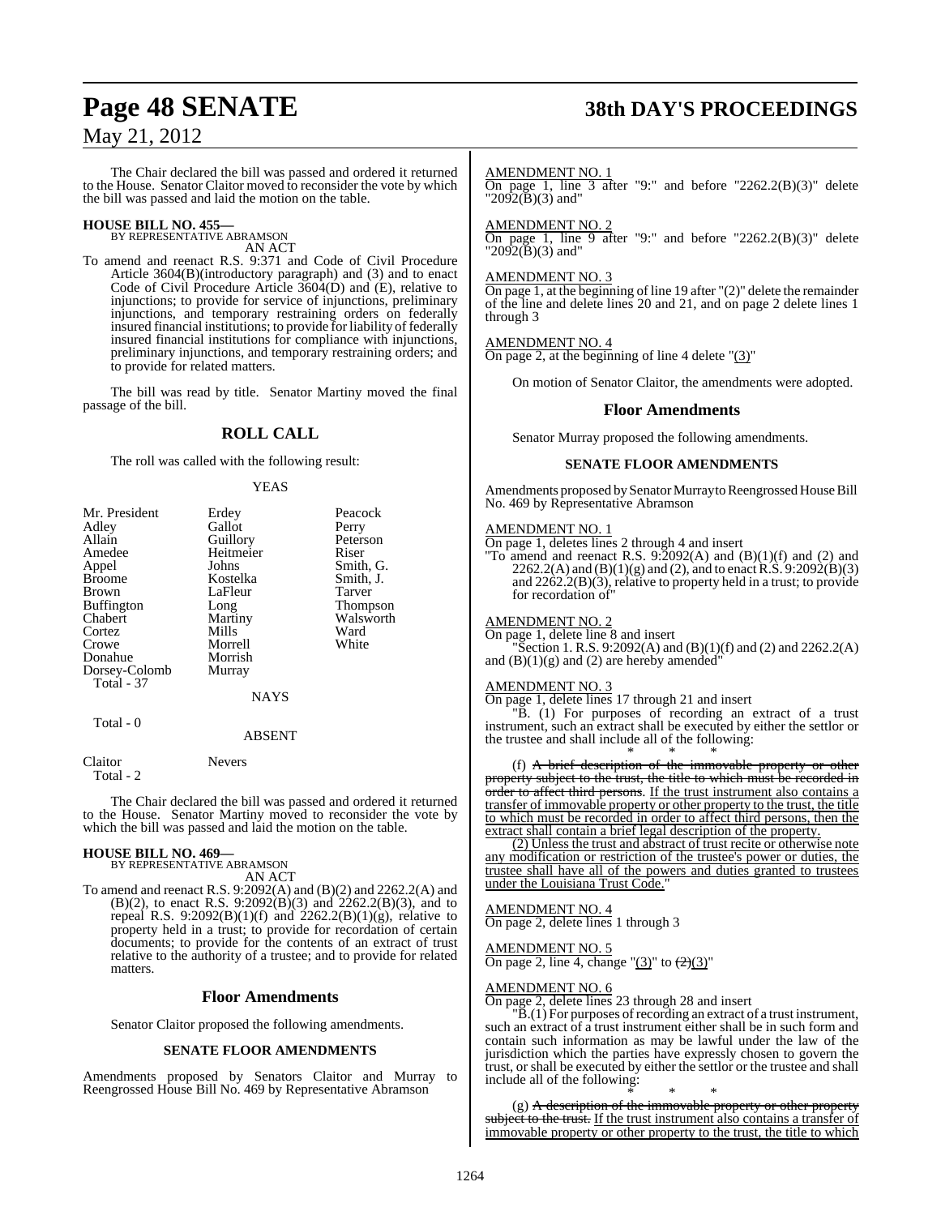The Chair declared the bill was passed and ordered it returned to the House. Senator Claitor moved to reconsider the vote by which the bill was passed and laid the motion on the table.

**HOUSE BILL NO. 455—**
BY REPRESENTATIVE ABRAMSON
AN ACT

To amend and reenact R.S. 9:371 and Code of Civil Procedure Article 3604(B)(introductory paragraph) and (3) and to enact Code of Civil Procedure Article 3604(D) and (E), relative to injunctions; to provide for service of injunctions, preliminary injunctions, and temporary restraining orders on federally insured financial institutions; to provide for liability of federally insured financial institutions for compliance with injunctions, preliminary injunctions, and temporary restraining orders; and to provide for related matters.

The bill was read by title. Senator Martiny moved the final passage of the bill.

## ROLL CALL

The roll was called with the following result:

YEAS

| | | |
|---|---|---|
| Mr. President | Erdey | Peacock |
| Adley | Gallot | Perry |
| Allain | Guillory | Peterson |
| Amedee | Heitmeier | Riser |
| Appel | Johns | Smith, G. |
| Broome | Kostelka | Smith, J. |
| Brown | LaFleur | Tarver |
| Buffington | Long | Thompson |
| Chabert | Martiny | Walsworth |
| Cortez | Mills | Ward |
| Crowe | Morrell | White |
| Donahue | Morrish | |
| Dorsey-Colomb | Murray | |
| Total - 37 | | |

NAYS

Total - 0

ABSENT

| | |
|---|---|
| Claitor | Nevers |
| Total - 2 | |

The Chair declared the bill was passed and ordered it returned to the House. Senator Martiny moved to reconsider the vote by which the bill was passed and laid the motion on the table.

**HOUSE BILL NO. 469—**
BY REPRESENTATIVE ABRAMSON
AN ACT

To amend and reenact R.S. 9:2092(A) and (B)(2) and 2262.2(A) and (B)(2), to enact R.S. 9:2092(B)(3) and 2262.2(B)(3), and to repeal R.S. 9:2092(B)(1)(f) and 2262.2(B)(1)(g), relative to property held in a trust; to provide for recordation of certain documents; to provide for the contents of an extract of trust relative to the authority of a trustee; and to provide for related matters.

## Floor Amendments

Senator Claitor proposed the following amendments.

### SENATE FLOOR AMENDMENTS

Amendments proposed by Senators Claitor and Murray to Reengrossed House Bill No. 469 by Representative Abramson

AMENDMENT NO. 1
On page 1, line 3 after "9:" and before "2262.2(B)(3)" delete "2092(B)(3) and"

AMENDMENT NO. 2
On page 1, line 9 after "9:" and before "2262.2(B)(3)" delete "2092(B)(3) and"

AMENDMENT NO. 3
On page 1, at the beginning of line 19 after "(2)" delete the remainder of the line and delete lines 20 and 21, and on page 2 delete lines 1 through 3

AMENDMENT NO. 4
On page 2, at the beginning of line 4 delete "(3)"

On motion of Senator Claitor, the amendments were adopted.

## Floor Amendments

Senator Murray proposed the following amendments.

### SENATE FLOOR AMENDMENTS

Amendments proposed by Senator Murray to Reengrossed House Bill No. 469 by Representative Abramson

AMENDMENT NO. 1
On page 1, deletes lines 2 through 4 and insert
"To amend and reenact R.S. 9:2092(A) and (B)(1)(f) and (2) and 2262.2(A) and (B)(1)(g) and (2), and to enact R.S. 9:2092(B)(3) and 2262.2(B)(3), relative to property held in a trust; to provide for recordation of"

AMENDMENT NO. 2
On page 1, delete line 8 and insert
"Section 1. R.S. 9:2092(A) and (B)(1)(f) and (2) and 2262.2(A) and (B)(1)(g) and (2) are hereby amended"

AMENDMENT NO. 3
On page 1, delete lines 17 through 21 and insert
"B. (1) For purposes of recording an extract of a trust instrument, such an extract shall be executed by either the settlor or the trustee and shall include all of the following:

\* \* \*

(f) ~~A brief description of the immovable property or other property subject to the trust, the title to which must be recorded in order to affect third persons.~~ If the trust instrument also contains a transfer of immovable property or other property to the trust, the title to which must be recorded in order to affect third persons, then the extract shall contain a brief legal description of the property.

(2) Unless the trust and abstract of trust recite or otherwise note any modification or restriction of the trustee's power or duties, the trustee shall have all of the powers and duties granted to trustees under the Louisiana Trust Code."

AMENDMENT NO. 4
On page 2, delete lines 1 through 3

AMENDMENT NO. 5
On page 2, line 4, change "(3)" to "~~(2)~~(3)"

AMENDMENT NO. 6
On page 2, delete lines 23 through 28 and insert
"B.(1) For purposes of recording an extract of a trust instrument, such an extract of a trust instrument either shall be in such form and contain such information as may be lawful under the law of the jurisdiction which the parties have expressly chosen to govern the trust, or shall be executed by either the settlor or the trustee and shall include all of the following:

\* \* \*

(g) ~~A description of the immovable property or other property subject to the trust.~~ If the trust instrument also contains a transfer of immovable property or other property to the trust, the title to which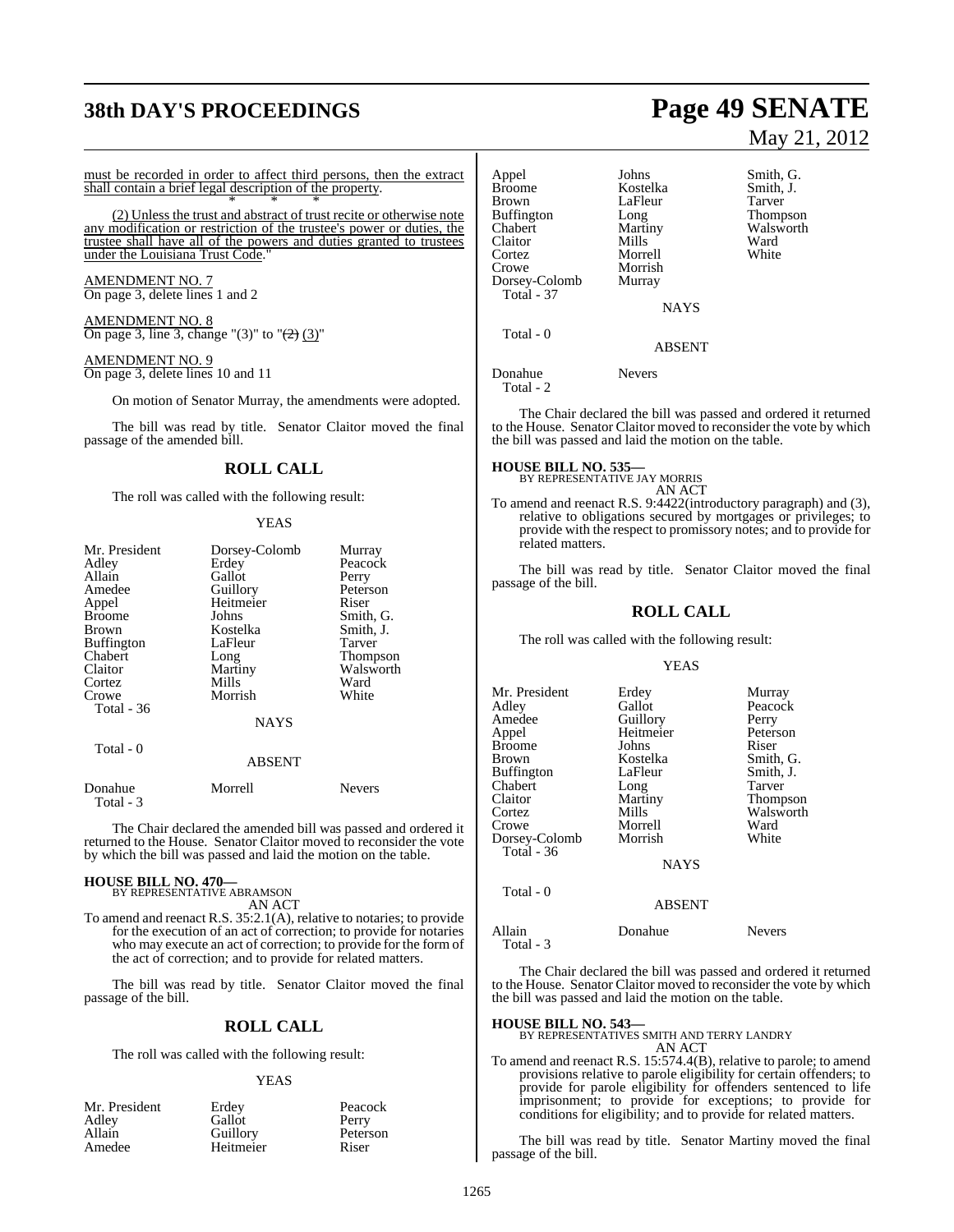must be recorded in order to affect third persons, then the extract shall contain a brief legal description of the property.

\* \* \*

(2) Unless the trust and abstract of trust recite or otherwise note any modification or restriction of the trustee's power or duties, the trustee shall have all of the powers and duties granted to trustees under the Louisiana Trust Code."

AMENDMENT NO. 7
On page 3, delete lines 1 and 2

AMENDMENT NO. 8
On page 3, line 3, change "(3)" to "~~(2)~~ (3)"

AMENDMENT NO. 9
On page 3, delete lines 10 and 11

On motion of Senator Murray, the amendments were adopted.

The bill was read by title. Senator Claitor moved the final passage of the amended bill.

## ROLL CALL

The roll was called with the following result:

YEAS

| | | |
|---|---|---|
| Mr. President | Dorsey-Colomb | Murray |
| Adley | Erdey | Peacock |
| Allain | Gallot | Perry |
| Amedee | Guillory | Peterson |
| Appel | Heitmeier | Riser |
| Broome | Johns | Smith, G. |
| Brown | Kostelka | Smith, J. |
| Buffington | LaFleur | Tarver |
| Chabert | Long | Thompson |
| Claitor | Martiny | Walsworth |
| Cortez | Mills | Ward |
| Crowe | Morrish | White |

Total - 36

NAYS

Total - 0

ABSENT

| | | |
|---|---|---|
| Donahue | Morrell | Nevers |

Total - 3

The Chair declared the amended bill was passed and ordered it returned to the House. Senator Claitor moved to reconsider the vote by which the bill was passed and laid the motion on the table.

**HOUSE BILL NO. 470—**
BY REPRESENTATIVE ABRAMSON
AN ACT

To amend and reenact R.S. 35:2.1(A), relative to notaries; to provide for the execution of an act of correction; to provide for notaries who may execute an act of correction; to provide for the form of the act of correction; and to provide for related matters.

The bill was read by title. Senator Claitor moved the final passage of the bill.

## ROLL CALL

The roll was called with the following result:

YEAS

| | | |
|---|---|---|
| Mr. President | Erdey | Peacock |
| Adley | Gallot | Perry |
| Allain | Guillory | Peterson |
| Amedee | Heitmeier | Riser |
| Appel | Johns | Smith, G. |
| Broome | Kostelka | Smith, J. |
| Brown | LaFleur | Tarver |
| Buffington | Long | Thompson |
| Chabert | Martiny | Walsworth |
| Claitor | Mills | Ward |
| Cortez | Morrell | White |
| Crowe | Morrish | |
| Dorsey-Colomb | Murray | |

Total - 37

NAYS

Total - 0

ABSENT

| | |
|---|---|
| Donahue | Nevers |

Total - 2

The Chair declared the bill was passed and ordered it returned to the House. Senator Claitor moved to reconsider the vote by which the bill was passed and laid the motion on the table.

**HOUSE BILL NO. 535—**
BY REPRESENTATIVE JAY MORRIS
AN ACT

To amend and reenact R.S. 9:4422(introductory paragraph) and (3), relative to obligations secured by mortgages or privileges; to provide with the respect to promissory notes; and to provide for related matters.

The bill was read by title. Senator Claitor moved the final passage of the bill.

## ROLL CALL

The roll was called with the following result:

YEAS

| | | |
|---|---|---|
| Mr. President | Erdey | Murray |
| Adley | Gallot | Peacock |
| Amedee | Guillory | Perry |
| Appel | Heitmeier | Peterson |
| Broome | Johns | Riser |
| Brown | Kostelka | Smith, G. |
| Buffington | LaFleur | Smith, J. |
| Chabert | Long | Tarver |
| Claitor | Martiny | Thompson |
| Cortez | Mills | Walsworth |
| Crowe | Morrell | Ward |
| Dorsey-Colomb | Morrish | White |

Total - 36

NAYS

Total - 0

ABSENT

| | | |
|---|---|---|
| Allain | Donahue | Nevers |

Total - 3

The Chair declared the bill was passed and ordered it returned to the House. Senator Claitor moved to reconsider the vote by which the bill was passed and laid the motion on the table.

**HOUSE BILL NO. 543—**
BY REPRESENTATIVES SMITH AND TERRY LANDRY
AN ACT

To amend and reenact R.S. 15:574.4(B), relative to parole; to amend provisions relative to parole eligibility for certain offenders; to provide for parole eligibility for offenders sentenced to life imprisonment; to provide for exceptions; to provide for conditions for eligibility; and to provide for related matters.

The bill was read by title. Senator Martiny moved the final passage of the bill.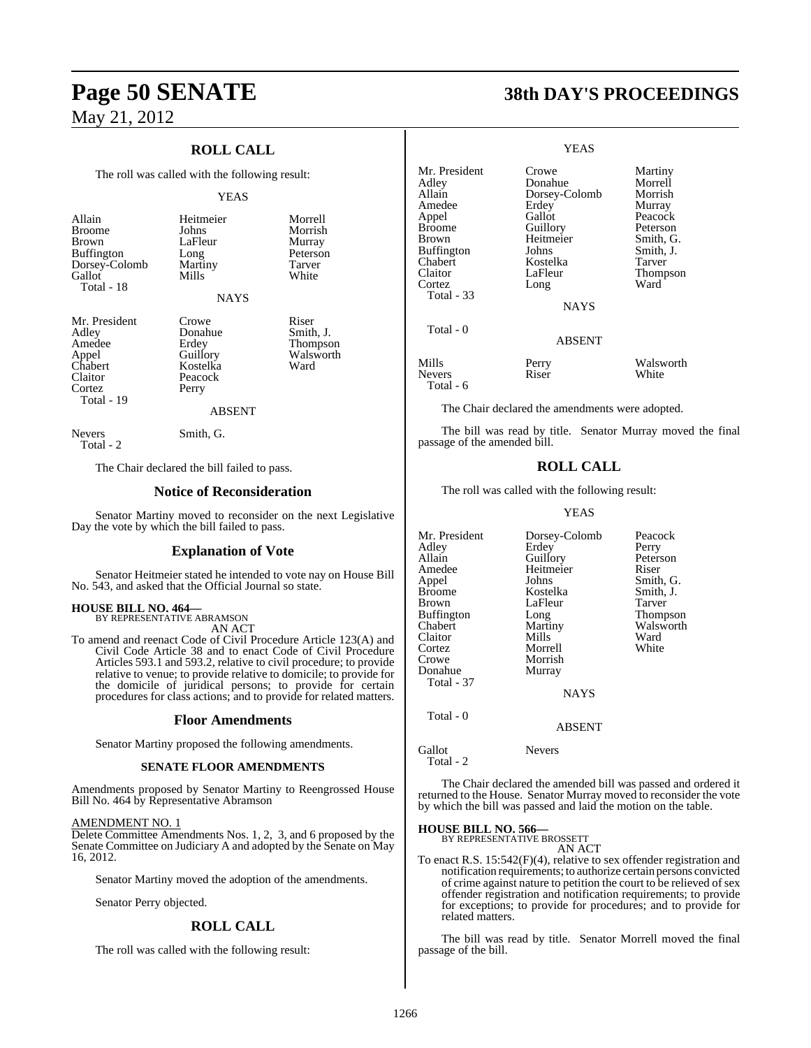## ROLL CALL

The roll was called with the following result:

YEAS

| | | |
|---|---|---|
| Allain | Heitmeier | Morrell |
| Broome | Johns | Morrish |
| Brown | LaFleur | Murray |
| Buffington | Long | Peterson |
| Dorsey-Colomb | Martiny | Tarver |
| Gallot | Mills | White |
| Total - 18 | | |

NAYS

| | | |
|---|---|---|
| Mr. President | Crowe | Riser |
| Adley | Donahue | Smith, J. |
| Amedee | Erdey | Thompson |
| Appel | Guillory | Walsworth |
| Chabert | Kostelka | Ward |
| Claitor | Peacock | |
| Cortez | Perry | |
| Total - 19 | | |

ABSENT

| | |
|---|---|
| Nevers | Smith, G. |
| Total - 2 | |

The Chair declared the bill failed to pass.

## Notice of Reconsideration

Senator Martiny moved to reconsider on the next Legislative Day the vote by which the bill failed to pass.

## Explanation of Vote

Senator Heitmeier stated he intended to vote nay on House Bill No. 543, and asked that the Official Journal so state.

**HOUSE BILL NO. 464—**
BY REPRESENTATIVE ABRAMSON
AN ACT

To amend and reenact Code of Civil Procedure Article 123(A) and Civil Code Article 38 and to enact Code of Civil Procedure Articles 593.1 and 593.2, relative to civil procedure; to provide relative to venue; to provide relative to domicile; to provide for the domicile of juridical persons; to provide for certain procedures for class actions; and to provide for related matters.

## Floor Amendments

Senator Martiny proposed the following amendments.

### SENATE FLOOR AMENDMENTS

Amendments proposed by Senator Martiny to Reengrossed House Bill No. 464 by Representative Abramson

AMENDMENT NO. 1

Delete Committee Amendments Nos. 1, 2, 3, and 6 proposed by the Senate Committee on Judiciary A and adopted by the Senate on May 16, 2012.

Senator Martiny moved the adoption of the amendments.

Senator Perry objected.

## ROLL CALL

The roll was called with the following result:

YEAS

| | | |
|---|---|---|
| Mr. President | Crowe | Martiny |
| Adley | Donahue | Morrell |
| Allain | Dorsey-Colomb | Morrish |
| Amedee | Erdey | Murray |
| Appel | Gallot | Peacock |
| Broome | Guillory | Peterson |
| Brown | Heitmeier | Smith, G. |
| Buffington | Johns | Smith, J. |
| Chabert | Kostelka | Tarver |
| Claitor | LaFleur | Thompson |
| Cortez | Long | Ward |
| Total - 33 | | |

NAYS

Total - 0

ABSENT

| | | |
|---|---|---|
| Mills | Perry | Walsworth |
| Nevers | Riser | White |
| Total - 6 | | |

The Chair declared the amendments were adopted.

The bill was read by title. Senator Murray moved the final passage of the amended bill.

## ROLL CALL

The roll was called with the following result:

YEAS

| | | |
|---|---|---|
| Mr. President | Dorsey-Colomb | Peacock |
| Adley | Erdey | Perry |
| Allain | Guillory | Peterson |
| Amedee | Heitmeier | Riser |
| Appel | Johns | Smith, G. |
| Broome | Kostelka | Smith, J. |
| Brown | LaFleur | Tarver |
| Buffington | Long | Thompson |
| Chabert | Martiny | Walsworth |
| Claitor | Mills | Ward |
| Cortez | Morrell | White |
| Crowe | Morrish | |
| Donahue | Murray | |
| Total - 37 | | |

NAYS

Total - 0

ABSENT

| | |
|---|---|
| Gallot | Nevers |
| Total - 2 | |

The Chair declared the amended bill was passed and ordered it returned to the House. Senator Murray moved to reconsider the vote by which the bill was passed and laid the motion on the table.

**HOUSE BILL NO. 566—**
BY REPRESENTATIVE BROSSETT
AN ACT

To enact R.S. 15:542(F)(4), relative to sex offender registration and notification requirements; to authorize certain persons convicted of crime against nature to petition the court to be relieved of sex offender registration and notification requirements; to provide for exceptions; to provide for procedures; and to provide for related matters.

The bill was read by title. Senator Morrell moved the final passage of the bill.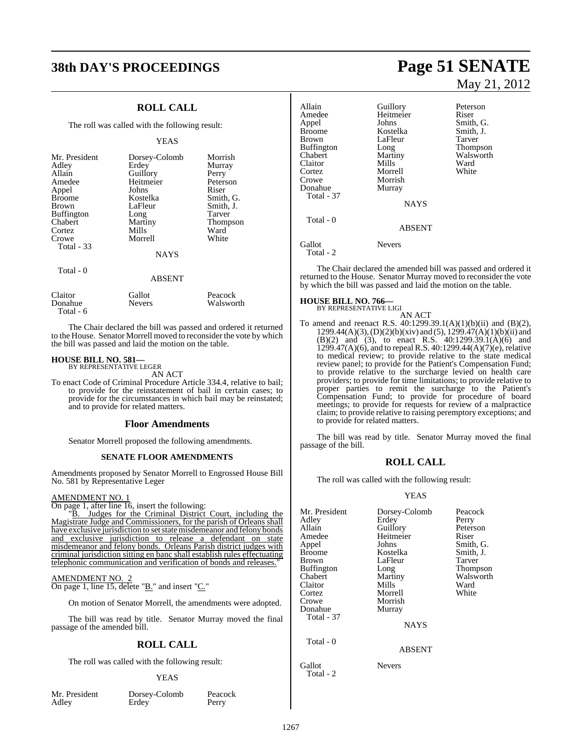## ROLL CALL

The roll was called with the following result:

YEAS

| | | |
|---|---|---|
| Mr. President | Dorsey-Colomb | Morrish |
| Adley | Erdey | Murray |
| Allain | Guillory | Perry |
| Amedee | Heitmeier | Peterson |
| Appel | Johns | Riser |
| Broome | Kostelka | Smith, G. |
| Brown | LaFleur | Smith, J. |
| Buffington | Long | Tarver |
| Chabert | Martiny | Thompson |
| Cortez | Mills | Ward |
| Crowe | Morrell | White |
| Total - 33 | | |

NAYS

Total - 0

ABSENT

| | | |
|---|---|---|
| Claitor | Gallot | Peacock |
| Donahue | Nevers | Walsworth |
| Total - 6 | | |

The Chair declared the bill was passed and ordered it returned to the House. Senator Morrell moved to reconsider the vote by which the bill was passed and laid the motion on the table.

**HOUSE BILL NO. 581—**
BY REPRESENTATIVE LEGER

AN ACT

To enact Code of Criminal Procedure Article 334.4, relative to bail; to provide for the reinstatement of bail in certain cases; to provide for the circumstances in which bail may be reinstated; and to provide for related matters.

## Floor Amendments

Senator Morrell proposed the following amendments.

### SENATE FLOOR AMENDMENTS

Amendments proposed by Senator Morrell to Engrossed House Bill No. 581 by Representative Leger

AMENDMENT NO. 1

On page 1, after line 16, insert the following:

"B. Judges for the Criminal District Court, including the Magistrate Judge and Commissioners, for the parish of Orleans shall have exclusive jurisdiction to set state misdemeanor and felony bonds and exclusive jurisdiction to release a defendant on state misdemeanor and felony bonds. Orleans Parish district judges with criminal jurisdiction sitting en banc shall establish rules effectuating telephonic communication and verification of bonds and releases."

AMENDMENT NO. 2

On page 1, line 15, delete "B." and insert "C."

On motion of Senator Morrell, the amendments were adopted.

The bill was read by title. Senator Murray moved the final passage of the amended bill.

## ROLL CALL

The roll was called with the following result:

YEAS

| | | |
|---|---|---|
| Mr. President | Dorsey-Colomb | Peacock |
| Adley | Erdey | Perry |
| Allain | Guillory | Peterson |
| Amedee | Heitmeier | Riser |
| Appel | Johns | Smith, G. |
| Broome | Kostelka | Smith, J. |
| Brown | LaFleur | Tarver |
| Buffington | Long | Thompson |
| Chabert | Martiny | Walsworth |
| Claitor | Mills | Ward |
| Cortez | Morrell | White |
| Crowe | Morrish | |
| Donahue | Murray | |
| Total - 37 | | |

NAYS

Total - 0

ABSENT

| | |
|---|---|
| Gallot | Nevers |
| Total - 2 | |

The Chair declared the amended bill was passed and ordered it returned to the House. Senator Murray moved to reconsider the vote by which the bill was passed and laid the motion on the table.

**HOUSE BILL NO. 766—**
BY REPRESENTATIVE LIGI

AN ACT

To amend and reenact R.S. 40:1299.39.1(A)(1)(b)(ii) and (B)(2), 1299.44(A)(3), (D)(2)(b)(xiv) and (5), 1299.47(A)(1)(b)(ii) and (B)(2) and (3), to enact R.S. 40:1299.39.1(A)(6) and 1299.47(A)(6), and to repeal R.S. 40:1299.44(A)(7)(e), relative to medical review; to provide relative to the state medical review panel; to provide for the Patient's Compensation Fund; to provide relative to the surcharge levied on health care providers; to provide for time limitations; to provide relative to proper parties to remit the surcharge to the Patient's Compensation Fund; to provide for procedure of board meetings; to provide for requests for review of a malpractice claim; to provide relative to raising peremptory exceptions; and to provide for related matters.

The bill was read by title. Senator Murray moved the final passage of the bill.

## ROLL CALL

The roll was called with the following result:

YEAS

| | | |
|---|---|---|
| Mr. President | Dorsey-Colomb | Peacock |
| Adley | Erdey | Perry |
| Allain | Guillory | Peterson |
| Amedee | Heitmeier | Riser |
| Appel | Johns | Smith, G. |
| Broome | Kostelka | Smith, J. |
| Brown | LaFleur | Tarver |
| Buffington | Long | Thompson |
| Chabert | Martiny | Walsworth |
| Claitor | Mills | Ward |
| Cortez | Morrell | White |
| Crowe | Morrish | |
| Donahue | Murray | |
| Total - 37 | | |

NAYS

Total - 0

ABSENT

| | |
|---|---|
| Gallot | Nevers |
| Total - 2 | |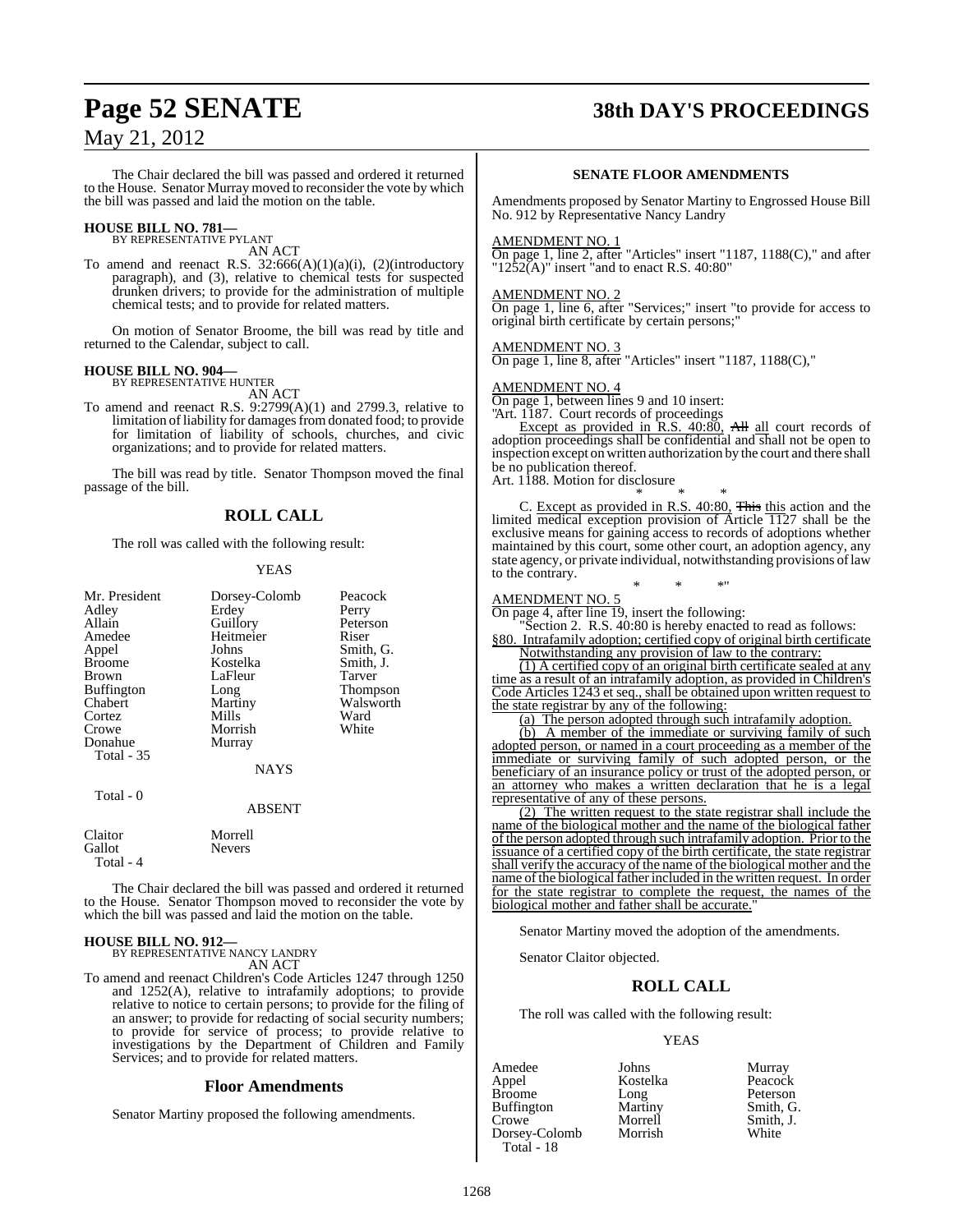The Chair declared the bill was passed and ordered it returned to the House. Senator Murray moved to reconsider the vote by which the bill was passed and laid the motion on the table.

**HOUSE BILL NO. 781—**
BY REPRESENTATIVE PYLANT
AN ACT

To amend and reenact R.S. 32:666(A)(1)(a)(i), (2)(introductory paragraph), and (3), relative to chemical tests for suspected drunken drivers; to provide for the administration of multiple chemical tests; and to provide for related matters.

On motion of Senator Broome, the bill was read by title and returned to the Calendar, subject to call.

**HOUSE BILL NO. 904—**
BY REPRESENTATIVE HUNTER
AN ACT

To amend and reenact R.S. 9:2799(A)(1) and 2799.3, relative to limitation of liability for damages from donated food; to provide for limitation of liability of schools, churches, and civic organizations; and to provide for related matters.

The bill was read by title. Senator Thompson moved the final passage of the bill.

## ROLL CALL

The roll was called with the following result:

YEAS

| | | |
|---|---|---|
| Mr. President | Dorsey-Colomb | Peacock |
| Adley | Erdey | Perry |
| Allain | Guillory | Peterson |
| Amedee | Heitmeier | Riser |
| Appel | Johns | Smith, G. |
| Broome | Kostelka | Smith, J. |
| Brown | LaFleur | Tarver |
| Buffington | Long | Thompson |
| Chabert | Martiny | Walsworth |
| Cortez | Mills | Ward |
| Crowe | Morrish | White |
| Donahue | Murray | |

Total - 35

NAYS

Total - 0

ABSENT

| | |
|---|---|
| Claitor | Morrell |
| Gallot | Nevers |

Total - 4

The Chair declared the bill was passed and ordered it returned to the House. Senator Thompson moved to reconsider the vote by which the bill was passed and laid the motion on the table.

**HOUSE BILL NO. 912—**
BY REPRESENTATIVE NANCY LANDRY
AN ACT

To amend and reenact Children's Code Articles 1247 through 1250 and 1252(A), relative to intrafamily adoptions; to provide relative to notice to certain persons; to provide for the filing of an answer; to provide for redacting of social security numbers; to provide for service of process; to provide relative to investigations by the Department of Children and Family Services; and to provide for related matters.

### Floor Amendments

Senator Martiny proposed the following amendments.

**SENATE FLOOR AMENDMENTS**

Amendments proposed by Senator Martiny to Engrossed House Bill No. 912 by Representative Nancy Landry

AMENDMENT NO. 1

On page 1, line 2, after "Articles" insert "1187, 1188(C)," and after "1252(A)" insert "and to enact R.S. 40:80"

AMENDMENT NO. 2

On page 1, line 6, after "Services;" insert "to provide for access to original birth certificate by certain persons;"

AMENDMENT NO. 3

On page 1, line 8, after "Articles" insert "1187, 1188(C),"

AMENDMENT NO. 4

On page 1, between lines 9 and 10 insert:

"Art. 1187. Court records of proceedings

Except as provided in R.S. 40:80, ~~All~~ all court records of adoption proceedings shall be confidential and shall not be open to inspection except on written authorization by the court and there shall be no publication thereof.

Art. 1188. Motion for disclosure

\* \* \*

C. Except as provided in R.S. 40:80, ~~This~~ this action and the limited medical exception provision of Article 1127 shall be the exclusive means for gaining access to records of adoptions whether maintained by this court, some other court, an adoption agency, any state agency, or private individual, notwithstanding provisions of law to the contrary.

\* \* \*"

AMENDMENT NO. 5

On page 4, after line 19, insert the following:

"Section 2. R.S. 40:80 is hereby enacted to read as follows:

§80. Intrafamily adoption; certified copy of original birth certificate

Notwithstanding any provision of law to the contrary:

(1) A certified copy of an original birth certificate sealed at any time as a result of an intrafamily adoption, as provided in Children's Code Articles 1243 et seq., shall be obtained upon written request to the state registrar by any of the following:

(a) The person adopted through such intrafamily adoption.

(b) A member of the immediate or surviving family of such adopted person, or named in a court proceeding as a member of the immediate or surviving family of such adopted person, or the beneficiary of an insurance policy or trust of the adopted person, or an attorney who makes a written declaration that he is a legal representative of any of these persons.

(2) The written request to the state registrar shall include the name of the biological mother and the name of the biological father of the person adopted through such intrafamily adoption. Prior to the issuance of a certified copy of the birth certificate, the state registrar shall verify the accuracy of the name of the biological mother and the name of the biological father included in the written request. In order for the state registrar to complete the request, the names of the biological mother and father shall be accurate."

Senator Martiny moved the adoption of the amendments.

Senator Claitor objected.

## ROLL CALL

The roll was called with the following result:

YEAS

| | | |
|---|---|---|
| Amedee | Johns | Murray |
| Appel | Kostelka | Peacock |
| Broome | Long | Peterson |
| Buffington | Martiny | Smith, G. |
| Crowe | Morrell | Smith, J. |
| Dorsey-Colomb | Morrish | White |

Total - 18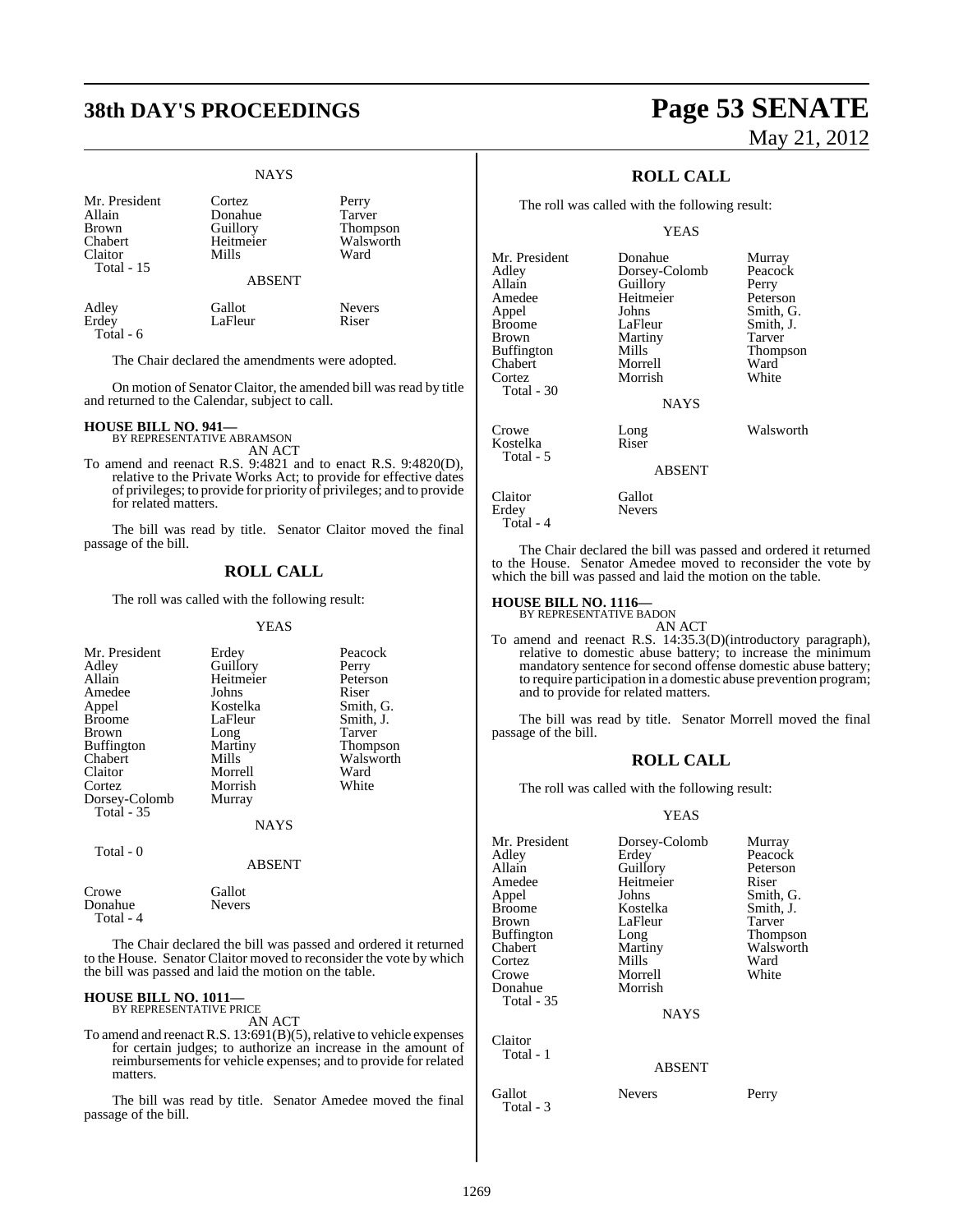NAYS

| | | |
|---|---|---|
| Mr. President | Cortez | Perry |
| Allain | Donahue | Tarver |
| Brown | Guillory | Thompson |
| Chabert | Heitmeier | Walsworth |
| Claitor | Mills | Ward |
| Total - 15 | | |

ABSENT

| | | |
|---|---|---|
| Adley | Gallot | Nevers |
| Erdey | LaFleur | Riser |
| Total - 6 | | |

The Chair declared the amendments were adopted.

On motion of Senator Claitor, the amended bill was read by title and returned to the Calendar, subject to call.

**HOUSE BILL NO. 941—**
BY REPRESENTATIVE ABRAMSON
AN ACT

To amend and reenact R.S. 9:4821 and to enact R.S. 9:4820(D), relative to the Private Works Act; to provide for effective dates of privileges; to provide for priority of privileges; and to provide for related matters.

The bill was read by title. Senator Claitor moved the final passage of the bill.

## ROLL CALL

The roll was called with the following result:

YEAS

| | | |
|---|---|---|
| Mr. President | Erdey | Peacock |
| Adley | Guillory | Perry |
| Allain | Heitmeier | Peterson |
| Amedee | Johns | Riser |
| Appel | Kostelka | Smith, G. |
| Broome | LaFleur | Smith, J. |
| Brown | Long | Tarver |
| Buffington | Martiny | Thompson |
| Chabert | Mills | Walsworth |
| Claitor | Morrell | Ward |
| Cortez | Morrish | White |
| Dorsey-Colomb | Murray | |
| Total - 35 | | |

NAYS

Total - 0

ABSENT

| | |
|---|---|
| Crowe | Gallot |
| Donahue | Nevers |
| Total - 4 | |

The Chair declared the bill was passed and ordered it returned to the House. Senator Claitor moved to reconsider the vote by which the bill was passed and laid the motion on the table.

**HOUSE BILL NO. 1011—**
BY REPRESENTATIVE PRICE
AN ACT

To amend and reenact R.S. 13:691(B)(5), relative to vehicle expenses for certain judges; to authorize an increase in the amount of reimbursements for vehicle expenses; and to provide for related matters.

The bill was read by title. Senator Amedee moved the final passage of the bill.

## ROLL CALL

The roll was called with the following result:

YEAS

| | | |
|---|---|---|
| Mr. President | Donahue | Murray |
| Adley | Dorsey-Colomb | Peacock |
| Allain | Guillory | Perry |
| Amedee | Heitmeier | Peterson |
| Appel | Johns | Smith, G. |
| Broome | LaFleur | Smith, J. |
| Brown | Martiny | Tarver |
| Buffington | Mills | Thompson |
| Chabert | Morrell | Ward |
| Cortez | Morrish | White |
| Total - 30 | | |

NAYS

| | | |
|---|---|---|
| Crowe | Long | Walsworth |
| Kostelka | Riser | |
| Total - 5 | | |

ABSENT

| | |
|---|---|
| Claitor | Gallot |
| Erdey | Nevers |
| Total - 4 | |

The Chair declared the bill was passed and ordered it returned to the House. Senator Amedee moved to reconsider the vote by which the bill was passed and laid the motion on the table.

**HOUSE BILL NO. 1116—**
BY REPRESENTATIVE BADON
AN ACT

To amend and reenact R.S. 14:35.3(D)(introductory paragraph), relative to domestic abuse battery; to increase the minimum mandatory sentence for second offense domestic abuse battery; to require participation in a domestic abuse prevention program; and to provide for related matters.

The bill was read by title. Senator Morrell moved the final passage of the bill.

## ROLL CALL

The roll was called with the following result:

YEAS

| | | |
|---|---|---|
| Mr. President | Dorsey-Colomb | Murray |
| Adley | Erdey | Peacock |
| Allain | Guillory | Peterson |
| Amedee | Heitmeier | Riser |
| Appel | Johns | Smith, G. |
| Broome | Kostelka | Smith, J. |
| Brown | LaFleur | Tarver |
| Buffington | Long | Thompson |
| Chabert | Martiny | Walsworth |
| Cortez | Mills | Ward |
| Crowe | Morrell | White |
| Donahue | Morrish | |
| Total - 35 | | |

NAYS

Claitor
Total - 1

ABSENT

| | | |
|---|---|---|
| Gallot | Nevers | Perry |
| Total - 3 | | |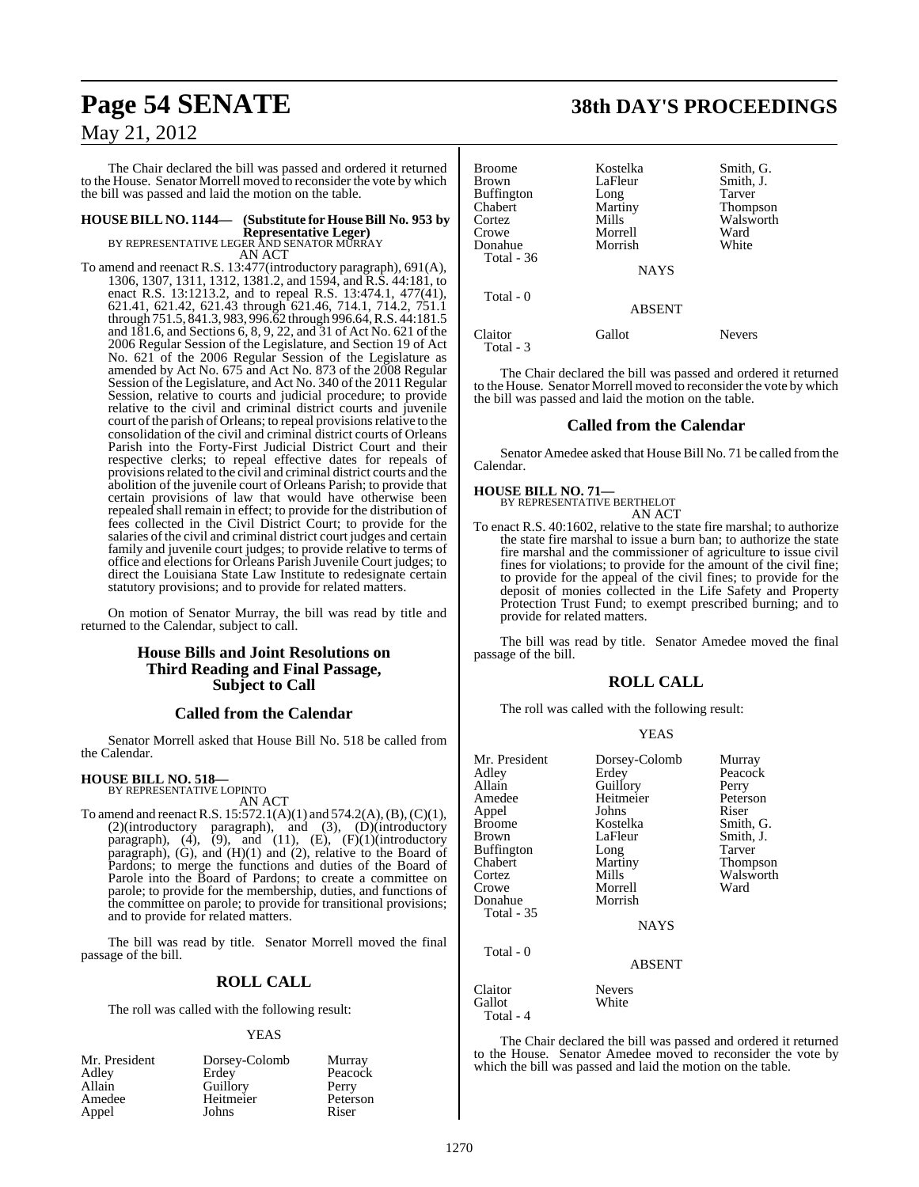The Chair declared the bill was passed and ordered it returned to the House. Senator Morrell moved to reconsider the vote by which the bill was passed and laid the motion on the table.

**HOUSE BILL NO. 1144— (Substitute for House Bill No. 953 by Representative Leger)**
BY REPRESENTATIVE LEGER AND SENATOR MURRAY
AN ACT

To amend and reenact R.S. 13:477(introductory paragraph), 691(A), 1306, 1307, 1311, 1312, 1381.2, and 1594, and R.S. 44:181, to enact R.S. 13:1213.2, and to repeal R.S. 13:474.1, 477(41), 621.41, 621.42, 621.43 through 621.46, 714.1, 714.2, 751.1 through 751.5, 841.3, 983, 996.62 through 996.64, R.S. 44:181.5 and 181.6, and Sections 6, 8, 9, 22, and 31 of Act No. 621 of the 2006 Regular Session of the Legislature, and Section 19 of Act No. 621 of the 2006 Regular Session of the Legislature as amended by Act No. 675 and Act No. 873 of the 2008 Regular Session of the Legislature, and Act No. 340 of the 2011 Regular Session, relative to courts and judicial procedure; to provide relative to the civil and criminal district courts and juvenile court of the parish of Orleans; to repeal provisions relative to the consolidation of the civil and criminal district courts of Orleans Parish into the Forty-First Judicial District Court and their respective clerks; to repeal effective dates for repeals of provisions related to the civil and criminal district courts and the abolition of the juvenile court of Orleans Parish; to provide that certain provisions of law that would have otherwise been repealed shall remain in effect; to provide for the distribution of fees collected in the Civil District Court; to provide for the salaries of the civil and criminal district court judges and certain family and juvenile court judges; to provide relative to terms of office and elections for Orleans Parish Juvenile Court judges; to direct the Louisiana State Law Institute to redesignate certain statutory provisions; and to provide for related matters.

On motion of Senator Murray, the bill was read by title and returned to the Calendar, subject to call.

## House Bills and Joint Resolutions on Third Reading and Final Passage, Subject to Call

### Called from the Calendar

Senator Morrell asked that House Bill No. 518 be called from the Calendar.

**HOUSE BILL NO. 518—**
BY REPRESENTATIVE LOPINTO
AN ACT

To amend and reenact R.S. 15:572.1(A)(1) and 574.2(A), (B), (C)(1), (2)(introductory paragraph), and (3), (D)(introductory paragraph), (4), (9), and (11), (E), (F)(1)(introductory paragraph), (G), and (H)(1) and (2), relative to the Board of Pardons; to merge the functions and duties of the Board of Parole into the Board of Pardons; to create a committee on parole; to provide for the membership, duties, and functions of the committee on parole; to provide for transitional provisions; and to provide for related matters.

The bill was read by title. Senator Morrell moved the final passage of the bill.

## ROLL CALL

The roll was called with the following result:

YEAS

| | | |
|---|---|---|
| Mr. President | Dorsey-Colomb | Murray |
| Adley | Erdey | Peacock |
| Allain | Guillory | Perry |
| Amedee | Heitmeier | Peterson |
| Appel | Johns | Riser |
| Broome | Kostelka | Smith, G. |
| Brown | LaFleur | Smith, J. |
| Buffington | Long | Tarver |
| Chabert | Martiny | Thompson |
| Cortez | Mills | Walsworth |
| Crowe | Morrell | Ward |
| Donahue | Morrish | White |

Total - 36

NAYS

Total - 0

ABSENT

| | | |
|---|---|---|
| Claitor | Gallot | Nevers |

Total - 3

The Chair declared the bill was passed and ordered it returned to the House. Senator Morrell moved to reconsider the vote by which the bill was passed and laid the motion on the table.

### Called from the Calendar

Senator Amedee asked that House Bill No. 71 be called from the Calendar.

**HOUSE BILL NO. 71—**
BY REPRESENTATIVE BERTHELOT
AN ACT

To enact R.S. 40:1602, relative to the state fire marshal; to authorize the state fire marshal to issue a burn ban; to authorize the state fire marshal and the commissioner of agriculture to issue civil fines for violations; to provide for the amount of the civil fine; to provide for the appeal of the civil fines; to provide for the deposit of monies collected in the Life Safety and Property Protection Trust Fund; to exempt prescribed burning; and to provide for related matters.

The bill was read by title. Senator Amedee moved the final passage of the bill.

## ROLL CALL

The roll was called with the following result:

YEAS

| | | |
|---|---|---|
| Mr. President | Dorsey-Colomb | Murray |
| Adley | Erdey | Peacock |
| Allain | Guillory | Perry |
| Amedee | Heitmeier | Peterson |
| Appel | Johns | Riser |
| Broome | Kostelka | Smith, G. |
| Brown | LaFleur | Smith, J. |
| Buffington | Long | Tarver |
| Chabert | Martiny | Thompson |
| Cortez | Mills | Walsworth |
| Crowe | Morrell | Ward |
| Donahue | Morrish | |

Total - 35

NAYS

Total - 0

ABSENT

| | |
|---|---|
| Claitor | Nevers |
| Gallot | White |

Total - 4

The Chair declared the bill was passed and ordered it returned to the House. Senator Amedee moved to reconsider the vote by which the bill was passed and laid the motion on the table.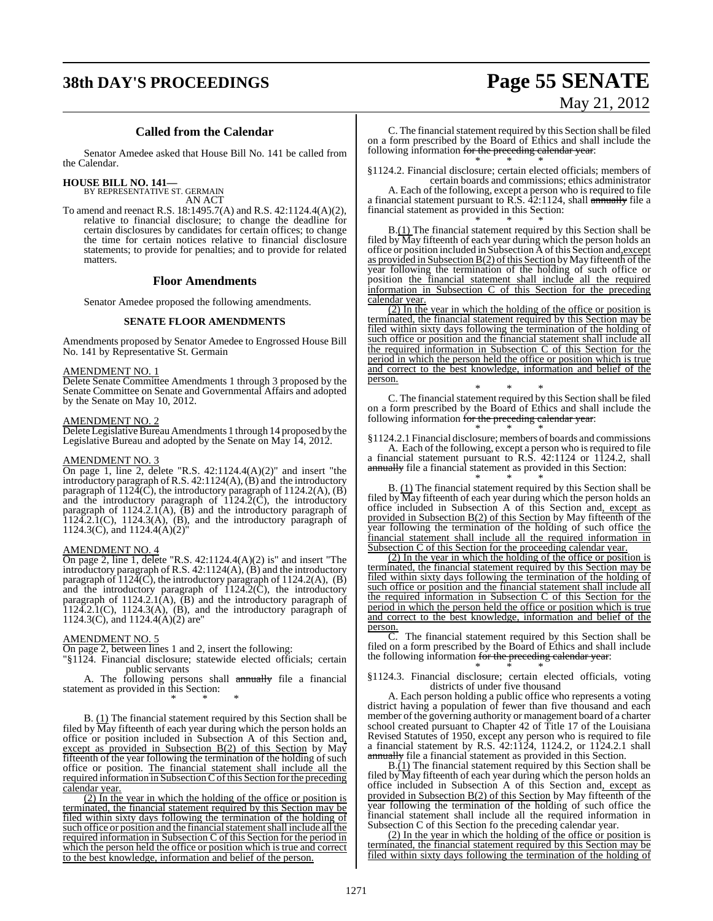## Called from the Calendar

Senator Amedee asked that House Bill No. 141 be called from the Calendar.

**HOUSE BILL NO. 141—**
BY REPRESENTATIVE ST. GERMAIN

AN ACT

To amend and reenact R.S. 18:1495.7(A) and R.S. 42:1124.4(A)(2), relative to financial disclosure; to change the deadline for certain disclosures by candidates for certain offices; to change the time for certain notices relative to financial disclosure statements; to provide for penalties; and to provide for related matters.

## Floor Amendments

Senator Amedee proposed the following amendments.

### SENATE FLOOR AMENDMENTS

Amendments proposed by Senator Amedee to Engrossed House Bill No. 141 by Representative St. Germain

AMENDMENT NO. 1

Delete Senate Committee Amendments 1 through 3 proposed by the Senate Committee on Senate and Governmental Affairs and adopted by the Senate on May 10, 2012.

AMENDMENT NO. 2

Delete Legislative Bureau Amendments 1 through 14 proposed by the Legislative Bureau and adopted by the Senate on May 14, 2012.

AMENDMENT NO. 3

On page 1, line 2, delete "R.S. 42:1124.4(A)(2)" and insert "the introductory paragraph of R.S. 42:1124(A), (B) and the introductory paragraph of 1124(C), the introductory paragraph of 1124.2(A), (B) and the introductory paragraph of 1124.2(C), the introductory paragraph of 1124.2.1(A), (B) and the introductory paragraph of 1124.2.1(C), 1124.3(A), (B), and the introductory paragraph of 1124.3(C), and 1124.4(A)(2)"

AMENDMENT NO. 4

On page 2, line 1, delete "R.S. 42:1124.4(A)(2) is" and insert "The introductory paragraph of R.S. 42:1124(A), (B) and the introductory paragraph of 1124(C), the introductory paragraph of 1124.2(A), (B) and the introductory paragraph of 1124.2(C), the introductory paragraph of 1124.2.1(A), (B) and the introductory paragraph of 1124.2.1(C), 1124.3(A), (B), and the introductory paragraph of 1124.3(C), and 1124.4(A)(2) are"

AMENDMENT NO. 5

On page 2, between lines 1 and 2, insert the following:

"§1124. Financial disclosure; statewide elected officials; certain public servants

A. The following persons shall ~~annually~~ file a financial statement as provided in this Section:

\* \* \*

B. (1) The financial statement required by this Section shall be filed by May fifteenth of each year during which the person holds an office or position included in Subsection A of this Section and, except as provided in Subsection B(2) of this Section by May fifteenth of the year following the termination of the holding of such office or position. The financial statement shall include all the required information in Subsection C of this Section for the preceding calendar year.

(2) In the year in which the holding of the office or position is terminated, the financial statement required by this Section may be filed within sixty days following the termination of the holding of such office or position and the financial statement shall include all the required information in Subsection C of this Section for the period in which the person held the office or position which is true and correct to the best knowledge, information and belief of the person.

C. The financial statement required by this Section shall be filed on a form prescribed by the Board of Ethics and shall include the following information ~~for the preceding calendar year~~:

\* \* \*

§1124.2. Financial disclosure; certain elected officials; members of certain boards and commissions; ethics administrator

A. Each of the following, except a person who is required to file a financial statement pursuant to R.S. 42:1124, shall ~~annually~~ file a financial statement as provided in this Section:

\* \* \*

B.(1) The financial statement required by this Section shall be filed by May fifteenth of each year during which the person holds an office or position included in Subsection A of this Section and, except as provided in Subsection B(2) of this Section by May fifteenth of the year following the termination of the holding of such office or position the financial statement shall include all the required information in Subsection C of this Section for the preceding calendar year.

(2) In the year in which the holding of the office or position is terminated, the financial statement required by this Section may be filed within sixty days following the termination of the holding of such office or position and the financial statement shall include all the required information in Subsection C of this Section for the period in which the person held the office or position which is true and correct to the best knowledge, information and belief of the person.

\* \* \*

C. The financial statement required by this Section shall be filed on a form prescribed by the Board of Ethics and shall include the following information ~~for the preceding calendar year~~:

\* \* \*

§1124.2.1 Financial disclosure; members of boards and commissions

A. Each of the following, except a person who is required to file a financial statement pursuant to R.S. 42:1124 or 1124.2, shall ~~annually~~ file a financial statement as provided in this Section:

\* \* \*

B. (1) The financial statement required by this Section shall be filed by May fifteenth of each year during which the person holds an office included in Subsection A of this Section and, except as provided in Subsection B(2) of this Section by May fifteenth of the year following the termination of the holding of such office the financial statement shall include all the required information in Subsection C of this Section for the proceeding calendar year.

(2) In the year in which the holding of the office or position is terminated, the financial statement required by this Section may be filed within sixty days following the termination of the holding of such office or position and the financial statement shall include all the required information in Subsection C of this Section for the period in which the person held the office or position which is true and correct to the best knowledge, information and belief of the person.

C. The financial statement required by this Section shall be filed on a form prescribed by the Board of Ethics and shall include the following information ~~for the preceding calendar year~~:

\* \* \*

§1124.3. Financial disclosure; certain elected officials, voting districts of under five thousand

A. Each person holding a public office who represents a voting district having a population of fewer than five thousand and each member of the governing authority or management board of a charter school created pursuant to Chapter 42 of Title 17 of the Louisiana Revised Statutes of 1950, except any person who is required to file a financial statement by R.S. 42:1124, 1124.2, or 1124.2.1 shall ~~annually~~ file a financial statement as provided in this Section.

B.(1) The financial statement required by this Section shall be filed by May fifteenth of each year during which the person holds an office included in Subsection A of this Section and, except as provided in Subsection B(2) of this Section by May fifteenth of the year following the termination of the holding of such office the financial statement shall include all the required information in Subsection C of this Section fo the preceding calendar year.

(2) In the year in which the holding of the office or position is terminated, the financial statement required by this Section may be filed within sixty days following the termination of the holding of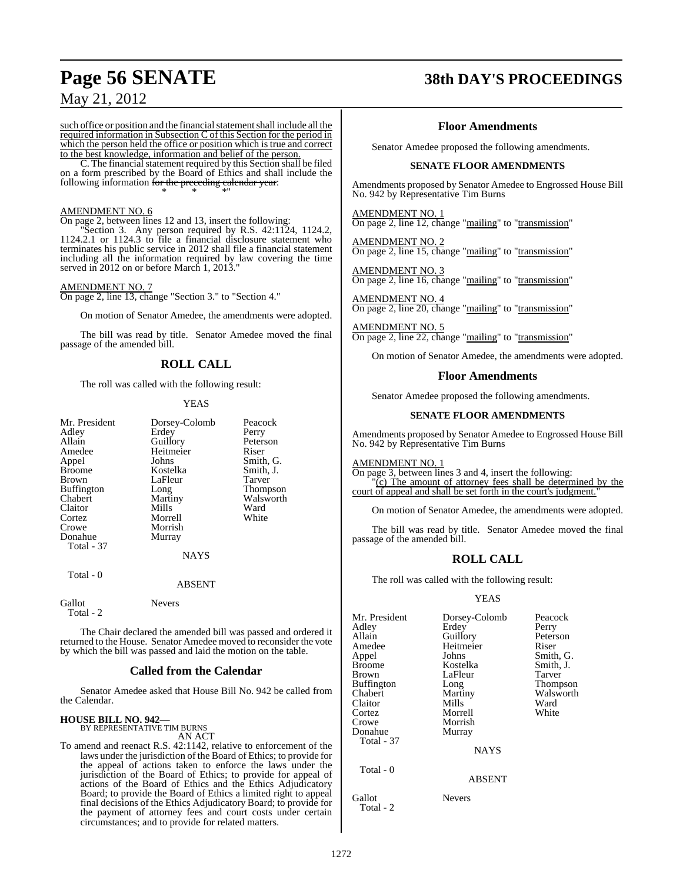such office or position and the financial statement shall include all the required information in Subsection C of this Section for the period in which the person held the office or position which is true and correct to the best knowledge, information and belief of the person.

C. The financial statement required by this Section shall be filed on a form prescribed by the Board of Ethics and shall include the following information ~~for the preceding calendar year~~:

\* \* \*"

AMENDMENT NO. 6

On page 2, between lines 12 and 13, insert the following:

"Section 3. Any person required by R.S. 42:1124, 1124.2, 1124.2.1 or 1124.3 to file a financial disclosure statement who terminates his public service in 2012 shall file a financial statement including all the information required by law covering the time served in 2012 on or before March 1, 2013."

AMENDMENT NO. 7

On page 2, line 13, change "Section 3." to "Section 4."

On motion of Senator Amedee, the amendments were adopted.

The bill was read by title. Senator Amedee moved the final passage of the amended bill.

## ROLL CALL

The roll was called with the following result:

YEAS

| | | |
|---|---|---|
| Mr. President | Dorsey-Colomb | Peacock |
| Adley | Erdey | Perry |
| Allain | Guillory | Peterson |
| Amedee | Heitmeier | Riser |
| Appel | Johns | Smith, G. |
| Broome | Kostelka | Smith, J. |
| Brown | LaFleur | Tarver |
| Buffington | Long | Thompson |
| Chabert | Martiny | Walsworth |
| Claitor | Mills | Ward |
| Cortez | Morrell | White |
| Crowe | Morrish | |
| Donahue | Murray | |
| Total - 37 | | |

NAYS

Total - 0

ABSENT

Gallot Nevers
Total - 2

The Chair declared the amended bill was passed and ordered it returned to the House. Senator Amedee moved to reconsider the vote by which the bill was passed and laid the motion on the table.

## Called from the Calendar

Senator Amedee asked that House Bill No. 942 be called from the Calendar.

**HOUSE BILL NO. 942—**
BY REPRESENTATIVE TIM BURNS
AN ACT

To amend and reenact R.S. 42:1142, relative to enforcement of the laws under the jurisdiction of the Board of Ethics; to provide for the appeal of actions taken to enforce the laws under the jurisdiction of the Board of Ethics; to provide for appeal of actions of the Board of Ethics and the Ethics Adjudicatory Board; to provide the Board of Ethics a limited right to appeal final decisions of the Ethics Adjudicatory Board; to provide for the payment of attorney fees and court costs under certain circumstances; and to provide for related matters.

## Floor Amendments

Senator Amedee proposed the following amendments.

### SENATE FLOOR AMENDMENTS

Amendments proposed by Senator Amedee to Engrossed House Bill No. 942 by Representative Tim Burns

AMENDMENT NO. 1
On page 2, line 12, change "mailing" to "transmission"

AMENDMENT NO. 2
On page 2, line 15, change "mailing" to "transmission"

AMENDMENT NO. 3
On page 2, line 16, change "mailing" to "transmission"

AMENDMENT NO. 4
On page 2, line 20, change "mailing" to "transmission"

AMENDMENT NO. 5
On page 2, line 22, change "mailing" to "transmission"

On motion of Senator Amedee, the amendments were adopted.

## Floor Amendments

Senator Amedee proposed the following amendments.

### SENATE FLOOR AMENDMENTS

Amendments proposed by Senator Amedee to Engrossed House Bill No. 942 by Representative Tim Burns

AMENDMENT NO. 1
On page 3, between lines 3 and 4, insert the following:
"(c) The amount of attorney fees shall be determined by the court of appeal and shall be set forth in the court's judgment."

On motion of Senator Amedee, the amendments were adopted.

The bill was read by title. Senator Amedee moved the final passage of the amended bill.

## ROLL CALL

The roll was called with the following result:

YEAS

| | | |
|---|---|---|
| Mr. President | Dorsey-Colomb | Peacock |
| Adley | Erdey | Perry |
| Allain | Guillory | Peterson |
| Amedee | Heitmeier | Riser |
| Appel | Johns | Smith, G. |
| Broome | Kostelka | Smith, J. |
| Brown | LaFleur | Tarver |
| Buffington | Long | Thompson |
| Chabert | Martiny | Walsworth |
| Claitor | Mills | Ward |
| Cortez | Morrell | White |
| Crowe | Morrish | |
| Donahue | Murray | |
| Total - 37 | | |

NAYS

Total - 0

ABSENT

Gallot Nevers
Total - 2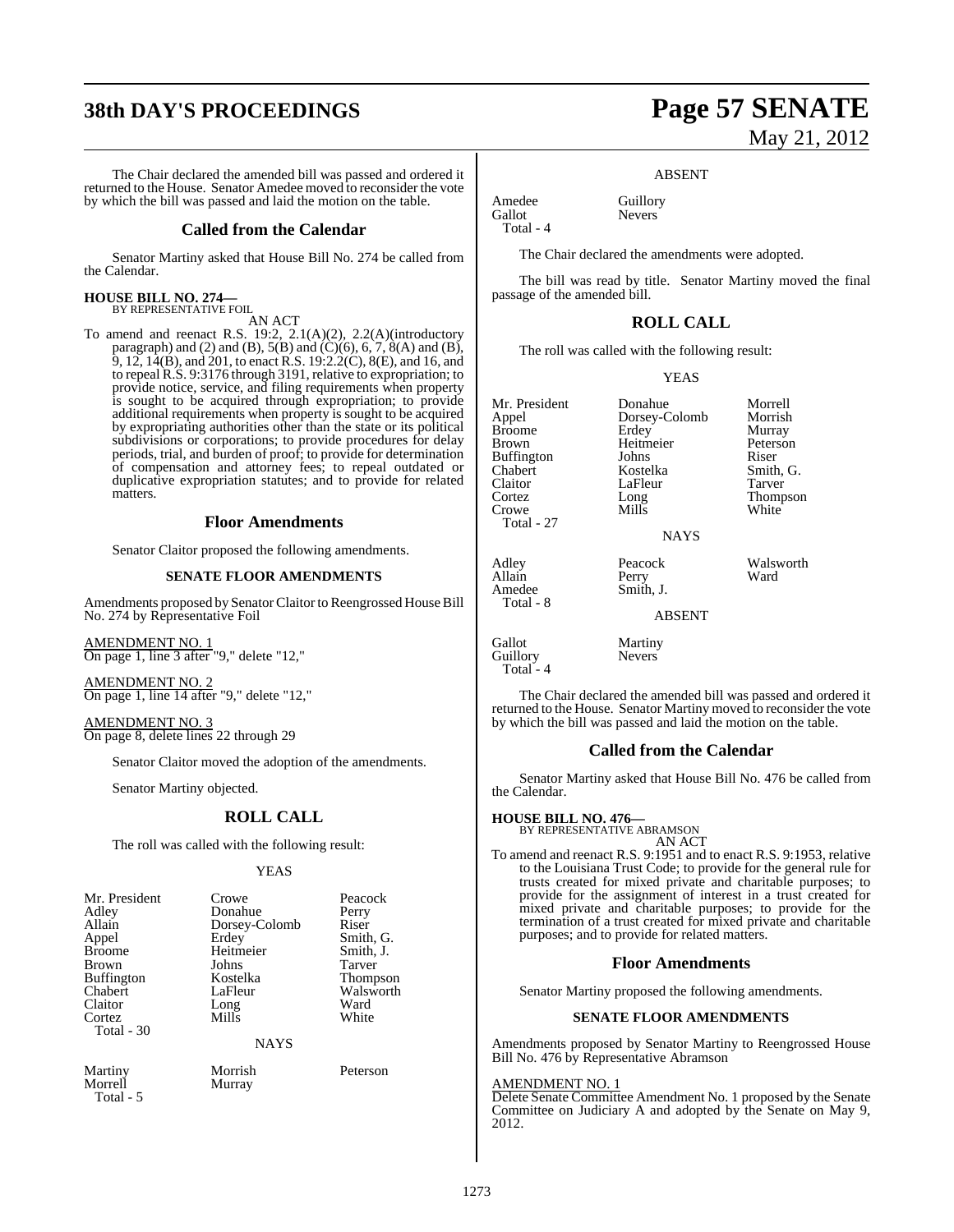The Chair declared the amended bill was passed and ordered it returned to the House. Senator Amedee moved to reconsider the vote by which the bill was passed and laid the motion on the table.

## Called from the Calendar

Senator Martiny asked that House Bill No. 274 be called from the Calendar.

**HOUSE BILL NO. 274—**
BY REPRESENTATIVE FOIL

AN ACT

To amend and reenact R.S. 19:2, 2.1(A)(2), 2.2(A)(introductory paragraph) and (2) and (B), 5(B) and (C)(6), 6, 7, 8(A) and (B), 9, 12, 14(B), and 201, to enact R.S. 19:2.2(C), 8(E), and 16, and to repeal R.S. 9:3176 through 3191, relative to expropriation; to provide notice, service, and filing requirements when property is sought to be acquired through expropriation; to provide additional requirements when property is sought to be acquired by expropriating authorities other than the state or its political subdivisions or corporations; to provide procedures for delay periods, trial, and burden of proof; to provide for determination of compensation and attorney fees; to repeal outdated or duplicative expropriation statutes; and to provide for related matters.

## Floor Amendments

Senator Claitor proposed the following amendments.

### SENATE FLOOR AMENDMENTS

Amendments proposed by Senator Claitor to Reengrossed House Bill No. 274 by Representative Foil

AMENDMENT NO. 1
On page 1, line 3 after "9," delete "12,"

AMENDMENT NO. 2
On page 1, line 14 after "9," delete "12,"

AMENDMENT NO. 3
On page 8, delete lines 22 through 29

Senator Claitor moved the adoption of the amendments.

Senator Martiny objected.

## ROLL CALL

The roll was called with the following result:

YEAS

| | | |
|---|---|---|
| Mr. President | Crowe | Peacock |
| Adley | Donahue | Perry |
| Allain | Dorsey-Colomb | Riser |
| Appel | Erdey | Smith, G. |
| Broome | Heitmeier | Smith, J. |
| Brown | Johns | Tarver |
| Buffington | Kostelka | Thompson |
| Chabert | LaFleur | Walsworth |
| Claitor | Long | Ward |
| Cortez | Mills | White |
| Total - 30 | | |

NAYS

| | | |
|---|---|---|
| Martiny | Morrish | Peterson |
| Morrell | Murray | |
| Total - 5 | | |

ABSENT

| | |
|---|---|
| Amedee | Guillory |
| Gallot | Nevers |
| Total - 4 | |

The Chair declared the amendments were adopted.

The bill was read by title. Senator Martiny moved the final passage of the amended bill.

## ROLL CALL

The roll was called with the following result:

YEAS

| | | |
|---|---|---|
| Mr. President | Donahue | Morrell |
| Appel | Dorsey-Colomb | Morrish |
| Broome | Erdey | Murray |
| Brown | Heitmeier | Peterson |
| Buffington | Johns | Riser |
| Chabert | Kostelka | Smith, G. |
| Claitor | LaFleur | Tarver |
| Cortez | Long | Thompson |
| Crowe | Mills | White |
| Total - 27 | | |

NAYS

| | | |
|---|---|---|
| Adley | Peacock | Walsworth |
| Allain | Perry | Ward |
| Amedee | Smith, J. | |
| Total - 8 | | |

ABSENT

| | |
|---|---|
| Gallot | Martiny |
| Guillory | Nevers |
| Total - 4 | |

The Chair declared the amended bill was passed and ordered it returned to the House. Senator Martiny moved to reconsider the vote by which the bill was passed and laid the motion on the table.

## Called from the Calendar

Senator Martiny asked that House Bill No. 476 be called from the Calendar.

**HOUSE BILL NO. 476—**
BY REPRESENTATIVE ABRAMSON

AN ACT

To amend and reenact R.S. 9:1951 and to enact R.S. 9:1953, relative to the Louisiana Trust Code; to provide for the general rule for trusts created for mixed private and charitable purposes; to provide for the assignment of interest in a trust created for mixed private and charitable purposes; to provide for the termination of a trust created for mixed private and charitable purposes; and to provide for related matters.

## Floor Amendments

Senator Martiny proposed the following amendments.

### SENATE FLOOR AMENDMENTS

Amendments proposed by Senator Martiny to Reengrossed House Bill No. 476 by Representative Abramson

AMENDMENT NO. 1
Delete Senate Committee Amendment No. 1 proposed by the Senate Committee on Judiciary A and adopted by the Senate on May 9, 2012.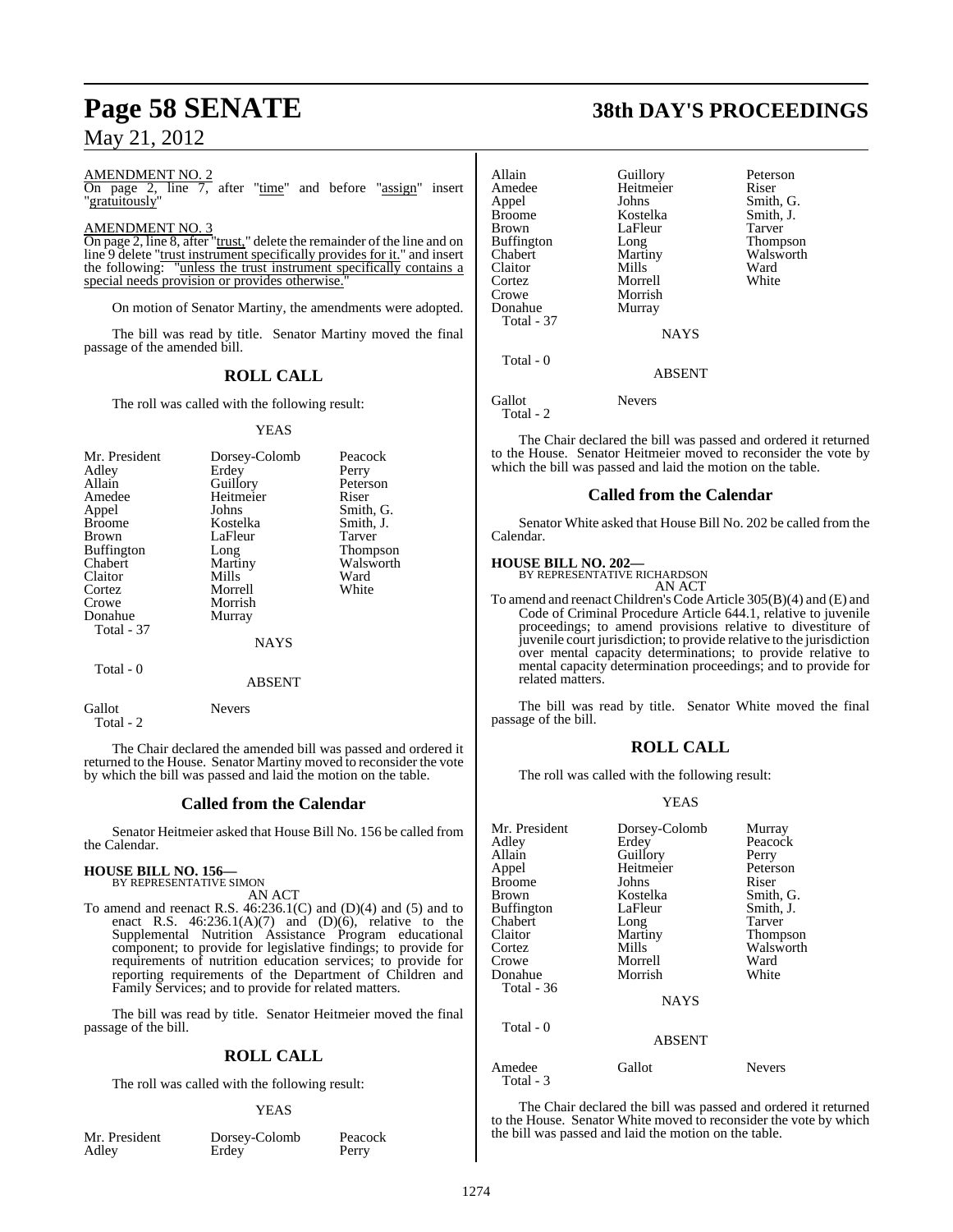AMENDMENT NO. 2

On page 2, line 7, after "time" and before "assign" insert "gratuitously"

AMENDMENT NO. 3

On page 2, line 8, after "trust," delete the remainder of the line and on line 9 delete "trust instrument specifically provides for it." and insert the following: "unless the trust instrument specifically contains a special needs provision or provides otherwise."

On motion of Senator Martiny, the amendments were adopted.

The bill was read by title. Senator Martiny moved the final passage of the amended bill.

## ROLL CALL

The roll was called with the following result:

YEAS

| | | |
|---|---|---|
| Mr. President | Dorsey-Colomb | Peacock |
| Adley | Erdey | Perry |
| Allain | Guillory | Peterson |
| Amedee | Heitmeier | Riser |
| Appel | Johns | Smith, G. |
| Broome | Kostelka | Smith, J. |
| Brown | LaFleur | Tarver |
| Buffington | Long | Thompson |
| Chabert | Martiny | Walsworth |
| Claitor | Mills | Ward |
| Cortez | Morrell | White |
| Crowe | Morrish | |
| Donahue | Murray | |

Total - 37

NAYS

Total - 0

ABSENT

| | |
|---|---|
| Gallot | Nevers |

Total - 2

The Chair declared the amended bill was passed and ordered it returned to the House. Senator Martiny moved to reconsider the vote by which the bill was passed and laid the motion on the table.

## Called from the Calendar

Senator Heitmeier asked that House Bill No. 156 be called from the Calendar.

**HOUSE BILL NO. 156—**
BY REPRESENTATIVE SIMON
AN ACT

To amend and reenact R.S. 46:236.1(C) and (D)(4) and (5) and to enact R.S. 46:236.1(A)(7) and (D)(6), relative to the Supplemental Nutrition Assistance Program educational component; to provide for legislative findings; to provide for requirements of nutrition education services; to provide for reporting requirements of the Department of Children and Family Services; and to provide for related matters.

The bill was read by title. Senator Heitmeier moved the final passage of the bill.

## ROLL CALL

The roll was called with the following result:

YEAS

| | | |
|---|---|---|
| Mr. President | Dorsey-Colomb | Peacock |
| Adley | Erdey | Perry |
| Allain | Guillory | Peterson |
| Amedee | Heitmeier | Riser |
| Appel | Johns | Smith, G. |
| Broome | Kostelka | Smith, J. |
| Brown | LaFleur | Tarver |
| Buffington | Long | Thompson |
| Chabert | Martiny | Walsworth |
| Claitor | Mills | Ward |
| Cortez | Morrell | White |
| Crowe | Morrish | |
| Donahue | Murray | |

Total - 37

NAYS

Total - 0

ABSENT

| | |
|---|---|
| Gallot | Nevers |

Total - 2

The Chair declared the bill was passed and ordered it returned to the House. Senator Heitmeier moved to reconsider the vote by which the bill was passed and laid the motion on the table.

## Called from the Calendar

Senator White asked that House Bill No. 202 be called from the Calendar.

**HOUSE BILL NO. 202—**
BY REPRESENTATIVE RICHARDSON
AN ACT

To amend and reenact Children's Code Article 305(B)(4) and (E) and Code of Criminal Procedure Article 644.1, relative to juvenile proceedings; to amend provisions relative to divestiture of juvenile court jurisdiction; to provide relative to the jurisdiction over mental capacity determinations; to provide relative to mental capacity determination proceedings; and to provide for related matters.

The bill was read by title. Senator White moved the final passage of the bill.

## ROLL CALL

The roll was called with the following result:

YEAS

| | | |
|---|---|---|
| Mr. President | Dorsey-Colomb | Murray |
| Adley | Erdey | Peacock |
| Allain | Guillory | Perry |
| Appel | Heitmeier | Peterson |
| Broome | Johns | Riser |
| Brown | Kostelka | Smith, G. |
| Buffington | LaFleur | Smith, J. |
| Chabert | Long | Tarver |
| Claitor | Martiny | Thompson |
| Cortez | Mills | Walsworth |
| Crowe | Morrell | Ward |
| Donahue | Morrish | White |

Total - 36

NAYS

Total - 0

ABSENT

| | | |
|---|---|---|
| Amedee | Gallot | Nevers |

Total - 3

The Chair declared the bill was passed and ordered it returned to the House. Senator White moved to reconsider the vote by which the bill was passed and laid the motion on the table.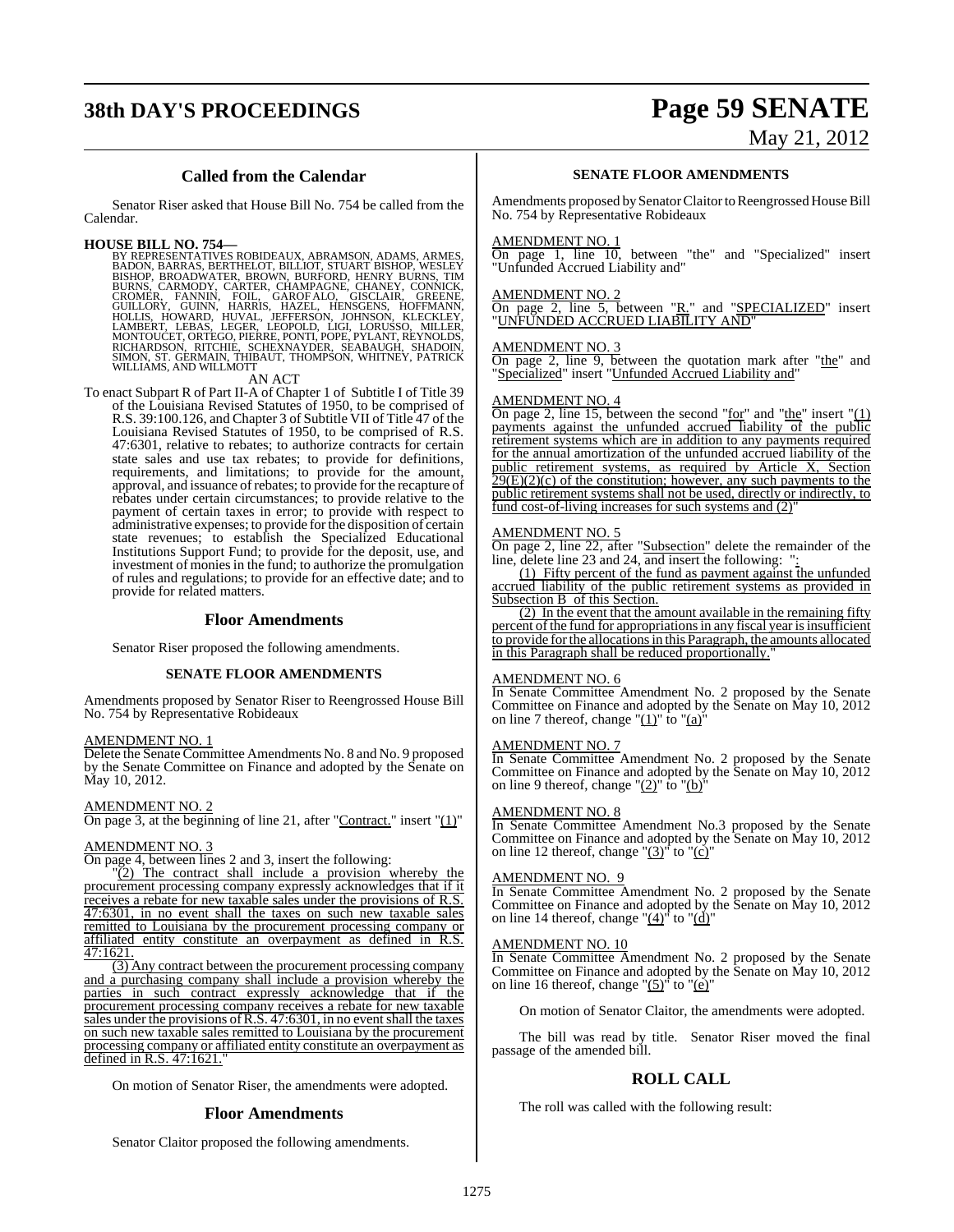### Called from the Calendar

Senator Riser asked that House Bill No. 754 be called from the Calendar.

**HOUSE BILL NO. 754—**
BY REPRESENTATIVES ROBIDEAUX, ABRAMSON, ADAMS, ARMES, BADON, BARRAS, BERTHELOT, BILLIOT, STUART BISHOP, WESLEY BISHOP, BROADWATER, BROWN, BURFORD, HENRY BURNS, TIM BURNS, CARMODY, CARTER, CHAMPAGNE, CHANEY, CONNICK, CROMER, FANNIN, FOIL, GAROFALO, GISCLAIR, GREENE, GUILLORY, GUINN, HARRIS, HAZEL, HENSGENS, HOFFMANN, HOLLIS, HOWARD, HUVAL, JEFFERSON, JOHNSON, KLECKLEY, LAMBERT, LEBAS, LEGER, LEOPOLD, LIGI, LORUSSO, MILLER, MONTOUCET, ORTEGO, PIERRE, PONTI, POPE, PYLANT, REYNOLDS, RICHARDSON, RITCHIE, SCHEXNAYDER, SEABAUGH, SHADOIN, SIMON, ST. GERMAIN, THIBAUT, THOMPSON, WHITNEY, PATRICK WILLIAMS, AND WILLMOTT

AN ACT

To enact Subpart R of Part II-A of Chapter 1 of Subtitle I of Title 39 of the Louisiana Revised Statutes of 1950, to be comprised of R.S. 39:100.126, and Chapter 3 of Subtitle VII of Title 47 of the Louisiana Revised Statutes of 1950, to be comprised of R.S. 47:6301, relative to rebates; to authorize contracts for certain state sales and use tax rebates; to provide for definitions, requirements, and limitations; to provide for the amount, approval, and issuance of rebates; to provide for the recapture of rebates under certain circumstances; to provide relative to the payment of certain taxes in error; to provide with respect to administrative expenses; to provide for the disposition of certain state revenues; to establish the Specialized Educational Institutions Support Fund; to provide for the deposit, use, and investment of monies in the fund; to authorize the promulgation of rules and regulations; to provide for an effective date; and to provide for related matters.

### Floor Amendments

Senator Riser proposed the following amendments.

**SENATE FLOOR AMENDMENTS**

Amendments proposed by Senator Riser to Reengrossed House Bill No. 754 by Representative Robideaux

AMENDMENT NO. 1
Delete the Senate Committee Amendments No. 8 and No. 9 proposed by the Senate Committee on Finance and adopted by the Senate on May 10, 2012.

AMENDMENT NO. 2
On page 3, at the beginning of line 21, after "Contract." insert "(1)"

AMENDMENT NO. 3
On page 4, between lines 2 and 3, insert the following:

"(2) The contract shall include a provision whereby the procurement processing company expressly acknowledges that if it receives a rebate for new taxable sales under the provisions of R.S. 47:6301, in no event shall the taxes on such new taxable sales remitted to Louisiana by the procurement processing company or affiliated entity constitute an overpayment as defined in R.S. 47:1621.

(3) Any contract between the procurement processing company and a purchasing company shall include a provision whereby the parties in such contract expressly acknowledge that if the procurement processing company receives a rebate for new taxable sales under the provisions of R.S. 47:6301, in no event shall the taxes on such new taxable sales remitted to Louisiana by the procurement processing company or affiliated entity constitute an overpayment as defined in R.S. 47:1621."

On motion of Senator Riser, the amendments were adopted.

### Floor Amendments

Senator Claitor proposed the following amendments.

**SENATE FLOOR AMENDMENTS**

Amendments proposed by Senator Claitor to Reengrossed House Bill No. 754 by Representative Robideaux

AMENDMENT NO. 1
On page 1, line 10, between "the" and "Specialized" insert "Unfunded Accrued Liability and"

AMENDMENT NO. 2
On page 2, line 5, between "R." and "SPECIALIZED" insert "UNFUNDED ACCRUED LIABILITY AND"

AMENDMENT NO. 3
On page 2, line 9, between the quotation mark after "the" and "Specialized" insert "Unfunded Accrued Liability and"

AMENDMENT NO. 4
On page 2, line 15, between the second "for" and "the" insert "(1) payments against the unfunded accrued liability of the public retirement systems which are in addition to any payments required for the annual amortization of the unfunded accrued liability of the public retirement systems, as required by Article X, Section 29(E)(2)(c) of the constitution; however, any such payments to the public retirement systems shall not be used, directly or indirectly, to fund cost-of-living increases for such systems and (2)"

AMENDMENT NO. 5
On page 2, line 22, after "Subsection" delete the remainder of the line, delete line 23 and 24, and insert the following: ":

(1) Fifty percent of the fund as payment against the unfunded accrued liability of the public retirement systems as provided in Subsection B of this Section.

(2) In the event that the amount available in the remaining fifty percent of the fund for appropriations in any fiscal year is insufficient to provide for the allocations in this Paragraph, the amounts allocated in this Paragraph shall be reduced proportionally."

AMENDMENT NO. 6
In Senate Committee Amendment No. 2 proposed by the Senate Committee on Finance and adopted by the Senate on May 10, 2012 on line 7 thereof, change "(1)" to "(a)"

AMENDMENT NO. 7
In Senate Committee Amendment No. 2 proposed by the Senate Committee on Finance and adopted by the Senate on May 10, 2012 on line 9 thereof, change "(2)" to "(b)"

AMENDMENT NO. 8
In Senate Committee Amendment No.3 proposed by the Senate Committee on Finance and adopted by the Senate on May 10, 2012 on line 12 thereof, change "(3)" to "(c)"

AMENDMENT NO. 9
In Senate Committee Amendment No. 2 proposed by the Senate Committee on Finance and adopted by the Senate on May 10, 2012 on line 14 thereof, change "(4)" to "(d)"

AMENDMENT NO. 10
In Senate Committee Amendment No. 2 proposed by the Senate Committee on Finance and adopted by the Senate on May 10, 2012 on line 16 thereof, change "(5)" to "(e)"

On motion of Senator Claitor, the amendments were adopted.

The bill was read by title. Senator Riser moved the final passage of the amended bill.

### ROLL CALL

The roll was called with the following result: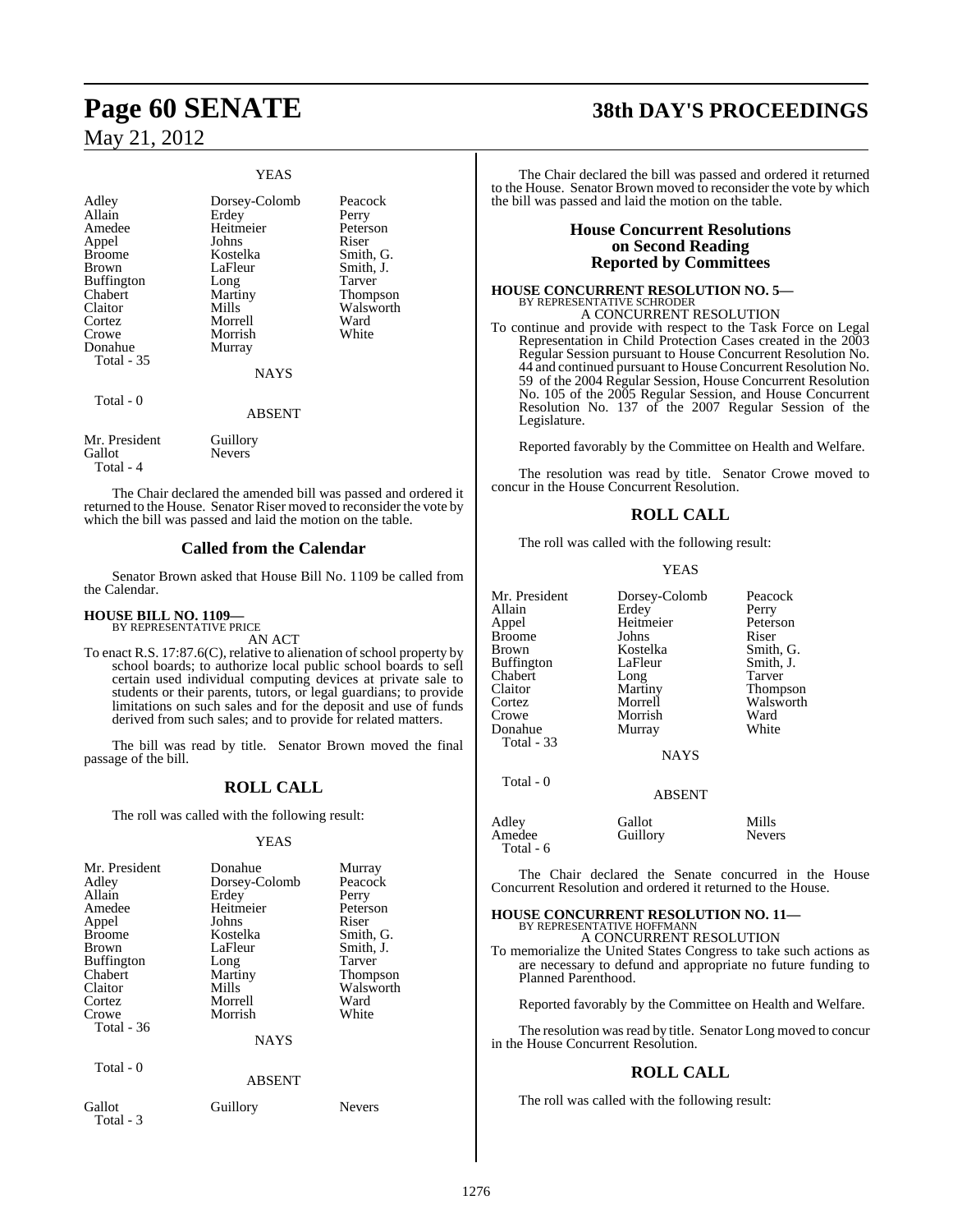YEAS

| | | |
|---|---|---|
| Adley | Dorsey-Colomb | Peacock |
| Allain | Erdey | Perry |
| Amedee | Heitmeier | Peterson |
| Appel | Johns | Riser |
| Broome | Kostelka | Smith, G. |
| Brown | LaFleur | Smith, J. |
| Buffington | Long | Tarver |
| Chabert | Martiny | Thompson |
| Claitor | Mills | Walsworth |
| Cortez | Morrell | Ward |
| Crowe | Morrish | White |
| Donahue | Murray | |

Total - 35

NAYS

Total - 0

ABSENT

| | |
|---|---|
| Mr. President | Guillory |
| Gallot | Nevers |

Total - 4

The Chair declared the amended bill was passed and ordered it returned to the House. Senator Riser moved to reconsider the vote by which the bill was passed and laid the motion on the table.

## Called from the Calendar

Senator Brown asked that House Bill No. 1109 be called from the Calendar.

**HOUSE BILL NO. 1109—**
BY REPRESENTATIVE PRICE

AN ACT

To enact R.S. 17:87.6(C), relative to alienation of school property by school boards; to authorize local public school boards to sell certain used individual computing devices at private sale to students or their parents, tutors, or legal guardians; to provide limitations on such sales and for the deposit and use of funds derived from such sales; and to provide for related matters.

The bill was read by title. Senator Brown moved the final passage of the bill.

## ROLL CALL

The roll was called with the following result:

YEAS

| | | |
|---|---|---|
| Mr. President | Donahue | Murray |
| Adley | Dorsey-Colomb | Peacock |
| Allain | Erdey | Perry |
| Amedee | Heitmeier | Peterson |
| Appel | Johns | Riser |
| Broome | Kostelka | Smith, G. |
| Brown | LaFleur | Smith, J. |
| Buffington | Long | Tarver |
| Chabert | Martiny | Thompson |
| Claitor | Mills | Walsworth |
| Cortez | Morrell | Ward |
| Crowe | Morrish | White |

Total - 36

NAYS

Total - 0

ABSENT

| | | |
|---|---|---|
| Gallot | Guillory | Nevers |

Total - 3

The Chair declared the bill was passed and ordered it returned to the House. Senator Brown moved to reconsider the vote by which the bill was passed and laid the motion on the table.

## House Concurrent Resolutions on Second Reading Reported by Committees

**HOUSE CONCURRENT RESOLUTION NO. 5—**
BY REPRESENTATIVE SCHRODER

A CONCURRENT RESOLUTION

To continue and provide with respect to the Task Force on Legal Representation in Child Protection Cases created in the 2003 Regular Session pursuant to House Concurrent Resolution No. 44 and continued pursuant to House Concurrent Resolution No. 59 of the 2004 Regular Session, House Concurrent Resolution No. 105 of the 2005 Regular Session, and House Concurrent Resolution No. 137 of the 2007 Regular Session of the Legislature.

Reported favorably by the Committee on Health and Welfare.

The resolution was read by title. Senator Crowe moved to concur in the House Concurrent Resolution.

## ROLL CALL

The roll was called with the following result:

YEAS

| | | |
|---|---|---|
| Mr. President | Dorsey-Colomb | Peacock |
| Allain | Erdey | Perry |
| Appel | Heitmeier | Peterson |
| Broome | Johns | Riser |
| Brown | Kostelka | Smith, G. |
| Buffington | LaFleur | Smith, J. |
| Chabert | Long | Tarver |
| Claitor | Martiny | Thompson |
| Cortez | Morrell | Walsworth |
| Crowe | Morrish | Ward |
| Donahue | Murray | White |

Total - 33

NAYS

Total - 0

ABSENT

| | | |
|---|---|---|
| Adley | Gallot | Mills |
| Amedee | Guillory | Nevers |

Total - 6

The Chair declared the Senate concurred in the House Concurrent Resolution and ordered it returned to the House.

**HOUSE CONCURRENT RESOLUTION NO. 11—**
BY REPRESENTATIVE HOFFMANN

A CONCURRENT RESOLUTION

To memorialize the United States Congress to take such actions as are necessary to defund and appropriate no future funding to Planned Parenthood.

Reported favorably by the Committee on Health and Welfare.

The resolution was read by title. Senator Long moved to concur in the House Concurrent Resolution.

## ROLL CALL

The roll was called with the following result: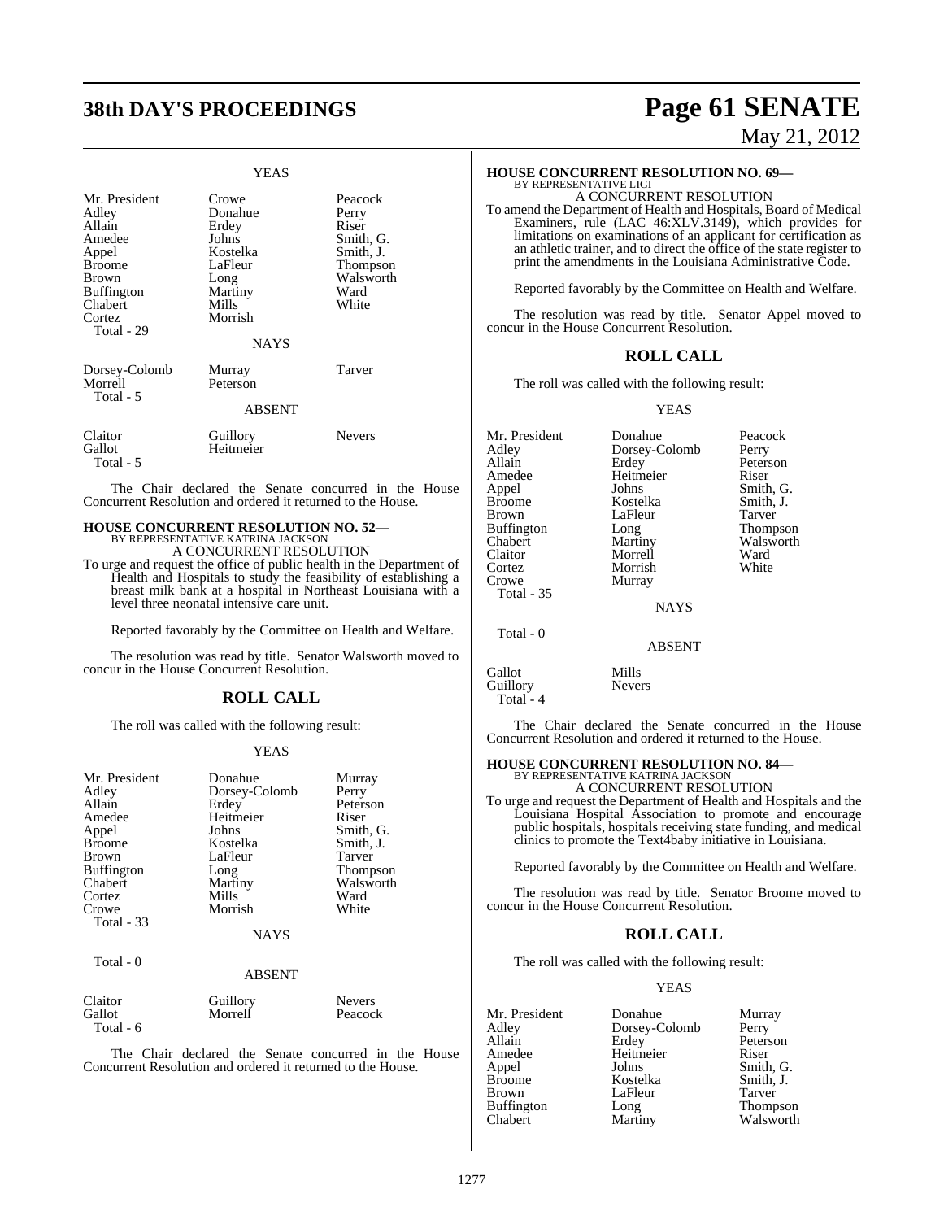YEAS

| | | |
|---|---|---|
| Mr. President | Crowe | Peacock |
| Adley | Donahue | Perry |
| Allain | Erdey | Riser |
| Amedee | Johns | Smith, G. |
| Appel | Kostelka | Smith, J. |
| Broome | LaFleur | Thompson |
| Brown | Long | Walsworth |
| Buffington | Martiny | Ward |
| Chabert | Mills | White |
| Cortez | Morrish | |
| Total - 29 | | |

NAYS

| | | |
|---|---|---|
| Dorsey-Colomb | Murray | Tarver |
| Morrell | Peterson | |
| Total - 5 | | |

ABSENT

| | | |
|---|---|---|
| Claitor | Guillory | Nevers |
| Gallot | Heitmeier | |
| Total - 5 | | |

The Chair declared the Senate concurred in the House Concurrent Resolution and ordered it returned to the House.

**HOUSE CONCURRENT RESOLUTION NO. 52—**
BY REPRESENTATIVE KATRINA JACKSON
A CONCURRENT RESOLUTION

To urge and request the office of public health in the Department of Health and Hospitals to study the feasibility of establishing a breast milk bank at a hospital in Northeast Louisiana with a level three neonatal intensive care unit.

Reported favorably by the Committee on Health and Welfare.

The resolution was read by title. Senator Walsworth moved to concur in the House Concurrent Resolution.

## ROLL CALL

The roll was called with the following result:

YEAS

| | | |
|---|---|---|
| Mr. President | Donahue | Murray |
| Adley | Dorsey-Colomb | Perry |
| Allain | Erdey | Peterson |
| Amedee | Heitmeier | Riser |
| Appel | Johns | Smith, G. |
| Broome | Kostelka | Smith, J. |
| Brown | LaFleur | Tarver |
| Buffington | Long | Thompson |
| Chabert | Martiny | Walsworth |
| Cortez | Mills | Ward |
| Crowe | Morrish | White |
| Total - 33 | | |

NAYS

Total - 0

ABSENT

| | | |
|---|---|---|
| Claitor | Guillory | Nevers |
| Gallot | Morrell | Peacock |
| Total - 6 | | |

The Chair declared the Senate concurred in the House Concurrent Resolution and ordered it returned to the House.

**HOUSE CONCURRENT RESOLUTION NO. 69—**
BY REPRESENTATIVE LIGI
A CONCURRENT RESOLUTION

To amend the Department of Health and Hospitals, Board of Medical Examiners, rule (LAC 46:XLV.3149), which provides for limitations on examinations of an applicant for certification as an athletic trainer, and to direct the office of the state register to print the amendments in the Louisiana Administrative Code.

Reported favorably by the Committee on Health and Welfare.

The resolution was read by title. Senator Appel moved to concur in the House Concurrent Resolution.

## ROLL CALL

The roll was called with the following result:

YEAS

| | | |
|---|---|---|
| Mr. President | Donahue | Peacock |
| Adley | Dorsey-Colomb | Perry |
| Allain | Erdey | Peterson |
| Amedee | Heitmeier | Riser |
| Appel | Johns | Smith, G. |
| Broome | Kostelka | Smith, J. |
| Brown | LaFleur | Tarver |
| Buffington | Long | Thompson |
| Chabert | Martiny | Walsworth |
| Claitor | Morrell | Ward |
| Cortez | Morrish | White |
| Crowe | Murray | |
| Total - 35 | | |

NAYS

Total - 0

ABSENT

| | |
|---|---|
| Gallot | Mills |
| Guillory | Nevers |
| Total - 4 | |

The Chair declared the Senate concurred in the House Concurrent Resolution and ordered it returned to the House.

**HOUSE CONCURRENT RESOLUTION NO. 84—**
BY REPRESENTATIVE KATRINA JACKSON
A CONCURRENT RESOLUTION

To urge and request the Department of Health and Hospitals and the Louisiana Hospital Association to promote and encourage public hospitals, hospitals receiving state funding, and medical clinics to promote the Text4baby initiative in Louisiana.

Reported favorably by the Committee on Health and Welfare.

The resolution was read by title. Senator Broome moved to concur in the House Concurrent Resolution.

## ROLL CALL

The roll was called with the following result:

YEAS

| | | |
|---|---|---|
| Mr. President | Donahue | Murray |
| Adley | Dorsey-Colomb | Perry |
| Allain | Erdey | Peterson |
| Amedee | Heitmeier | Riser |
| Appel | Johns | Smith, G. |
| Broome | Kostelka | Smith, J. |
| Brown | LaFleur | Tarver |
| Buffington | Long | Thompson |
| Chabert | Martiny | Walsworth |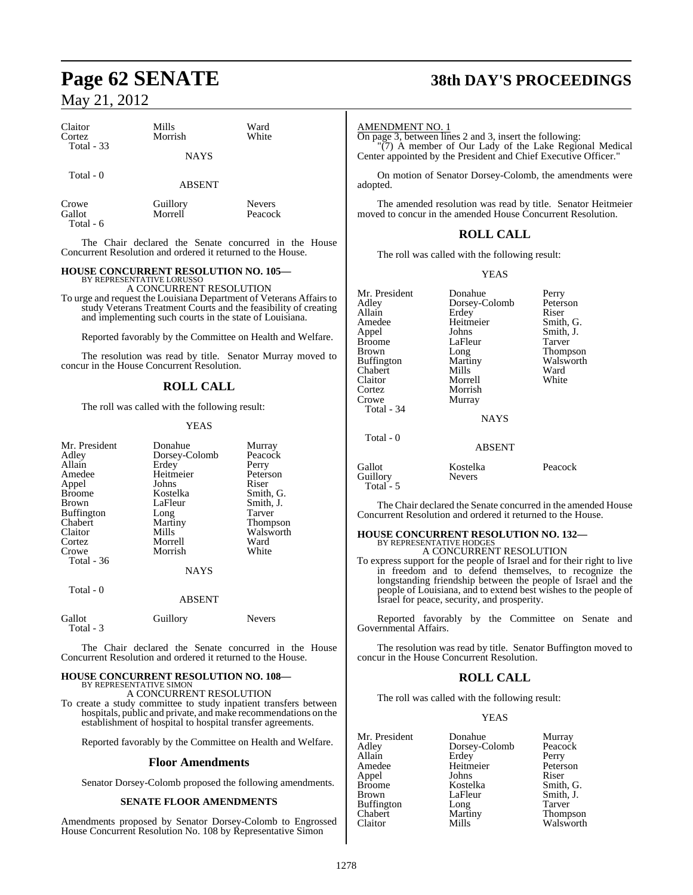| | | |
|---|---|---|
| Claitor | Mills | Ward |
| Cortez | Morrish | White |
| Total - 33 | | |

NAYS

Total - 0

ABSENT

| | | |
|---|---|---|
| Crowe | Guillory | Nevers |
| Gallot | Morrell | Peacock |
| Total - 6 | | |

The Chair declared the Senate concurred in the House Concurrent Resolution and ordered it returned to the House.

**HOUSE CONCURRENT RESOLUTION NO. 105—**
BY REPRESENTATIVE LORUSSO

A CONCURRENT RESOLUTION

To urge and request the Louisiana Department of Veterans Affairs to study Veterans Treatment Courts and the feasibility of creating and implementing such courts in the state of Louisiana.

Reported favorably by the Committee on Health and Welfare.

The resolution was read by title. Senator Murray moved to concur in the House Concurrent Resolution.

## ROLL CALL

The roll was called with the following result:

YEAS

| | | |
|---|---|---|
| Mr. President | Donahue | Murray |
| Adley | Dorsey-Colomb | Peacock |
| Allain | Erdey | Perry |
| Amedee | Heitmeier | Peterson |
| Appel | Johns | Riser |
| Broome | Kostelka | Smith, G. |
| Brown | LaFleur | Smith, J. |
| Buffington | Long | Tarver |
| Chabert | Martiny | Thompson |
| Claitor | Mills | Walsworth |
| Cortez | Morrell | Ward |
| Crowe | Morrish | White |
| Total - 36 | | |

NAYS

Total - 0

ABSENT

| | | |
|---|---|---|
| Gallot | Guillory | Nevers |
| Total - 3 | | |

The Chair declared the Senate concurred in the House Concurrent Resolution and ordered it returned to the House.

**HOUSE CONCURRENT RESOLUTION NO. 108—**
BY REPRESENTATIVE SIMON

A CONCURRENT RESOLUTION

To create a study committee to study inpatient transfers between hospitals, public and private, and make recommendations on the establishment of hospital to hospital transfer agreements.

Reported favorably by the Committee on Health and Welfare.

## Floor Amendments

Senator Dorsey-Colomb proposed the following amendments.

### SENATE FLOOR AMENDMENTS

Amendments proposed by Senator Dorsey-Colomb to Engrossed House Concurrent Resolution No. 108 by Representative Simon

AMENDMENT NO. 1

On page 3, between lines 2 and 3, insert the following:

"(7) A member of Our Lady of the Lake Regional Medical Center appointed by the President and Chief Executive Officer."

On motion of Senator Dorsey-Colomb, the amendments were adopted.

The amended resolution was read by title. Senator Heitmeier moved to concur in the amended House Concurrent Resolution.

## ROLL CALL

The roll was called with the following result:

YEAS

| | | |
|---|---|---|
| Mr. President | Donahue | Perry |
| Adley | Dorsey-Colomb | Peterson |
| Allain | Erdey | Riser |
| Amedee | Heitmeier | Smith, G. |
| Appel | Johns | Smith, J. |
| Broome | LaFleur | Tarver |
| Brown | Long | Thompson |
| Buffington | Martiny | Walsworth |
| Chabert | Mills | Ward |
| Claitor | Morrell | White |
| Cortez | Morrish | |
| Crowe | Murray | |
| Total - 34 | | |

NAYS

Total - 0

ABSENT

| | | |
|---|---|---|
| Gallot | Kostelka | Peacock |
| Guillory | Nevers | |
| Total - 5 | | |

The Chair declared the Senate concurred in the amended House Concurrent Resolution and ordered it returned to the House.

**HOUSE CONCURRENT RESOLUTION NO. 132—**
BY REPRESENTATIVE HODGES

A CONCURRENT RESOLUTION

To express support for the people of Israel and for their right to live in freedom and to defend themselves, to recognize the longstanding friendship between the people of Israel and the people of Louisiana, and to extend best wishes to the people of Israel for peace, security, and prosperity.

Reported favorably by the Committee on Senate and Governmental Affairs.

The resolution was read by title. Senator Buffington moved to concur in the House Concurrent Resolution.

## ROLL CALL

The roll was called with the following result:

YEAS

| | | |
|---|---|---|
| Mr. President | Donahue | Murray |
| Adley | Dorsey-Colomb | Peacock |
| Allain | Erdey | Perry |
| Amedee | Heitmeier | Peterson |
| Appel | Johns | Riser |
| Broome | Kostelka | Smith, G. |
| Brown | LaFleur | Smith, J. |
| Buffington | Long | Tarver |
| Chabert | Martiny | Thompson |
| Claitor | Mills | Walsworth |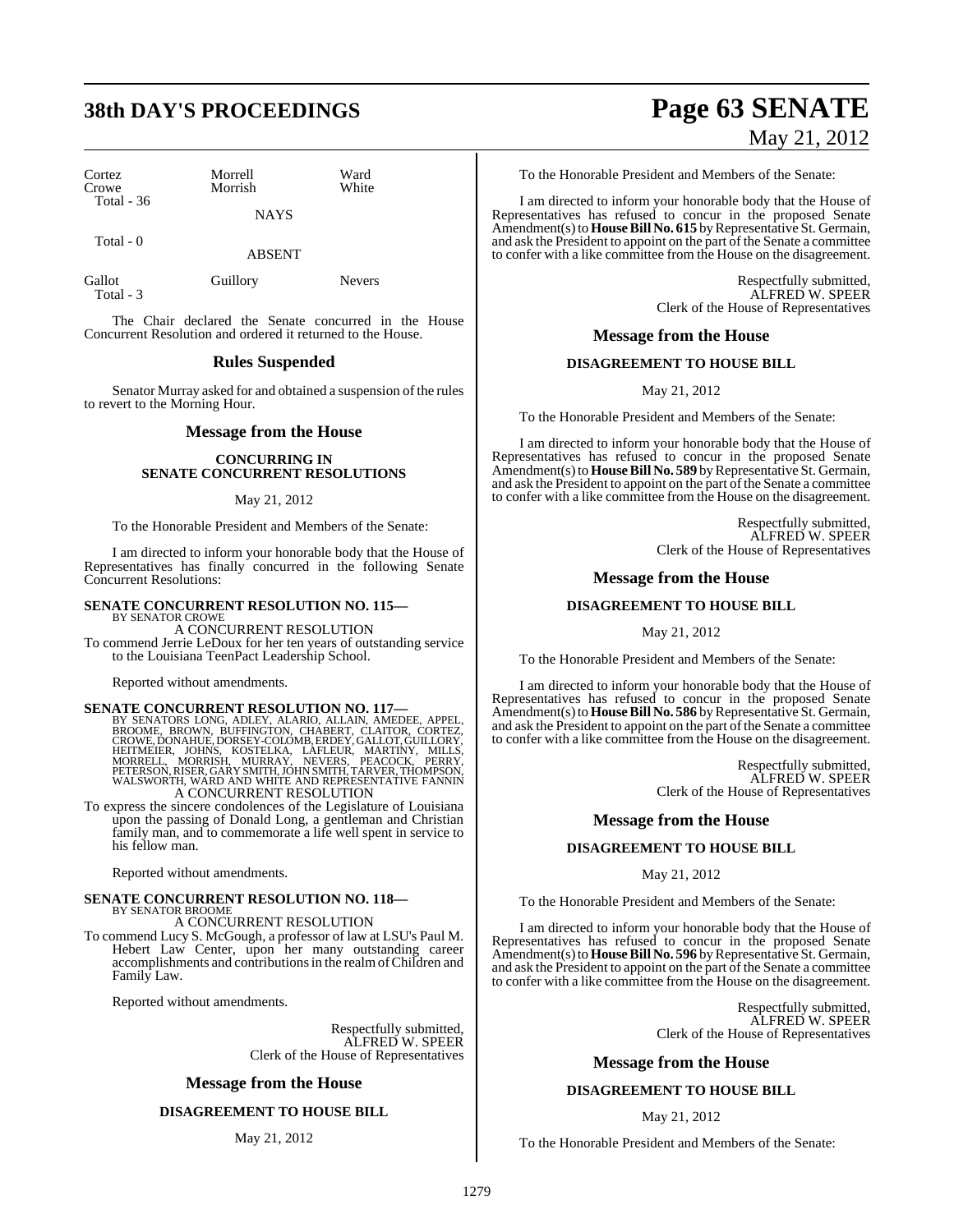| | | |
|---|---|---|
| Cortez | Morrell | Ward |
| Crowe | Morrish | White |
| Total - 36 | | |

NAYS

Total - 0

ABSENT

| | | |
|---|---|---|
| Gallot | Guillory | Nevers |
| Total - 3 | | |

The Chair declared the Senate concurred in the House Concurrent Resolution and ordered it returned to the House.

## Rules Suspended

Senator Murray asked for and obtained a suspension of the rules to revert to the Morning Hour.

## Message from the House

### CONCURRING IN SENATE CONCURRENT RESOLUTIONS

May 21, 2012

To the Honorable President and Members of the Senate:

I am directed to inform your honorable body that the House of Representatives has finally concurred in the following Senate Concurrent Resolutions:

**SENATE CONCURRENT RESOLUTION NO. 115—**
BY SENATOR CROWE

A CONCURRENT RESOLUTION

To commend Jerrie LeDoux for her ten years of outstanding service to the Louisiana TeenPact Leadership School.

Reported without amendments.

**SENATE CONCURRENT RESOLUTION NO. 117—**
BY SENATORS LONG, ADLEY, ALARIO, ALLAIN, AMEDEE, APPEL, BROOME, BROWN, BUFFINGTON, CHABERT, CLAITOR, CORTEZ, CROWE, DONAHUE, DORSEY-COLOMB, ERDEY, GALLOT, GUILLORY, HEITMEIER, JOHNS, KOSTELKA, LAFLEUR, MARTINY, MILLS, MORRELL, MORRISH, MURRAY, NEVERS, PEACOCK, PERRY, PETERSON, RISER, GARY SMITH, JOHN SMITH, TARVER, THOMPSON, WALSWORTH, WARD AND WHITE AND REPRESENTATIVE FANNIN

A CONCURRENT RESOLUTION

To express the sincere condolences of the Legislature of Louisiana upon the passing of Donald Long, a gentleman and Christian family man, and to commemorate a life well spent in service to his fellow man.

Reported without amendments.

**SENATE CONCURRENT RESOLUTION NO. 118—**
BY SENATOR BROOME

A CONCURRENT RESOLUTION

To commend Lucy S. McGough, a professor of law at LSU's Paul M. Hebert Law Center, upon her many outstanding career accomplishments and contributions in the realm of Children and Family Law.

Reported without amendments.

Respectfully submitted,
ALFRED W. SPEER
Clerk of the House of Representatives

## Message from the House

### DISAGREEMENT TO HOUSE BILL

May 21, 2012

To the Honorable President and Members of the Senate:

I am directed to inform your honorable body that the House of Representatives has refused to concur in the proposed Senate Amendment(s) to **House Bill No. 615** by Representative St. Germain, and ask the President to appoint on the part of the Senate a committee to confer with a like committee from the House on the disagreement.

Respectfully submitted,
ALFRED W. SPEER
Clerk of the House of Representatives

## Message from the House

### DISAGREEMENT TO HOUSE BILL

May 21, 2012

To the Honorable President and Members of the Senate:

I am directed to inform your honorable body that the House of Representatives has refused to concur in the proposed Senate Amendment(s) to **House Bill No. 589** by Representative St. Germain, and ask the President to appoint on the part of the Senate a committee to confer with a like committee from the House on the disagreement.

Respectfully submitted,
ALFRED W. SPEER
Clerk of the House of Representatives

## Message from the House

### DISAGREEMENT TO HOUSE BILL

May 21, 2012

To the Honorable President and Members of the Senate:

I am directed to inform your honorable body that the House of Representatives has refused to concur in the proposed Senate Amendment(s) to **House Bill No. 586** by Representative St. Germain, and ask the President to appoint on the part of the Senate a committee to confer with a like committee from the House on the disagreement.

Respectfully submitted,
ALFRED W. SPEER
Clerk of the House of Representatives

## Message from the House

### DISAGREEMENT TO HOUSE BILL

May 21, 2012

To the Honorable President and Members of the Senate:

I am directed to inform your honorable body that the House of Representatives has refused to concur in the proposed Senate Amendment(s) to **House Bill No. 596** by Representative St. Germain, and ask the President to appoint on the part of the Senate a committee to confer with a like committee from the House on the disagreement.

Respectfully submitted,
ALFRED W. SPEER
Clerk of the House of Representatives

## Message from the House

### DISAGREEMENT TO HOUSE BILL

May 21, 2012

To the Honorable President and Members of the Senate: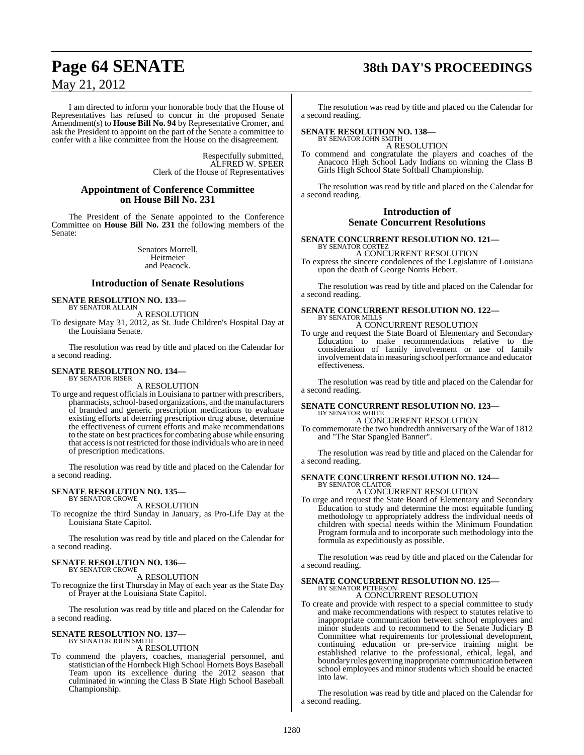I am directed to inform your honorable body that the House of Representatives has refused to concur in the proposed Senate Amendment(s) to **House Bill No. 94** by Representative Cromer, and ask the President to appoint on the part of the Senate a committee to confer with a like committee from the House on the disagreement.

Respectfully submitted,
ALFRED W. SPEER
Clerk of the House of Representatives

## Appointment of Conference Committee on House Bill No. 231

The President of the Senate appointed to the Conference Committee on **House Bill No. 231** the following members of the Senate:

Senators Morrell,
Heitmeier
and Peacock.

## Introduction of Senate Resolutions

**SENATE RESOLUTION NO. 133—**
BY SENATOR ALLAIN
A RESOLUTION
To designate May 31, 2012, as St. Jude Children's Hospital Day at the Louisiana Senate.

The resolution was read by title and placed on the Calendar for a second reading.

**SENATE RESOLUTION NO. 134—**
BY SENATOR RISER
A RESOLUTION
To urge and request officials in Louisiana to partner with prescribers, pharmacists, school-based organizations, and the manufacturers of branded and generic prescription medications to evaluate existing efforts at deterring prescription drug abuse, determine the effectiveness of current efforts and make recommendations to the state on best practices for combating abuse while ensuring that access is not restricted for those individuals who are in need of prescription medications.

The resolution was read by title and placed on the Calendar for a second reading.

**SENATE RESOLUTION NO. 135—**
BY SENATOR CROWE
A RESOLUTION
To recognize the third Sunday in January, as Pro-Life Day at the Louisiana State Capitol.

The resolution was read by title and placed on the Calendar for a second reading.

**SENATE RESOLUTION NO. 136—**
BY SENATOR CROWE
A RESOLUTION
To recognize the first Thursday in May of each year as the State Day of Prayer at the Louisiana State Capitol.

The resolution was read by title and placed on the Calendar for a second reading.

**SENATE RESOLUTION NO. 137—**
BY SENATOR JOHN SMITH
A RESOLUTION
To commend the players, coaches, managerial personnel, and statistician of the Hornbeck High School Hornets Boys Baseball Team upon its excellence during the 2012 season that culminated in winning the Class B State High School Baseball Championship.

The resolution was read by title and placed on the Calendar for a second reading.

**SENATE RESOLUTION NO. 138—**
BY SENATOR JOHN SMITH
A RESOLUTION
To commend and congratulate the players and coaches of the Anacoco High School Lady Indians on winning the Class B Girls High School State Softball Championship.

The resolution was read by title and placed on the Calendar for a second reading.

## Introduction of Senate Concurrent Resolutions

**SENATE CONCURRENT RESOLUTION NO. 121—**
BY SENATOR CORTEZ
A CONCURRENT RESOLUTION
To express the sincere condolences of the Legislature of Louisiana upon the death of George Norris Hebert.

The resolution was read by title and placed on the Calendar for a second reading.

**SENATE CONCURRENT RESOLUTION NO. 122—**
BY SENATOR MILLS
A CONCURRENT RESOLUTION
To urge and request the State Board of Elementary and Secondary Education to make recommendations relative to the consideration of family involvement or use of family involvement data in measuring school performance and educator effectiveness.

The resolution was read by title and placed on the Calendar for a second reading.

**SENATE CONCURRENT RESOLUTION NO. 123—**
BY SENATOR WHITE
A CONCURRENT RESOLUTION
To commemorate the two hundredth anniversary of the War of 1812 and "The Star Spangled Banner".

The resolution was read by title and placed on the Calendar for a second reading.

**SENATE CONCURRENT RESOLUTION NO. 124—**
BY SENATOR CLAITOR
A CONCURRENT RESOLUTION
To urge and request the State Board of Elementary and Secondary Education to study and determine the most equitable funding methodology to appropriately address the individual needs of children with special needs within the Minimum Foundation Program formula and to incorporate such methodology into the formula as expeditiously as possible.

The resolution was read by title and placed on the Calendar for a second reading.

**SENATE CONCURRENT RESOLUTION NO. 125—**
BY SENATOR PETERSON
A CONCURRENT RESOLUTION
To create and provide with respect to a special committee to study and make recommendations with respect to statutes relative to inappropriate communication between school employees and minor students and to recommend to the Senate Judiciary B Committee what requirements for professional development, continuing education or pre-service training might be established relative to the professional, ethical, legal, and boundary rules governing inappropriate communication between school employees and minor students which should be enacted into law.

The resolution was read by title and placed on the Calendar for a second reading.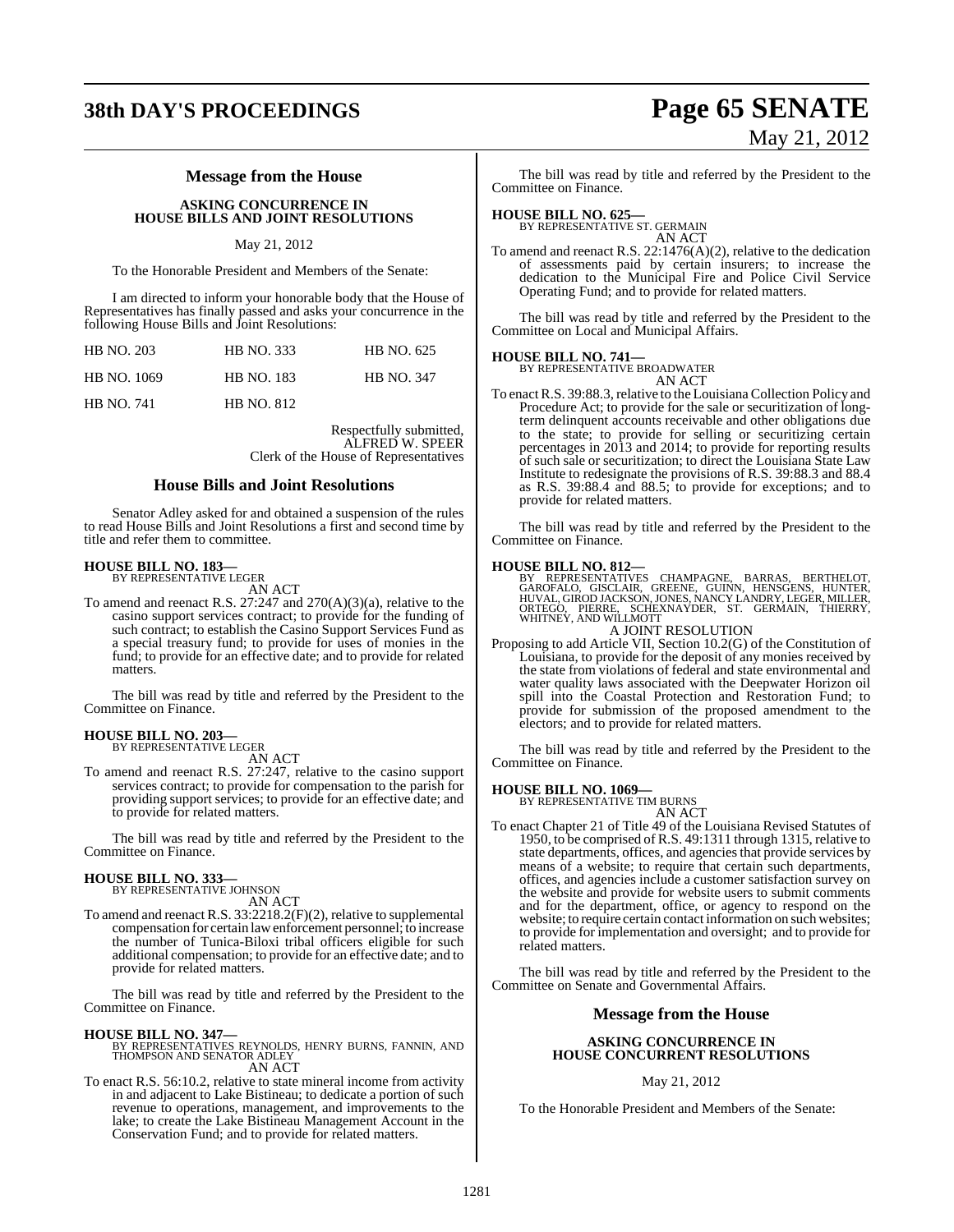## Message from the House

### ASKING CONCURRENCE IN HOUSE BILLS AND JOINT RESOLUTIONS

May 21, 2012

To the Honorable President and Members of the Senate:

I am directed to inform your honorable body that the House of Representatives has finally passed and asks your concurrence in the following House Bills and Joint Resolutions:

| HB NO. 203 | HB NO. 333 | HB NO. 625 |
|---|---|---|
| HB NO. 1069 | HB NO. 183 | HB NO. 347 |
| HB NO. 741 | HB NO. 812 | |

Respectfully submitted,
ALFRED W. SPEER
Clerk of the House of Representatives

## House Bills and Joint Resolutions

Senator Adley asked for and obtained a suspension of the rules to read House Bills and Joint Resolutions a first and second time by title and refer them to committee.

**HOUSE BILL NO. 183—**
BY REPRESENTATIVE LEGER
AN ACT

To amend and reenact R.S. 27:247 and 270(A)(3)(a), relative to the casino support services contract; to provide for the funding of such contract; to establish the Casino Support Services Fund as a special treasury fund; to provide for uses of monies in the fund; to provide for an effective date; and to provide for related matters.

The bill was read by title and referred by the President to the Committee on Finance.

**HOUSE BILL NO. 203—**
BY REPRESENTATIVE LEGER
AN ACT

To amend and reenact R.S. 27:247, relative to the casino support services contract; to provide for compensation to the parish for providing support services; to provide for an effective date; and to provide for related matters.

The bill was read by title and referred by the President to the Committee on Finance.

**HOUSE BILL NO. 333—**
BY REPRESENTATIVE JOHNSON
AN ACT

To amend and reenact R.S. 33:2218.2(F)(2), relative to supplemental compensation for certain law enforcement personnel; to increase the number of Tunica-Biloxi tribal officers eligible for such additional compensation; to provide for an effective date; and to provide for related matters.

The bill was read by title and referred by the President to the Committee on Finance.

**HOUSE BILL NO. 347—**
BY REPRESENTATIVES REYNOLDS, HENRY BURNS, FANNIN, AND THOMPSON AND SENATOR ADLEY
AN ACT

To enact R.S. 56:10.2, relative to state mineral income from activity in and adjacent to Lake Bistineau; to dedicate a portion of such revenue to operations, management, and improvements to the lake; to create the Lake Bistineau Management Account in the Conservation Fund; and to provide for related matters.

The bill was read by title and referred by the President to the Committee on Finance.

**HOUSE BILL NO. 625—**
BY REPRESENTATIVE ST. GERMAIN
AN ACT

To amend and reenact R.S. 22:1476(A)(2), relative to the dedication of assessments paid by certain insurers; to increase the dedication to the Municipal Fire and Police Civil Service Operating Fund; and to provide for related matters.

The bill was read by title and referred by the President to the Committee on Local and Municipal Affairs.

**HOUSE BILL NO. 741—**
BY REPRESENTATIVE BROADWATER
AN ACT

To enact R.S. 39:88.3, relative to the Louisiana Collection Policy and Procedure Act; to provide for the sale or securitization of long-term delinquent accounts receivable and other obligations due to the state; to provide for selling or securitizing certain percentages in 2013 and 2014; to provide for reporting results of such sale or securitization; to direct the Louisiana State Law Institute to redesignate the provisions of R.S. 39:88.3 and 88.4 as R.S. 39:88.4 and 88.5; to provide for exceptions; and to provide for related matters.

The bill was read by title and referred by the President to the Committee on Finance.

**HOUSE BILL NO. 812—**
BY REPRESENTATIVES CHAMPAGNE, BARRAS, BERTHELOT, GAROFALO, GISCLAIR, GREENE, GUINN, HENSGENS, HUNTER, HUVAL, GIROD JACKSON, JONES, NANCY LANDRY, LEGER, MILLER, ORTEGO, PIERRE, SCHEXNAYDER, ST. GERMAIN, THIERRY, WHITNEY, AND WILLMOTT
A JOINT RESOLUTION

Proposing to add Article VII, Section 10.2(G) of the Constitution of Louisiana, to provide for the deposit of any monies received by the state from violations of federal and state environmental and water quality laws associated with the Deepwater Horizon oil spill into the Coastal Protection and Restoration Fund; to provide for submission of the proposed amendment to the electors; and to provide for related matters.

The bill was read by title and referred by the President to the Committee on Finance.

**HOUSE BILL NO. 1069—**
BY REPRESENTATIVE TIM BURNS
AN ACT

To enact Chapter 21 of Title 49 of the Louisiana Revised Statutes of 1950, to be comprised of R.S. 49:1311 through 1315, relative to state departments, offices, and agencies that provide services by means of a website; to require that certain such departments, offices, and agencies include a customer satisfaction survey on the website and provide for website users to submit comments and for the department, office, or agency to respond on the website; to require certain contact information on such websites; to provide for implementation and oversight; and to provide for related matters.

The bill was read by title and referred by the President to the Committee on Senate and Governmental Affairs.

## Message from the House

### ASKING CONCURRENCE IN HOUSE CONCURRENT RESOLUTIONS

May 21, 2012

To the Honorable President and Members of the Senate: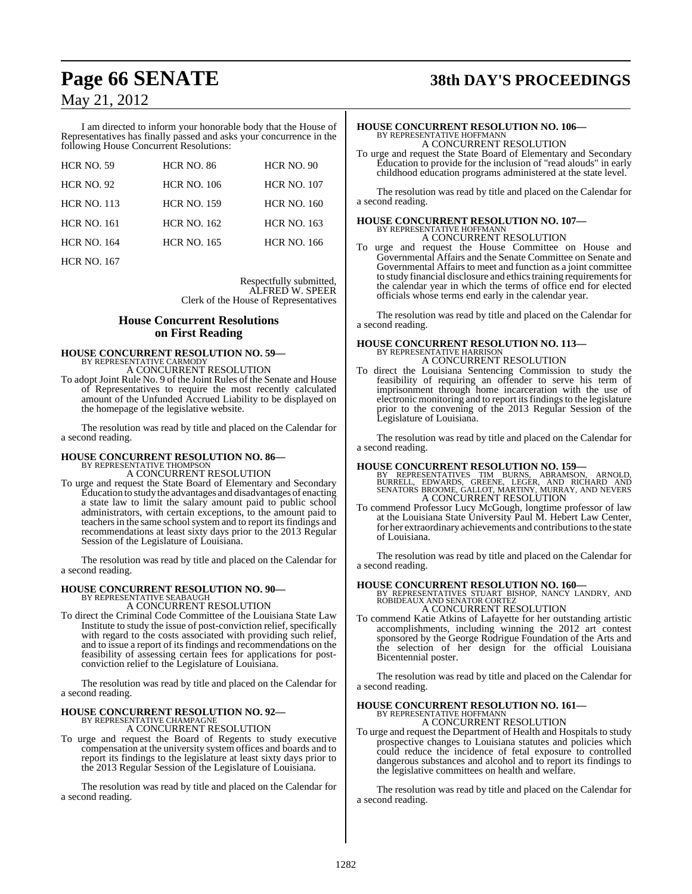I am directed to inform your honorable body that the House of Representatives has finally passed and asks your concurrence in the following House Concurrent Resolutions:

| | | |
|---|---|---|
| HCR NO. 59 | HCR NO. 86 | HCR NO. 90 |
| HCR NO. 92 | HCR NO. 106 | HCR NO. 107 |
| HCR NO. 113 | HCR NO. 159 | HCR NO. 160 |
| HCR NO. 161 | HCR NO. 162 | HCR NO. 163 |
| HCR NO. 164 | HCR NO. 165 | HCR NO. 166 |
| HCR NO. 167 | | |

Respectfully submitted,
ALFRED W. SPEER
Clerk of the House of Representatives

## House Concurrent Resolutions on First Reading

**HOUSE CONCURRENT RESOLUTION NO. 59—**
BY REPRESENTATIVE CARMODY
A CONCURRENT RESOLUTION

To adopt Joint Rule No. 9 of the Joint Rules of the Senate and House of Representatives to require the most recently calculated amount of the Unfunded Accrued Liability to be displayed on the homepage of the legislative website.

The resolution was read by title and placed on the Calendar for a second reading.

**HOUSE CONCURRENT RESOLUTION NO. 86—**
BY REPRESENTATIVE THOMPSON
A CONCURRENT RESOLUTION

To urge and request the State Board of Elementary and Secondary Education to study the advantages and disadvantages of enacting a state law to limit the salary amount paid to public school administrators, with certain exceptions, to the amount paid to teachers in the same school system and to report its findings and recommendations at least sixty days prior to the 2013 Regular Session of the Legislature of Louisiana.

The resolution was read by title and placed on the Calendar for a second reading.

**HOUSE CONCURRENT RESOLUTION NO. 90—**
BY REPRESENTATIVE SEABAUGH
A CONCURRENT RESOLUTION

To direct the Criminal Code Committee of the Louisiana State Law Institute to study the issue of post-conviction relief, specifically with regard to the costs associated with providing such relief, and to issue a report of its findings and recommendations on the feasibility of assessing certain fees for applications for post-conviction relief to the Legislature of Louisiana.

The resolution was read by title and placed on the Calendar for a second reading.

**HOUSE CONCURRENT RESOLUTION NO. 92—**
BY REPRESENTATIVE CHAMPAGNE
A CONCURRENT RESOLUTION

To urge and request the Board of Regents to study executive compensation at the university system offices and boards and to report its findings to the legislature at least sixty days prior to the 2013 Regular Session of the Legislature of Louisiana.

The resolution was read by title and placed on the Calendar for a second reading.

**HOUSE CONCURRENT RESOLUTION NO. 106—**
BY REPRESENTATIVE HOFFMANN
A CONCURRENT RESOLUTION

To urge and request the State Board of Elementary and Secondary Education to provide for the inclusion of "read alouds" in early childhood education programs administered at the state level.

The resolution was read by title and placed on the Calendar for a second reading.

**HOUSE CONCURRENT RESOLUTION NO. 107—**
BY REPRESENTATIVE HOFFMANN
A CONCURRENT RESOLUTION

To urge and request the House Committee on House and Governmental Affairs and the Senate Committee on Senate and Governmental Affairs to meet and function as a joint committee to study financial disclosure and ethics training requirements for the calendar year in which the terms of office end for elected officials whose terms end early in the calendar year.

The resolution was read by title and placed on the Calendar for a second reading.

**HOUSE CONCURRENT RESOLUTION NO. 113—**
BY REPRESENTATIVE HARRISON
A CONCURRENT RESOLUTION

To direct the Louisiana Sentencing Commission to study the feasibility of requiring an offender to serve his term of imprisonment through home incarceration with the use of electronic monitoring and to report its findings to the legislature prior to the convening of the 2013 Regular Session of the Legislature of Louisiana.

The resolution was read by title and placed on the Calendar for a second reading.

**HOUSE CONCURRENT RESOLUTION NO. 159—**
BY REPRESENTATIVES TIM BURNS, ABRAMSON, ARNOLD, BURRELL, EDWARDS, GREENE, LEGER, AND RICHARD AND SENATORS BROOME, GALLOT, MARTINY, MURRAY, AND NEVERS
A CONCURRENT RESOLUTION

To commend Professor Lucy McGough, longtime professor of law at the Louisiana State University Paul M. Hebert Law Center, for her extraordinary achievements and contributions to the state of Louisiana.

The resolution was read by title and placed on the Calendar for a second reading.

**HOUSE CONCURRENT RESOLUTION NO. 160—**
BY REPRESENTATIVES STUART BISHOP, NANCY LANDRY, AND ROBIDEAUX AND SENATOR CORTEZ
A CONCURRENT RESOLUTION

To commend Katie Atkins of Lafayette for her outstanding artistic accomplishments, including winning the 2012 art contest sponsored by the George Rodrigue Foundation of the Arts and the selection of her design for the official Louisiana Bicentennial poster.

The resolution was read by title and placed on the Calendar for a second reading.

**HOUSE CONCURRENT RESOLUTION NO. 161—**
BY REPRESENTATIVE HOFFMANN
A CONCURRENT RESOLUTION

To urge and request the Department of Health and Hospitals to study prospective changes to Louisiana statutes and policies which could reduce the incidence of fetal exposure to controlled dangerous substances and alcohol and to report its findings to the legislative committees on health and welfare.

The resolution was read by title and placed on the Calendar for a second reading.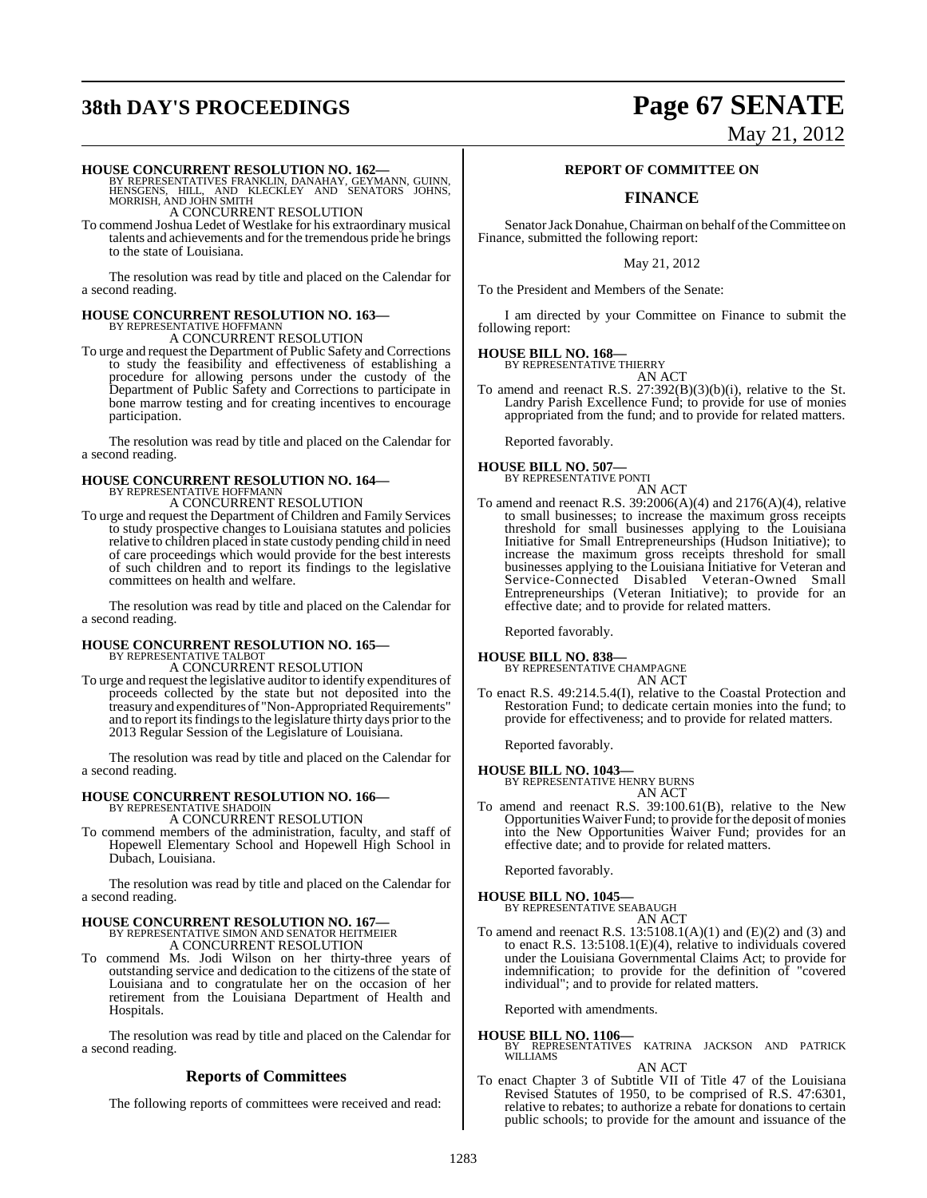**HOUSE CONCURRENT RESOLUTION NO. 162—**
BY REPRESENTATIVES FRANKLIN, DANAHAY, GEYMANN, GUINN, HENSGENS, HILL, AND KLECKLEY AND SENATORS JOHNS, MORRISH, AND JOHN SMITH

A CONCURRENT RESOLUTION

To commend Joshua Ledet of Westlake for his extraordinary musical talents and achievements and for the tremendous pride he brings to the state of Louisiana.

The resolution was read by title and placed on the Calendar for a second reading.

**HOUSE CONCURRENT RESOLUTION NO. 163—**
BY REPRESENTATIVE HOFFMANN

A CONCURRENT RESOLUTION

To urge and request the Department of Public Safety and Corrections to study the feasibility and effectiveness of establishing a procedure for allowing persons under the custody of the Department of Public Safety and Corrections to participate in bone marrow testing and for creating incentives to encourage participation.

The resolution was read by title and placed on the Calendar for a second reading.

**HOUSE CONCURRENT RESOLUTION NO. 164—**
BY REPRESENTATIVE HOFFMANN

A CONCURRENT RESOLUTION

To urge and request the Department of Children and Family Services to study prospective changes to Louisiana statutes and policies relative to children placed in state custody pending child in need of care proceedings which would provide for the best interests of such children and to report its findings to the legislative committees on health and welfare.

The resolution was read by title and placed on the Calendar for a second reading.

**HOUSE CONCURRENT RESOLUTION NO. 165—**
BY REPRESENTATIVE TALBOT

A CONCURRENT RESOLUTION

To urge and request the legislative auditor to identify expenditures of proceeds collected by the state but not deposited into the treasury and expenditures of "Non-Appropriated Requirements" and to report its findings to the legislature thirty days prior to the 2013 Regular Session of the Legislature of Louisiana.

The resolution was read by title and placed on the Calendar for a second reading.

**HOUSE CONCURRENT RESOLUTION NO. 166—**
BY REPRESENTATIVE SHADOIN

A CONCURRENT RESOLUTION

To commend members of the administration, faculty, and staff of Hopewell Elementary School and Hopewell High School in Dubach, Louisiana.

The resolution was read by title and placed on the Calendar for a second reading.

**HOUSE CONCURRENT RESOLUTION NO. 167—**
BY REPRESENTATIVE SIMON AND SENATOR HEITMEIER

A CONCURRENT RESOLUTION

To commend Ms. Jodi Wilson on her thirty-three years of outstanding service and dedication to the citizens of the state of Louisiana and to congratulate her on the occasion of her retirement from the Louisiana Department of Health and Hospitals.

The resolution was read by title and placed on the Calendar for a second reading.

## Reports of Committees

The following reports of committees were received and read:

### REPORT OF COMMITTEE ON

### FINANCE

Senator Jack Donahue, Chairman on behalf of the Committee on Finance, submitted the following report:

May 21, 2012

To the President and Members of the Senate:

I am directed by your Committee on Finance to submit the following report:

**HOUSE BILL NO. 168—**
BY REPRESENTATIVE THIERRY

AN ACT

To amend and reenact R.S. 27:392(B)(3)(b)(i), relative to the St. Landry Parish Excellence Fund; to provide for use of monies appropriated from the fund; and to provide for related matters.

Reported favorably.

**HOUSE BILL NO. 507—**
BY REPRESENTATIVE PONTI

AN ACT

To amend and reenact R.S. 39:2006(A)(4) and 2176(A)(4), relative to small businesses; to increase the maximum gross receipts threshold for small businesses applying to the Louisiana Initiative for Small Entrepreneurships (Hudson Initiative); to increase the maximum gross receipts threshold for small businesses applying to the Louisiana Initiative for Veteran and Service-Connected Disabled Veteran-Owned Small Entrepreneurships (Veteran Initiative); to provide for an effective date; and to provide for related matters.

Reported favorably.

**HOUSE BILL NO. 838—**
BY REPRESENTATIVE CHAMPAGNE

AN ACT

To enact R.S. 49:214.5.4(I), relative to the Coastal Protection and Restoration Fund; to dedicate certain monies into the fund; to provide for effectiveness; and to provide for related matters.

Reported favorably.

**HOUSE BILL NO. 1043—**
BY REPRESENTATIVE HENRY BURNS

AN ACT

To amend and reenact R.S. 39:100.61(B), relative to the New Opportunities Waiver Fund; to provide for the deposit of monies into the New Opportunities Waiver Fund; provides for an effective date; and to provide for related matters.

Reported favorably.

**HOUSE BILL NO. 1045—**
BY REPRESENTATIVE SEABAUGH

AN ACT

To amend and reenact R.S. 13:5108.1(A)(1) and (E)(2) and (3) and to enact R.S. 13:5108.1(E)(4), relative to individuals covered under the Louisiana Governmental Claims Act; to provide for indemnification; to provide for the definition of "covered individual"; and to provide for related matters.

Reported with amendments.

**HOUSE BILL NO. 1106—**
BY REPRESENTATIVES KATRINA JACKSON AND PATRICK WILLIAMS

AN ACT

To enact Chapter 3 of Subtitle VII of Title 47 of the Louisiana Revised Statutes of 1950, to be comprised of R.S. 47:6301, relative to rebates; to authorize a rebate for donations to certain public schools; to provide for the amount and issuance of the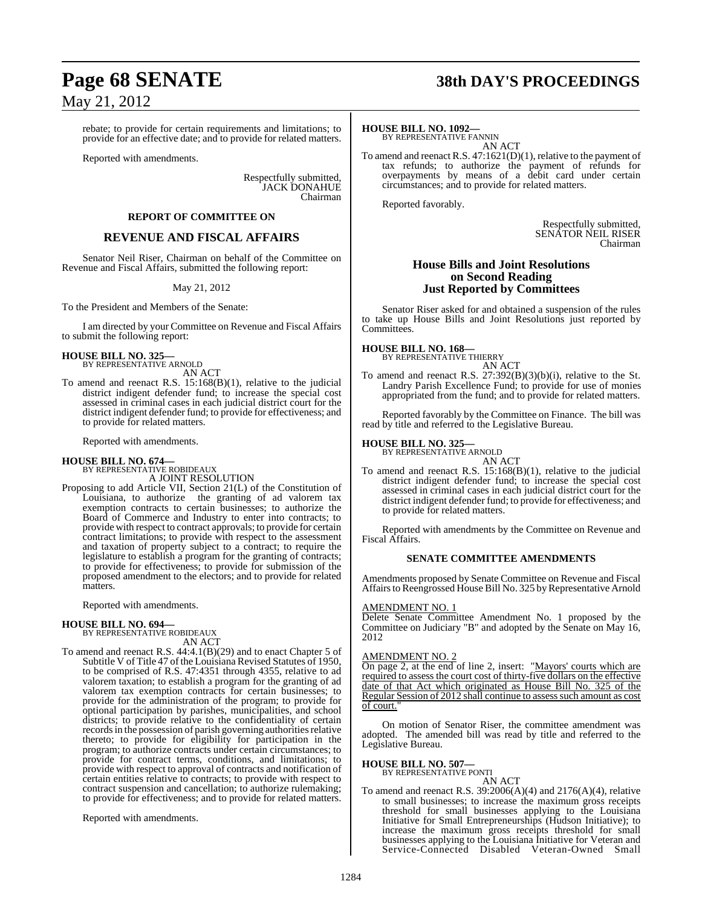rebate; to provide for certain requirements and limitations; to provide for an effective date; and to provide for related matters.

Reported with amendments.

Respectfully submitted,
JACK DONAHUE
Chairman

**REPORT OF COMMITTEE ON**

## REVENUE AND FISCAL AFFAIRS

Senator Neil Riser, Chairman on behalf of the Committee on Revenue and Fiscal Affairs, submitted the following report:

May 21, 2012

To the President and Members of the Senate:

I am directed by your Committee on Revenue and Fiscal Affairs to submit the following report:

**HOUSE BILL NO. 325—**
BY REPRESENTATIVE ARNOLD
AN ACT

To amend and reenact R.S. 15:168(B)(1), relative to the judicial district indigent defender fund; to increase the special cost assessed in criminal cases in each judicial district court for the district indigent defender fund; to provide for effectiveness; and to provide for related matters.

Reported with amendments.

**HOUSE BILL NO. 674—**
BY REPRESENTATIVE ROBIDEAUX
A JOINT RESOLUTION

Proposing to add Article VII, Section 21(L) of the Constitution of Louisiana, to authorize the granting of ad valorem tax exemption contracts to certain businesses; to authorize the Board of Commerce and Industry to enter into contracts; to provide with respect to contract approvals; to provide for certain contract limitations; to provide with respect to the assessment and taxation of property subject to a contract; to require the legislature to establish a program for the granting of contracts; to provide for effectiveness; to provide for submission of the proposed amendment to the electors; and to provide for related matters.

Reported with amendments.

**HOUSE BILL NO. 694—**
BY REPRESENTATIVE ROBIDEAUX
AN ACT

To amend and reenact R.S. 44:4.1(B)(29) and to enact Chapter 5 of Subtitle V of Title 47 of the Louisiana Revised Statutes of 1950, to be comprised of R.S. 47:4351 through 4355, relative to ad valorem taxation; to establish a program for the granting of ad valorem tax exemption contracts for certain businesses; to provide for the administration of the program; to provide for optional participation by parishes, municipalities, and school districts; to provide relative to the confidentiality of certain records in the possession of parish governing authorities relative thereto; to provide for eligibility for participation in the program; to authorize contracts under certain circumstances; to provide for contract terms, conditions, and limitations; to provide with respect to approval of contracts and notification of certain entities relative to contracts; to provide with respect to contract suspension and cancellation; to authorize rulemaking; to provide for effectiveness; and to provide for related matters.

Reported with amendments.

**HOUSE BILL NO. 1092—**
BY REPRESENTATIVE FANNIN
AN ACT

To amend and reenact R.S. 47:1621(D)(1), relative to the payment of tax refunds; to authorize the payment of refunds for overpayments by means of a debit card under certain circumstances; and to provide for related matters.

Reported favorably.

Respectfully submitted,
SENATOR NEIL RISER
Chairman

## House Bills and Joint Resolutions on Second Reading Just Reported by Committees

Senator Riser asked for and obtained a suspension of the rules to take up House Bills and Joint Resolutions just reported by Committees.

**HOUSE BILL NO. 168—**
BY REPRESENTATIVE THIERRY
AN ACT

To amend and reenact R.S. 27:392(B)(3)(b)(i), relative to the St. Landry Parish Excellence Fund; to provide for use of monies appropriated from the fund; and to provide for related matters.

Reported favorably by the Committee on Finance. The bill was read by title and referred to the Legislative Bureau.

**HOUSE BILL NO. 325—**
BY REPRESENTATIVE ARNOLD
AN ACT

To amend and reenact R.S. 15:168(B)(1), relative to the judicial district indigent defender fund; to increase the special cost assessed in criminal cases in each judicial district court for the district indigent defender fund; to provide for effectiveness; and to provide for related matters.

Reported with amendments by the Committee on Revenue and Fiscal Affairs.

**SENATE COMMITTEE AMENDMENTS**

Amendments proposed by Senate Committee on Revenue and Fiscal Affairs to Reengrossed House Bill No. 325 by Representative Arnold

AMENDMENT NO. 1
Delete Senate Committee Amendment No. 1 proposed by the Committee on Judiciary "B" and adopted by the Senate on May 16, 2012

AMENDMENT NO. 2
On page 2, at the end of line 2, insert: "Mayors' courts which are required to assess the court cost of thirty-five dollars on the effective date of that Act which originated as House Bill No. 325 of the Regular Session of 2012 shall continue to assess such amount as cost of court."

On motion of Senator Riser, the committee amendment was adopted. The amended bill was read by title and referred to the Legislative Bureau.

**HOUSE BILL NO. 507—**
BY REPRESENTATIVE PONTI
AN ACT

To amend and reenact R.S. 39:2006(A)(4) and 2176(A)(4), relative to small businesses; to increase the maximum gross receipts threshold for small businesses applying to the Louisiana Initiative for Small Entrepreneurships (Hudson Initiative); to increase the maximum gross receipts threshold for small businesses applying to the Louisiana Initiative for Veteran and Service-Connected Disabled Veteran-Owned Small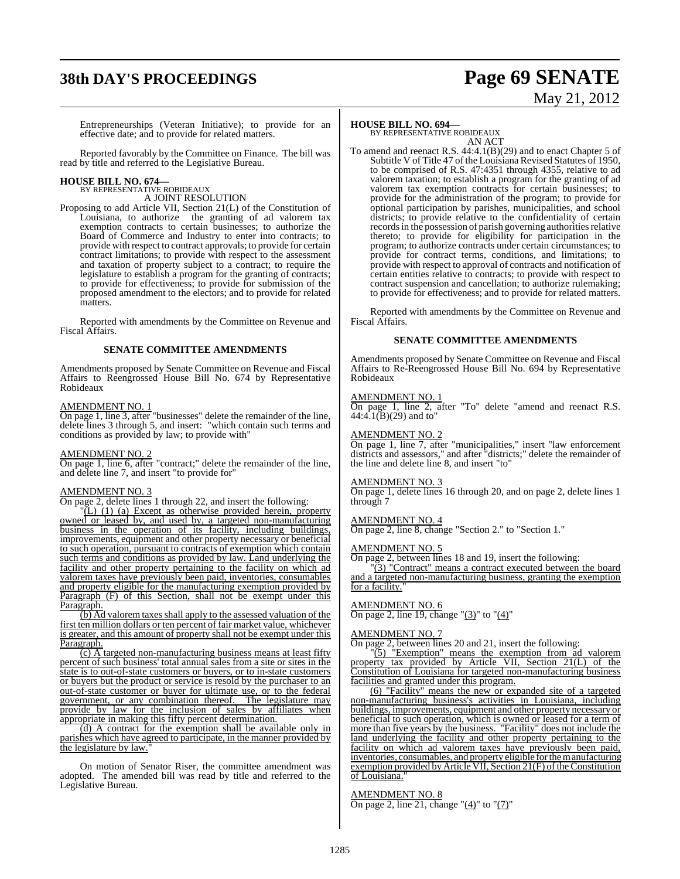Entrepreneurships (Veteran Initiative); to provide for an effective date; and to provide for related matters.

Reported favorably by the Committee on Finance. The bill was read by title and referred to the Legislative Bureau.

**HOUSE BILL NO. 674—**
BY REPRESENTATIVE ROBIDEAUX
A JOINT RESOLUTION

Proposing to add Article VII, Section 21(L) of the Constitution of Louisiana, to authorize the granting of ad valorem tax exemption contracts to certain businesses; to authorize the Board of Commerce and Industry to enter into contracts; to provide with respect to contract approvals; to provide for certain contract limitations; to provide with respect to the assessment and taxation of property subject to a contract; to require the legislature to establish a program for the granting of contracts; to provide for effectiveness; to provide for submission of the proposed amendment to the electors; and to provide for related matters.

Reported with amendments by the Committee on Revenue and Fiscal Affairs.

**SENATE COMMITTEE AMENDMENTS**

Amendments proposed by Senate Committee on Revenue and Fiscal Affairs to Reengrossed House Bill No. 674 by Representative Robideaux

AMENDMENT NO. 1
On page 1, line 3, after "businesses" delete the remainder of the line, delete lines 3 through 5, and insert: "which contain such terms and conditions as provided by law; to provide with"

AMENDMENT NO. 2
On page 1, line 6, after "contract;" delete the remainder of the line, and delete line 7, and insert "to provide for"

AMENDMENT NO. 3
On page 2, delete lines 1 through 22, and insert the following:

"(L) (1) (a) Except as otherwise provided herein, property owned or leased by, and used by, a targeted non-manufacturing business in the operation of its facility, including buildings, improvements, equipment and other property necessary or beneficial to such operation, pursuant to contracts of exemption which contain such terms and conditions as provided by law. Land underlying the facility and other property pertaining to the facility on which ad valorem taxes have previously been paid, inventories, consumables and property eligible for the manufacturing exemption provided by Paragraph (F) of this Section, shall not be exempt under this Paragraph.

(b) Ad valorem taxes shall apply to the assessed valuation of the first ten million dollars or ten percent of fair market value, whichever is greater, and this amount of property shall not be exempt under this Paragraph.

(c) A targeted non-manufacturing business means at least fifty percent of such business' total annual sales from a site or sites in the state is to out-of-state customers or buyers, or to in-state customers or buyers but the product or service is resold by the purchaser to an out-of-state customer or buyer for ultimate use, or to the federal government, or any combination thereof. The legislature may provide by law for the inclusion of sales by affiliates when appropriate in making this fifty percent determination.

(d) A contract for the exemption shall be available only in parishes which have agreed to participate, in the manner provided by the legislature by law."

On motion of Senator Riser, the committee amendment was adopted. The amended bill was read by title and referred to the Legislative Bureau.

**HOUSE BILL NO. 694—**
BY REPRESENTATIVE ROBIDEAUX
AN ACT

To amend and reenact R.S. 44:4.1(B)(29) and to enact Chapter 5 of Subtitle V of Title 47 of the Louisiana Revised Statutes of 1950, to be comprised of R.S. 47:4351 through 4355, relative to ad valorem taxation; to establish a program for the granting of ad valorem tax exemption contracts for certain businesses; to provide for the administration of the program; to provide for optional participation by parishes, municipalities, and school districts; to provide relative to the confidentiality of certain records in the possession of parish governing authorities relative thereto; to provide for eligibility for participation in the program; to authorize contracts under certain circumstances; to provide for contract terms, conditions, and limitations; to provide with respect to approval of contracts and notification of certain entities relative to contracts; to provide with respect to contract suspension and cancellation; to authorize rulemaking; to provide for effectiveness; and to provide for related matters.

Reported with amendments by the Committee on Revenue and Fiscal Affairs.

**SENATE COMMITTEE AMENDMENTS**

Amendments proposed by Senate Committee on Revenue and Fiscal Affairs to Re-Reengrossed House Bill No. 694 by Representative Robideaux

AMENDMENT NO. 1
On page 1, line 2, after "To" delete "amend and reenact R.S. 44:4.1(B)(29) and to"

AMENDMENT NO. 2
On page 1, line 7, after "municipalities," insert "law enforcement districts and assessors," and after "districts;" delete the remainder of the line and delete line 8, and insert "to"

AMENDMENT NO. 3
On page 1, delete lines 16 through 20, and on page 2, delete lines 1 through 7

AMENDMENT NO. 4
On page 2, line 8, change "Section 2." to "Section 1."

AMENDMENT NO. 5
On page 2, between lines 18 and 19, insert the following:

"(3) "Contract" means a contract executed between the board and a targeted non-manufacturing business, granting the exemption for a facility."

AMENDMENT NO. 6
On page 2, line 19, change "(3)" to "(4)"

AMENDMENT NO. 7
On page 2, between lines 20 and 21, insert the following:

"(5) "Exemption" means the exemption from ad valorem property tax provided by Article VII, Section 21(L) of the Constitution of Louisiana for targeted non-manufacturing business facilities and granted under this program.

(6) "Facility" means the new or expanded site of a targeted non-manufacturing business's activities in Louisiana, including buildings, improvements, equipment and other property necessary or beneficial to such operation, which is owned or leased for a term of more than five years by the business. "Facility" does not include the land underlying the facility and other property pertaining to the facility on which ad valorem taxes have previously been paid, inventories, consumables, and property eligible for the manufacturing exemption provided by Article VII, Section 21(F) of the Constitution of Louisiana."

AMENDMENT NO. 8
On page 2, line 21, change "(4)" to "(7)"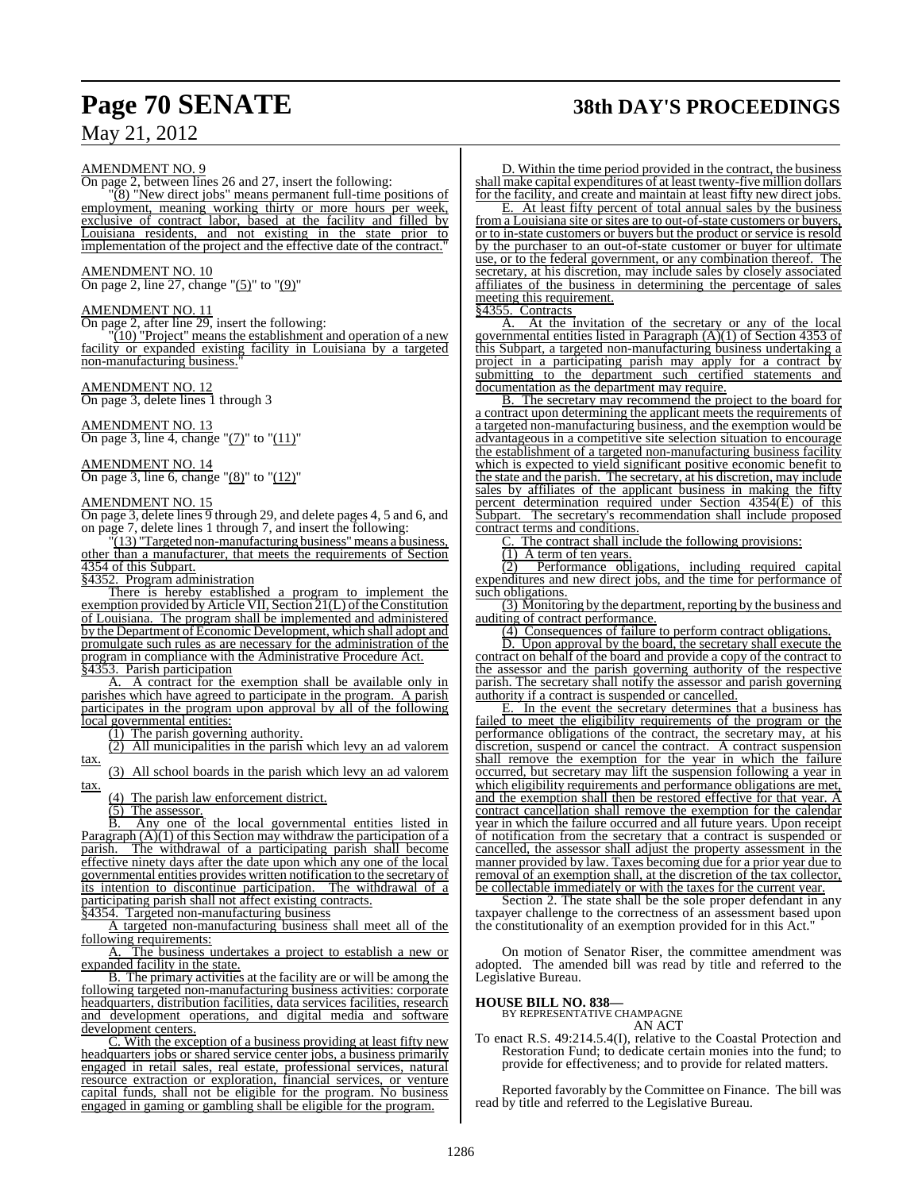AMENDMENT NO. 9

On page 2, between lines 26 and 27, insert the following:

"(8) "New direct jobs" means permanent full-time positions of employment, meaning working thirty or more hours per week, exclusive of contract labor, based at the facility and filled by Louisiana residents, and not existing in the state prior to implementation of the project and the effective date of the contract."

AMENDMENT NO. 10

On page 2, line 27, change "(5)" to "(9)"

AMENDMENT NO. 11

On page 2, after line 29, insert the following:

"(10) "Project" means the establishment and operation of a new facility or expanded existing facility in Louisiana by a targeted non-manufacturing business."

AMENDMENT NO. 12

On page 3, delete lines 1 through 3

AMENDMENT NO. 13

On page 3, line 4, change "(7)" to "(11)"

AMENDMENT NO. 14

On page 3, line 6, change "(8)" to "(12)"

AMENDMENT NO. 15

On page 3, delete lines 9 through 29, and delete pages 4, 5 and 6, and on page 7, delete lines 1 through 7, and insert the following:

"(13) "Targeted non-manufacturing business" means a business, other than a manufacturer, that meets the requirements of Section 4354 of this Subpart.

§4352. Program administration

There is hereby established a program to implement the exemption provided by Article VII, Section 21(L) of the Constitution of Louisiana. The program shall be implemented and administered by the Department of Economic Development, which shall adopt and promulgate such rules as are necessary for the administration of the program in compliance with the Administrative Procedure Act.

§4353. Parish participation

A. A contract for the exemption shall be available only in parishes which have agreed to participate in the program. A parish participates in the program upon approval by all of the following local governmental entities:

(1) The parish governing authority.

(2) All municipalities in the parish which levy an ad valorem tax.

(3) All school boards in the parish which levy an ad valorem tax.

(4) The parish law enforcement district.

(5) The assessor.

B. Any one of the local governmental entities listed in Paragraph (A)(1) of this Section may withdraw the participation of a parish. The withdrawal of a participating parish shall become effective ninety days after the date upon which any one of the local governmental entities provides written notification to the secretary of its intention to discontinue participation. The withdrawal of a participating parish shall not affect existing contracts.

§4354. Targeted non-manufacturing business

A targeted non-manufacturing business shall meet all of the following requirements:

A. The business undertakes a project to establish a new or expanded facility in the state.

B. The primary activities at the facility are or will be among the following targeted non-manufacturing business activities: corporate headquarters, distribution facilities, data services facilities, research and development operations, and digital media and software development centers.

C. With the exception of a business providing at least fifty new headquarters jobs or shared service center jobs, a business primarily engaged in retail sales, real estate, professional services, natural resource extraction or exploration, financial services, or venture capital funds, shall not be eligible for the program. No business engaged in gaming or gambling shall be eligible for the program.

D. Within the time period provided in the contract, the business shall make capital expenditures of at least twenty-five million dollars for the facility, and create and maintain at least fifty new direct jobs.

E. At least fifty percent of total annual sales by the business from a Louisiana site or sites are to out-of-state customers or buyers, or to in-state customers or buyers but the product or service is resold by the purchaser to an out-of-state customer or buyer for ultimate use, or to the federal government, or any combination thereof. The secretary, at his discretion, may include sales by closely associated affiliates of the business in determining the percentage of sales meeting this requirement.

§4355. Contracts

A. At the invitation of the secretary or any of the local governmental entities listed in Paragraph (A)(1) of Section 4353 of this Subpart, a targeted non-manufacturing business undertaking a project in a participating parish may apply for a contract by submitting to the department such certified statements and documentation as the department may require.

B. The secretary may recommend the project to the board for a contract upon determining the applicant meets the requirements of a targeted non-manufacturing business, and the exemption would be advantageous in a competitive site selection situation to encourage the establishment of a targeted non-manufacturing business facility which is expected to yield significant positive economic benefit to the state and the parish. The secretary, at his discretion, may include sales by affiliates of the applicant business in making the fifty percent determination required under Section 4354(E) of this Subpart. The secretary's recommendation shall include proposed contract terms and conditions.

C. The contract shall include the following provisions:

(1) A term of ten years.

(2) Performance obligations, including required capital expenditures and new direct jobs, and the time for performance of such obligations.

(3) Monitoring by the department, reporting by the business and auditing of contract performance.

(4) Consequences of failure to perform contract obligations.

D. Upon approval by the board, the secretary shall execute the contract on behalf of the board and provide a copy of the contract to the assessor and the parish governing authority of the respective parish. The secretary shall notify the assessor and parish governing authority if a contract is suspended or cancelled.

E. In the event the secretary determines that a business has failed to meet the eligibility requirements of the program or the performance obligations of the contract, the secretary may, at his discretion, suspend or cancel the contract. A contract suspension shall remove the exemption for the year in which the failure occurred, but secretary may lift the suspension following a year in which eligibility requirements and performance obligations are met, and the exemption shall then be restored effective for that year. A contract cancellation shall remove the exemption for the calendar year in which the failure occurred and all future years. Upon receipt of notification from the secretary that a contract is suspended or cancelled, the assessor shall adjust the property assessment in the manner provided by law. Taxes becoming due for a prior year due to removal of an exemption shall, at the discretion of the tax collector, be collectable immediately or with the taxes for the current year.

Section 2. The state shall be the sole proper defendant in any taxpayer challenge to the correctness of an assessment based upon the constitutionality of an exemption provided for in this Act."

On motion of Senator Riser, the committee amendment was adopted. The amended bill was read by title and referred to the Legislative Bureau.

**HOUSE BILL NO. 838—**
BY REPRESENTATIVE CHAMPAGNE
AN ACT

To enact R.S. 49:214.5.4(I), relative to the Coastal Protection and Restoration Fund; to dedicate certain monies into the fund; to provide for effectiveness; and to provide for related matters.

Reported favorably by the Committee on Finance. The bill was read by title and referred to the Legislative Bureau.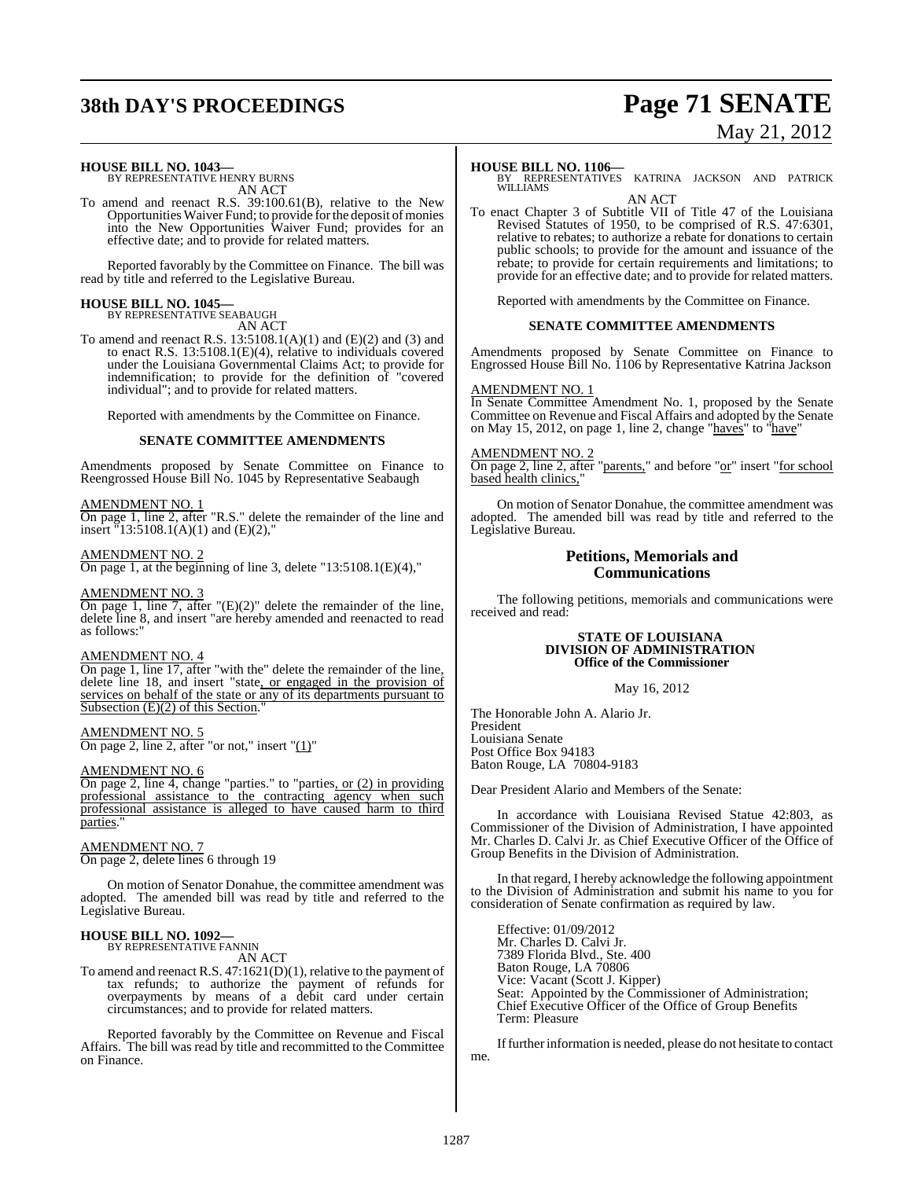**HOUSE BILL NO. 1043—**
BY REPRESENTATIVE HENRY BURNS
AN ACT

To amend and reenact R.S. 39:100.61(B), relative to the New Opportunities Waiver Fund; to provide for the deposit of monies into the New Opportunities Waiver Fund; provides for an effective date; and to provide for related matters.

Reported favorably by the Committee on Finance. The bill was read by title and referred to the Legislative Bureau.

**HOUSE BILL NO. 1045—**
BY REPRESENTATIVE SEABAUGH
AN ACT

To amend and reenact R.S. 13:5108.1(A)(1) and (E)(2) and (3) and to enact R.S. 13:5108.1(E)(4), relative to individuals covered under the Louisiana Governmental Claims Act; to provide for indemnification; to provide for the definition of "covered individual"; and to provide for related matters.

Reported with amendments by the Committee on Finance.

**SENATE COMMITTEE AMENDMENTS**

Amendments proposed by Senate Committee on Finance to Reengrossed House Bill No. 1045 by Representative Seabaugh

AMENDMENT NO. 1
On page 1, line 2, after "R.S." delete the remainder of the line and insert "13:5108.1(A)(1) and (E)(2),"

AMENDMENT NO. 2
On page 1, at the beginning of line 3, delete "13:5108.1(E)(4),"

AMENDMENT NO. 3
On page 1, line 7, after "(E)(2)" delete the remainder of the line, delete line 8, and insert "are hereby amended and reenacted to read as follows:"

AMENDMENT NO. 4
On page 1, line 17, after "with the" delete the remainder of the line, delete line 18, and insert "state, or engaged in the provision of services on behalf of the state or any of its departments pursuant to Subsection (E)(2) of this Section."

AMENDMENT NO. 5
On page 2, line 2, after "or not," insert "(1)"

AMENDMENT NO. 6
On page 2, line 4, change "parties." to "parties, or (2) in providing professional assistance to the contracting agency when such professional assistance is alleged to have caused harm to third parties."

AMENDMENT NO. 7
On page 2, delete lines 6 through 19

On motion of Senator Donahue, the committee amendment was adopted. The amended bill was read by title and referred to the Legislative Bureau.

**HOUSE BILL NO. 1092—**
BY REPRESENTATIVE FANNIN
AN ACT

To amend and reenact R.S. 47:1621(D)(1), relative to the payment of tax refunds; to authorize the payment of refunds for overpayments by means of a debit card under certain circumstances; and to provide for related matters.

Reported favorably by the Committee on Revenue and Fiscal Affairs. The bill was read by title and recommitted to the Committee on Finance.

**HOUSE BILL NO. 1106—**
BY REPRESENTATIVES KATRINA JACKSON AND PATRICK WILLIAMS
AN ACT

To enact Chapter 3 of Subtitle VII of Title 47 of the Louisiana Revised Statutes of 1950, to be comprised of R.S. 47:6301, relative to rebates; to authorize a rebate for donations to certain public schools; to provide for the amount and issuance of the rebate; to provide for certain requirements and limitations; to provide for an effective date; and to provide for related matters.

Reported with amendments by the Committee on Finance.

**SENATE COMMITTEE AMENDMENTS**

Amendments proposed by Senate Committee on Finance to Engrossed House Bill No. 1106 by Representative Katrina Jackson

AMENDMENT NO. 1
In Senate Committee Amendment No. 1, proposed by the Senate Committee on Revenue and Fiscal Affairs and adopted by the Senate on May 15, 2012, on page 1, line 2, change "haves" to "have"

AMENDMENT NO. 2
On page 2, line 2, after "parents," and before "or" insert "for school based health clinics,"

On motion of Senator Donahue, the committee amendment was adopted. The amended bill was read by title and referred to the Legislative Bureau.

## Petitions, Memorials and Communications

The following petitions, memorials and communications were received and read:

**STATE OF LOUISIANA**
**DIVISION OF ADMINISTRATION**
**Office of the Commissioner**

May 16, 2012

The Honorable John A. Alario Jr.
President
Louisiana Senate
Post Office Box 94183
Baton Rouge, LA 70804-9183

Dear President Alario and Members of the Senate:

In accordance with Louisiana Revised Statue 42:803, as Commissioner of the Division of Administration, I have appointed Mr. Charles D. Calvi Jr. as Chief Executive Officer of the Office of Group Benefits in the Division of Administration.

In that regard, I hereby acknowledge the following appointment to the Division of Administration and submit his name to you for consideration of Senate confirmation as required by law.

Effective: 01/09/2012
Mr. Charles D. Calvi Jr.
7389 Florida Blvd., Ste. 400
Baton Rouge, LA 70806
Vice: Vacant (Scott J. Kipper)
Seat: Appointed by the Commissioner of Administration; Chief Executive Officer of the Office of Group Benefits
Term: Pleasure

If further information is needed, please do not hesitate to contact me.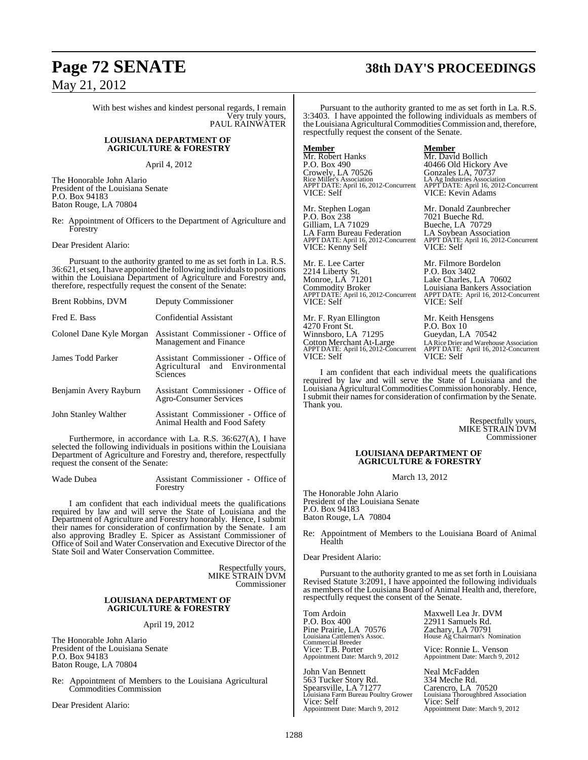With best wishes and kindest personal regards, I remain
Very truly yours,
PAUL RAINWATER

**LOUISIANA DEPARTMENT OF AGRICULTURE & FORESTRY**

April 4, 2012

The Honorable John Alario
President of the Louisiana Senate
P.O. Box 94183
Baton Rouge, LA 70804

Re: Appointment of Officers to the Department of Agriculture and Forestry

Dear President Alario:

Pursuant to the authority granted to me as set forth in La. R.S. 36:621, et seq, I have appointed the following individuals to positions within the Louisiana Department of Agriculture and Forestry and, therefore, respectfully request the consent of the Senate:

| | |
|---|---|
| Brent Robbins, DVM | Deputy Commissioner |
| Fred E. Bass | Confidential Assistant |
| Colonel Dane Kyle Morgan | Assistant Commissioner - Office of Management and Finance |
| James Todd Parker | Assistant Commissioner - Office of Agricultural and Environmental Sciences |
| Benjamin Avery Rayburn | Assistant Commissioner - Office of Agro-Consumer Services |
| John Stanley Walther | Assistant Commissioner - Office of Animal Health and Food Safety |

Furthermore, in accordance with La. R.S. 36:627(A), I have selected the following individuals in positions within the Louisiana Department of Agriculture and Forestry and, therefore, respectfully request the consent of the Senate:

| | |
|---|---|
| Wade Dubea | Assistant Commissioner - Office of Forestry |

I am confident that each individual meets the qualifications required by law and will serve the State of Louisiana and the Department of Agriculture and Forestry honorably. Hence, I submit their names for consideration of confirmation by the Senate. I am also approving Bradley E. Spicer as Assistant Commissioner of Office of Soil and Water Conservation and Executive Director of the State Soil and Water Conservation Committee.

Respectfully yours,
MIKE STRAIN DVM
Commissioner

**LOUISIANA DEPARTMENT OF AGRICULTURE & FORESTRY**

April 19, 2012

The Honorable John Alario
President of the Louisiana Senate
P.O. Box 94183
Baton Rouge, LA 70804

Re: Appointment of Members to the Louisiana Agricultural Commodities Commission

Dear President Alario:

Pursuant to the authority granted to me as set forth in La. R.S. 3:3403. I have appointed the following individuals as members of the Louisiana Agricultural Commodities Commission and, therefore, respectfully request the consent of the Senate.

| **Member** | **Member** |
|---|---|
| Mr. Robert Hanks<br>P.O. Box 490<br>Crowely, LA 70526<br>Rice Miller's Association<br>APPT DATE: April 16, 2012-Concurrent<br>VICE: Self | Mr. David Bollich<br>40466 Old Hickory Ave<br>Gonzales LA, 70737<br>LA Ag Industries Association<br>APPT DATE: April 16, 2012-Concurrent<br>VICE: Kevin Adams |
| Mr. Stephen Logan<br>P.O. Box 238<br>Gilliam, LA 71029<br>LA Farm Bureau Federation<br>APPT DATE: April 16, 2012-Concurrent<br>VICE: Kenny Self | Mr. Donald Zaunbrecher<br>7021 Bueche Rd.<br>Bueche, LA 70729<br>LA Soybean Association<br>APPT DATE: April 16, 2012-Concurrent<br>VICE: Self |
| Mr. E. Lee Carter<br>2214 Liberty St.<br>Monroe, LA 71201<br>Commodity Broker<br>APPT DATE: April 16, 2012-Concurrent<br>VICE: Self | Mr. Filmore Bordelon<br>P.O. Box 3402<br>Lake Charles, LA 70602<br>Louisiana Bankers Association<br>APPT DATE: April 16, 2012-Concurrent<br>VICE: Self |
| Mr. F. Ryan Ellington<br>4270 Front St.<br>Winnsboro, LA 71295<br>Cotton Merchant At-Large<br>APPT DATE: April 16, 2012-Concurrent<br>VICE: Self | Mr. Keith Hensgens<br>P.O. Box 10<br>Gueydan, LA 70542<br>LA Rice Drier and Warehouse Association<br>APPT DATE: April 16, 2012-Concurrent<br>VICE: Self |

I am confident that each individual meets the qualifications required by law and will serve the State of Louisiana and the Louisiana Agricultural Commodities Commission honorably. Hence, I submit their names for consideration of confirmation by the Senate. Thank you.

Respectfully yours,
MIKE STRAIN DVM
Commissioner

**LOUISIANA DEPARTMENT OF AGRICULTURE & FORESTRY**

March 13, 2012

The Honorable John Alario
President of the Louisiana Senate
P.O. Box 94183
Baton Rouge, LA 70804

Re: Appointment of Members to the Louisiana Board of Animal Health

Dear President Alario:

Pursuant to the authority granted to me as set forth in Louisiana Revised Statute 3:2091, I have appointed the following individuals as members of the Louisiana Board of Animal Health and, therefore, respectfully request the consent of the Senate.

| | |
|---|---|
| Tom Ardoin<br>P.O. Box 400<br>Pine Prairie, LA 70576<br>Louisiana Cattlemen's Assoc.<br>Commercial Breeder<br>Vice: T.B. Porter<br>Appointment Date: March 9, 2012 | Maxwell Lea Jr. DVM<br>22911 Samuels Rd.<br>Zachary, LA 70791<br>House Ag Chairman's Nomination<br>Vice: Ronnie L. Venson<br>Appointment Date: March 9, 2012 |
| John Van Bennett<br>563 Tucker Story Rd.<br>Spearsville, LA 71277<br>Louisiana Farm Bureau Poultry Grower<br>Vice: Self<br>Appointment Date: March 9, 2012 | Neal McFadden<br>334 Meche Rd.<br>Carencro, LA 70520<br>Louisiana Thoroughbred Association<br>Vice: Self<br>Appointment Date: March 9, 2012 |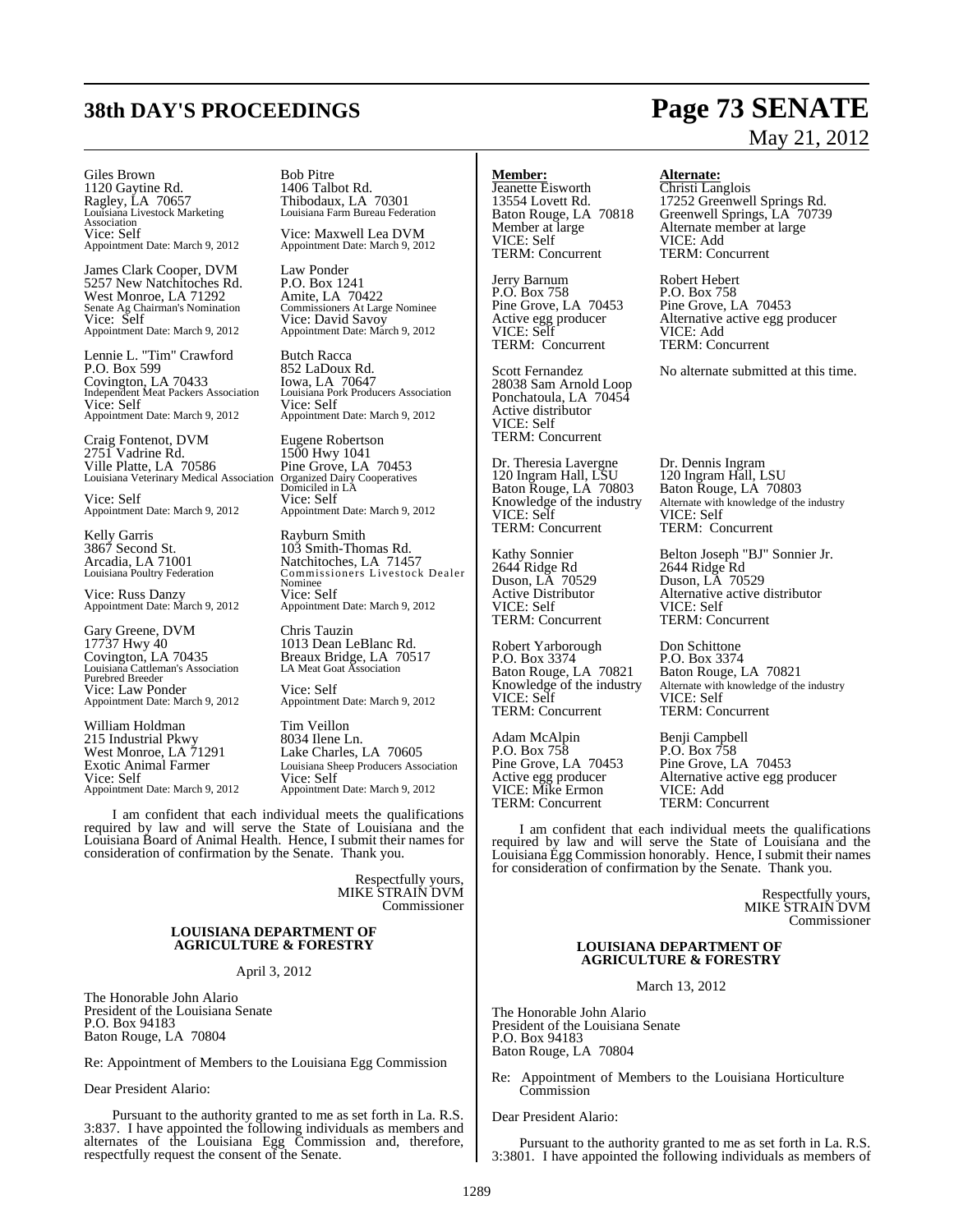Giles Brown
1120 Gaytine Rd.
Ragley, LA 70657
Louisiana Livestock Marketing Association
Vice: Self
Appointment Date: March 9, 2012

Bob Pitre
1406 Talbot Rd.
Thibodaux, LA 70301
Louisiana Farm Bureau Federation
Vice: Maxwell Lea DVM
Appointment Date: March 9, 2012

James Clark Cooper, DVM
5257 New Natchitoches Rd.
West Monroe, LA 71292
Senate Ag Chairman's Nomination
Vice: Self
Appointment Date: March 9, 2012

Law Ponder
P.O. Box 1241
Amite, LA 70422
Commissioners At Large Nominee
Vice: David Savoy
Appointment Date: March 9, 2012

Lennie L. "Tim" Crawford
P.O. Box 599
Covington, LA 70433
Independent Meat Packers Association
Vice: Self
Appointment Date: March 9, 2012

Butch Racca
852 LaDoux Rd.
Iowa, LA 70647
Louisiana Pork Producers Association
Vice: Self
Appointment Date: March 9, 2012

Craig Fontenot, DVM
2751 Vadrine Rd.
Ville Platte, LA 70586
Louisiana Veterinary Medical Association
Vice: Self
Appointment Date: March 9, 2012

Eugene Robertson
1500 Hwy 1041
Pine Grove, LA 70453
Organized Dairy Cooperatives Domiciled in LA
Vice: Self
Appointment Date: March 9, 2012

Kelly Garris
3867 Second St.
Arcadia, LA 71001
Louisiana Poultry Federation
Vice: Russ Danzy
Appointment Date: March 9, 2012

Rayburn Smith
103 Smith-Thomas Rd.
Natchitoches, LA 71457
Commissioners Livestock Dealer Nominee
Vice: Self
Appointment Date: March 9, 2012

Gary Greene, DVM
17737 Hwy 40
Covington, LA 70435
Louisiana Cattleman's Association Purebred Breeder
Vice: Law Ponder
Appointment Date: March 9, 2012

Chris Tauzin
1013 Dean LeBlanc Rd.
Breaux Bridge, LA 70517
LA Meat Goat Association
Vice: Self
Appointment Date: March 9, 2012

William Holdman
215 Industrial Pkwy
West Monroe, LA 71291
Exotic Animal Farmer
Vice: Self
Appointment Date: March 9, 2012

Tim Veillon
8034 Ilene Ln.
Lake Charles, LA 70605
Louisiana Sheep Producers Association
Vice: Self
Appointment Date: March 9, 2012

I am confident that each individual meets the qualifications required by law and will serve the State of Louisiana and the Louisiana Board of Animal Health. Hence, I submit their names for consideration of confirmation by the Senate. Thank you.

Respectfully yours,
MIKE STRAIN DVM
Commissioner

**LOUISIANA DEPARTMENT OF AGRICULTURE & FORESTRY**

April 3, 2012

The Honorable John Alario
President of the Louisiana Senate
P.O. Box 94183
Baton Rouge, LA 70804

Re: Appointment of Members to the Louisiana Egg Commission

Dear President Alario:

Pursuant to the authority granted to me as set forth in La. R.S. 3:837. I have appointed the following individuals as members and alternates of the Louisiana Egg Commission and, therefore, respectfully request the consent of the Senate.

| **Member:** | **Alternate:** |
|---|---|
| Jeanette Eisworth<br>13554 Lovett Rd.<br>Baton Rouge, LA 70818<br>Member at large<br>VICE: Self<br>TERM: Concurrent | Christi Langlois<br>17252 Greenwell Springs Rd.<br>Greenwell Springs, LA 70739<br>Alternate member at large<br>VICE: Add<br>TERM: Concurrent |
| Jerry Barnum<br>P.O. Box 758<br>Pine Grove, LA 70453<br>Active egg producer<br>VICE: Self<br>TERM: Concurrent | Robert Hebert<br>P.O. Box 758<br>Pine Grove, LA 70453<br>Alternative active egg producer<br>VICE: Add<br>TERM: Concurrent |
| Scott Fernandez<br>28038 Sam Arnold Loop<br>Ponchatoula, LA 70454<br>Active distributor<br>VICE: Self<br>TERM: Concurrent | No alternate submitted at this time. |
| Dr. Theresia Lavergne<br>120 Ingram Hall, LSU<br>Baton Rouge, LA 70803<br>Knowledge of the industry<br>VICE: Self<br>TERM: Concurrent | Dr. Dennis Ingram<br>120 Ingram Hall, LSU<br>Baton Rouge, LA 70803<br>Alternate with knowledge of the industry<br>VICE: Self<br>TERM: Concurrent |
| Kathy Sonnier<br>2644 Ridge Rd<br>Duson, LA 70529<br>Active Distributor<br>VICE: Self<br>TERM: Concurrent | Belton Joseph "BJ" Sonnier Jr.<br>2644 Ridge Rd<br>Duson, LA 70529<br>Alternative active distributor<br>VICE: Self<br>TERM: Concurrent |
| Robert Yarborough<br>P.O. Box 3374<br>Baton Rouge, LA 70821<br>Knowledge of the industry<br>VICE: Self<br>TERM: Concurrent | Don Schittone<br>P.O. Box 3374<br>Baton Rouge, LA 70821<br>Alternate with knowledge of the industry<br>VICE: Self<br>TERM: Concurrent |
| Adam McAlpin<br>P.O. Box 758<br>Pine Grove, LA 70453<br>Active egg producer<br>VICE: Mike Ermon<br>TERM: Concurrent | Benji Campbell<br>P.O. Box 758<br>Pine Grove, LA 70453<br>Alternative active egg producer<br>VICE: Add<br>TERM: Concurrent |

I am confident that each individual meets the qualifications required by law and will serve the State of Louisiana and the Louisiana Egg Commission honorably. Hence, I submit their names for consideration of confirmation by the Senate. Thank you.

Respectfully yours,
MIKE STRAIN DVM
Commissioner

**LOUISIANA DEPARTMENT OF AGRICULTURE & FORESTRY**

March 13, 2012

The Honorable John Alario
President of the Louisiana Senate
P.O. Box 94183
Baton Rouge, LA 70804

Re: Appointment of Members to the Louisiana Horticulture Commission

Dear President Alario:

Pursuant to the authority granted to me as set forth in La. R.S. 3:3801. I have appointed the following individuals as members of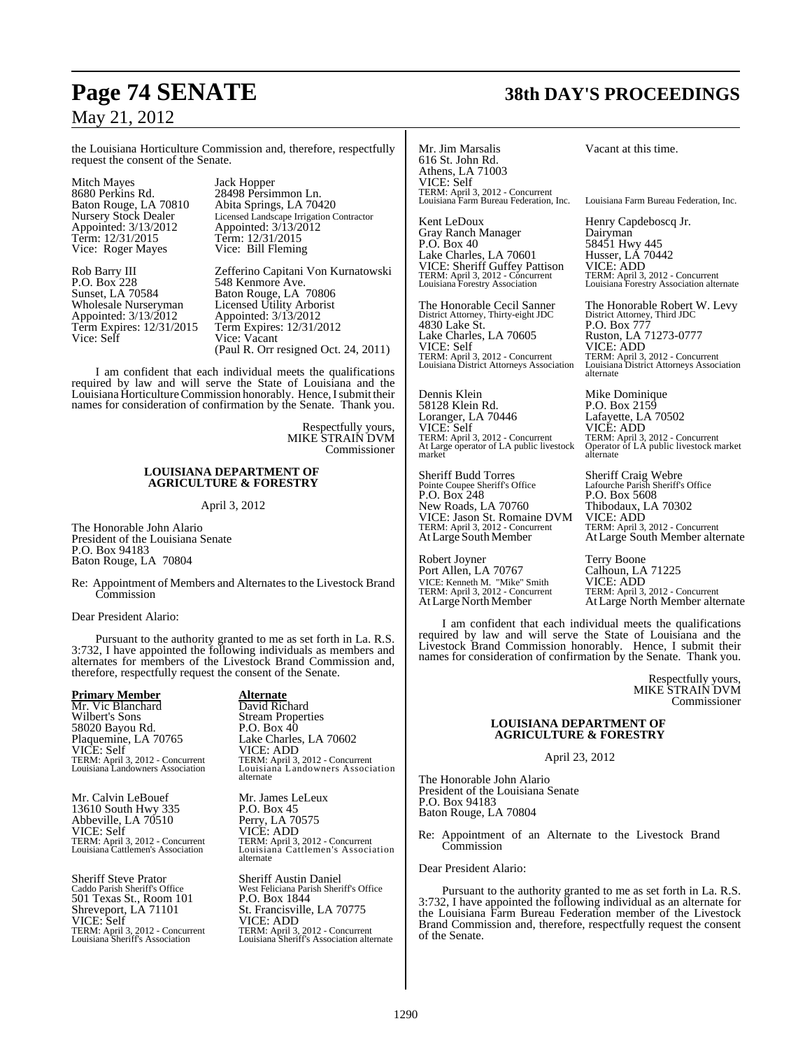the Louisiana Horticulture Commission and, therefore, respectfully request the consent of the Senate.

| | |
|---|---|
| Mitch Mayes<br>8680 Perkins Rd.<br>Baton Rouge, LA 70810<br>Nursery Stock Dealer<br>Appointed: 3/13/2012<br>Term: 12/31/2015<br>Vice: Roger Mayes | Jack Hopper<br>28498 Persimmon Ln.<br>Abita Springs, LA 70420<br>Licensed Landscape Irrigation Contractor<br>Appointed: 3/13/2012<br>Term: 12/31/2015<br>Vice: Bill Fleming |
| Rob Barry III<br>P.O. Box 228<br>Sunset, LA 70584<br>Wholesale Nurseryman<br>Appointed: 3/13/2012<br>Term Expires: 12/31/2015<br>Vice: Self | Zefferino Capitani Von Kurnatowski<br>548 Kenmore Ave.<br>Baton Rouge, LA 70806<br>Licensed Utility Arborist<br>Appointed: 3/13/2012<br>Term Expires: 12/31/2012<br>Vice: Vacant<br>(Paul R. Orr resigned Oct. 24, 2011) |

I am confident that each individual meets the qualifications required by law and will serve the State of Louisiana and the Louisiana Horticulture Commission honorably. Hence, I submit their names for consideration of confirmation by the Senate. Thank you.

Respectfully yours,
MIKE STRAIN DVM
Commissioner

**LOUISIANA DEPARTMENT OF AGRICULTURE & FORESTRY**

April 3, 2012

The Honorable John Alario
President of the Louisiana Senate
P.O. Box 94183
Baton Rouge, LA 70804

Re: Appointment of Members and Alternates to the Livestock Brand Commission

Dear President Alario:

Pursuant to the authority granted to me as set forth in La. R.S. 3:732, I have appointed the following individuals as members and alternates for members of the Livestock Brand Commission and, therefore, respectfully request the consent of the Senate.

| **Primary Member** | **Alternate** |
|---|---|
| Mr. Vic Blanchard<br>Wilbert's Sons<br>58020 Bayou Rd.<br>Plaquemine, LA 70765<br>VICE: Self<br>TERM: April 3, 2012 - Concurrent<br>Louisiana Landowners Association | David Richard<br>Stream Properties<br>P.O. Box 40<br>Lake Charles, LA 70602<br>VICE: ADD<br>TERM: April 3, 2012 - Concurrent<br>Louisiana Landowners Association alternate |
| Mr. Calvin LeBouef<br>13610 South Hwy 335<br>Abbeville, LA 70510<br>VICE: Self<br>TERM: April 3, 2012 - Concurrent<br>Louisiana Cattlemen's Association | Mr. James LeLeux<br>P.O. Box 45<br>Perry, LA 70575<br>VICE: ADD<br>TERM: April 3, 2012 - Concurrent<br>Louisiana Cattlemen's Association alternate |
| Sheriff Steve Prator<br>Caddo Parish Sheriff's Office<br>501 Texas St., Room 101<br>Shreveport, LA 71101<br>VICE: Self<br>TERM: April 3, 2012 - Concurrent<br>Louisiana Sheriff's Association | Sheriff Austin Daniel<br>West Feliciana Parish Sheriff's Office<br>P.O. Box 1844<br>St. Francisville, LA 70775<br>VICE: ADD<br>TERM: April 3, 2012 - Concurrent<br>Louisiana Sheriff's Association alternate |
| Mr. Jim Marsalis<br>616 St. John Rd.<br>Athens, LA 71003<br>VICE: Self<br>TERM: April 3, 2012 - Concurrent<br>Louisiana Farm Bureau Federation, Inc. | Vacant at this time.<br><br>Louisiana Farm Bureau Federation, Inc. |
| Kent LeDoux<br>Gray Ranch Manager<br>P.O. Box 40<br>Lake Charles, LA 70601<br>VICE: Sheriff Guffey Pattison<br>TERM: April 3, 2012 - Concurrent<br>Louisiana Forestry Association | Henry Capdeboscq Jr.<br>Dairyman<br>58451 Hwy 445<br>Husser, LA 70442<br>VICE: ADD<br>TERM: April 3, 2012 - Concurrent<br>Louisiana Forestry Association alternate |
| The Honorable Cecil Sanner<br>District Attorney, Thirty-eight JDC<br>4830 Lake St.<br>Lake Charles, LA 70605<br>VICE: Self<br>TERM: April 3, 2012 - Concurrent<br>Louisiana District Attorneys Association | The Honorable Robert W. Levy<br>District Attorney, Third JDC<br>P.O. Box 777<br>Ruston, LA 71273-0777<br>VICE: ADD<br>TERM: April 3, 2012 - Concurrent<br>Louisiana District Attorneys Association alternate |
| Dennis Klein<br>58128 Klein Rd.<br>Loranger, LA 70446<br>VICE: Self<br>TERM: April 3, 2012 - Concurrent<br>At Large operator of LA public livestock market | Mike Dominique<br>P.O. Box 2159<br>Lafayette, LA 70502<br>VICE: ADD<br>TERM: April 3, 2012 - Concurrent<br>Operator of LA public livestock market alternate |
| Sheriff Budd Torres<br>Pointe Coupee Sheriff's Office<br>P.O. Box 248<br>New Roads, LA 70760<br>VICE: Jason St. Romaine DVM<br>TERM: April 3, 2012 - Concurrent<br>At Large South Member | Sheriff Craig Webre<br>Lafourche Parish Sheriff's Office<br>P.O. Box 5608<br>Thibodaux, LA 70302<br>VICE: ADD<br>TERM: April 3, 2012 - Concurrent<br>At Large South Member alternate |
| Robert Joyner<br>Port Allen, LA 70767<br>VICE: Kenneth M. "Mike" Smith<br>TERM: April 3, 2012 - Concurrent<br>At Large North Member | Terry Boone<br>Calhoun, LA 71225<br>VICE: ADD<br>TERM: April 3, 2012 - Concurrent<br>At Large North Member alternate |

I am confident that each individual meets the qualifications required by law and will serve the State of Louisiana and the Livestock Brand Commission honorably. Hence, I submit their names for consideration of confirmation by the Senate. Thank you.

Respectfully yours,
MIKE STRAIN DVM
Commissioner

**LOUISIANA DEPARTMENT OF AGRICULTURE & FORESTRY**

April 23, 2012

The Honorable John Alario
President of the Louisiana Senate
P.O. Box 94183
Baton Rouge, LA 70804

Re: Appointment of an Alternate to the Livestock Brand Commission

Dear President Alario:

Pursuant to the authority granted to me as set forth in La. R.S. 3:732, I have appointed the following individual as an alternate for the Louisiana Farm Bureau Federation member of the Livestock Brand Commission and, therefore, respectfully request the consent of the Senate.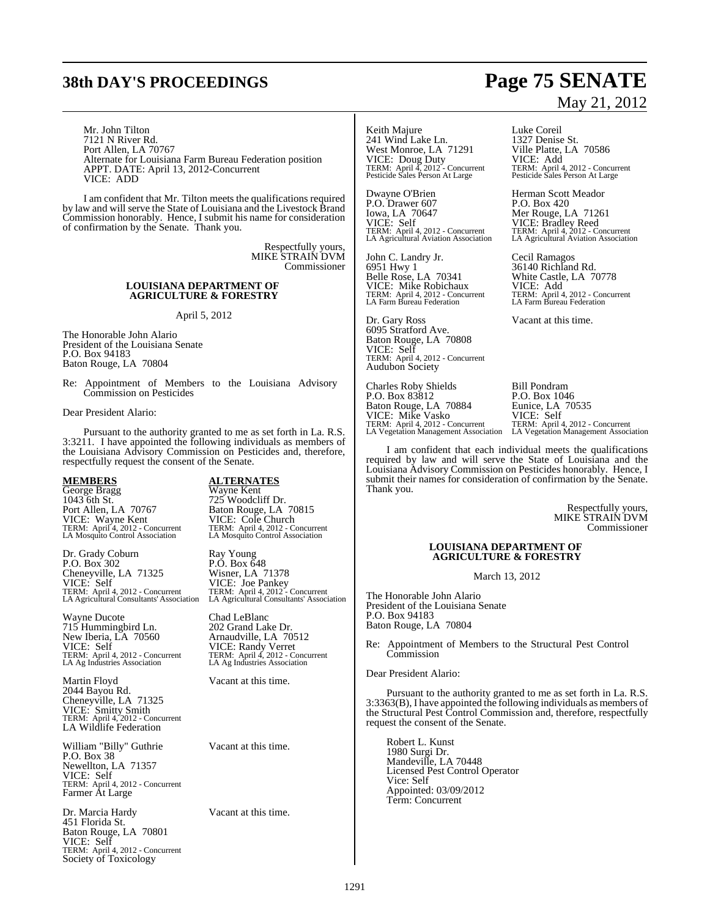Mr. John Tilton
7121 N River Rd.
Port Allen, LA 70767
Alternate for Louisiana Farm Bureau Federation position
APPT. DATE: April 13, 2012-Concurrent
VICE: ADD

I am confident that Mr. Tilton meets the qualifications required by law and will serve the State of Louisiana and the Livestock Brand Commission honorably. Hence, I submit his name for consideration of confirmation by the Senate. Thank you.

Respectfully yours,
MIKE STRAIN DVM
Commissioner

**LOUISIANA DEPARTMENT OF AGRICULTURE & FORESTRY**

April 5, 2012

The Honorable John Alario
President of the Louisiana Senate
P.O. Box 94183
Baton Rouge, LA 70804

Re: Appointment of Members to the Louisiana Advisory Commission on Pesticides

Dear President Alario:

Pursuant to the authority granted to me as set forth in La. R.S. 3:3211. I have appointed the following individuals as members of the Louisiana Advisory Commission on Pesticides and, therefore, respectfully request the consent of the Senate.

| **MEMBERS** | **ALTERNATES** |
|---|---|
| George Bragg<br>1043 6th St.<br>Port Allen, LA 70767<br>VICE: Wayne Kent<br>TERM: April 4, 2012 - Concurrent<br>LA Mosquito Control Association | Wayne Kent<br>725 Woodcliff Dr.<br>Baton Rouge, LA 70815<br>VICE: Cole Church<br>TERM: April 4, 2012 - Concurrent<br>LA Mosquito Control Association |
| Dr. Grady Coburn<br>P.O. Box 302<br>Cheneyville, LA 71325<br>VICE: Self<br>TERM: April 4, 2012 - Concurrent<br>LA Agricultural Consultants' Association | Ray Young<br>P.O. Box 648<br>Wisner, LA 71378<br>VICE: Joe Pankey<br>TERM: April 4, 2012 - Concurrent<br>LA Agricultural Consultants' Association |
| Wayne Ducote<br>715 Hummingbird Ln.<br>New Iberia, LA 70560<br>VICE: Self<br>TERM: April 4, 2012 - Concurrent<br>LA Ag Industries Association | Chad LeBlanc<br>202 Grand Lake Dr.<br>Arnaudville, LA 70512<br>VICE: Randy Verret<br>TERM: April 4, 2012 - Concurrent<br>LA Ag Industries Association |
| Martin Floyd<br>2044 Bayou Rd.<br>Cheneyville, LA 71325<br>VICE: Smitty Smith<br>TERM: April 4, 2012 - Concurrent<br>LA Wildlife Federation | Vacant at this time. |
| William "Billy" Guthrie<br>P.O. Box 38<br>Newellton, LA 71357<br>VICE: Self<br>TERM: April 4, 2012 - Concurrent<br>Farmer At Large | Vacant at this time. |
| Dr. Marcia Hardy<br>451 Florida St.<br>Baton Rouge, LA 70801<br>VICE: Self<br>TERM: April 4, 2012 - Concurrent<br>Society of Toxicology | Vacant at this time. |
| Keith Majure<br>241 Wind Lake Ln.<br>West Monroe, LA 71291<br>VICE: Doug Duty<br>TERM: April 4, 2012 - Concurrent<br>Pesticide Sales Person At Large | Luke Coreil<br>1327 Denise St.<br>Ville Platte, LA 70586<br>VICE: Add<br>TERM: April 4, 2012 - Concurrent<br>Pesticide Sales Person At Large |
| Dwayne O'Brien<br>P.O. Drawer 607<br>Iowa, LA 70647<br>VICE: Self<br>TERM: April 4, 2012 - Concurrent<br>LA Agricultural Aviation Association | Herman Scott Meador<br>P.O. Box 420<br>Mer Rouge, LA 71261<br>VICE: Bradley Reed<br>TERM: April 4, 2012 - Concurrent<br>LA Agricultural Aviation Association |
| John C. Landry Jr.<br>6951 Hwy 1<br>Belle Rose, LA 70341<br>VICE: Mike Robichaux<br>TERM: April 4, 2012 - Concurrent<br>LA Farm Bureau Federation | Cecil Ramagos<br>36140 Richland Rd.<br>White Castle, LA 70778<br>VICE: Add<br>TERM: April 4, 2012 - Concurrent<br>LA Farm Bureau Federation |
| Dr. Gary Ross<br>6095 Stratford Ave.<br>Baton Rouge, LA 70808<br>VICE: Self<br>TERM: April 4, 2012 - Concurrent<br>Audubon Society | Vacant at this time. |
| Charles Roby Shields<br>P.O. Box 83812<br>Baton Rouge, LA 70884<br>VICE: Mike Vasko<br>TERM: April 4, 2012 - Concurrent<br>LA Vegetation Management Association | Bill Pondram<br>P.O. Box 1046<br>Eunice, LA 70535<br>VICE: Self<br>TERM: April 4, 2012 - Concurrent<br>LA Vegetation Management Association |

I am confident that each individual meets the qualifications required by law and will serve the State of Louisiana and the Louisiana Advisory Commission on Pesticides honorably. Hence, I submit their names for consideration of confirmation by the Senate. Thank you.

Respectfully yours,
MIKE STRAIN DVM
Commissioner

**LOUISIANA DEPARTMENT OF AGRICULTURE & FORESTRY**

March 13, 2012

The Honorable John Alario
President of the Louisiana Senate
P.O. Box 94183
Baton Rouge, LA 70804

Re: Appointment of Members to the Structural Pest Control Commission

Dear President Alario:

Pursuant to the authority granted to me as set forth in La. R.S. 3:3363(B), I have appointed the following individuals as members of the Structural Pest Control Commission and, therefore, respectfully request the consent of the Senate.

Robert L. Kunst
1980 Surgi Dr.
Mandeville, LA 70448
Licensed Pest Control Operator
Vice: Self
Appointed: 03/09/2012
Term: Concurrent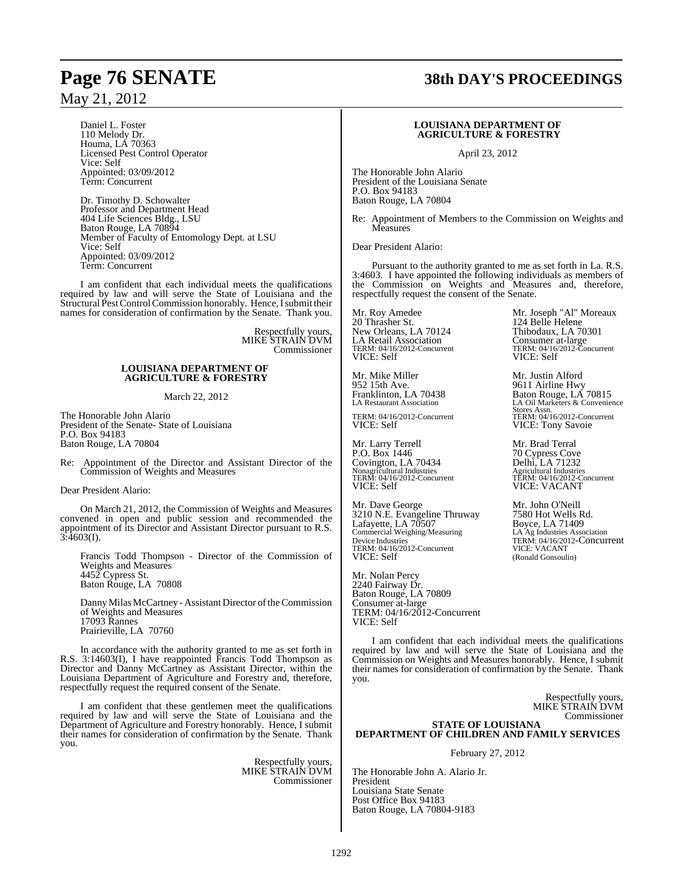Daniel L. Foster
110 Melody Dr.
Houma, LA 70363
Licensed Pest Control Operator
Vice: Self
Appointed: 03/09/2012
Term: Concurrent

Dr. Timothy D. Schowalter
Professor and Department Head
404 Life Sciences Bldg., LSU
Baton Rouge, LA 70894
Member of Faculty of Entomology Dept. at LSU
Vice: Self
Appointed: 03/09/2012
Term: Concurrent

I am confident that each individual meets the qualifications required by law and will serve the State of Louisiana and the Structural Pest Control Commission honorably. Hence, I submit their names for consideration of confirmation by the Senate. Thank you.

Respectfully yours,
MIKE STRAIN DVM
Commissioner

**LOUISIANA DEPARTMENT OF AGRICULTURE & FORESTRY**

March 22, 2012

The Honorable John Alario
President of the Senate- State of Louisiana
P.O. Box 94183
Baton Rouge, LA 70804

Re: Appointment of the Director and Assistant Director of the Commission of Weights and Measures

Dear President Alario:

On March 21, 2012, the Commission of Weights and Measures convened in open and public session and recommended the appointment of its Director and Assistant Director pursuant to R.S. 3:4603(I).

Francis Todd Thompson - Director of the Commission of Weights and Measures
4452 Cypress St.
Baton Rouge, LA 70808

Danny Milas McCartney - Assistant Director of the Commission of Weights and Measures
17093 Rannes
Prairieville, LA 70760

In accordance with the authority granted to me as set forth in R.S. 3:14603(I), I have reappointed Francis Todd Thompson as Director and Danny McCartney as Assistant Director, within the Louisiana Department of Agriculture and Forestry and, therefore, respectfully request the required consent of the Senate.

I am confident that these gentlemen meet the qualifications required by law and will serve the State of Louisiana and the Department of Agriculture and Forestry honorably. Hence, I submit their names for consideration of confirmation by the Senate. Thank you.

Respectfully yours,
MIKE STRAIN DVM
Commissioner

**LOUISIANA DEPARTMENT OF AGRICULTURE & FORESTRY**

April 23, 2012

The Honorable John Alario
President of the Louisiana Senate
P.O. Box 94183
Baton Rouge, LA 70804

Re: Appointment of Members to the Commission on Weights and Measures

Dear President Alario:

Pursuant to the authority granted to me as set forth in La. R.S. 3:4603. I have appointed the following individuals as members of the Commission on Weights and Measures and, therefore, respectfully request the consent of the Senate.

Mr. Roy Amedee
20 Thrasher St.
New Orleans, LA 70124
LA Retail Association
TERM: 04/16/2012-Concurrent
VICE: Self

Mr. Joseph "Al" Moreaux
124 Belle Helene
Thibodaux, LA 70301
Consumer at-large
TERM: 04/16/2012-Concurrent
VICE: Self

Mr. Mike Miller
952 15th Ave.
Franklinton, LA 70438
LA Restaurant Association
TERM: 04/16/2012-Concurrent
VICE: Self

Mr. Justin Alford
9611 Airline Hwy
Baton Rouge, LA 70815
LA Oil Marketers & Convenience Stores Assn.
TERM: 04/16/2012-Concurrent
VICE: Tony Savoie

Mr. Larry Terrell
P.O. Box 1446
Covington, LA 70434
Nonagricultural Industries
TERM: 04/16/2012-Concurrent
VICE: Self

Mr. Brad Terral
70 Cypress Cove
Delhi, LA 71232
Agricultural Industries
TERM: 04/16/2012-Concurrent
VICE: VACANT

Mr. Dave George
3210 N.E. Evangeline Thruway
Lafayette, LA 70507
Commercial Weighing/Measuring Device Industries
TERM: 04/16/2012-Concurrent
VICE: Self

Mr. John O'Neill
7580 Hot Wells Rd.
Boyce, LA 71409
LA Ag Industries Association
TERM: 04/16/2012-Concurrent
VICE: VACANT
(Ronald Gonsoulin)

Mr. Nolan Percy
2240 Fairway Dr.
Baton Rouge, LA 70809
Consumer at-large
TERM: 04/16/2012-Concurrent
VICE: Self

I am confident that each individual meets the qualifications required by law and will serve the State of Louisiana and the Commission on Weights and Measures honorably. Hence, I submit their names for consideration of confirmation by the Senate. Thank you.

Respectfully yours,
MIKE STRAIN DVM
Commissioner

**STATE OF LOUISIANA
DEPARTMENT OF CHILDREN AND FAMILY SERVICES**

February 27, 2012

The Honorable John A. Alario Jr.
President
Louisiana State Senate
Post Office Box 94183
Baton Rouge, LA 70804-9183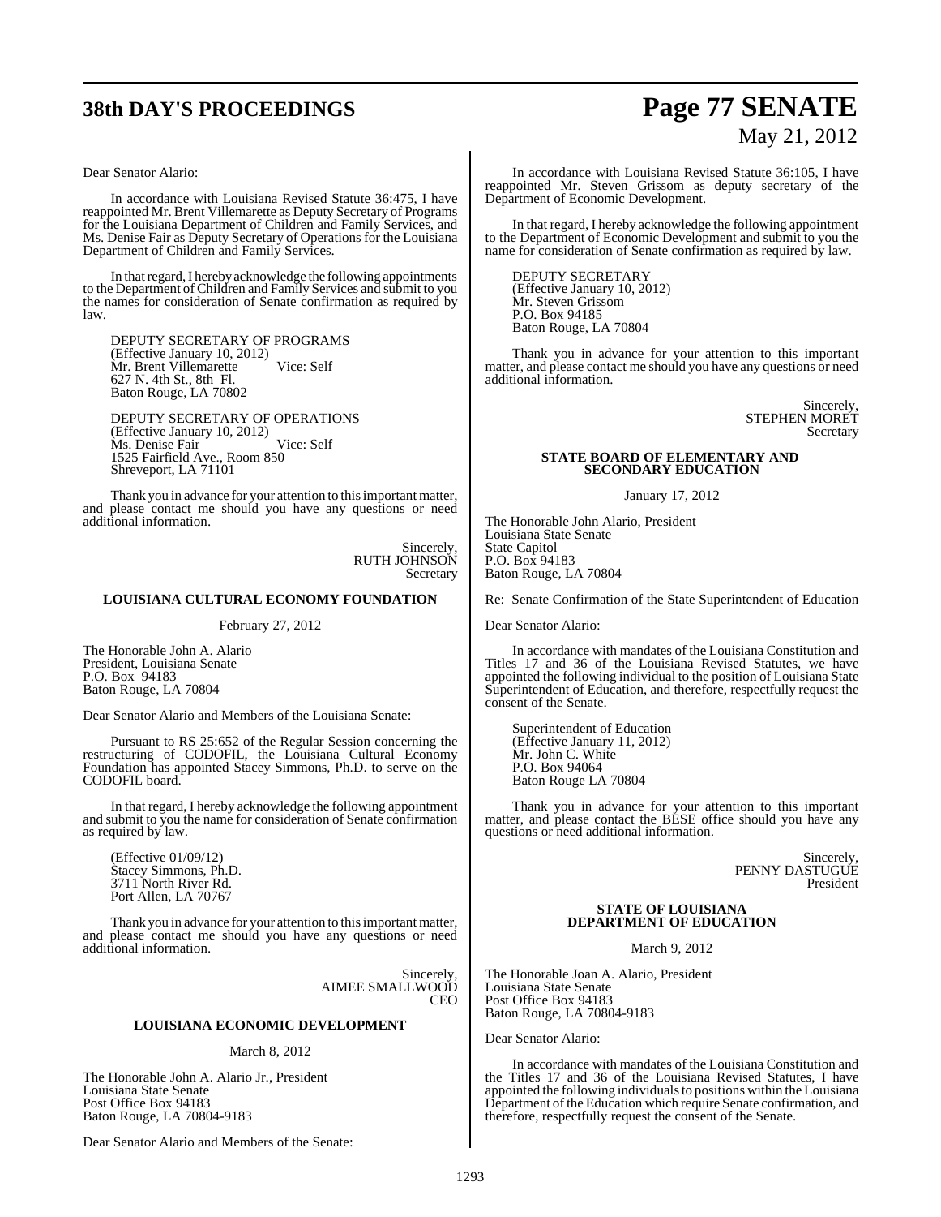Dear Senator Alario:

In accordance with Louisiana Revised Statute 36:475, I have reappointed Mr. Brent Villemarette as Deputy Secretary of Programs for the Louisiana Department of Children and Family Services, and Ms. Denise Fair as Deputy Secretary of Operations for the Louisiana Department of Children and Family Services.

In that regard, I hereby acknowledge the following appointments to the Department of Children and Family Services and submit to you the names for consideration of Senate confirmation as required by law.

DEPUTY SECRETARY OF PROGRAMS
(Effective January 10, 2012)
Mr. Brent Villemarette Vice: Self
627 N. 4th St., 8th Fl.
Baton Rouge, LA 70802

DEPUTY SECRETARY OF OPERATIONS
(Effective January 10, 2012)
Ms. Denise Fair Vice: Self
1525 Fairfield Ave., Room 850
Shreveport, LA 71101

Thank you in advance for your attention to this important matter, and please contact me should you have any questions or need additional information.

Sincerely,
RUTH JOHNSON
Secretary

## LOUISIANA CULTURAL ECONOMY FOUNDATION

February 27, 2012

The Honorable John A. Alario
President, Louisiana Senate
P.O. Box 94183
Baton Rouge, LA 70804

Dear Senator Alario and Members of the Louisiana Senate:

Pursuant to RS 25:652 of the Regular Session concerning the restructuring of CODOFIL, the Louisiana Cultural Economy Foundation has appointed Stacey Simmons, Ph.D. to serve on the CODOFIL board.

In that regard, I hereby acknowledge the following appointment and submit to you the name for consideration of Senate confirmation as required by law.

(Effective 01/09/12)
Stacey Simmons, Ph.D.
3711 North River Rd.
Port Allen, LA 70767

Thank you in advance for your attention to this important matter, and please contact me should you have any questions or need additional information.

Sincerely,
AIMEE SMALLWOOD
CEO

## LOUISIANA ECONOMIC DEVELOPMENT

March 8, 2012

The Honorable John A. Alario Jr., President
Louisiana State Senate
Post Office Box 94183
Baton Rouge, LA 70804-9183

Dear Senator Alario and Members of the Senate:

In accordance with Louisiana Revised Statute 36:105, I have reappointed Mr. Steven Grissom as deputy secretary of the Department of Economic Development.

In that regard, I hereby acknowledge the following appointment to the Department of Economic Development and submit to you the name for consideration of Senate confirmation as required by law.

DEPUTY SECRETARY
(Effective January 10, 2012)
Mr. Steven Grissom
P.O. Box 94185
Baton Rouge, LA 70804

Thank you in advance for your attention to this important matter, and please contact me should you have any questions or need additional information.

Sincerely,
STEPHEN MORET
Secretary

## STATE BOARD OF ELEMENTARY AND SECONDARY EDUCATION

January 17, 2012

The Honorable John Alario, President
Louisiana State Senate
State Capitol
P.O. Box 94183
Baton Rouge, LA 70804

Re: Senate Confirmation of the State Superintendent of Education

Dear Senator Alario:

In accordance with mandates of the Louisiana Constitution and Titles 17 and 36 of the Louisiana Revised Statutes, we have appointed the following individual to the position of Louisiana State Superintendent of Education, and therefore, respectfully request the consent of the Senate.

Superintendent of Education
(Effective January 11, 2012)
Mr. John C. White
P.O. Box 94064
Baton Rouge LA 70804

Thank you in advance for your attention to this important matter, and please contact the BESE office should you have any questions or need additional information.

Sincerely,
PENNY DASTUGUE
President

## STATE OF LOUISIANA DEPARTMENT OF EDUCATION

March 9, 2012

The Honorable Joan A. Alario, President
Louisiana State Senate
Post Office Box 94183
Baton Rouge, LA 70804-9183

Dear Senator Alario:

In accordance with mandates of the Louisiana Constitution and the Titles 17 and 36 of the Louisiana Revised Statutes, I have appointed the following individuals to positions within the Louisiana Department of the Education which require Senate confirmation, and therefore, respectfully request the consent of the Senate.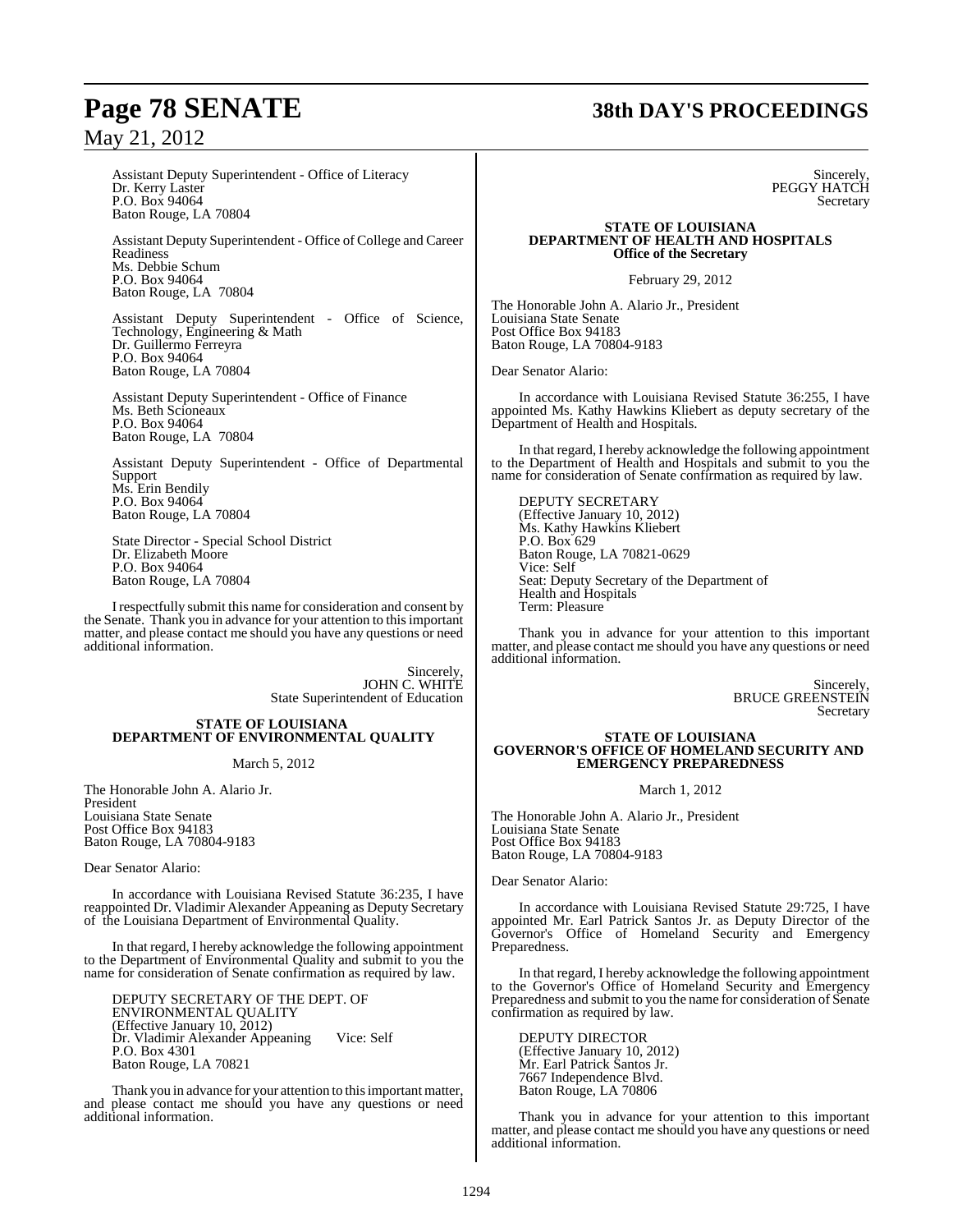Assistant Deputy Superintendent - Office of Literacy
Dr. Kerry Laster
P.O. Box 94064
Baton Rouge, LA 70804

Assistant Deputy Superintendent - Office of College and Career Readiness
Ms. Debbie Schum
P.O. Box 94064
Baton Rouge, LA 70804

Assistant Deputy Superintendent - Office of Science, Technology, Engineering & Math
Dr. Guillermo Ferreyra
P.O. Box 94064
Baton Rouge, LA 70804

Assistant Deputy Superintendent - Office of Finance
Ms. Beth Scioneaux
P.O. Box 94064
Baton Rouge, LA 70804

Assistant Deputy Superintendent - Office of Departmental Support
Ms. Erin Bendily
P.O. Box 94064
Baton Rouge, LA 70804

State Director - Special School District
Dr. Elizabeth Moore
P.O. Box 94064
Baton Rouge, LA 70804

I respectfully submit this name for consideration and consent by the Senate. Thank you in advance for your attention to this important matter, and please contact me should you have any questions or need additional information.

Sincerely,
JOHN C. WHITE
State Superintendent of Education

**STATE OF LOUISIANA**
**DEPARTMENT OF ENVIRONMENTAL QUALITY**

March 5, 2012

The Honorable John A. Alario Jr.
President
Louisiana State Senate
Post Office Box 94183
Baton Rouge, LA 70804-9183

Dear Senator Alario:

In accordance with Louisiana Revised Statute 36:235, I have reappointed Dr. Vladimir Alexander Appeaning as Deputy Secretary of the Louisiana Department of Environmental Quality.

In that regard, I hereby acknowledge the following appointment to the Department of Environmental Quality and submit to you the name for consideration of Senate confirmation as required by law.

DEPUTY SECRETARY OF THE DEPT. OF ENVIRONMENTAL QUALITY
(Effective January 10, 2012)
Dr. Vladimir Alexander Appeaning Vice: Self
P.O. Box 4301
Baton Rouge, LA 70821

Thank you in advance for your attention to this important matter, and please contact me should you have any questions or need additional information.

Sincerely,
PEGGY HATCH
Secretary

**STATE OF LOUISIANA**
**DEPARTMENT OF HEALTH AND HOSPITALS**
**Office of the Secretary**

February 29, 2012

The Honorable John A. Alario Jr., President
Louisiana State Senate
Post Office Box 94183
Baton Rouge, LA 70804-9183

Dear Senator Alario:

In accordance with Louisiana Revised Statute 36:255, I have appointed Ms. Kathy Hawkins Kliebert as deputy secretary of the Department of Health and Hospitals.

In that regard, I hereby acknowledge the following appointment to the Department of Health and Hospitals and submit to you the name for consideration of Senate confirmation as required by law.

DEPUTY SECRETARY
(Effective January 10, 2012)
Ms. Kathy Hawkins Kliebert
P.O. Box 629
Baton Rouge, LA 70821-0629
Vice: Self
Seat: Deputy Secretary of the Department of Health and Hospitals
Term: Pleasure

Thank you in advance for your attention to this important matter, and please contact me should you have any questions or need additional information.

Sincerely,
BRUCE GREENSTEIN
Secretary

**STATE OF LOUISIANA**
**GOVERNOR'S OFFICE OF HOMELAND SECURITY AND EMERGENCY PREPAREDNESS**

March 1, 2012

The Honorable John A. Alario Jr., President
Louisiana State Senate
Post Office Box 94183
Baton Rouge, LA 70804-9183

Dear Senator Alario:

In accordance with Louisiana Revised Statute 29:725, I have appointed Mr. Earl Patrick Santos Jr. as Deputy Director of the Governor's Office of Homeland Security and Emergency Preparedness.

In that regard, I hereby acknowledge the following appointment to the Governor's Office of Homeland Security and Emergency Preparedness and submit to you the name for consideration of Senate confirmation as required by law.

DEPUTY DIRECTOR
(Effective January 10, 2012)
Mr. Earl Patrick Santos Jr.
7667 Independence Blvd.
Baton Rouge, LA 70806

Thank you in advance for your attention to this important matter, and please contact me should you have any questions or need additional information.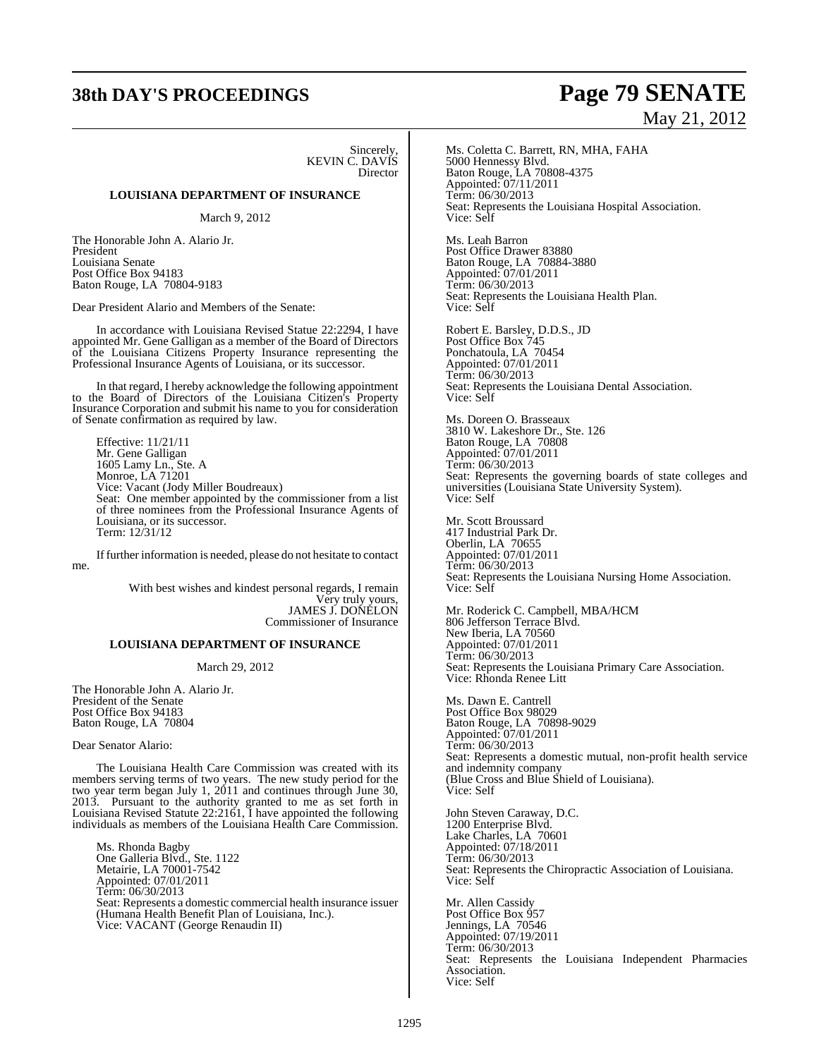Sincerely,
KEVIN C. DAVIS
Director

**LOUISIANA DEPARTMENT OF INSURANCE**

March 9, 2012

The Honorable John A. Alario Jr.
President
Louisiana Senate
Post Office Box 94183
Baton Rouge, LA 70804-9183

Dear President Alario and Members of the Senate:

In accordance with Louisiana Revised Statue 22:2294, I have appointed Mr. Gene Galligan as a member of the Board of Directors of the Louisiana Citizens Property Insurance representing the Professional Insurance Agents of Louisiana, or its successor.

In that regard, I hereby acknowledge the following appointment to the Board of Directors of the Louisiana Citizen's Property Insurance Corporation and submit his name to you for consideration of Senate confirmation as required by law.

Effective: 11/21/11
Mr. Gene Galligan
1605 Lamy Ln., Ste. A
Monroe, LA 71201
Vice: Vacant (Jody Miller Boudreaux)
Seat: One member appointed by the commissioner from a list of three nominees from the Professional Insurance Agents of Louisiana, or its successor.
Term: 12/31/12

If further information is needed, please do not hesitate to contact me.

With best wishes and kindest personal regards, I remain
Very truly yours,
JAMES J. DONELON
Commissioner of Insurance

**LOUISIANA DEPARTMENT OF INSURANCE**

March 29, 2012

The Honorable John A. Alario Jr.
President of the Senate
Post Office Box 94183
Baton Rouge, LA 70804

Dear Senator Alario:

The Louisiana Health Care Commission was created with its members serving terms of two years. The new study period for the two year term began July 1, 2011 and continues through June 30, 2013. Pursuant to the authority granted to me as set forth in Louisiana Revised Statute 22:2161, I have appointed the following individuals as members of the Louisiana Health Care Commission.

Ms. Rhonda Bagby
One Galleria Blvd., Ste. 1122
Metairie, LA 70001-7542
Appointed: 07/01/2011
Term: 06/30/2013
Seat: Represents a domestic commercial health insurance issuer (Humana Health Benefit Plan of Louisiana, Inc.).
Vice: VACANT (George Renaudin II)

Ms. Coletta C. Barrett, RN, MHA, FAHA
5000 Hennessy Blvd.
Baton Rouge, LA 70808-4375
Appointed: 07/11/2011
Term: 06/30/2013
Seat: Represents the Louisiana Hospital Association.
Vice: Self

Ms. Leah Barron
Post Office Drawer 83880
Baton Rouge, LA 70884-3880
Appointed: 07/01/2011
Term: 06/30/2013
Seat: Represents the Louisiana Health Plan.
Vice: Self

Robert E. Barsley, D.D.S., JD
Post Office Box 745
Ponchatoula, LA 70454
Appointed: 07/01/2011
Term: 06/30/2013
Seat: Represents the Louisiana Dental Association.
Vice: Self

Ms. Doreen O. Brasseaux
3810 W. Lakeshore Dr., Ste. 126
Baton Rouge, LA 70808
Appointed: 07/01/2011
Term: 06/30/2013
Seat: Represents the governing boards of state colleges and universities (Louisiana State University System).
Vice: Self

Mr. Scott Broussard
417 Industrial Park Dr.
Oberlin, LA 70655
Appointed: 07/01/2011
Term: 06/30/2013
Seat: Represents the Louisiana Nursing Home Association.
Vice: Self

Mr. Roderick C. Campbell, MBA/HCM
806 Jefferson Terrace Blvd.
New Iberia, LA 70560
Appointed: 07/01/2011
Term: 06/30/2013
Seat: Represents the Louisiana Primary Care Association.
Vice: Rhonda Renee Litt

Ms. Dawn E. Cantrell
Post Office Box 98029
Baton Rouge, LA 70898-9029
Appointed: 07/01/2011
Term: 06/30/2013
Seat: Represents a domestic mutual, non-profit health service and indemnity company
(Blue Cross and Blue Shield of Louisiana).
Vice: Self

John Steven Caraway, D.C.
1200 Enterprise Blvd.
Lake Charles, LA 70601
Appointed: 07/18/2011
Term: 06/30/2013
Seat: Represents the Chiropractic Association of Louisiana.
Vice: Self

Mr. Allen Cassidy
Post Office Box 957
Jennings, LA 70546
Appointed: 07/19/2011
Term: 06/30/2013
Seat: Represents the Louisiana Independent Pharmacies Association.
Vice: Self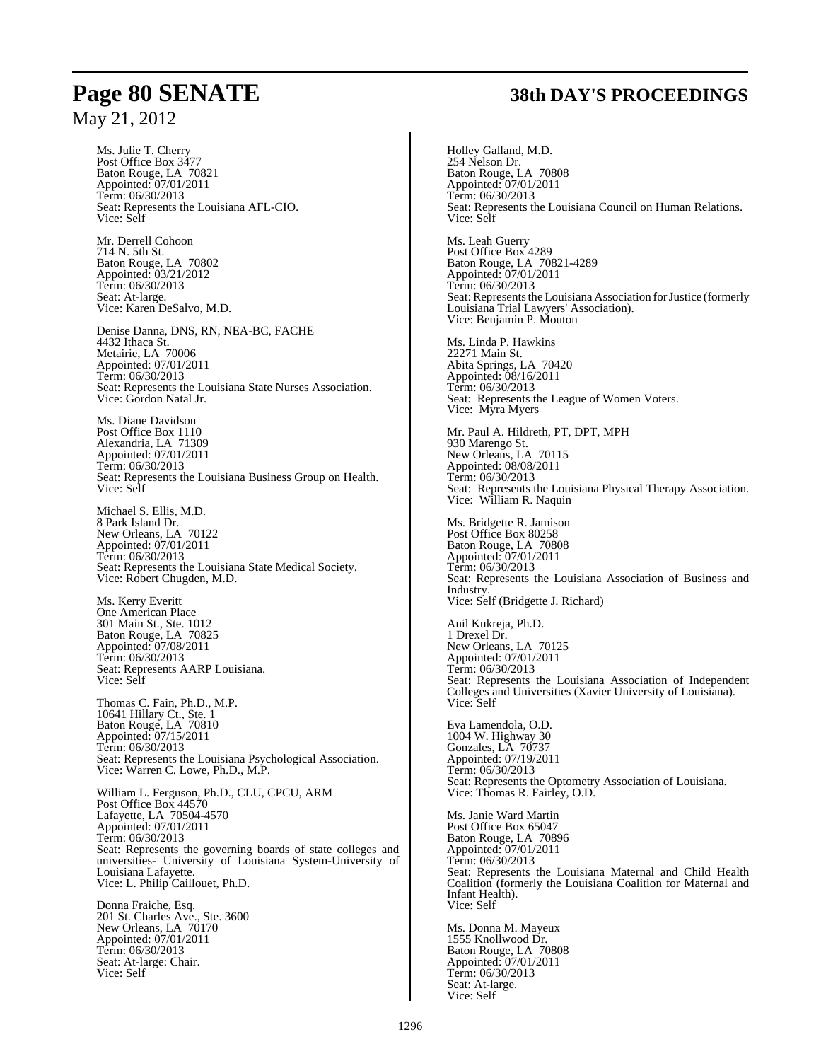Ms. Julie T. Cherry
Post Office Box 3477
Baton Rouge, LA 70821
Appointed: 07/01/2011
Term: 06/30/2013
Seat: Represents the Louisiana AFL-CIO.
Vice: Self

Mr. Derrell Cohoon
714 N. 5th St.
Baton Rouge, LA 70802
Appointed: 03/21/2012
Term: 06/30/2013
Seat: At-large.
Vice: Karen DeSalvo, M.D.

Denise Danna, DNS, RN, NEA-BC, FACHE
4432 Ithaca St.
Metairie, LA 70006
Appointed: 07/01/2011
Term: 06/30/2013
Seat: Represents the Louisiana State Nurses Association.
Vice: Gordon Natal Jr.

Ms. Diane Davidson
Post Office Box 1110
Alexandria, LA 71309
Appointed: 07/01/2011
Term: 06/30/2013
Seat: Represents the Louisiana Business Group on Health.
Vice: Self

Michael S. Ellis, M.D.
8 Park Island Dr.
New Orleans, LA 70122
Appointed: 07/01/2011
Term: 06/30/2013
Seat: Represents the Louisiana State Medical Society.
Vice: Robert Chugden, M.D.

Ms. Kerry Everitt
One American Place
301 Main St., Ste. 1012
Baton Rouge, LA 70825
Appointed: 07/08/2011
Term: 06/30/2013
Seat: Represents AARP Louisiana.
Vice: Self

Thomas C. Fain, Ph.D., M.P.
10641 Hillary Ct., Ste. 1
Baton Rouge, LA 70810
Appointed: 07/15/2011
Term: 06/30/2013
Seat: Represents the Louisiana Psychological Association.
Vice: Warren C. Lowe, Ph.D., M.P.

William L. Ferguson, Ph.D., CLU, CPCU, ARM
Post Office Box 44570
Lafayette, LA 70504-4570
Appointed: 07/01/2011
Term: 06/30/2013
Seat: Represents the governing boards of state colleges and universities- University of Louisiana System-University of Louisiana Lafayette.
Vice: L. Philip Caillouet, Ph.D.

Donna Fraiche, Esq.
201 St. Charles Ave., Ste. 3600
New Orleans, LA 70170
Appointed: 07/01/2011
Term: 06/30/2013
Seat: At-large: Chair.
Vice: Self

Holley Galland, M.D.
254 Nelson Dr.
Baton Rouge, LA 70808
Appointed: 07/01/2011
Term: 06/30/2013
Seat: Represents the Louisiana Council on Human Relations.
Vice: Self

Ms. Leah Guerry
Post Office Box 4289
Baton Rouge, LA 70821-4289
Appointed: 07/01/2011
Term: 06/30/2013
Seat: Represents the Louisiana Association for Justice (formerly Louisiana Trial Lawyers' Association).
Vice: Benjamin P. Mouton

Ms. Linda P. Hawkins
22271 Main St.
Abita Springs, LA 70420
Appointed: 08/16/2011
Term: 06/30/2013
Seat: Represents the League of Women Voters.
Vice: Myra Myers

Mr. Paul A. Hildreth, PT, DPT, MPH
930 Marengo St.
New Orleans, LA 70115
Appointed: 08/08/2011
Term: 06/30/2013
Seat: Represents the Louisiana Physical Therapy Association.
Vice: William R. Naquin

Ms. Bridgette R. Jamison
Post Office Box 80258
Baton Rouge, LA 70808
Appointed: 07/01/2011
Term: 06/30/2013
Seat: Represents the Louisiana Association of Business and Industry.
Vice: Self (Bridgette J. Richard)

Anil Kukreja, Ph.D.
1 Drexel Dr.
New Orleans, LA 70125
Appointed: 07/01/2011
Term: 06/30/2013
Seat: Represents the Louisiana Association of Independent Colleges and Universities (Xavier University of Louisiana).
Vice: Self

Eva Lamendola, O.D.
1004 W. Highway 30
Gonzales, LA 70737
Appointed: 07/19/2011
Term: 06/30/2013
Seat: Represents the Optometry Association of Louisiana.
Vice: Thomas R. Fairley, O.D.

Ms. Janie Ward Martin
Post Office Box 65047
Baton Rouge, LA 70896
Appointed: 07/01/2011
Term: 06/30/2013
Seat: Represents the Louisiana Maternal and Child Health Coalition (formerly the Louisiana Coalition for Maternal and Infant Health).
Vice: Self

Ms. Donna M. Mayeux
1555 Knollwood Dr.
Baton Rouge, LA 70808
Appointed: 07/01/2011
Term: 06/30/2013
Seat: At-large.
Vice: Self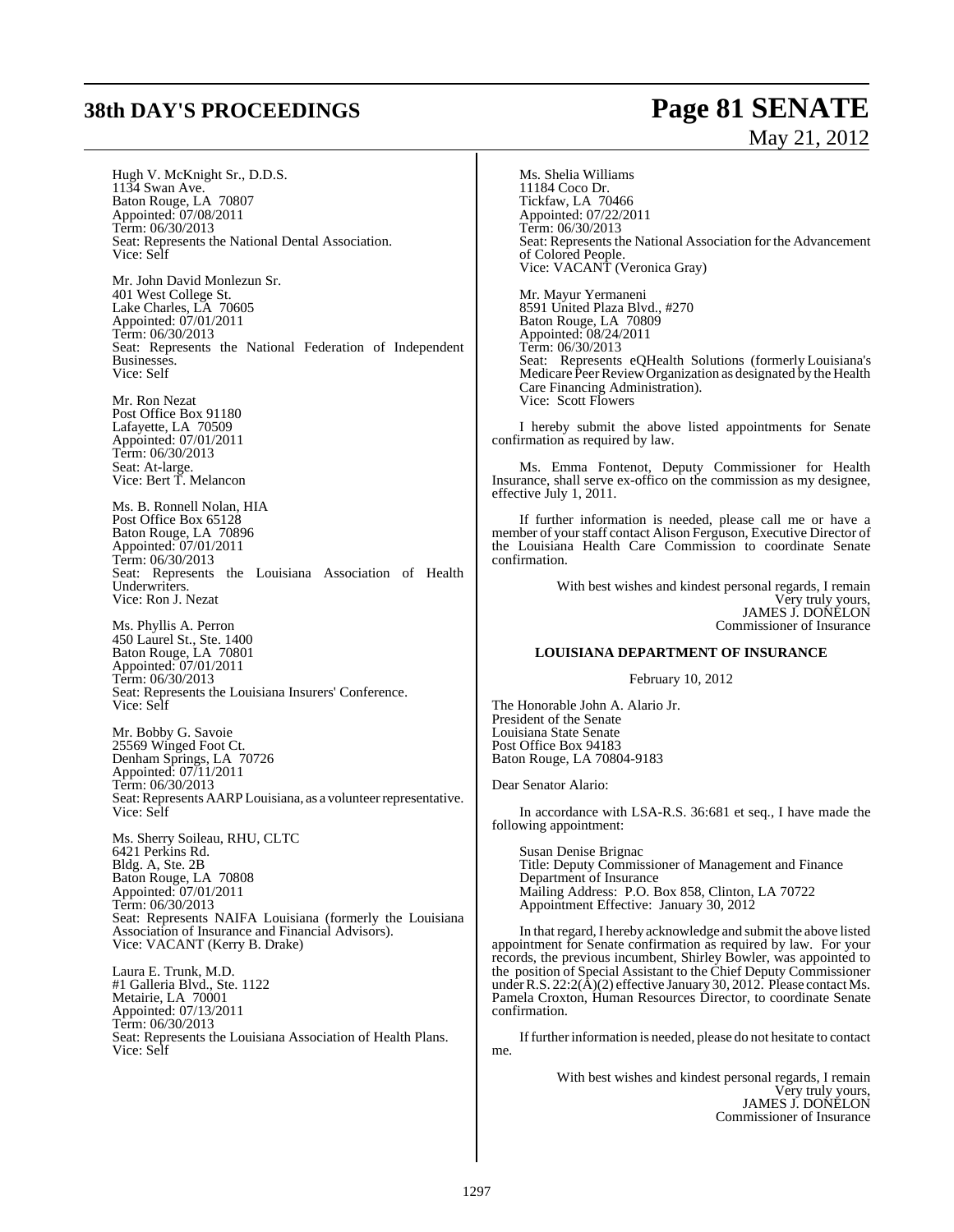Hugh V. McKnight Sr., D.D.S.
1134 Swan Ave.
Baton Rouge, LA 70807
Appointed: 07/08/2011
Term: 06/30/2013
Seat: Represents the National Dental Association.
Vice: Self

Mr. John David Monlezun Sr.
401 West College St.
Lake Charles, LA 70605
Appointed: 07/01/2011
Term: 06/30/2013
Seat: Represents the National Federation of Independent Businesses.
Vice: Self

Mr. Ron Nezat
Post Office Box 91180
Lafayette, LA 70509
Appointed: 07/01/2011
Term: 06/30/2013
Seat: At-large.
Vice: Bert T. Melancon

Ms. B. Ronnell Nolan, HIA
Post Office Box 65128
Baton Rouge, LA 70896
Appointed: 07/01/2011
Term: 06/30/2013
Seat: Represents the Louisiana Association of Health Underwriters.
Vice: Ron J. Nezat

Ms. Phyllis A. Perron
450 Laurel St., Ste. 1400
Baton Rouge, LA 70801
Appointed: 07/01/2011
Term: 06/30/2013
Seat: Represents the Louisiana Insurers' Conference.
Vice: Self

Mr. Bobby G. Savoie
25569 Winged Foot Ct.
Denham Springs, LA 70726
Appointed: 07/11/2011
Term: 06/30/2013
Seat: Represents AARP Louisiana, as a volunteer representative.
Vice: Self

Ms. Sherry Soileau, RHU, CLTC
6421 Perkins Rd.
Bldg. A, Ste. 2B
Baton Rouge, LA 70808
Appointed: 07/01/2011
Term: 06/30/2013
Seat: Represents NAIFA Louisiana (formerly the Louisiana Association of Insurance and Financial Advisors).
Vice: VACANT (Kerry B. Drake)

Laura E. Trunk, M.D.
#1 Galleria Blvd., Ste. 1122
Metairie, LA 70001
Appointed: 07/13/2011
Term: 06/30/2013
Seat: Represents the Louisiana Association of Health Plans.
Vice: Self

Ms. Shelia Williams
11184 Coco Dr.
Tickfaw, LA 70466
Appointed: 07/22/2011
Term: 06/30/2013
Seat: Represents the National Association for the Advancement of Colored People.
Vice: VACANT (Veronica Gray)

Mr. Mayur Yermaneni
8591 United Plaza Blvd., #270
Baton Rouge, LA 70809
Appointed: 08/24/2011
Term: 06/30/2013
Seat: Represents eQHealth Solutions (formerly Louisiana's Medicare Peer Review Organization as designated by the Health Care Financing Administration).
Vice: Scott Flowers

I hereby submit the above listed appointments for Senate confirmation as required by law.

Ms. Emma Fontenot, Deputy Commissioner for Health Insurance, shall serve ex-offico on the commission as my designee, effective July 1, 2011.

If further information is needed, please call me or have a member of your staff contact Alison Ferguson, Executive Director of the Louisiana Health Care Commission to coordinate Senate confirmation.

With best wishes and kindest personal regards, I remain
Very truly yours,
JAMES J. DONELON
Commissioner of Insurance

**LOUISIANA DEPARTMENT OF INSURANCE**

February 10, 2012

The Honorable John A. Alario Jr.
President of the Senate
Louisiana State Senate
Post Office Box 94183
Baton Rouge, LA 70804-9183

Dear Senator Alario:

In accordance with LSA-R.S. 36:681 et seq., I have made the following appointment:

Susan Denise Brignac
Title: Deputy Commissioner of Management and Finance
Department of Insurance
Mailing Address: P.O. Box 858, Clinton, LA 70722
Appointment Effective: January 30, 2012

In that regard, I hereby acknowledge and submit the above listed appointment for Senate confirmation as required by law. For your records, the previous incumbent, Shirley Bowler, was appointed to the position of Special Assistant to the Chief Deputy Commissioner under R.S. 22:2(A)(2) effective January 30, 2012. Please contact Ms. Pamela Croxton, Human Resources Director, to coordinate Senate confirmation.

If further information is needed, please do not hesitate to contact me.

With best wishes and kindest personal regards, I remain
Very truly yours,
JAMES J. DONELON
Commissioner of Insurance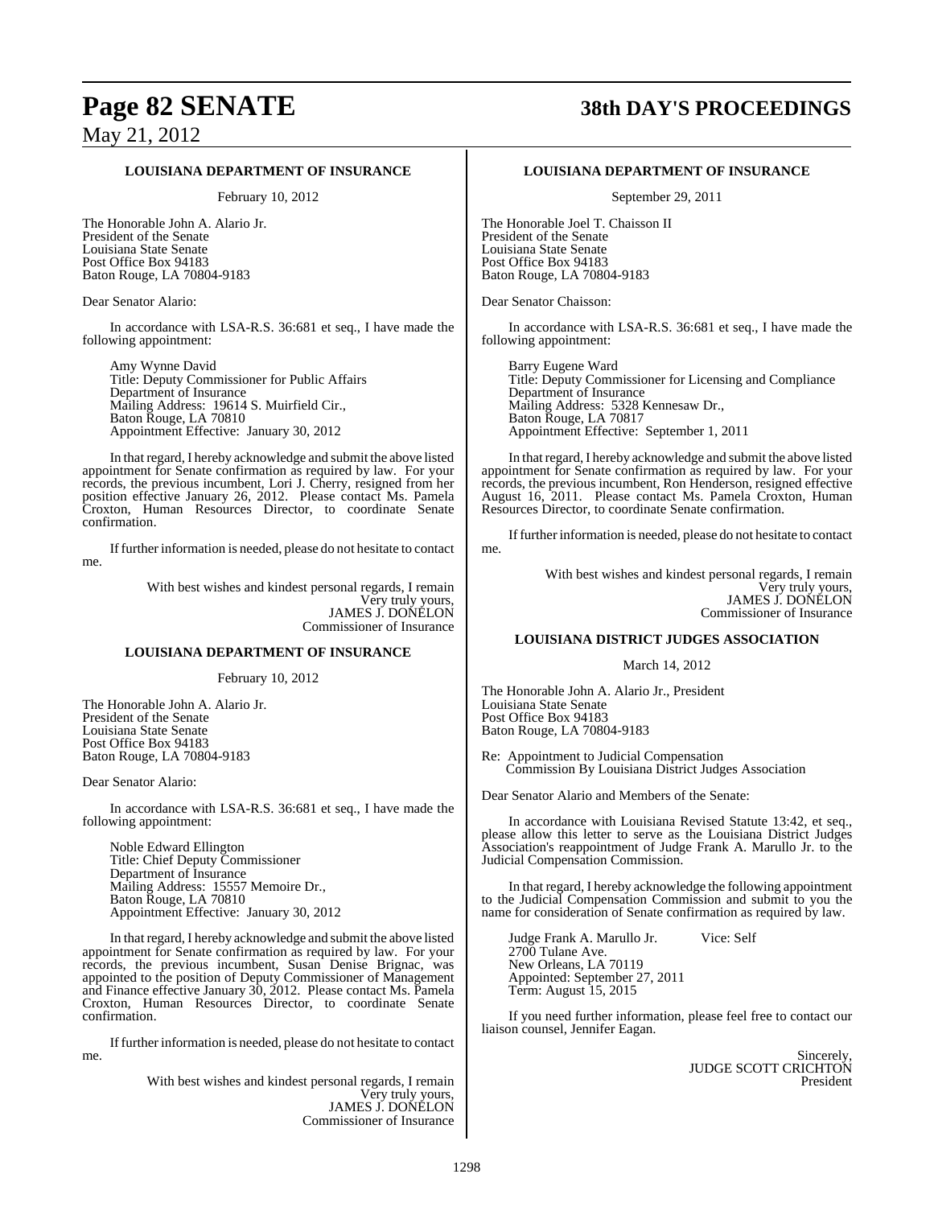**LOUISIANA DEPARTMENT OF INSURANCE**

February 10, 2012

The Honorable John A. Alario Jr.
President of the Senate
Louisiana State Senate
Post Office Box 94183
Baton Rouge, LA 70804-9183

Dear Senator Alario:

In accordance with LSA-R.S. 36:681 et seq., I have made the following appointment:

Amy Wynne David
Title: Deputy Commissioner for Public Affairs
Department of Insurance
Mailing Address: 19614 S. Muirfield Cir.,
Baton Rouge, LA 70810
Appointment Effective: January 30, 2012

In that regard, I hereby acknowledge and submit the above listed appointment for Senate confirmation as required by law. For your records, the previous incumbent, Lori J. Cherry, resigned from her position effective January 26, 2012. Please contact Ms. Pamela Croxton, Human Resources Director, to coordinate Senate confirmation.

If further information is needed, please do not hesitate to contact me.

With best wishes and kindest personal regards, I remain
Very truly yours,
JAMES J. DONELON
Commissioner of Insurance

**LOUISIANA DEPARTMENT OF INSURANCE**

February 10, 2012

The Honorable John A. Alario Jr.
President of the Senate
Louisiana State Senate
Post Office Box 94183
Baton Rouge, LA 70804-9183

Dear Senator Alario:

In accordance with LSA-R.S. 36:681 et seq., I have made the following appointment:

Noble Edward Ellington
Title: Chief Deputy Commissioner
Department of Insurance
Mailing Address: 15557 Memoire Dr.,
Baton Rouge, LA 70810
Appointment Effective: January 30, 2012

In that regard, I hereby acknowledge and submit the above listed appointment for Senate confirmation as required by law. For your records, the previous incumbent, Susan Denise Brignac, was appointed to the position of Deputy Commissioner of Management and Finance effective January 30, 2012. Please contact Ms. Pamela Croxton, Human Resources Director, to coordinate Senate confirmation.

If further information is needed, please do not hesitate to contact me.

With best wishes and kindest personal regards, I remain
Very truly yours,
JAMES J. DONELON
Commissioner of Insurance

**LOUISIANA DEPARTMENT OF INSURANCE**

September 29, 2011

The Honorable Joel T. Chaisson II
President of the Senate
Louisiana State Senate
Post Office Box 94183
Baton Rouge, LA 70804-9183

Dear Senator Chaisson:

In accordance with LSA-R.S. 36:681 et seq., I have made the following appointment:

Barry Eugene Ward
Title: Deputy Commissioner for Licensing and Compliance
Department of Insurance
Mailing Address: 5328 Kennesaw Dr.,
Baton Rouge, LA 70817
Appointment Effective: September 1, 2011

In that regard, I hereby acknowledge and submit the above listed appointment for Senate confirmation as required by law. For your records, the previous incumbent, Ron Henderson, resigned effective August 16, 2011. Please contact Ms. Pamela Croxton, Human Resources Director, to coordinate Senate confirmation.

If further information is needed, please do not hesitate to contact me.

With best wishes and kindest personal regards, I remain
Very truly yours,
JAMES J. DONELON
Commissioner of Insurance

**LOUISIANA DISTRICT JUDGES ASSOCIATION**

March 14, 2012

The Honorable John A. Alario Jr., President
Louisiana State Senate
Post Office Box 94183
Baton Rouge, LA 70804-9183

Re: Appointment to Judicial Compensation Commission By Louisiana District Judges Association

Dear Senator Alario and Members of the Senate:

In accordance with Louisiana Revised Statute 13:42, et seq., please allow this letter to serve as the Louisiana District Judges Association's reappointment of Judge Frank A. Marullo Jr. to the Judicial Compensation Commission.

In that regard, I hereby acknowledge the following appointment to the Judicial Compensation Commission and submit to you the name for consideration of Senate confirmation as required by law.

Judge Frank A. Marullo Jr. Vice: Self
2700 Tulane Ave.
New Orleans, LA 70119
Appointed: September 27, 2011
Term: August 15, 2015

If you need further information, please feel free to contact our liaison counsel, Jennifer Eagan.

Sincerely,
JUDGE SCOTT CRICHTON
President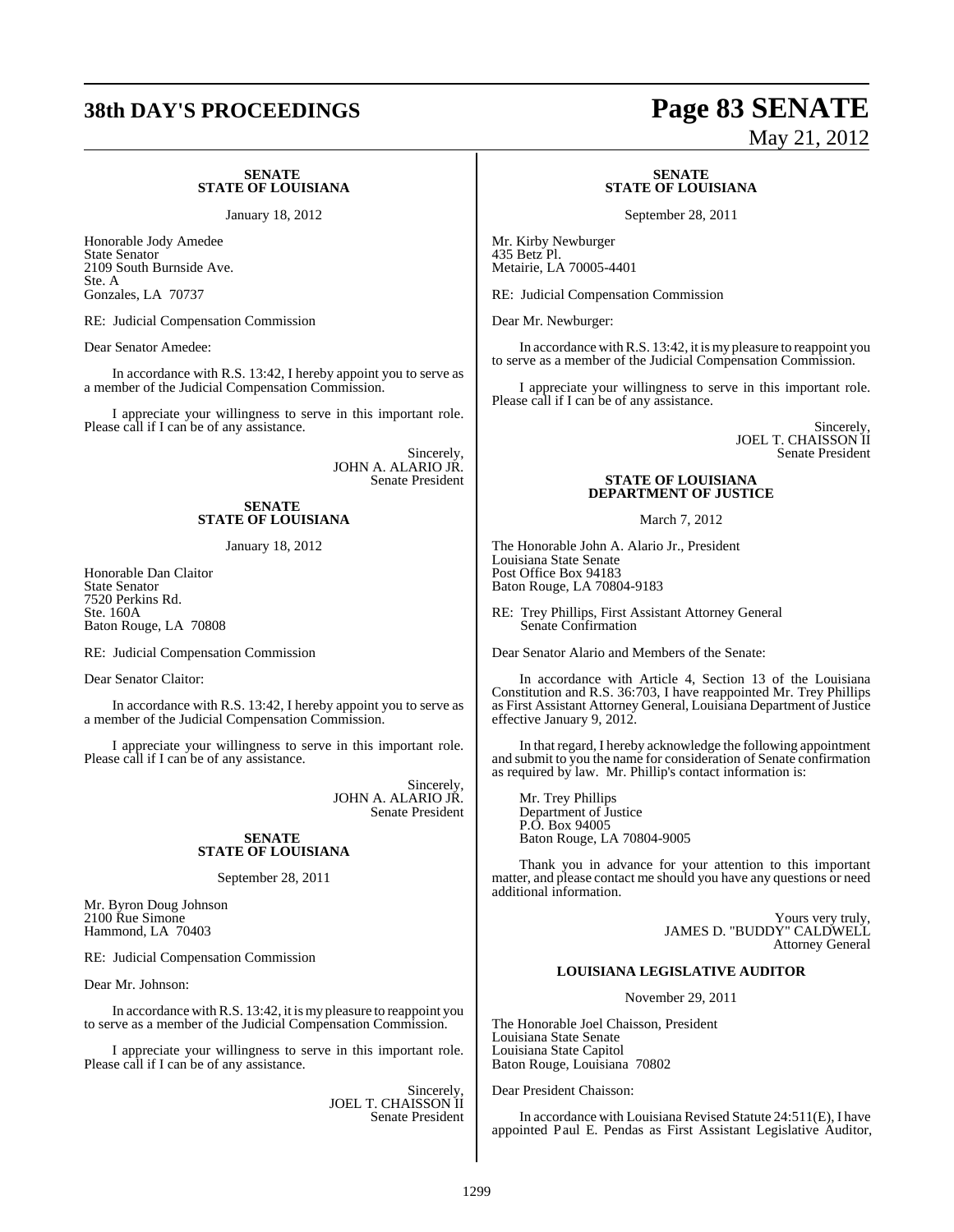**SENATE**
**STATE OF LOUISIANA**

January 18, 2012

Honorable Jody Amedee
State Senator
2109 South Burnside Ave.
Ste. A
Gonzales, LA 70737

RE: Judicial Compensation Commission

Dear Senator Amedee:

In accordance with R.S. 13:42, I hereby appoint you to serve as a member of the Judicial Compensation Commission.

I appreciate your willingness to serve in this important role. Please call if I can be of any assistance.

Sincerely,
JOHN A. ALARIO JR.
Senate President

**SENATE**
**STATE OF LOUISIANA**

January 18, 2012

Honorable Dan Claitor
State Senator
7520 Perkins Rd.
Ste. 160A
Baton Rouge, LA 70808

RE: Judicial Compensation Commission

Dear Senator Claitor:

In accordance with R.S. 13:42, I hereby appoint you to serve as a member of the Judicial Compensation Commission.

I appreciate your willingness to serve in this important role. Please call if I can be of any assistance.

Sincerely,
JOHN A. ALARIO JR.
Senate President

**SENATE**
**STATE OF LOUISIANA**

September 28, 2011

Mr. Byron Doug Johnson
2100 Rue Simone
Hammond, LA 70403

RE: Judicial Compensation Commission

Dear Mr. Johnson:

In accordance with R.S. 13:42, it is my pleasure to reappoint you to serve as a member of the Judicial Compensation Commission.

I appreciate your willingness to serve in this important role. Please call if I can be of any assistance.

Sincerely,
JOEL T. CHAISSON II
Senate President

**SENATE**
**STATE OF LOUISIANA**

September 28, 2011

Mr. Kirby Newburger
435 Betz Pl.
Metairie, LA 70005-4401

RE: Judicial Compensation Commission

Dear Mr. Newburger:

In accordance with R.S. 13:42, it is my pleasure to reappoint you to serve as a member of the Judicial Compensation Commission.

I appreciate your willingness to serve in this important role. Please call if I can be of any assistance.

Sincerely,
JOEL T. CHAISSON II
Senate President

**STATE OF LOUISIANA**
**DEPARTMENT OF JUSTICE**

March 7, 2012

The Honorable John A. Alario Jr., President
Louisiana State Senate
Post Office Box 94183
Baton Rouge, LA 70804-9183

RE: Trey Phillips, First Assistant Attorney General
Senate Confirmation

Dear Senator Alario and Members of the Senate:

In accordance with Article 4, Section 13 of the Louisiana Constitution and R.S. 36:703, I have reappointed Mr. Trey Phillips as First Assistant Attorney General, Louisiana Department of Justice effective January 9, 2012.

In that regard, I hereby acknowledge the following appointment and submit to you the name for consideration of Senate confirmation as required by law. Mr. Phillip's contact information is:

Mr. Trey Phillips
Department of Justice
P.O. Box 94005
Baton Rouge, LA 70804-9005

Thank you in advance for your attention to this important matter, and please contact me should you have any questions or need additional information.

Yours very truly,
JAMES D. "BUDDY" CALDWELL
Attorney General

**LOUISIANA LEGISLATIVE AUDITOR**

November 29, 2011

The Honorable Joel Chaisson, President
Louisiana State Senate
Louisiana State Capitol
Baton Rouge, Louisiana 70802

Dear President Chaisson:

In accordance with Louisiana Revised Statute 24:511(E), I have appointed Paul E. Pendas as First Assistant Legislative Auditor,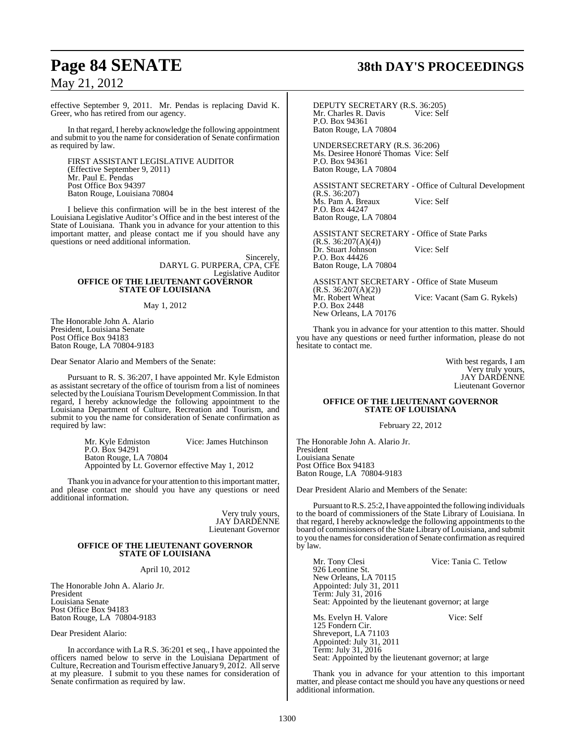effective September 9, 2011. Mr. Pendas is replacing David K. Greer, who has retired from our agency.

In that regard, I hereby acknowledge the following appointment and submit to you the name for consideration of Senate confirmation as required by law.

FIRST ASSISTANT LEGISLATIVE AUDITOR
(Effective September 9, 2011)
Mr. Paul E. Pendas
Post Office Box 94397
Baton Rouge, Louisiana 70804

I believe this confirmation will be in the best interest of the Louisiana Legislative Auditor's Office and in the best interest of the State of Louisiana. Thank you in advance for your attention to this important matter, and please contact me if you should have any questions or need additional information.

Sincerely,
DARYL G. PURPERA, CPA, CFE
Legislative Auditor

**OFFICE OF THE LIEUTENANT GOVERNOR**
**STATE OF LOUISIANA**

May 1, 2012

The Honorable John A. Alario
President, Louisiana Senate
Post Office Box 94183
Baton Rouge, LA 70804-9183

Dear Senator Alario and Members of the Senate:

Pursuant to R. S. 36:207, I have appointed Mr. Kyle Edmiston as assistant secretary of the office of tourism from a list of nominees selected by the Louisiana Tourism Development Commission. In that regard, I hereby acknowledge the following appointment to the Louisiana Department of Culture, Recreation and Tourism, and submit to you the name for consideration of Senate confirmation as required by law:

Mr. Kyle Edmiston Vice: James Hutchinson
P.O. Box 94291
Baton Rouge, LA 70804
Appointed by Lt. Governor effective May 1, 2012

Thank you in advance for your attention to this important matter, and please contact me should you have any questions or need additional information.

Very truly yours,
JAY DARDENNE
Lieutenant Governor

**OFFICE OF THE LIEUTENANT GOVERNOR**
**STATE OF LOUISIANA**

April 10, 2012

The Honorable John A. Alario Jr.
President
Louisiana Senate
Post Office Box 94183
Baton Rouge, LA 70804-9183

Dear President Alario:

In accordance with La R.S. 36:201 et seq., I have appointed the officers named below to serve in the Louisiana Department of Culture, Recreation and Tourism effective January 9, 2012. All serve at my pleasure. I submit to you these names for consideration of Senate confirmation as required by law.

DEPUTY SECRETARY (R.S. 36:205)
Mr. Charles R. Davis Vice: Self
P.O. Box 94361
Baton Rouge, LA 70804

UNDERSECRETARY (R.S. 36:206)
Ms. Desiree Honoré Thomas Vice: Self
P.O. Box 94361
Baton Rouge, LA 70804

ASSISTANT SECRETARY - Office of Cultural Development
(R.S. 36:207)
Ms. Pam A. Breaux Vice: Self
P.O. Box 44247
Baton Rouge, LA 70804

ASSISTANT SECRETARY - Office of State Parks
(R.S. 36:207(A)(4))
Dr. Stuart Johnson Vice: Self
P.O. Box 44426
Baton Rouge, LA 70804

ASSISTANT SECRETARY - Office of State Museum
(R.S. 36:207(A)(2))
Mr. Robert Wheat Vice: Vacant (Sam G. Rykels)
P.O. Box 2448
New Orleans, LA 70176

Thank you in advance for your attention to this matter. Should you have any questions or need further information, please do not hesitate to contact me.

With best regards, I am
Very truly yours,
JAY DARDENNE
Lieutenant Governor

**OFFICE OF THE LIEUTENANT GOVERNOR**
**STATE OF LOUISIANA**

February 22, 2012

The Honorable John A. Alario Jr.
President
Louisiana Senate
Post Office Box 94183
Baton Rouge, LA 70804-9183

Dear President Alario and Members of the Senate:

Pursuant to R.S. 25:2, I have appointed the following individuals to the board of commissioners of the State Library of Louisiana. In that regard, I hereby acknowledge the following appointments to the board of commissioners of the State Library of Louisiana, and submit to you the names for consideration of Senate confirmation as required by law.

Mr. Tony Clesi Vice: Tania C. Tetlow
926 Leontine St.
New Orleans, LA 70115
Appointed: July 31, 2011
Term: July 31, 2016
Seat: Appointed by the lieutenant governor; at large

Ms. Evelyn H. Valore Vice: Self
125 Fondern Cir.
Shreveport, LA 71103
Appointed: July 31, 2011
Term: July 31, 2016
Seat: Appointed by the lieutenant governor; at large

Thank you in advance for your attention to this important matter, and please contact me should you have any questions or need additional information.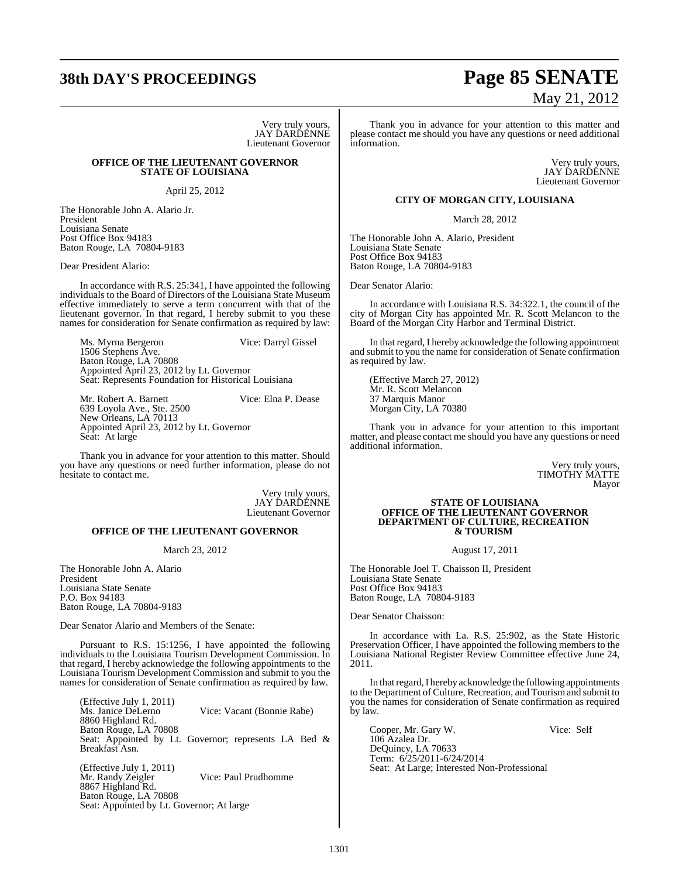Very truly yours,
JAY DARDENNE
Lieutenant Governor

**OFFICE OF THE LIEUTENANT GOVERNOR**
**STATE OF LOUISIANA**

April 25, 2012

The Honorable John A. Alario Jr.
President
Louisiana Senate
Post Office Box 94183
Baton Rouge, LA 70804-9183

Dear President Alario:

In accordance with R.S. 25:341, I have appointed the following individuals to the Board of Directors of the Louisiana State Museum effective immediately to serve a term concurrent with that of the lieutenant governor. In that regard, I hereby submit to you these names for consideration for Senate confirmation as required by law:

Ms. Myrna Bergeron Vice: Darryl Gissel
1506 Stephens Ave.
Baton Rouge, LA 70808
Appointed April 23, 2012 by Lt. Governor
Seat: Represents Foundation for Historical Louisiana

Mr. Robert A. Barnett Vice: Elna P. Dease
639 Loyola Ave., Ste. 2500
New Orleans, LA 70113
Appointed April 23, 2012 by Lt. Governor
Seat: At large

Thank you in advance for your attention to this matter. Should you have any questions or need further information, please do not hesitate to contact me.

Very truly yours,
JAY DARDENNE
Lieutenant Governor

**OFFICE OF THE LIEUTENANT GOVERNOR**

March 23, 2012

The Honorable John A. Alario
President
Louisiana State Senate
P.O. Box 94183
Baton Rouge, LA 70804-9183

Dear Senator Alario and Members of the Senate:

Pursuant to R.S. 15:1256, I have appointed the following individuals to the Louisiana Tourism Development Commission. In that regard, I hereby acknowledge the following appointments to the Louisiana Tourism Development Commission and submit to you the names for consideration of Senate confirmation as required by law.

(Effective July 1, 2011)
Ms. Janice DeLerno Vice: Vacant (Bonnie Rabe)
8860 Highland Rd.
Baton Rouge, LA 70808
Seat: Appointed by Lt. Governor; represents LA Bed & Breakfast Asn.

(Effective July 1, 2011)
Mr. Randy Zeigler Vice: Paul Prudhomme
8867 Highland Rd.
Baton Rouge, LA 70808
Seat: Appointed by Lt. Governor; At large

Thank you in advance for your attention to this matter and please contact me should you have any questions or need additional information.

Very truly yours,
JAY DARDENNE
Lieutenant Governor

**CITY OF MORGAN CITY, LOUISIANA**

March 28, 2012

The Honorable John A. Alario, President
Louisiana State Senate
Post Office Box 94183
Baton Rouge, LA 70804-9183

Dear Senator Alario:

In accordance with Louisiana R.S. 34:322.1, the council of the city of Morgan City has appointed Mr. R. Scott Melancon to the Board of the Morgan City Harbor and Terminal District.

In that regard, I hereby acknowledge the following appointment and submit to you the name for consideration of Senate confirmation as required by law.

(Effective March 27, 2012)
Mr. R. Scott Melancon
37 Marquis Manor
Morgan City, LA 70380

Thank you in advance for your attention to this important matter, and please contact me should you have any questions or need additional information.

Very truly yours,
TIMOTHY MATTE
Mayor

**STATE OF LOUISIANA**
**OFFICE OF THE LIEUTENANT GOVERNOR**
**DEPARTMENT OF CULTURE, RECREATION & TOURISM**

August 17, 2011

The Honorable Joel T. Chaisson II, President
Louisiana State Senate
Post Office Box 94183
Baton Rouge, LA 70804-9183

Dear Senator Chaisson:

In accordance with La. R.S. 25:902, as the State Historic Preservation Officer, I have appointed the following members to the Louisiana National Register Review Committee effective June 24, 2011.

In that regard, I hereby acknowledge the following appointments to the Department of Culture, Recreation, and Tourism and submit to you the names for consideration of Senate confirmation as required by law.

Cooper, Mr. Gary W. Vice: Self
106 Azalea Dr.
DeQuincy, LA 70633
Term: 6/25/2011-6/24/2014
Seat: At Large; Interested Non-Professional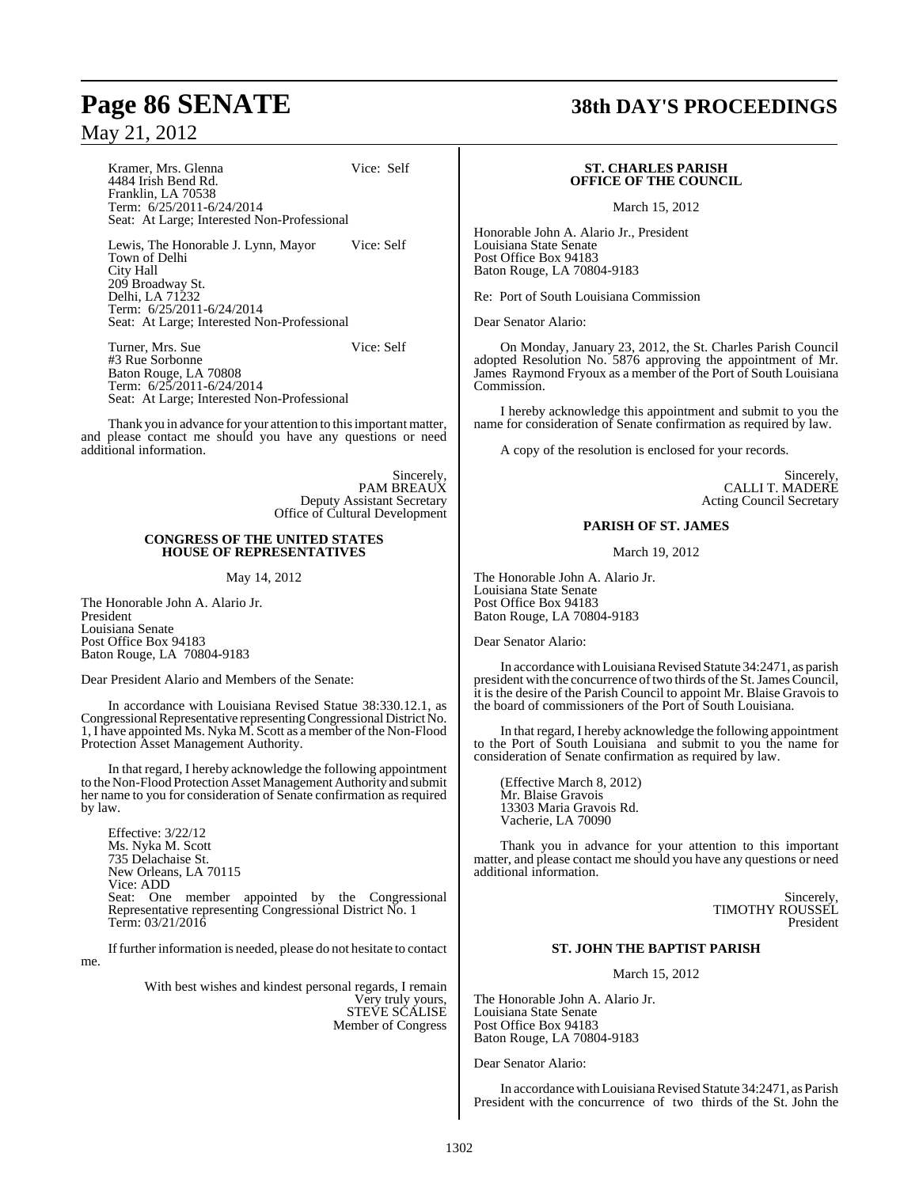Kramer, Mrs. Glenna Vice: Self
4484 Irish Bend Rd.
Franklin, LA 70538
Term: 6/25/2011-6/24/2014
Seat: At Large; Interested Non-Professional

Lewis, The Honorable J. Lynn, Mayor Vice: Self
Town of Delhi
City Hall
209 Broadway St.
Delhi, LA 71232
Term: 6/25/2011-6/24/2014
Seat: At Large; Interested Non-Professional

Turner, Mrs. Sue Vice: Self
#3 Rue Sorbonne
Baton Rouge, LA 70808
Term: 6/25/2011-6/24/2014
Seat: At Large; Interested Non-Professional

Thank you in advance for your attention to this important matter, and please contact me should you have any questions or need additional information.

Sincerely,
PAM BREAUX
Deputy Assistant Secretary
Office of Cultural Development

**CONGRESS OF THE UNITED STATES**
**HOUSE OF REPRESENTATIVES**

May 14, 2012

The Honorable John A. Alario Jr.
President
Louisiana Senate
Post Office Box 94183
Baton Rouge, LA 70804-9183

Dear President Alario and Members of the Senate:

In accordance with Louisiana Revised Statue 38:330.12.1, as Congressional Representative representing Congressional District No. 1, I have appointed Ms. Nyka M. Scott as a member of the Non-Flood Protection Asset Management Authority.

In that regard, I hereby acknowledge the following appointment to the Non-Flood Protection Asset Management Authority and submit her name to you for consideration of Senate confirmation as required by law.

Effective: 3/22/12
Ms. Nyka M. Scott
735 Delachaise St.
New Orleans, LA 70115
Vice: ADD
Seat: One member appointed by the Congressional Representative representing Congressional District No. 1
Term: 03/21/2016

If further information is needed, please do not hesitate to contact me.

With best wishes and kindest personal regards, I remain
Very truly yours,
STEVE SCALISE
Member of Congress

**ST. CHARLES PARISH**
**OFFICE OF THE COUNCIL**

March 15, 2012

Honorable John A. Alario Jr., President
Louisiana State Senate
Post Office Box 94183
Baton Rouge, LA 70804-9183

Re: Port of South Louisiana Commission

Dear Senator Alario:

On Monday, January 23, 2012, the St. Charles Parish Council adopted Resolution No. 5876 approving the appointment of Mr. James Raymond Fryoux as a member of the Port of South Louisiana Commission.

I hereby acknowledge this appointment and submit to you the name for consideration of Senate confirmation as required by law.

A copy of the resolution is enclosed for your records.

Sincerely,
CALLI T. MADERE
Acting Council Secretary

**PARISH OF ST. JAMES**

March 19, 2012

The Honorable John A. Alario Jr.
Louisiana State Senate
Post Office Box 94183
Baton Rouge, LA 70804-9183

Dear Senator Alario:

In accordance with Louisiana Revised Statute 34:2471, as parish president with the concurrence of two thirds of the St. James Council, it is the desire of the Parish Council to appoint Mr. Blaise Gravois to the board of commissioners of the Port of South Louisiana.

In that regard, I hereby acknowledge the following appointment to the Port of South Louisiana and submit to you the name for consideration of Senate confirmation as required by law.

(Effective March 8, 2012)
Mr. Blaise Gravois
13303 Maria Gravois Rd.
Vacherie, LA 70090

Thank you in advance for your attention to this important matter, and please contact me should you have any questions or need additional information.

Sincerely,
TIMOTHY ROUSSEL
President

**ST. JOHN THE BAPTIST PARISH**

March 15, 2012

The Honorable John A. Alario Jr.
Louisiana State Senate
Post Office Box 94183
Baton Rouge, LA 70804-9183

Dear Senator Alario:

In accordance with Louisiana Revised Statute 34:2471, as Parish President with the concurrence of two thirds of the St. John the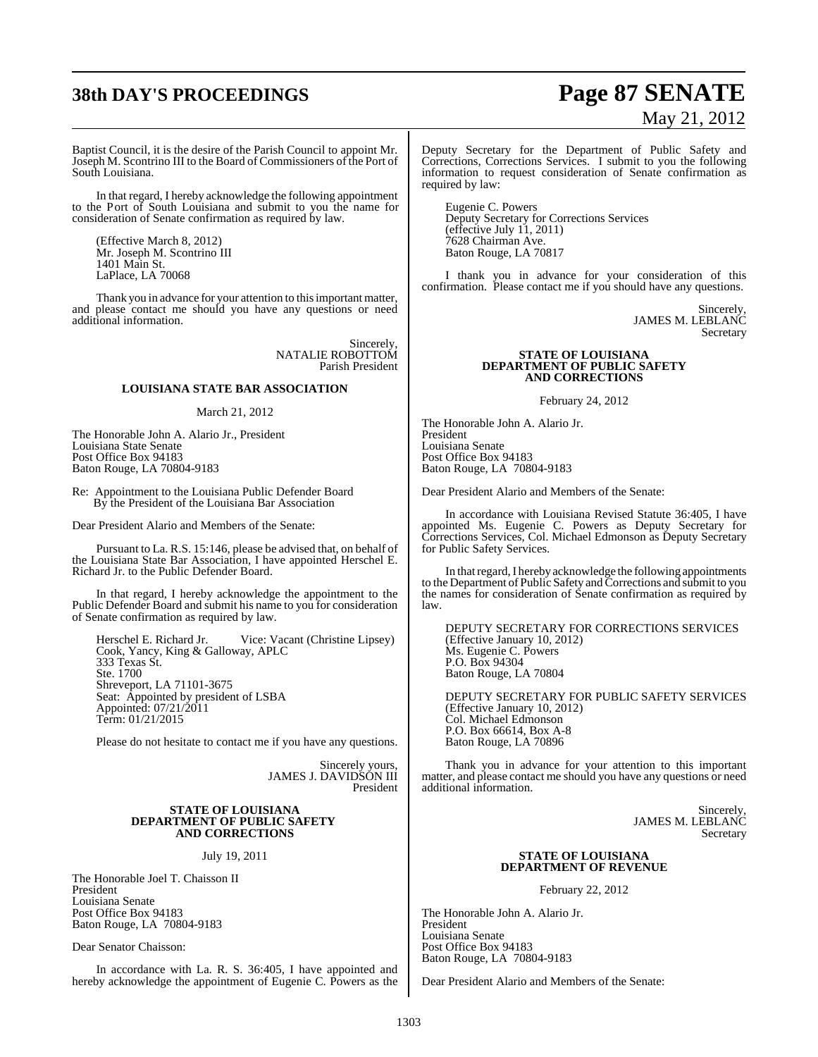Baptist Council, it is the desire of the Parish Council to appoint Mr. Joseph M. Scontrino III to the Board of Commissioners of the Port of South Louisiana.

In that regard, I hereby acknowledge the following appointment to the Port of South Louisiana and submit to you the name for consideration of Senate confirmation as required by law.

(Effective March 8, 2012)
Mr. Joseph M. Scontrino III
1401 Main St.
LaPlace, LA 70068

Thank you in advance for your attention to this important matter, and please contact me should you have any questions or need additional information.

Sincerely,
NATALIE ROBOTTOM
Parish President

**LOUISIANA STATE BAR ASSOCIATION**

March 21, 2012

The Honorable John A. Alario Jr., President
Louisiana State Senate
Post Office Box 94183
Baton Rouge, LA 70804-9183

Re: Appointment to the Louisiana Public Defender Board
By the President of the Louisiana Bar Association

Dear President Alario and Members of the Senate:

Pursuant to La. R.S. 15:146, please be advised that, on behalf of the Louisiana State Bar Association, I have appointed Herschel E. Richard Jr. to the Public Defender Board.

In that regard, I hereby acknowledge the appointment to the Public Defender Board and submit his name to you for consideration of Senate confirmation as required by law.

Herschel E. Richard Jr. Vice: Vacant (Christine Lipsey)
Cook, Yancy, King & Galloway, APLC
333 Texas St.
Ste. 1700
Shreveport, LA 71101-3675
Seat: Appointed by president of LSBA
Appointed: 07/21/2011
Term: 01/21/2015

Please do not hesitate to contact me if you have any questions.

Sincerely yours,
JAMES J. DAVIDSON III
President

**STATE OF LOUISIANA**
**DEPARTMENT OF PUBLIC SAFETY**
**AND CORRECTIONS**

July 19, 2011

The Honorable Joel T. Chaisson II
President
Louisiana Senate
Post Office Box 94183
Baton Rouge, LA 70804-9183

Dear Senator Chaisson:

In accordance with La. R. S. 36:405, I have appointed and hereby acknowledge the appointment of Eugenie C. Powers as the Deputy Secretary for the Department of Public Safety and Corrections, Corrections Services. I submit to you the following information to request consideration of Senate confirmation as required by law:

Eugenie C. Powers
Deputy Secretary for Corrections Services
(effective July 11, 2011)
7628 Chairman Ave.
Baton Rouge, LA 70817

I thank you in advance for your consideration of this confirmation. Please contact me if you should have any questions.

Sincerely,
JAMES M. LEBLANC
Secretary

**STATE OF LOUISIANA**
**DEPARTMENT OF PUBLIC SAFETY**
**AND CORRECTIONS**

February 24, 2012

The Honorable John A. Alario Jr.
President
Louisiana Senate
Post Office Box 94183
Baton Rouge, LA 70804-9183

Dear President Alario and Members of the Senate:

In accordance with Louisiana Revised Statute 36:405, I have appointed Ms. Eugenie C. Powers as Deputy Secretary for Corrections Services, Col. Michael Edmonson as Deputy Secretary for Public Safety Services.

In that regard, I hereby acknowledge the following appointments to the Department of Public Safety and Corrections and submit to you the names for consideration of Senate confirmation as required by law.

DEPUTY SECRETARY FOR CORRECTIONS SERVICES
(Effective January 10, 2012)
Ms. Eugenie C. Powers
P.O. Box 94304
Baton Rouge, LA 70804

DEPUTY SECRETARY FOR PUBLIC SAFETY SERVICES
(Effective January 10, 2012)
Col. Michael Edmonson
P.O. Box 66614, Box A-8
Baton Rouge, LA 70896

Thank you in advance for your attention to this important matter, and please contact me should you have any questions or need additional information.

Sincerely,
JAMES M. LEBLANC
Secretary

**STATE OF LOUISIANA**
**DEPARTMENT OF REVENUE**

February 22, 2012

The Honorable John A. Alario Jr.
President
Louisiana Senate
Post Office Box 94183
Baton Rouge, LA 70804-9183

Dear President Alario and Members of the Senate: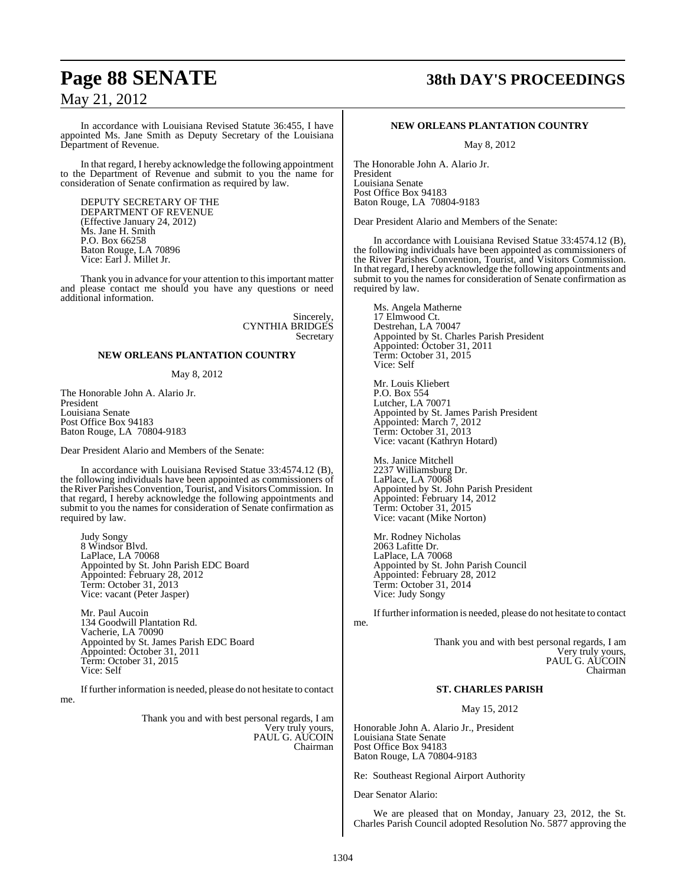In accordance with Louisiana Revised Statute 36:455, I have appointed Ms. Jane Smith as Deputy Secretary of the Louisiana Department of Revenue.

In that regard, I hereby acknowledge the following appointment to the Department of Revenue and submit to you the name for consideration of Senate confirmation as required by law.

DEPUTY SECRETARY OF THE
DEPARTMENT OF REVENUE
(Effective January 24, 2012)
Ms. Jane H. Smith
P.O. Box 66258
Baton Rouge, LA 70896
Vice: Earl J. Millet Jr.

Thank you in advance for your attention to this important matter and please contact me should you have any questions or need additional information.

Sincerely,
CYNTHIA BRIDGES
Secretary

### NEW ORLEANS PLANTATION COUNTRY

May 8, 2012

The Honorable John A. Alario Jr.
President
Louisiana Senate
Post Office Box 94183
Baton Rouge, LA 70804-9183

Dear President Alario and Members of the Senate:

In accordance with Louisiana Revised Statue 33:4574.12 (B), the following individuals have been appointed as commissioners of the River Parishes Convention, Tourist, and Visitors Commission. In that regard, I hereby acknowledge the following appointments and submit to you the names for consideration of Senate confirmation as required by law.

Judy Songy
8 Windsor Blvd.
LaPlace, LA 70068
Appointed by St. John Parish EDC Board
Appointed: February 28, 2012
Term: October 31, 2013
Vice: vacant (Peter Jasper)

Mr. Paul Aucoin
134 Goodwill Plantation Rd.
Vacherie, LA 70090
Appointed by St. James Parish EDC Board
Appointed: October 31, 2011
Term: October 31, 2015
Vice: Self

If further information is needed, please do not hesitate to contact me.

Thank you and with best personal regards, I am
Very truly yours,
PAUL G. AUCOIN
Chairman

### NEW ORLEANS PLANTATION COUNTRY

May 8, 2012

The Honorable John A. Alario Jr.
President
Louisiana Senate
Post Office Box 94183
Baton Rouge, LA 70804-9183

Dear President Alario and Members of the Senate:

In accordance with Louisiana Revised Statue 33:4574.12 (B), the following individuals have been appointed as commissioners of the River Parishes Convention, Tourist, and Visitors Commission. In that regard, I hereby acknowledge the following appointments and submit to you the names for consideration of Senate confirmation as required by law.

Ms. Angela Matherne
17 Elmwood Ct.
Destrehan, LA 70047
Appointed by St. Charles Parish President
Appointed: October 31, 2011
Term: October 31, 2015
Vice: Self

Mr. Louis Kliebert
P.O. Box 554
Lutcher, LA 70071
Appointed by St. James Parish President
Appointed: March 7, 2012
Term: October 31, 2013
Vice: vacant (Kathryn Hotard)

Ms. Janice Mitchell
2237 Williamsburg Dr.
LaPlace, LA 70068
Appointed by St. John Parish President
Appointed: February 14, 2012
Term: October 31, 2015
Vice: vacant (Mike Norton)

Mr. Rodney Nicholas
2063 Lafitte Dr.
LaPlace, LA 70068
Appointed by St. John Parish Council
Appointed: February 28, 2012
Term: October 31, 2014
Vice: Judy Songy

If further information is needed, please do not hesitate to contact me.

Thank you and with best personal regards, I am
Very truly yours,
PAUL G. AUCOIN
Chairman

### ST. CHARLES PARISH

May 15, 2012

Honorable John A. Alario Jr., President
Louisiana State Senate
Post Office Box 94183
Baton Rouge, LA 70804-9183

Re: Southeast Regional Airport Authority

Dear Senator Alario:

We are pleased that on Monday, January 23, 2012, the St. Charles Parish Council adopted Resolution No. 5877 approving the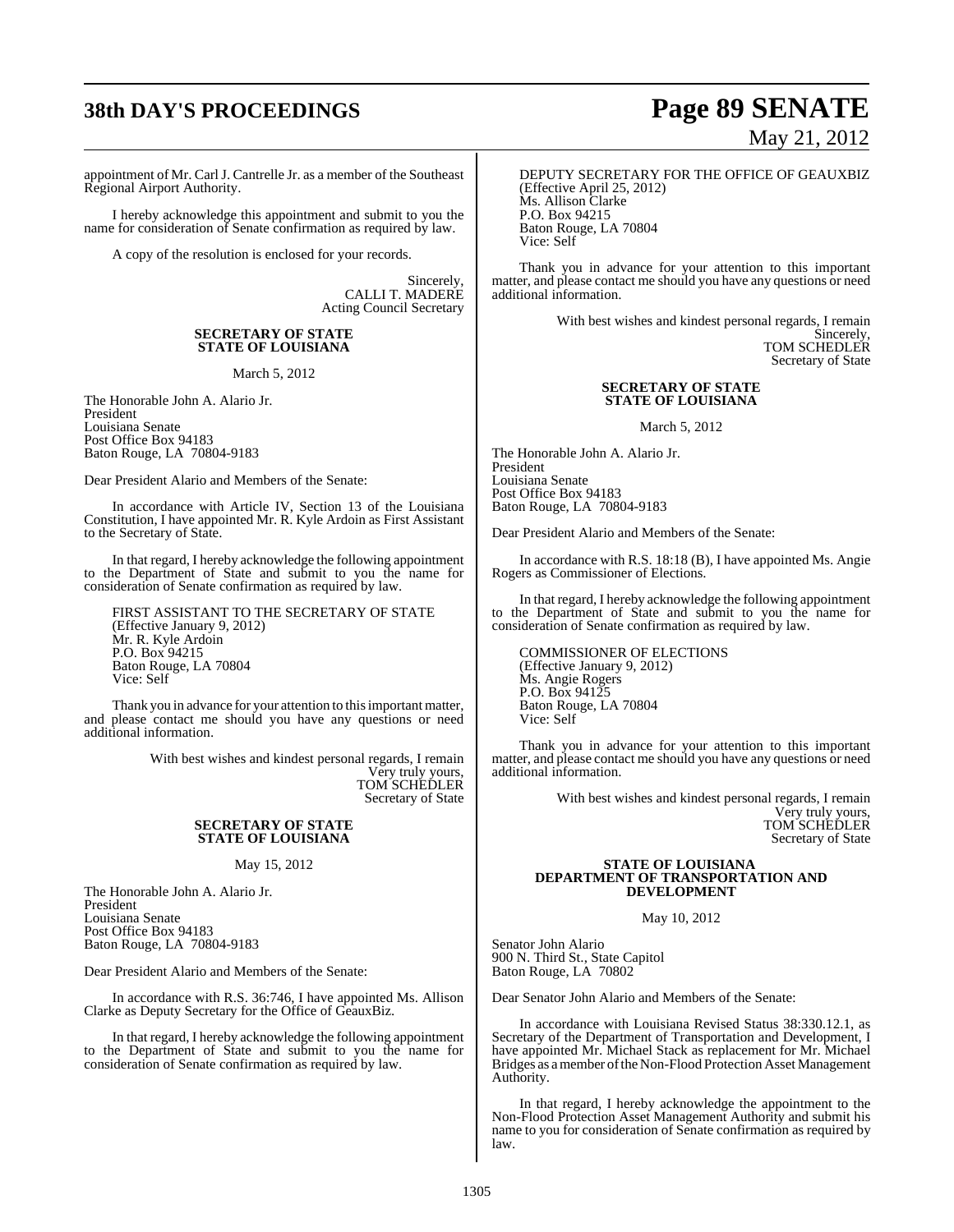appointment of Mr. Carl J. Cantrelle Jr. as a member of the Southeast Regional Airport Authority.

I hereby acknowledge this appointment and submit to you the name for consideration of Senate confirmation as required by law.

A copy of the resolution is enclosed for your records.

Sincerely,
CALLI T. MADERE
Acting Council Secretary

**SECRETARY OF STATE**
**STATE OF LOUISIANA**

March 5, 2012

The Honorable John A. Alario Jr.
President
Louisiana Senate
Post Office Box 94183
Baton Rouge, LA 70804-9183

Dear President Alario and Members of the Senate:

In accordance with Article IV, Section 13 of the Louisiana Constitution, I have appointed Mr. R. Kyle Ardoin as First Assistant to the Secretary of State.

In that regard, I hereby acknowledge the following appointment to the Department of State and submit to you the name for consideration of Senate confirmation as required by law.

FIRST ASSISTANT TO THE SECRETARY OF STATE
(Effective January 9, 2012)
Mr. R. Kyle Ardoin
P.O. Box 94215
Baton Rouge, LA 70804
Vice: Self

Thank you in advance for your attention to this important matter, and please contact me should you have any questions or need additional information.

With best wishes and kindest personal regards, I remain
Very truly yours,
TOM SCHEDLER
Secretary of State

**SECRETARY OF STATE**
**STATE OF LOUISIANA**

May 15, 2012

The Honorable John A. Alario Jr.
President
Louisiana Senate
Post Office Box 94183
Baton Rouge, LA 70804-9183

Dear President Alario and Members of the Senate:

In accordance with R.S. 36:746, I have appointed Ms. Allison Clarke as Deputy Secretary for the Office of GeauxBiz.

In that regard, I hereby acknowledge the following appointment to the Department of State and submit to you the name for consideration of Senate confirmation as required by law.

DEPUTY SECRETARY FOR THE OFFICE OF GEAUXBIZ
(Effective April 25, 2012)
Ms. Allison Clarke
P.O. Box 94215
Baton Rouge, LA 70804
Vice: Self

Thank you in advance for your attention to this important matter, and please contact me should you have any questions or need additional information.

With best wishes and kindest personal regards, I remain
Sincerely,
TOM SCHEDLER
Secretary of State

**SECRETARY OF STATE**
**STATE OF LOUISIANA**

March 5, 2012

The Honorable John A. Alario Jr.
President
Louisiana Senate
Post Office Box 94183
Baton Rouge, LA 70804-9183

Dear President Alario and Members of the Senate:

In accordance with R.S. 18:18 (B), I have appointed Ms. Angie Rogers as Commissioner of Elections.

In that regard, I hereby acknowledge the following appointment to the Department of State and submit to you the name for consideration of Senate confirmation as required by law.

COMMISSIONER OF ELECTIONS
(Effective January 9, 2012)
Ms. Angie Rogers
P.O. Box 94125
Baton Rouge, LA 70804
Vice: Self

Thank you in advance for your attention to this important matter, and please contact me should you have any questions or need additional information.

With best wishes and kindest personal regards, I remain
Very truly yours,
TOM SCHEDLER
Secretary of State

**STATE OF LOUISIANA**
**DEPARTMENT OF TRANSPORTATION AND DEVELOPMENT**

May 10, 2012

Senator John Alario
900 N. Third St., State Capitol
Baton Rouge, LA 70802

Dear Senator John Alario and Members of the Senate:

In accordance with Louisiana Revised Status 38:330.12.1, as Secretary of the Department of Transportation and Development, I have appointed Mr. Michael Stack as replacement for Mr. Michael Bridges as a member of the Non-Flood Protection Asset Management Authority.

In that regard, I hereby acknowledge the appointment to the Non-Flood Protection Asset Management Authority and submit his name to you for consideration of Senate confirmation as required by law.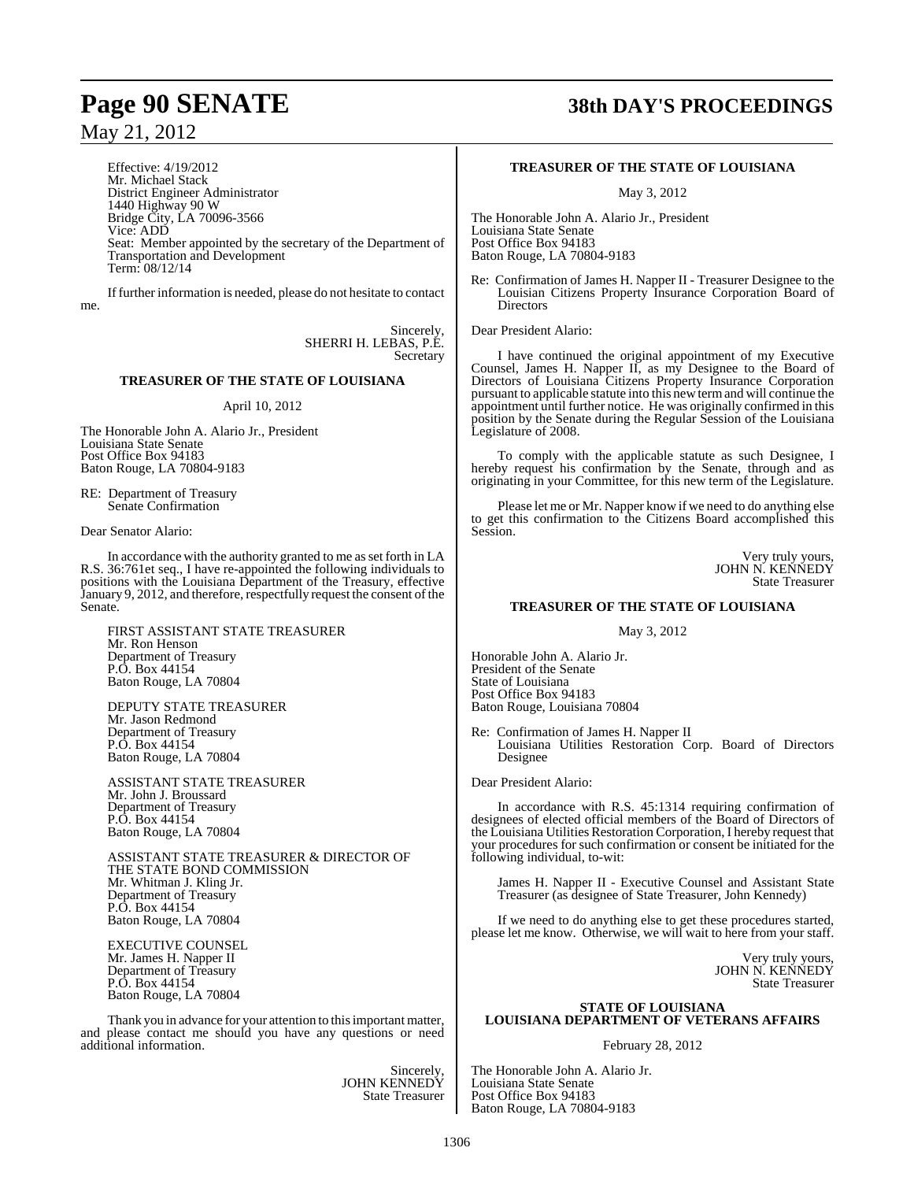Effective: 4/19/2012
Mr. Michael Stack
District Engineer Administrator
1440 Highway 90 W
Bridge City, LA 70096-3566
Vice: ADD
Seat: Member appointed by the secretary of the Department of Transportation and Development
Term: 08/12/14

If further information is needed, please do not hesitate to contact me.

Sincerely,
SHERRI H. LEBAS, P.E.
Secretary

### TREASURER OF THE STATE OF LOUISIANA

April 10, 2012

The Honorable John A. Alario Jr., President
Louisiana State Senate
Post Office Box 94183
Baton Rouge, LA 70804-9183

RE: Department of Treasury
Senate Confirmation

Dear Senator Alario:

In accordance with the authority granted to me as set forth in LA R.S. 36:761et seq., I have re-appointed the following individuals to positions with the Louisiana Department of the Treasury, effective January 9, 2012, and therefore, respectfully request the consent of the Senate.

FIRST ASSISTANT STATE TREASURER
Mr. Ron Henson
Department of Treasury
P.O. Box 44154
Baton Rouge, LA 70804

DEPUTY STATE TREASURER
Mr. Jason Redmond
Department of Treasury
P.O. Box 44154
Baton Rouge, LA 70804

ASSISTANT STATE TREASURER
Mr. John J. Broussard
Department of Treasury
P.O. Box 44154
Baton Rouge, LA 70804

ASSISTANT STATE TREASURER & DIRECTOR OF THE STATE BOND COMMISSION
Mr. Whitman J. Kling Jr.
Department of Treasury
P.O. Box 44154
Baton Rouge, LA 70804

EXECUTIVE COUNSEL
Mr. James H. Napper II
Department of Treasury
P.O. Box 44154
Baton Rouge, LA 70804

Thank you in advance for your attention to this important matter, and please contact me should you have any questions or need additional information.

Sincerely,
JOHN KENNEDY
State Treasurer

### TREASURER OF THE STATE OF LOUISIANA

May 3, 2012

The Honorable John A. Alario Jr., President
Louisiana State Senate
Post Office Box 94183
Baton Rouge, LA 70804-9183

Re: Confirmation of James H. Napper II - Treasurer Designee to the Louisian Citizens Property Insurance Corporation Board of Directors

Dear President Alario:

I have continued the original appointment of my Executive Counsel, James H. Napper II, as my Designee to the Board of Directors of Louisiana Citizens Property Insurance Corporation pursuant to applicable statute into this new term and will continue the appointment until further notice. He was originally confirmed in this position by the Senate during the Regular Session of the Louisiana Legislature of 2008.

To comply with the applicable statute as such Designee, I hereby request his confirmation by the Senate, through and as originating in your Committee, for this new term of the Legislature.

Please let me or Mr. Napper know if we need to do anything else to get this confirmation to the Citizens Board accomplished this Session.

Very truly yours,
JOHN N. KENNEDY
State Treasurer

### TREASURER OF THE STATE OF LOUISIANA

May 3, 2012

Honorable John A. Alario Jr.
President of the Senate
State of Louisiana
Post Office Box 94183
Baton Rouge, Louisiana 70804

Re: Confirmation of James H. Napper II
Louisiana Utilities Restoration Corp. Board of Directors Designee

Dear President Alario:

In accordance with R.S. 45:1314 requiring confirmation of designees of elected official members of the Board of Directors of the Louisiana Utilities Restoration Corporation, I hereby request that your procedures for such confirmation or consent be initiated for the following individual, to-wit:

James H. Napper II - Executive Counsel and Assistant State Treasurer (as designee of State Treasurer, John Kennedy)

If we need to do anything else to get these procedures started, please let me know. Otherwise, we will wait to here from your staff.

Very truly yours,
JOHN N. KENNEDY
State Treasurer

### STATE OF LOUISIANA
### LOUISIANA DEPARTMENT OF VETERANS AFFAIRS

February 28, 2012

The Honorable John A. Alario Jr.
Louisiana State Senate
Post Office Box 94183
Baton Rouge, LA 70804-9183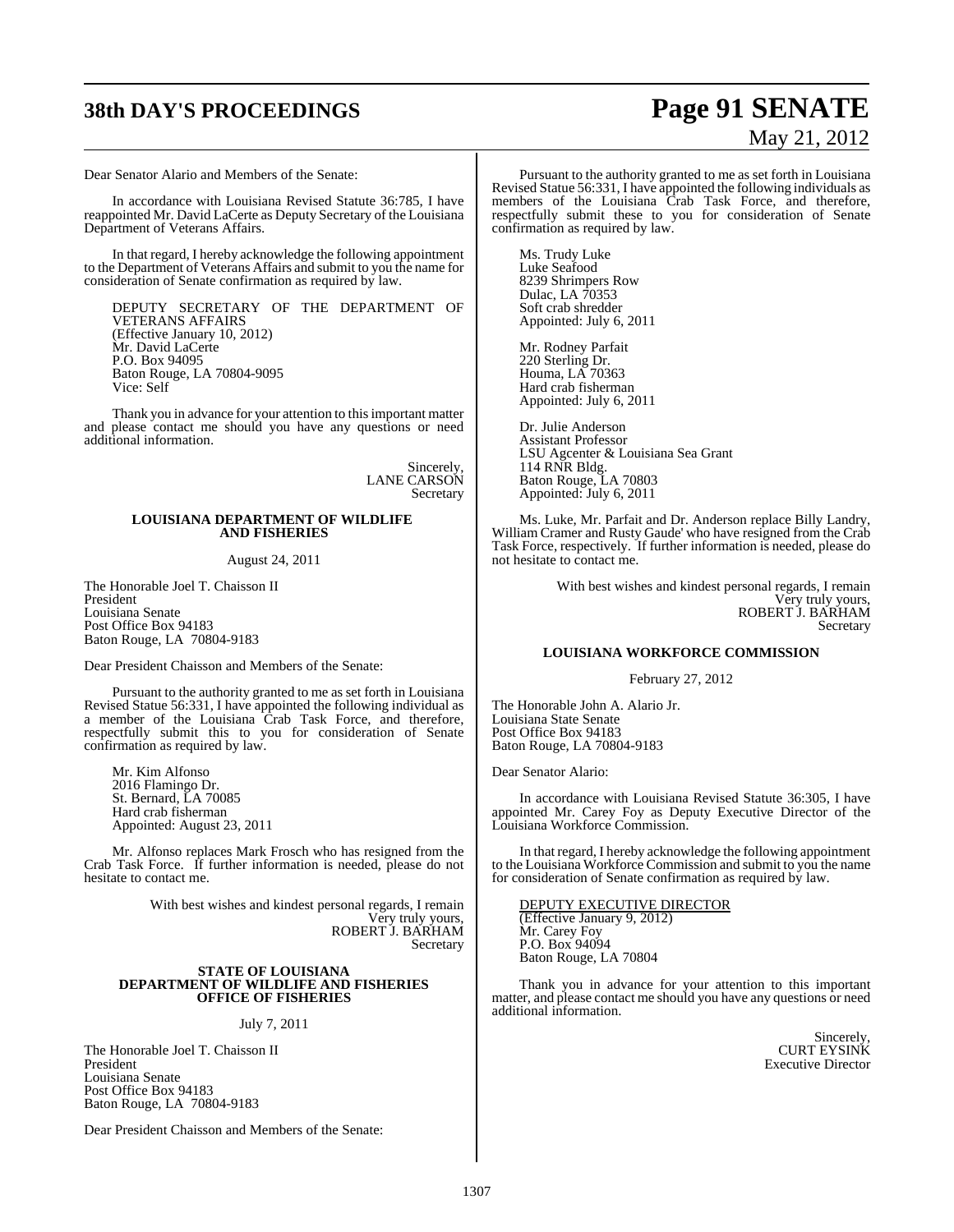Dear Senator Alario and Members of the Senate:

In accordance with Louisiana Revised Statute 36:785, I have reappointed Mr. David LaCerte as Deputy Secretary of the Louisiana Department of Veterans Affairs.

In that regard, I hereby acknowledge the following appointment to the Department of Veterans Affairs and submit to you the name for consideration of Senate confirmation as required by law.

DEPUTY SECRETARY OF THE DEPARTMENT OF VETERANS AFFAIRS
(Effective January 10, 2012)
Mr. David LaCerte
P.O. Box 94095
Baton Rouge, LA 70804-9095
Vice: Self

Thank you in advance for your attention to this important matter and please contact me should you have any questions or need additional information.

Sincerely,
LANE CARSON
Secretary

**LOUISIANA DEPARTMENT OF WILDLIFE AND FISHERIES**

August 24, 2011

The Honorable Joel T. Chaisson II
President
Louisiana Senate
Post Office Box 94183
Baton Rouge, LA 70804-9183

Dear President Chaisson and Members of the Senate:

Pursuant to the authority granted to me as set forth in Louisiana Revised Statue 56:331, I have appointed the following individual as a member of the Louisiana Crab Task Force, and therefore, respectfully submit this to you for consideration of Senate confirmation as required by law.

Mr. Kim Alfonso
2016 Flamingo Dr.
St. Bernard, LA 70085
Hard crab fisherman
Appointed: August 23, 2011

Mr. Alfonso replaces Mark Frosch who has resigned from the Crab Task Force. If further information is needed, please do not hesitate to contact me.

With best wishes and kindest personal regards, I remain
Very truly yours,
ROBERT J. BARHAM
Secretary

**STATE OF LOUISIANA DEPARTMENT OF WILDLIFE AND FISHERIES OFFICE OF FISHERIES**

July 7, 2011

The Honorable Joel T. Chaisson II
President
Louisiana Senate
Post Office Box 94183
Baton Rouge, LA 70804-9183

Dear President Chaisson and Members of the Senate:

Pursuant to the authority granted to me as set forth in Louisiana Revised Statue 56:331, I have appointed the following individuals as members of the Louisiana Crab Task Force, and therefore, respectfully submit these to you for consideration of Senate confirmation as required by law.

Ms. Trudy Luke
Luke Seafood
8239 Shrimpers Row
Dulac, LA 70353
Soft crab shredder
Appointed: July 6, 2011

Mr. Rodney Parfait
220 Sterling Dr.
Houma, LA 70363
Hard crab fisherman
Appointed: July 6, 2011

Dr. Julie Anderson
Assistant Professor
LSU Agcenter & Louisiana Sea Grant
114 RNR Bldg.
Baton Rouge, LA 70803
Appointed: July 6, 2011

Ms. Luke, Mr. Parfait and Dr. Anderson replace Billy Landry, William Cramer and Rusty Gaude' who have resigned from the Crab Task Force, respectively. If further information is needed, please do not hesitate to contact me.

With best wishes and kindest personal regards, I remain
Very truly yours,
ROBERT J. BARHAM
Secretary

**LOUISIANA WORKFORCE COMMISSION**

February 27, 2012

The Honorable John A. Alario Jr.
Louisiana State Senate
Post Office Box 94183
Baton Rouge, LA 70804-9183

Dear Senator Alario:

In accordance with Louisiana Revised Statute 36:305, I have appointed Mr. Carey Foy as Deputy Executive Director of the Louisiana Workforce Commission.

In that regard, I hereby acknowledge the following appointment to the Louisiana Workforce Commission and submit to you the name for consideration of Senate confirmation as required by law.

DEPUTY EXECUTIVE DIRECTOR
(Effective January 9, 2012)
Mr. Carey Foy
P.O. Box 94094
Baton Rouge, LA 70804

Thank you in advance for your attention to this important matter, and please contact me should you have any questions or need additional information.

Sincerely,
CURT EYSINK
Executive Director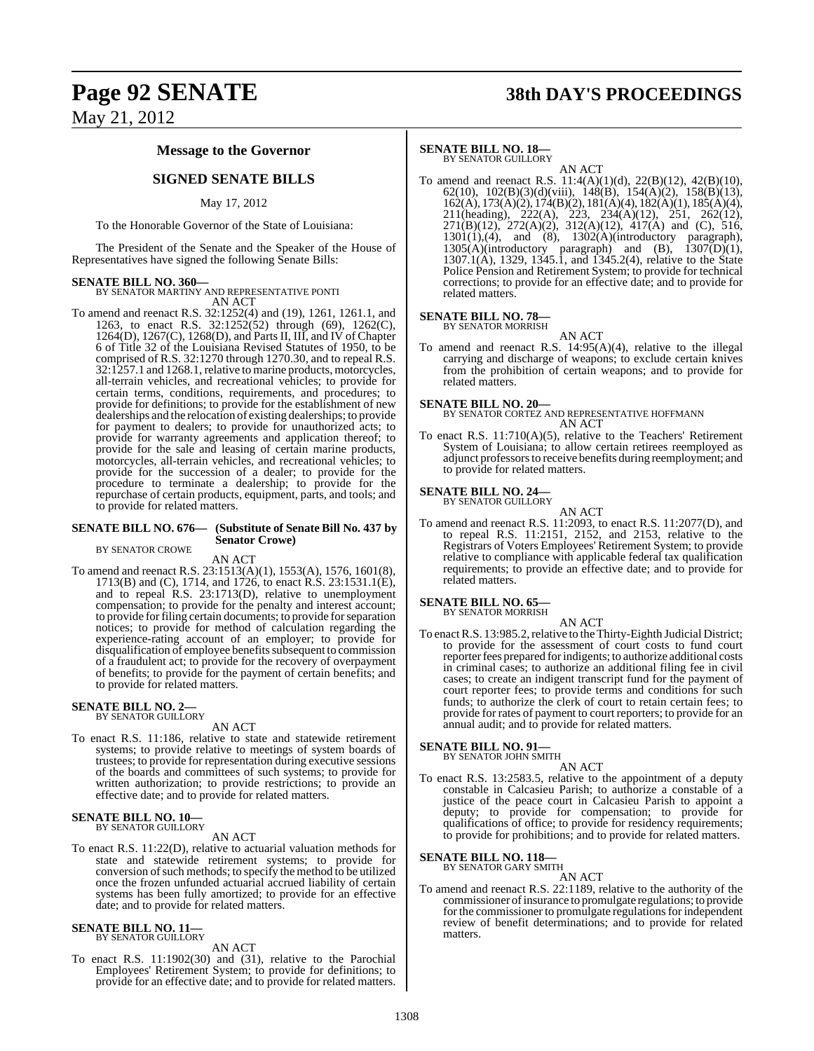## Message to the Governor

### SIGNED SENATE BILLS

May 17, 2012

To the Honorable Governor of the State of Louisiana:

The President of the Senate and the Speaker of the House of Representatives have signed the following Senate Bills:

**SENATE BILL NO. 360—**
BY SENATOR MARTINY AND REPRESENTATIVE PONTI
AN ACT

To amend and reenact R.S. 32:1252(4) and (19), 1261, 1261.1, and 1263, to enact R.S. 32:1252(52) through (69), 1262(C), 1264(D), 1267(C), 1268(D), and Parts II, III, and IV of Chapter 6 of Title 32 of the Louisiana Revised Statutes of 1950, to be comprised of R.S. 32:1270 through 1270.30, and to repeal R.S. 32:1257.1 and 1268.1, relative to marine products, motorcycles, all-terrain vehicles, and recreational vehicles; to provide for certain terms, conditions, requirements, and procedures; to provide for definitions; to provide for the establishment of new dealerships and the relocation of existing dealerships; to provide for payment to dealers; to provide for unauthorized acts; to provide for warranty agreements and application thereof; to provide for the sale and leasing of certain marine products, motorcycles, all-terrain vehicles, and recreational vehicles; to provide for the succession of a dealer; to provide for the procedure to terminate a dealership; to provide for the repurchase of certain products, equipment, parts, and tools; and to provide for related matters.

**SENATE BILL NO. 676— (Substitute of Senate Bill No. 437 by Senator Crowe)**
BY SENATOR CROWE
AN ACT

To amend and reenact R.S. 23:1513(A)(1), 1553(A), 1576, 1601(8), 1713(B) and (C), 1714, and 1726, to enact R.S. 23:1531.1(E), and to repeal R.S. 23:1713(D), relative to unemployment compensation; to provide for the penalty and interest account; to provide for filing certain documents; to provide for separation notices; to provide for method of calculation regarding the experience-rating account of an employer; to provide for disqualification of employee benefits subsequent to commission of a fraudulent act; to provide for the recovery of overpayment of benefits; to provide for the payment of certain benefits; and to provide for related matters.

**SENATE BILL NO. 2—**
BY SENATOR GUILLORY
AN ACT

To enact R.S. 11:186, relative to state and statewide retirement systems; to provide relative to meetings of system boards of trustees; to provide for representation during executive sessions of the boards and committees of such systems; to provide for written authorization; to provide restrictions; to provide an effective date; and to provide for related matters.

**SENATE BILL NO. 10—**
BY SENATOR GUILLORY
AN ACT

To enact R.S. 11:22(D), relative to actuarial valuation methods for state and statewide retirement systems; to provide for conversion of such methods; to specify the method to be utilized once the frozen unfunded actuarial accrued liability of certain systems has been fully amortized; to provide for an effective date; and to provide for related matters.

**SENATE BILL NO. 11—**
BY SENATOR GUILLORY
AN ACT

To enact R.S. 11:1902(30) and (31), relative to the Parochial Employees' Retirement System; to provide for definitions; to provide for an effective date; and to provide for related matters.

**SENATE BILL NO. 18—**
BY SENATOR GUILLORY
AN ACT

To amend and reenact R.S. 11:4(A)(1)(d), 22(B)(12), 42(B)(10), 62(10), 102(B)(3)(d)(viii), 148(B), 154(A)(2), 158(B)(13), 162(A), 173(A)(2), 174(B)(2), 181(A)(4), 182(A)(1), 185(A)(4), 211(heading), 222(A), 223, 234(A)(12), 251, 262(12), 271(B)(12), 272(A)(2), 312(A)(12), 417(A) and (C), 516, 1301(1),(4), and (8), 1302(A)(introductory paragraph), 1305(A)(introductory paragraph) and (B), 1307(D)(1), 1307.1(A), 1329, 1345.1, and 1345.2(4), relative to the State Police Pension and Retirement System; to provide for technical corrections; to provide for an effective date; and to provide for related matters.

**SENATE BILL NO. 78—**
BY SENATOR MORRISH
AN ACT

To amend and reenact R.S. 14:95(A)(4), relative to the illegal carrying and discharge of weapons; to exclude certain knives from the prohibition of certain weapons; and to provide for related matters.

**SENATE BILL NO. 20—**
BY SENATOR CORTEZ AND REPRESENTATIVE HOFFMANN
AN ACT

To enact R.S. 11:710(A)(5), relative to the Teachers' Retirement System of Louisiana; to allow certain retirees reemployed as adjunct professors to receive benefits during reemployment; and to provide for related matters.

**SENATE BILL NO. 24—**
BY SENATOR GUILLORY
AN ACT

To amend and reenact R.S. 11:2093, to enact R.S. 11:2077(D), and to repeal R.S. 11:2151, 2152, and 2153, relative to the Registrars of Voters Employees' Retirement System; to provide relative to compliance with applicable federal tax qualification requirements; to provide an effective date; and to provide for related matters.

**SENATE BILL NO. 65—**
BY SENATOR MORRISH
AN ACT

To enact R.S. 13:985.2, relative to the Thirty-Eighth Judicial District; to provide for the assessment of court costs to fund court reporter fees prepared for indigents; to authorize additional costs in criminal cases; to authorize an additional filing fee in civil cases; to create an indigent transcript fund for the payment of court reporter fees; to provide terms and conditions for such funds; to authorize the clerk of court to retain certain fees; to provide for rates of payment to court reporters; to provide for an annual audit; and to provide for related matters.

**SENATE BILL NO. 91—**
BY SENATOR JOHN SMITH
AN ACT

To enact R.S. 13:2583.5, relative to the appointment of a deputy constable in Calcasieu Parish; to authorize a constable of a justice of the peace court in Calcasieu Parish to appoint a deputy; to provide for compensation; to provide for qualifications of office; to provide for residency requirements; to provide for prohibitions; and to provide for related matters.

**SENATE BILL NO. 118—**
BY SENATOR GARY SMITH
AN ACT

To amend and reenact R.S. 22:1189, relative to the authority of the commissioner of insurance to promulgate regulations; to provide for the commissioner to promulgate regulations for independent review of benefit determinations; and to provide for related matters.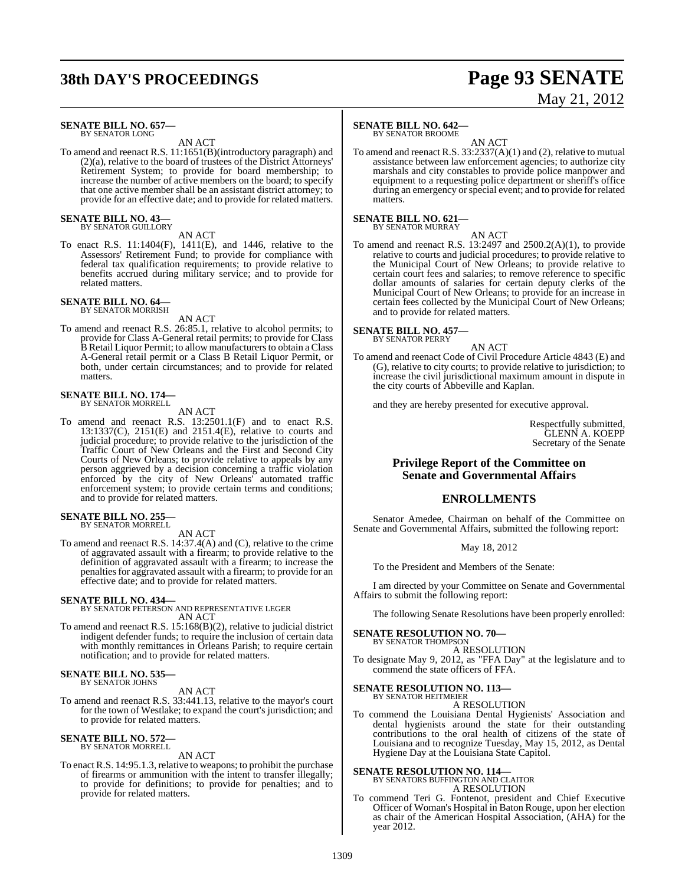**SENATE BILL NO. 657—**
BY SENATOR LONG

AN ACT

To amend and reenact R.S. 11:1651(B)(introductory paragraph) and (2)(a), relative to the board of trustees of the District Attorneys' Retirement System; to provide for board membership; to increase the number of active members on the board; to specify that one active member shall be an assistant district attorney; to provide for an effective date; and to provide for related matters.

**SENATE BILL NO. 43—**
BY SENATOR GUILLORY

AN ACT

To enact R.S. 11:1404(F), 1411(E), and 1446, relative to the Assessors' Retirement Fund; to provide for compliance with federal tax qualification requirements; to provide relative to benefits accrued during military service; and to provide for related matters.

**SENATE BILL NO. 64—**
BY SENATOR MORRISH

AN ACT

To amend and reenact R.S. 26:85.1, relative to alcohol permits; to provide for Class A-General retail permits; to provide for Class B Retail Liquor Permit; to allow manufacturers to obtain a Class A-General retail permit or a Class B Retail Liquor Permit, or both, under certain circumstances; and to provide for related matters.

**SENATE BILL NO. 174—**
BY SENATOR MORRELL

AN ACT

To amend and reenact R.S. 13:2501.1(F) and to enact R.S. 13:1337(C), 2151(E) and 2151.4(E), relative to courts and judicial procedure; to provide relative to the jurisdiction of the Traffic Court of New Orleans and the First and Second City Courts of New Orleans; to provide relative to appeals by any person aggrieved by a decision concerning a traffic violation enforced by the city of New Orleans' automated traffic enforcement system; to provide certain terms and conditions; and to provide for related matters.

**SENATE BILL NO. 255—**
BY SENATOR MORRELL

AN ACT

To amend and reenact R.S. 14:37.4(A) and (C), relative to the crime of aggravated assault with a firearm; to provide relative to the definition of aggravated assault with a firearm; to increase the penalties for aggravated assault with a firearm; to provide for an effective date; and to provide for related matters.

**SENATE BILL NO. 434—**
BY SENATOR PETERSON AND REPRESENTATIVE LEGER

AN ACT

To amend and reenact R.S. 15:168(B)(2), relative to judicial district indigent defender funds; to require the inclusion of certain data with monthly remittances in Orleans Parish; to require certain notification; and to provide for related matters.

**SENATE BILL NO. 535—**
BY SENATOR JOHNS

AN ACT

To amend and reenact R.S. 33:441.13, relative to the mayor's court for the town of Westlake; to expand the court's jurisdiction; and to provide for related matters.

**SENATE BILL NO. 572—**
BY SENATOR MORRELL

AN ACT

To enact R.S. 14:95.1.3, relative to weapons; to prohibit the purchase of firearms or ammunition with the intent to transfer illegally; to provide for definitions; to provide for penalties; and to provide for related matters.

**SENATE BILL NO. 642—**
BY SENATOR BROOME

AN ACT

To amend and reenact R.S. 33:2337(A)(1) and (2), relative to mutual assistance between law enforcement agencies; to authorize city marshals and city constables to provide police manpower and equipment to a requesting police department or sheriff's office during an emergency or special event; and to provide for related matters.

**SENATE BILL NO. 621—**
BY SENATOR MURRAY

AN ACT

To amend and reenact R.S. 13:2497 and 2500.2(A)(1), to provide relative to courts and judicial procedures; to provide relative to the Municipal Court of New Orleans; to provide relative to certain court fees and salaries; to remove reference to specific dollar amounts of salaries for certain deputy clerks of the Municipal Court of New Orleans; to provide for an increase in certain fees collected by the Municipal Court of New Orleans; and to provide for related matters.

**SENATE BILL NO. 457—**
BY SENATOR PERRY

AN ACT

To amend and reenact Code of Civil Procedure Article 4843 (E) and (G), relative to city courts; to provide relative to jurisdiction; to increase the civil jurisdictional maximum amount in dispute in the city courts of Abbeville and Kaplan.

and they are hereby presented for executive approval.

Respectfully submitted,
GLENN A. KOEPP
Secretary of the Senate

## Privilege Report of the Committee on Senate and Governmental Affairs

## ENROLLMENTS

Senator Amedee, Chairman on behalf of the Committee on Senate and Governmental Affairs, submitted the following report:

May 18, 2012

To the President and Members of the Senate:

I am directed by your Committee on Senate and Governmental Affairs to submit the following report:

The following Senate Resolutions have been properly enrolled:

**SENATE RESOLUTION NO. 70—**
BY SENATOR THOMPSON

A RESOLUTION

To designate May 9, 2012, as "FFA Day" at the legislature and to commend the state officers of FFA.

**SENATE RESOLUTION NO. 113—**
BY SENATOR HEITMEIER

A RESOLUTION

To commend the Louisiana Dental Hygienists' Association and dental hygienists around the state for their outstanding contributions to the oral health of citizens of the state of Louisiana and to recognize Tuesday, May 15, 2012, as Dental Hygiene Day at the Louisiana State Capitol.

**SENATE RESOLUTION NO. 114—**
BY SENATORS BUFFINGTON AND CLAITOR

A RESOLUTION

To commend Teri G. Fontenot, president and Chief Executive Officer of Woman's Hospital in Baton Rouge, upon her election as chair of the American Hospital Association, (AHA) for the year 2012.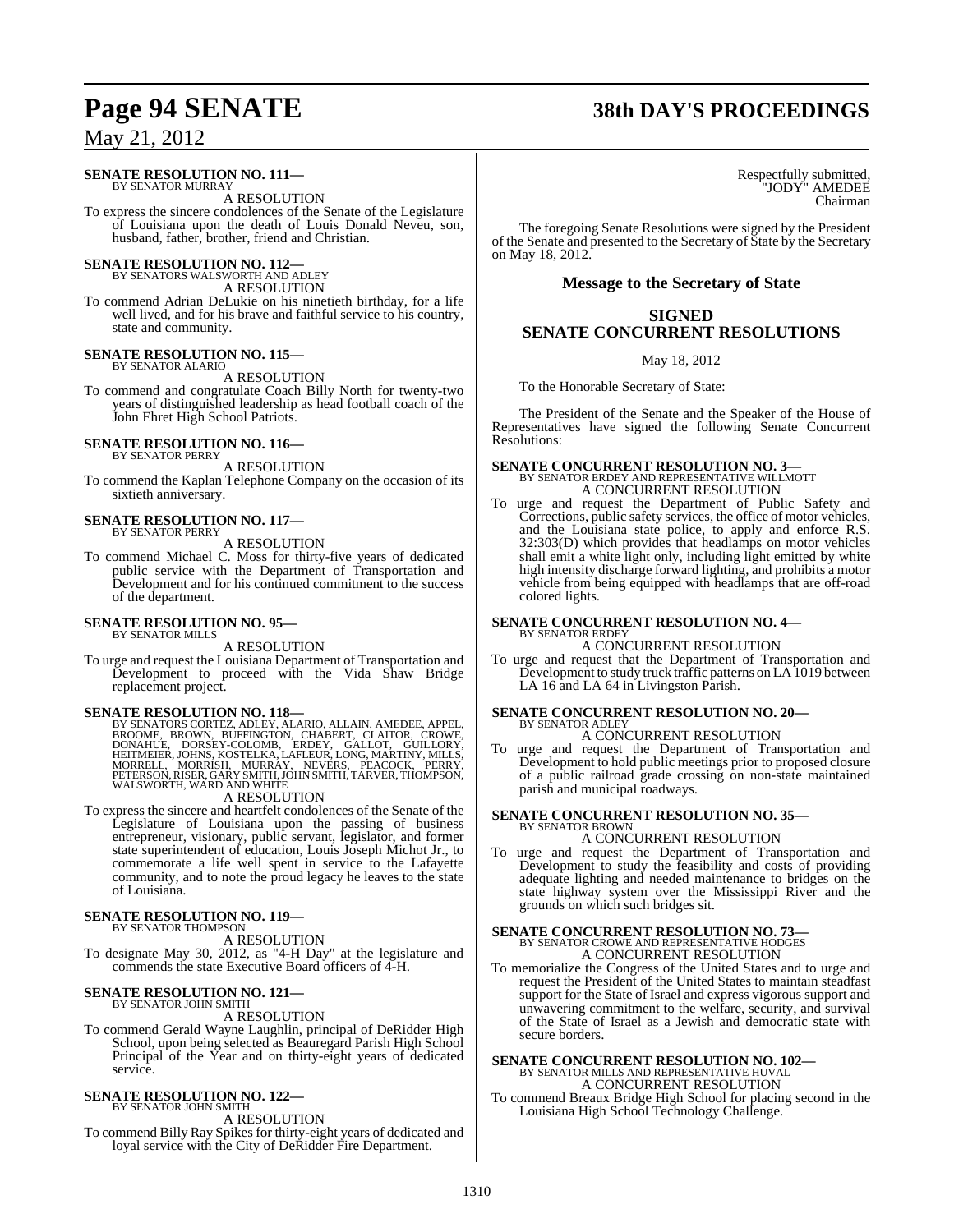**SENATE RESOLUTION NO. 111—**
BY SENATOR MURRAY

A RESOLUTION

To express the sincere condolences of the Senate of the Legislature of Louisiana upon the death of Louis Donald Neveu, son, husband, father, brother, friend and Christian.

**SENATE RESOLUTION NO. 112—**
BY SENATORS WALSWORTH AND ADLEY

A RESOLUTION

To commend Adrian DeLukie on his ninetieth birthday, for a life well lived, and for his brave and faithful service to his country, state and community.

**SENATE RESOLUTION NO. 115—**
BY SENATOR ALARIO

A RESOLUTION

To commend and congratulate Coach Billy North for twenty-two years of distinguished leadership as head football coach of the John Ehret High School Patriots.

**SENATE RESOLUTION NO. 116—**
BY SENATOR PERRY

A RESOLUTION

To commend the Kaplan Telephone Company on the occasion of its sixtieth anniversary.

**SENATE RESOLUTION NO. 117—**
BY SENATOR PERRY

A RESOLUTION

To commend Michael C. Moss for thirty-five years of dedicated public service with the Department of Transportation and Development and for his continued commitment to the success of the department.

**SENATE RESOLUTION NO. 95—**
BY SENATOR MILLS

A RESOLUTION

To urge and request the Louisiana Department of Transportation and Development to proceed with the Vida Shaw Bridge replacement project.

**SENATE RESOLUTION NO. 118—**
BY SENATORS CORTEZ, ADLEY, ALARIO, ALLAIN, AMEDEE, APPEL, BROOME, BROWN, BUFFINGTON, CHABERT, CLAITOR, CROWE, DONAHUE, DORSEY-COLOMB, ERDEY, GALLOT, GUILLORY, HEITMEIER, JOHNS, KOSTELKA, LAFLEUR, LONG, MARTINY, MILLS, MORRELL, MORRISH, MURRAY, NEVERS, PEACOCK, PERRY, PETERSON, RISER, GARY SMITH, JOHN SMITH, TARVER, THOMPSON, WALSWORTH, WARD AND WHITE

A RESOLUTION

To express the sincere and heartfelt condolences of the Senate of the Legislature of Louisiana upon the passing of business entrepreneur, visionary, public servant, legislator, and former state superintendent of education, Louis Joseph Michot Jr., to commemorate a life well spent in service to the Lafayette community, and to note the proud legacy he leaves to the state of Louisiana.

**SENATE RESOLUTION NO. 119—**
BY SENATOR THOMPSON

A RESOLUTION

To designate May 30, 2012, as "4-H Day" at the legislature and commends the state Executive Board officers of 4-H.

**SENATE RESOLUTION NO. 121—**
BY SENATOR JOHN SMITH

A RESOLUTION

To commend Gerald Wayne Laughlin, principal of DeRidder High School, upon being selected as Beauregard Parish High School Principal of the Year and on thirty-eight years of dedicated service.

**SENATE RESOLUTION NO. 122—**
BY SENATOR JOHN SMITH

A RESOLUTION

To commend Billy Ray Spikes for thirty-eight years of dedicated and loyal service with the City of DeRidder Fire Department.

Respectfully submitted,
"JODY" AMEDEE
Chairman

The foregoing Senate Resolutions were signed by the President of the Senate and presented to the Secretary of State by the Secretary on May 18, 2012.

## Message to the Secretary of State

## SIGNED SENATE CONCURRENT RESOLUTIONS

May 18, 2012

To the Honorable Secretary of State:

The President of the Senate and the Speaker of the House of Representatives have signed the following Senate Concurrent Resolutions:

**SENATE CONCURRENT RESOLUTION NO. 3—**
BY SENATOR ERDEY AND REPRESENTATIVE WILLMOTT

A CONCURRENT RESOLUTION

To urge and request the Department of Public Safety and Corrections, public safety services, the office of motor vehicles, and the Louisiana state police, to apply and enforce R.S. 32:303(D) which provides that headlamps on motor vehicles shall emit a white light only, including light emitted by white high intensity discharge forward lighting, and prohibits a motor vehicle from being equipped with headlamps that are off-road colored lights.

**SENATE CONCURRENT RESOLUTION NO. 4—**
BY SENATOR ERDEY

A CONCURRENT RESOLUTION

To urge and request that the Department of Transportation and Development to study truck traffic patterns on LA 1019 between LA 16 and LA 64 in Livingston Parish.

**SENATE CONCURRENT RESOLUTION NO. 20—**
BY SENATOR ADLEY

A CONCURRENT RESOLUTION

To urge and request the Department of Transportation and Development to hold public meetings prior to proposed closure of a public railroad grade crossing on non-state maintained parish and municipal roadways.

**SENATE CONCURRENT RESOLUTION NO. 35—**
BY SENATOR BROWN

A CONCURRENT RESOLUTION

To urge and request the Department of Transportation and Development to study the feasibility and costs of providing adequate lighting and needed maintenance to bridges on the state highway system over the Mississippi River and the grounds on which such bridges sit.

**SENATE CONCURRENT RESOLUTION NO. 73—**
BY SENATOR CROWE AND REPRESENTATIVE HODGES

A CONCURRENT RESOLUTION

To memorialize the Congress of the United States and to urge and request the President of the United States to maintain steadfast support for the State of Israel and express vigorous support and unwavering commitment to the welfare, security, and survival of the State of Israel as a Jewish and democratic state with secure borders.

**SENATE CONCURRENT RESOLUTION NO. 102—**
BY SENATOR MILLS AND REPRESENTATIVE HUVAL

A CONCURRENT RESOLUTION

To commend Breaux Bridge High School for placing second in the Louisiana High School Technology Challenge.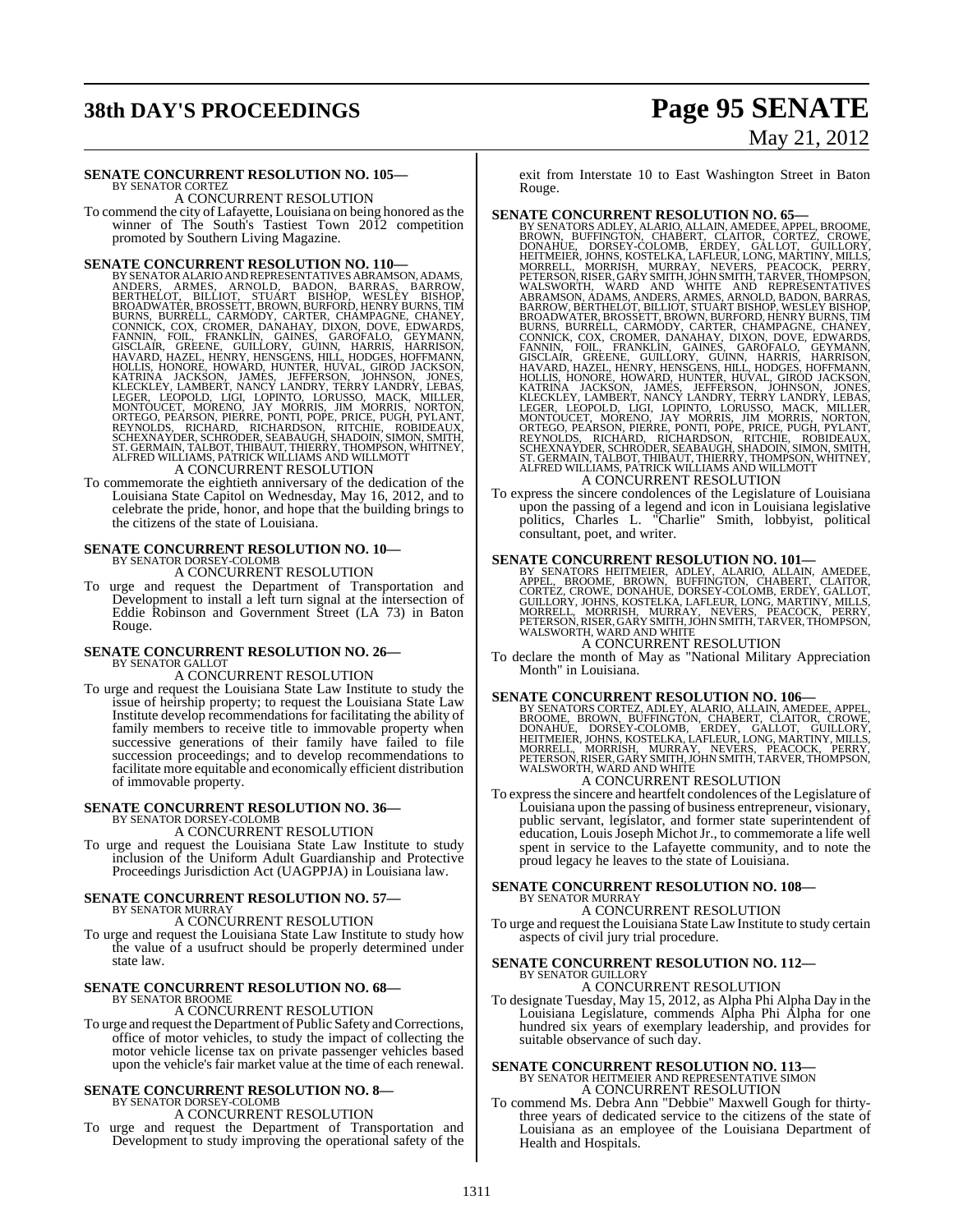**SENATE CONCURRENT RESOLUTION NO. 105—**
BY SENATOR CORTEZ

A CONCURRENT RESOLUTION

To commend the city of Lafayette, Louisiana on being honored as the winner of The South's Tastiest Town 2012 competition promoted by Southern Living Magazine.

**SENATE CONCURRENT RESOLUTION NO. 110—**
BY SENATOR ALARIO AND REPRESENTATIVES ABRAMSON, ADAMS, ANDERS, ARMES, ARNOLD, BADON, BARRAS, BARROW, BERTHELOT, BILLIOT, STUART BISHOP, WESLEY BISHOP, BROADWATER, BROSSETT, BROWN, BURFORD, HENRY BURNS, TIM BURNS, BURRELL, CARMODY, CARTER, CHAMPAGNE, CHANEY, CONNICK, COX, CROMER, DANAHAY, DIXON, DOVE, EDWARDS, FANNIN, FOIL, FRANKLIN, GAINES, GAROFALO, GEYMANN, GISCLAIR, GREENE, GUILLORY, GUINN, HARRIS, HARRISON, HAVARD, HAZEL, HENRY, HENSGENS, HILL, HODGES, HOFFMANN, HOLLIS, HONORE, HOWARD, HUNTER, HUVAL, GIROD JACKSON, KATRINA JACKSON, JAMES, JEFFERSON, JOHNSON, JONES, KLECKLEY, LAMBERT, NANCY LANDRY, TERRY LANDRY, LEBAS, LEGER, LEOPOLD, LIGI, LOPINTO, LORUSSO, MACK, MILLER, MONTOUCET, MORENO, JAY MORRIS, JIM MORRIS, NORTON, ORTEGO, PEARSON, PIERRE, PONTI, POPE, PRICE, PUGH, PYLANT, REYNOLDS, RICHARD, RICHARDSON, RITCHIE, ROBIDEAUX, SCHEXNAYDER, SCHRODER, SEABAUGH, SHADOIN, SIMON, SMITH, ST. GERMAIN, TALBOT, THIBAUT, THIERRY, THOMPSON, WHITNEY, ALFRED WILLIAMS, PATRICK WILLIAMS AND WILLMOTT

A CONCURRENT RESOLUTION

To commemorate the eightieth anniversary of the dedication of the Louisiana State Capitol on Wednesday, May 16, 2012, and to celebrate the pride, honor, and hope that the building brings to the citizens of the state of Louisiana.

**SENATE CONCURRENT RESOLUTION NO. 10—**
BY SENATOR DORSEY-COLOMB

A CONCURRENT RESOLUTION

To urge and request the Department of Transportation and Development to install a left turn signal at the intersection of Eddie Robinson and Government Street (LA 73) in Baton Rouge.

**SENATE CONCURRENT RESOLUTION NO. 26—**
BY SENATOR GALLOT

A CONCURRENT RESOLUTION

To urge and request the Louisiana State Law Institute to study the issue of heirship property; to request the Louisiana State Law Institute develop recommendations for facilitating the ability of family members to receive title to immovable property when successive generations of their family have failed to file succession proceedings; and to develop recommendations to facilitate more equitable and economically efficient distribution of immovable property.

**SENATE CONCURRENT RESOLUTION NO. 36—**
BY SENATOR DORSEY-COLOMB

A CONCURRENT RESOLUTION

To urge and request the Louisiana State Law Institute to study inclusion of the Uniform Adult Guardianship and Protective Proceedings Jurisdiction Act (UAGPPJA) in Louisiana law.

**SENATE CONCURRENT RESOLUTION NO. 57—**
BY SENATOR MURRAY

A CONCURRENT RESOLUTION

To urge and request the Louisiana State Law Institute to study how the value of a usufruct should be properly determined under state law.

**SENATE CONCURRENT RESOLUTION NO. 68—**
BY SENATOR BROOME

A CONCURRENT RESOLUTION

To urge and request the Department of Public Safety and Corrections, office of motor vehicles, to study the impact of collecting the motor vehicle license tax on private passenger vehicles based upon the vehicle's fair market value at the time of each renewal.

**SENATE CONCURRENT RESOLUTION NO. 8—**
BY SENATOR DORSEY-COLOMB

A CONCURRENT RESOLUTION

To urge and request the Department of Transportation and Development to study improving the operational safety of the exit from Interstate 10 to East Washington Street in Baton Rouge.

**SENATE CONCURRENT RESOLUTION NO. 65—**
BY SENATORS ADLEY, ALARIO, ALLAIN, AMEDEE, APPEL, BROOME, BROWN, BUFFINGTON, CHABERT, CLAITOR, CORTEZ, CROWE, DONAHUE, DORSEY-COLOMB, ERDEY, GALLOT, GUILLORY, HEITMEIER, JOHNS, KOSTELKA, LAFLEUR, LONG, MARTINY, MILLS, MORRELL, MORRISH, MURRAY, NEVERS, PEACOCK, PERRY, PETERSON, RISER, GARY SMITH, JOHN SMITH, TARVER, THOMPSON, WALSWORTH, WARD AND WHITE AND REPRESENTATIVES ABRAMSON, ADAMS, ANDERS, ARMES, ARNOLD, BADON, BARRAS, BARROW, BERTHELOT, BILLIOT, STUART BISHOP, WESLEY BISHOP, BROADWATER, BROSSETT, BROWN, BURFORD, HENRY BURNS, TIM BURNS, BURRELL, CARMODY, CARTER, CHAMPAGNE, CHANEY, CONNICK, COX, CROMER, DANAHAY, DIXON, DOVE, EDWARDS, FANNIN, FOIL, FRANKLIN, GAINES, GAROFALO, GEYMANN, GISCLAIR, GREENE, GUILLORY, GUINN, HARRIS, HARRISON, HAVARD, HAZEL, HENRY, HENSGENS, HILL, HODGES, HOFFMANN, HOLLIS, HONORE, HOWARD, HUNTER, HUVAL, GIROD JACKSON, KATRINA JACKSON, JAMES, JEFFERSON, JOHNSON, JONES, KLECKLEY, LAMBERT, NANCY LANDRY, TERRY LANDRY, LEBAS, LEGER, LEOPOLD, LIGI, LOPINTO, LORUSSO, MACK, MILLER, MONTOUCET, MORENO, JAY MORRIS, JIM MORRIS, NORTON, ORTEGO, PEARSON, PIERRE, PONTI, POPE, PRICE, PUGH, PYLANT, REYNOLDS, RICHARD, RICHARDSON, RITCHIE, ROBIDEAUX, SCHEXNAYDER, SCHRODER, SEABAUGH, SHADOIN, SIMON, SMITH, ST. GERMAIN, TALBOT, THIBAUT, THIERRY, THOMPSON, WHITNEY, ALFRED WILLIAMS, PATRICK WILLIAMS AND WILLMOTT

A CONCURRENT RESOLUTION

To express the sincere condolences of the Legislature of Louisiana upon the passing of a legend and icon in Louisiana legislative politics, Charles L. "Charlie" Smith, lobbyist, political consultant, poet, and writer.

**SENATE CONCURRENT RESOLUTION NO. 101—**
BY SENATORS HEITMEIER, ADLEY, ALARIO, ALLAIN, AMEDEE, APPEL, BROOME, BROWN, BUFFINGTON, CHABERT, CLAITOR, CORTEZ, CROWE, DONAHUE, DORSEY-COLOMB, ERDEY, GALLOT, GUILLORY, JOHNS, KOSTELKA, LAFLEUR, LONG, MARTINY, MILLS, MORRELL, MORRISH, MURRAY, NEVERS, PEACOCK, PERRY, PETERSON, RISER, GARY SMITH, JOHN SMITH, TARVER, THOMPSON, WALSWORTH, WARD AND WHITE

A CONCURRENT RESOLUTION

To declare the month of May as "National Military Appreciation Month" in Louisiana.

**SENATE CONCURRENT RESOLUTION NO. 106—**
BY SENATORS CORTEZ, ADLEY, ALARIO, ALLAIN, AMEDEE, APPEL, BROOME, BROWN, BUFFINGTON, CHABERT, CLAITOR, CROWE, DONAHUE, DORSEY-COLOMB, ERDEY, GALLOT, GUILLORY, HEITMEIER, JOHNS, KOSTELKA, LAFLEUR, LONG, MARTINY, MILLS, MORRELL, MORRISH, MURRAY, NEVERS, PEACOCK, PERRY, PETERSON, RISER, GARY SMITH, JOHN SMITH, TARVER, THOMPSON, WALSWORTH, WARD AND WHITE

A CONCURRENT RESOLUTION

To express the sincere and heartfelt condolences of the Legislature of Louisiana upon the passing of business entrepreneur, visionary, public servant, legislator, and former state superintendent of education, Louis Joseph Michot Jr., to commemorate a life well spent in service to the Lafayette community, and to note the proud legacy he leaves to the state of Louisiana.

**SENATE CONCURRENT RESOLUTION NO. 108—**
BY SENATOR MURRAY

A CONCURRENT RESOLUTION

To urge and request the Louisiana State Law Institute to study certain aspects of civil jury trial procedure.

**SENATE CONCURRENT RESOLUTION NO. 112—**
BY SENATOR GUILLORY

A CONCURRENT RESOLUTION

To designate Tuesday, May 15, 2012, as Alpha Phi Alpha Day in the Louisiana Legislature, commends Alpha Phi Alpha for one hundred six years of exemplary leadership, and provides for suitable observance of such day.

**SENATE CONCURRENT RESOLUTION NO. 113—**
BY SENATOR HEITMEIER AND REPRESENTATIVE SIMON

A CONCURRENT RESOLUTION

To commend Ms. Debra Ann "Debbie" Maxwell Gough for thirty-three years of dedicated service to the citizens of the state of Louisiana as an employee of the Louisiana Department of Health and Hospitals.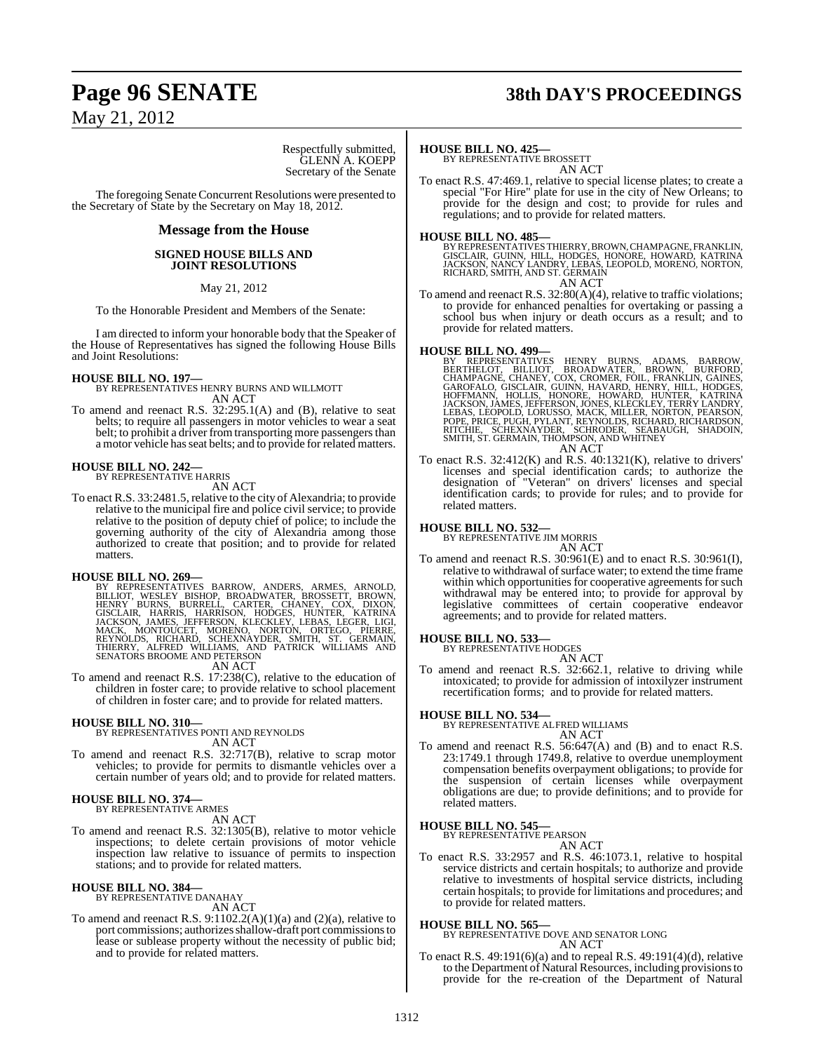Respectfully submitted,
GLENN A. KOEPP
Secretary of the Senate

The foregoing Senate Concurrent Resolutions were presented to the Secretary of State by the Secretary on May 18, 2012.

## Message from the House

### SIGNED HOUSE BILLS AND JOINT RESOLUTIONS

May 21, 2012

To the Honorable President and Members of the Senate:

I am directed to inform your honorable body that the Speaker of the House of Representatives has signed the following House Bills and Joint Resolutions:

**HOUSE BILL NO. 197—**
BY REPRESENTATIVES HENRY BURNS AND WILLMOTT
AN ACT

To amend and reenact R.S. 32:295.1(A) and (B), relative to seat belts; to require all passengers in motor vehicles to wear a seat belt; to prohibit a driver from transporting more passengers than a motor vehicle has seat belts; and to provide for related matters.

**HOUSE BILL NO. 242—**
BY REPRESENTATIVE HARRIS
AN ACT

To enact R.S. 33:2481.5, relative to the city of Alexandria; to provide relative to the municipal fire and police civil service; to provide relative to the position of deputy chief of police; to include the governing authority of the city of Alexandria among those authorized to create that position; and to provide for related matters.

**HOUSE BILL NO. 269—**
BY REPRESENTATIVES BARROW, ANDERS, ARMES, ARNOLD, BILLIOT, WESLEY BISHOP, BROADWATER, BROSSETT, BROWN, HENRY BURNS, BURRELL, CARTER, CHANEY, COX, DIXON, GISCLAIR, HARRIS, HARRISON, HODGES, HUNTER, KATRINA JACKSON, JAMES, JEFFERSON, KLECKLEY, LEBAS, LEGER, LIGI, MACK, MONTOUCET, MORENO, NORTON, ORTEGO, PIERRE, REYNOLDS, RICHARD, SCHEXNAYDER, SMITH, ST. GERMAIN, THIERRY, ALFRED WILLIAMS, AND PATRICK WILLIAMS AND SENATORS BROOME AND PETERSON
AN ACT

To amend and reenact R.S. 17:238(C), relative to the education of children in foster care; to provide relative to school placement of children in foster care; and to provide for related matters.

**HOUSE BILL NO. 310—**
BY REPRESENTATIVES PONTI AND REYNOLDS
AN ACT

To amend and reenact R.S. 32:717(B), relative to scrap motor vehicles; to provide for permits to dismantle vehicles over a certain number of years old; and to provide for related matters.

**HOUSE BILL NO. 374—**
BY REPRESENTATIVE ARMES
AN ACT

To amend and reenact R.S. 32:1305(B), relative to motor vehicle inspections; to delete certain provisions of motor vehicle inspection law relative to issuance of permits to inspection stations; and to provide for related matters.

**HOUSE BILL NO. 384—**
BY REPRESENTATIVE DANAHAY
AN ACT

To amend and reenact R.S. 9:1102.2(A)(1)(a) and (2)(a), relative to port commissions; authorizes shallow-draft port commissions to lease or sublease property without the necessity of public bid; and to provide for related matters.

**HOUSE BILL NO. 425—**
BY REPRESENTATIVE BROSSETT
AN ACT

To enact R.S. 47:469.1, relative to special license plates; to create a special "For Hire" plate for use in the city of New Orleans; to provide for the design and cost; to provide for rules and regulations; and to provide for related matters.

**HOUSE BILL NO. 485—**
BY REPRESENTATIVES THIERRY, BROWN, CHAMPAGNE, FRANKLIN, GISCLAIR, GUINN, HILL, HODGES, HONORE, HOWARD, KATRINA JACKSON, NANCY LANDRY, LEBAS, LEOPOLD, MORENO, NORTON, RICHARD, SMITH, AND ST. GERMAIN
AN ACT

To amend and reenact R.S. 32:80(A)(4), relative to traffic violations; to provide for enhanced penalties for overtaking or passing a school bus when injury or death occurs as a result; and to provide for related matters.

**HOUSE BILL NO. 499—**
BY REPRESENTATIVES HENRY BURNS, ADAMS, BARROW, BERTHELOT, BILLIOT, BROADWATER, BROWN, BURFORD, CHAMPAGNE, CHANEY, COX, CROMER, FOIL, FRANKLIN, GAINES, GAROFALO, GISCLAIR, GUINN, HAVARD, HENRY, HILL, HODGES, HOFFMANN, HOLLIS, HONORE, HOWARD, HUNTER, KATRINA JACKSON, JAMES, JEFFERSON, JONES, KLECKLEY, TERRY LANDRY, LEBAS, LEOPOLD, LORUSSO, MACK, MILLER, NORTON, PEARSON, POPE, PRICE, PUGH, PYLANT, REYNOLDS, RICHARD, RICHARDSON, RITCHIE, SCHEXNAYDER, SCHRODER, SEABAUGH, SHADOIN, SMITH, ST. GERMAIN, THOMPSON, AND WHITNEY
AN ACT

To enact R.S. 32:412(K) and R.S. 40:1321(K), relative to drivers' licenses and special identification cards; to authorize the designation of "Veteran" on drivers' licenses and special identification cards; to provide for rules; and to provide for related matters.

**HOUSE BILL NO. 532—**
BY REPRESENTATIVE JIM MORRIS
AN ACT

To amend and reenact R.S. 30:961(E) and to enact R.S. 30:961(I), relative to withdrawal of surface water; to extend the time frame within which opportunities for cooperative agreements for such withdrawal may be entered into; to provide for approval by legislative committees of certain cooperative endeavor agreements; and to provide for related matters.

**HOUSE BILL NO. 533—**
BY REPRESENTATIVE HODGES
AN ACT

To amend and reenact R.S. 32:662.1, relative to driving while intoxicated; to provide for admission of intoxilyzer instrument recertification forms; and to provide for related matters.

**HOUSE BILL NO. 534—**
BY REPRESENTATIVE ALFRED WILLIAMS
AN ACT

To amend and reenact R.S. 56:647(A) and (B) and to enact R.S. 23:1749.1 through 1749.8, relative to overdue unemployment compensation benefits overpayment obligations; to provide for the suspension of certain licenses while overpayment obligations are due; to provide definitions; and to provide for related matters.

**HOUSE BILL NO. 545—**
BY REPRESENTATIVE PEARSON
AN ACT

To enact R.S. 33:2957 and R.S. 46:1073.1, relative to hospital service districts and certain hospitals; to authorize and provide relative to investments of hospital service districts, including certain hospitals; to provide for limitations and procedures; and to provide for related matters.

**HOUSE BILL NO. 565—**
BY REPRESENTATIVE DOVE AND SENATOR LONG
AN ACT

To enact R.S. 49:191(6)(a) and to repeal R.S. 49:191(4)(d), relative to the Department of Natural Resources, including provisions to provide for the re-creation of the Department of Natural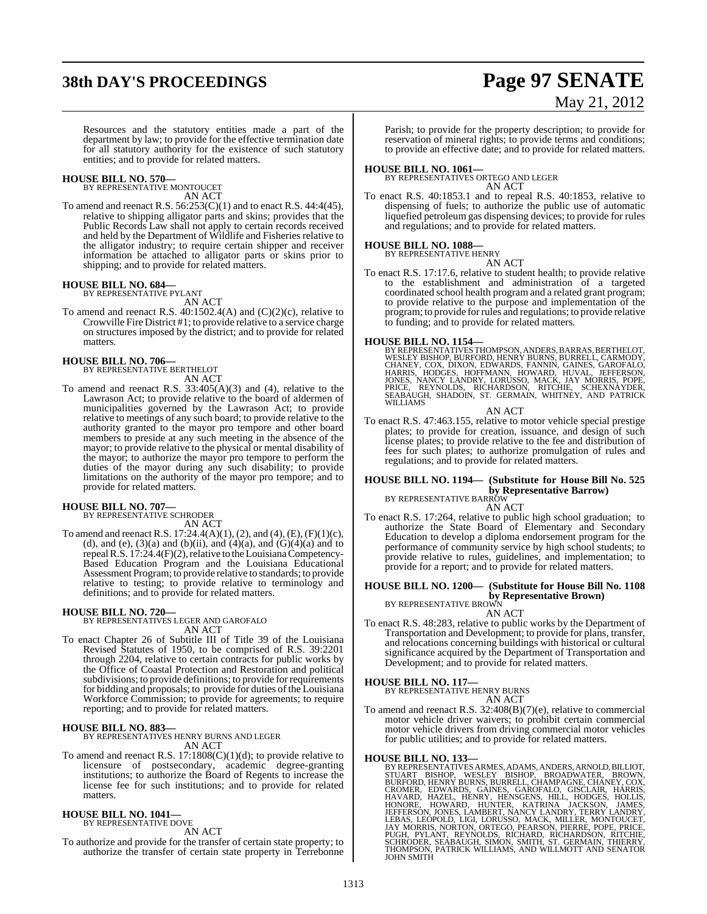Resources and the statutory entities made a part of the department by law; to provide for the effective termination date for all statutory authority for the existence of such statutory entities; and to provide for related matters.

**HOUSE BILL NO. 570—**
BY REPRESENTATIVE MONTOUCET
AN ACT

To amend and reenact R.S. 56:253(C)(1) and to enact R.S. 44:4(45), relative to shipping alligator parts and skins; provides that the Public Records Law shall not apply to certain records received and held by the Department of Wildlife and Fisheries relative to the alligator industry; to require certain shipper and receiver information be attached to alligator parts or skins prior to shipping; and to provide for related matters.

**HOUSE BILL NO. 684—**
BY REPRESENTATIVE PYLANT
AN ACT

To amend and reenact R.S. 40:1502.4(A) and (C)(2)(c), relative to Crowville Fire District #1; to provide relative to a service charge on structures imposed by the district; and to provide for related matters.

**HOUSE BILL NO. 706—**
BY REPRESENTATIVE BERTHELOT
AN ACT

To amend and reenact R.S. 33:405(A)(3) and (4), relative to the Lawrason Act; to provide relative to the board of aldermen of municipalities governed by the Lawrason Act; to provide relative to meetings of any such board; to provide relative to the authority granted to the mayor pro tempore and other board members to preside at any such meeting in the absence of the mayor; to provide relative to the physical or mental disability of the mayor; to authorize the mayor pro tempore to perform the duties of the mayor during any such disability; to provide limitations on the authority of the mayor pro tempore; and to provide for related matters.

**HOUSE BILL NO. 707—**
BY REPRESENTATIVE SCHRODER
AN ACT

To amend and reenact R.S. 17:24.4(A)(1), (2), and (4), (E), (F)(1)(c), (d), and (e), (3)(a) and (b)(ii), and (4)(a), and (G)(4)(a) and to repeal R.S. 17:24.4(F)(2), relative to the Louisiana Competency-Based Education Program and the Louisiana Educational Assessment Program; to provide relative to standards; to provide relative to testing; to provide relative to terminology and definitions; and to provide for related matters.

**HOUSE BILL NO. 720—**
BY REPRESENTATIVES LEGER AND GAROFALO
AN ACT

To enact Chapter 26 of Subtitle III of Title 39 of the Louisiana Revised Statutes of 1950, to be comprised of R.S. 39:2201 through 2204, relative to certain contracts for public works by the Office of Coastal Protection and Restoration and political subdivisions; to provide definitions; to provide for requirements for bidding and proposals; to provide for duties of the Louisiana Workforce Commission; to provide for agreements; to require reporting; and to provide for related matters.

**HOUSE BILL NO. 883—**
BY REPRESENTATIVES HENRY BURNS AND LEGER
AN ACT

To amend and reenact R.S. 17:1808(C)(1)(d); to provide relative to licensure of postsecondary, academic degree-granting institutions; to authorize the Board of Regents to increase the license fee for such institutions; and to provide for related matters.

**HOUSE BILL NO. 1041—**
BY REPRESENTATIVE DOVE
AN ACT

To authorize and provide for the transfer of certain state property; to authorize the transfer of certain state property in Terrebonne Parish; to provide for the property description; to provide for reservation of mineral rights; to provide terms and conditions; to provide an effective date; and to provide for related matters.

**HOUSE BILL NO. 1061—**
BY REPRESENTATIVES ORTEGO AND LEGER
AN ACT

To enact R.S. 40:1853.1 and to repeal R.S. 40:1853, relative to dispensing of fuels; to authorize the public use of automatic liquefied petroleum gas dispensing devices; to provide for rules and regulations; and to provide for related matters.

**HOUSE BILL NO. 1088—**
BY REPRESENTATIVE HENRY
AN ACT

To enact R.S. 17:17.6, relative to student health; to provide relative to the establishment and administration of a targeted coordinated school health program and a related grant program; to provide relative to the purpose and implementation of the program; to provide for rules and regulations; to provide relative to funding; and to provide for related matters.

**HOUSE BILL NO. 1154—**
BY REPRESENTATIVES THOMPSON, ANDERS, BARRAS, BERTHELOT, WESLEY BISHOP, BURFORD, HENRY BURNS, BURRELL, CARMODY, CHANEY, COX, DIXON, EDWARDS, FANNIN, GAINES, GAROFALO, HARRIS, HODGES, HOFFMANN, HOWARD, HUVAL, JEFFERSON, JONES, NANCY LANDRY, LORUSSO, MACK, JAY MORRIS, POPE, PRICE, REYNOLDS, RICHARDSON, RITCHIE, SCHEXNAYDER, SEABAUGH, SHADOIN, ST. GERMAIN, WHITNEY, AND PATRICK WILLIAMS
AN ACT

To enact R.S. 47:463.155, relative to motor vehicle special prestige plates; to provide for creation, issuance, and design of such license plates; to provide relative to the fee and distribution of fees for such plates; to authorize promulgation of rules and regulations; and to provide for related matters.

**HOUSE BILL NO. 1194— (Substitute for House Bill No. 525 by Representative Barrow)**
BY REPRESENTATIVE BARROW
AN ACT

To enact R.S. 17:264, relative to public high school graduation; to authorize the State Board of Elementary and Secondary Education to develop a diploma endorsement program for the performance of community service by high school students; to provide relative to rules, guidelines, and implementation; to provide for a report; and to provide for related matters.

**HOUSE BILL NO. 1200— (Substitute for House Bill No. 1108 by Representative Brown)**
BY REPRESENTATIVE BROWN
AN ACT

To enact R.S. 48:283, relative to public works by the Department of Transportation and Development; to provide for plans, transfer, and relocations concerning buildings with historical or cultural significance acquired by the Department of Transportation and Development; and to provide for related matters.

**HOUSE BILL NO. 117—**
BY REPRESENTATIVE HENRY BURNS
AN ACT

To amend and reenact R.S. 32:408(B)(7)(e), relative to commercial motor vehicle driver waivers; to prohibit certain commercial motor vehicle drivers from driving commercial motor vehicles for public utilities; and to provide for related matters.

**HOUSE BILL NO. 133—**
BY REPRESENTATIVES ARMES, ADAMS, ANDERS, ARNOLD, BILLIOT, STUART BISHOP, WESLEY BISHOP, BROADWATER, BROWN, BURFORD, HENRY BURNS, BURRELL, CHAMPAGNE, CHANEY, COX, CROMER, EDWARDS, GAINES, GAROFALO, GISCLAIR, HARRIS, HAVARD, HAZEL, HENRY, HENSGENS, HILL, HODGES, HOLLIS, HONORE, HOWARD, HUNTER, KATRINA JACKSON, JAMES, JEFFERSON, JONES, LAMBERT, NANCY LANDRY, TERRY LANDRY, LEBAS, LEOPOLD, LIGI, LORUSSO, MACK, MILLER, MONTOUCET, JAY MORRIS, NORTON, ORTEGO, PEARSON, PIERRE, POPE, PRICE, PUGH, PYLANT, REYNOLDS, RICHARD, RICHARDSON, RITCHIE, SCHRODER, SEABAUGH, SIMON, SMITH, ST. GERMAIN, THIERRY, THOMPSON, PATRICK WILLIAMS, AND WILLMOTT AND SENATOR JOHN SMITH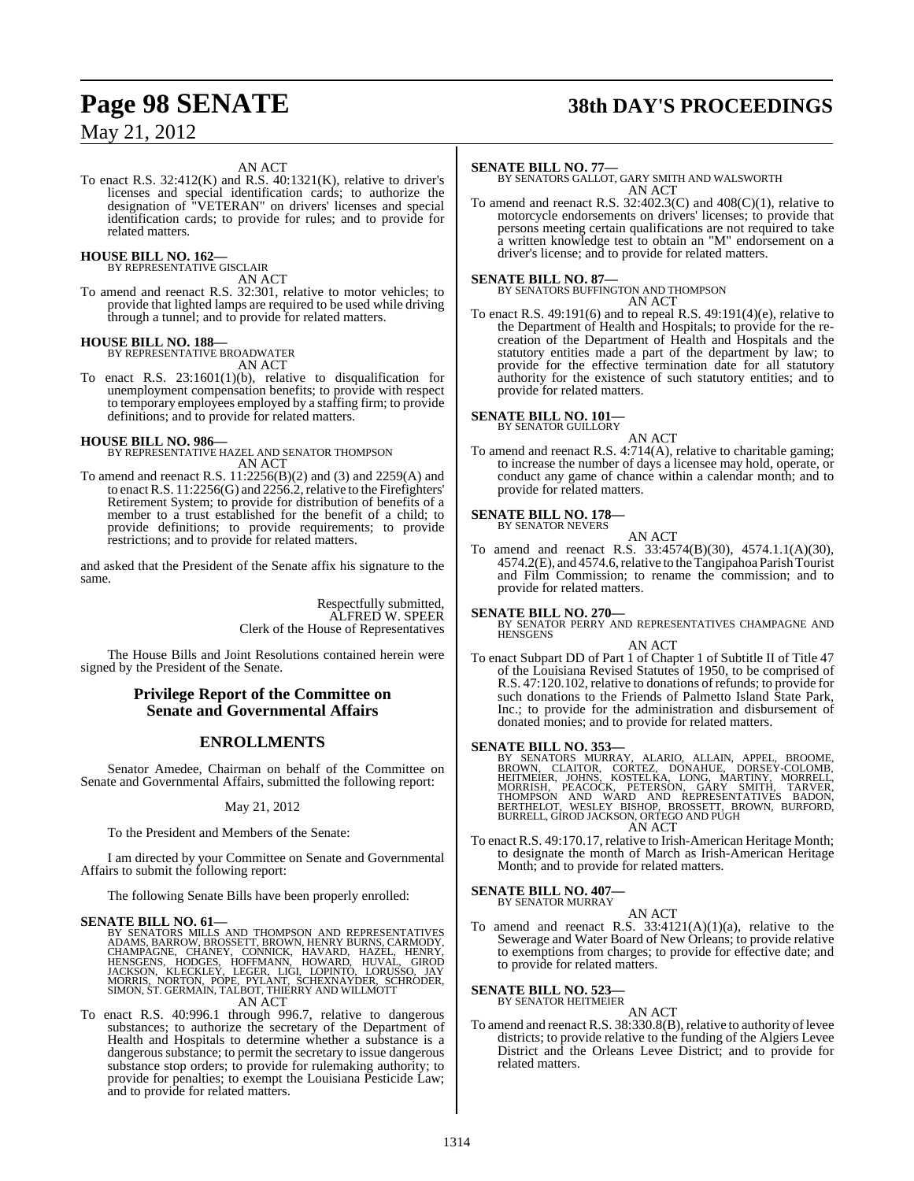AN ACT

To enact R.S. 32:412(K) and R.S. 40:1321(K), relative to driver's licenses and special identification cards; to authorize the designation of "VETERAN" on drivers' licenses and special identification cards; to provide for rules; and to provide for related matters.

**HOUSE BILL NO. 162—**
BY REPRESENTATIVE GISCLAIR
AN ACT

To amend and reenact R.S. 32:301, relative to motor vehicles; to provide that lighted lamps are required to be used while driving through a tunnel; and to provide for related matters.

**HOUSE BILL NO. 188—**
BY REPRESENTATIVE BROADWATER
AN ACT

To enact R.S. 23:1601(1)(b), relative to disqualification for unemployment compensation benefits; to provide with respect to temporary employees employed by a staffing firm; to provide definitions; and to provide for related matters.

**HOUSE BILL NO. 986—**
BY REPRESENTATIVE HAZEL AND SENATOR THOMPSON
AN ACT

To amend and reenact R.S. 11:2256(B)(2) and (3) and 2259(A) and to enact R.S. 11:2256(G) and 2256.2, relative to the Firefighters' Retirement System; to provide for distribution of benefits of a member to a trust established for the benefit of a child; to provide definitions; to provide requirements; to provide restrictions; and to provide for related matters.

and asked that the President of the Senate affix his signature to the same.

Respectfully submitted,
ALFRED W. SPEER
Clerk of the House of Representatives

The House Bills and Joint Resolutions contained herein were signed by the President of the Senate.

## Privilege Report of the Committee on Senate and Governmental Affairs

## ENROLLMENTS

Senator Amedee, Chairman on behalf of the Committee on Senate and Governmental Affairs, submitted the following report:

May 21, 2012

To the President and Members of the Senate:

I am directed by your Committee on Senate and Governmental Affairs to submit the following report:

The following Senate Bills have been properly enrolled:

**SENATE BILL NO. 61—**
BY SENATORS MILLS AND THOMPSON AND REPRESENTATIVES ADAMS, BARROW, BROSSETT, BROWN, HENRY BURNS, CARMODY, CHAMPAGNE, CHANEY, CONNICK, HAVARD, HAZEL, HENRY, HENSGENS, HODGES, HOFFMANN, HOWARD, HUVAL, GIROD JACKSON, KLECKLEY, LEGER, LIGI, LOPINTO, LORUSSO, JAY MORRIS, NORTON, POPE, PYLANT, SCHEXNAYDER, SCHRODER, SIMON, ST. GERMAIN, TALBOT, THIERRY AND WILLMOTT
AN ACT

To enact R.S. 40:996.1 through 996.7, relative to dangerous substances; to authorize the secretary of the Department of Health and Hospitals to determine whether a substance is a dangerous substance; to permit the secretary to issue dangerous substance stop orders; to provide for rulemaking authority; to provide for penalties; to exempt the Louisiana Pesticide Law; and to provide for related matters.

**SENATE BILL NO. 77—**
BY SENATORS GALLOT, GARY SMITH AND WALSWORTH
AN ACT

To amend and reenact R.S. 32:402.3(C) and 408(C)(1), relative to motorcycle endorsements on drivers' licenses; to provide that persons meeting certain qualifications are not required to take a written knowledge test to obtain an "M" endorsement on a driver's license; and to provide for related matters.

**SENATE BILL NO. 87—**
BY SENATORS BUFFINGTON AND THOMPSON
AN ACT

To enact R.S. 49:191(6) and to repeal R.S. 49:191(4)(e), relative to the Department of Health and Hospitals; to provide for the re-creation of the Department of Health and Hospitals and the statutory entities made a part of the department by law; to provide for the effective termination date for all statutory authority for the existence of such statutory entities; and to provide for related matters.

**SENATE BILL NO. 101—**
BY SENATOR GUILLORY
AN ACT

To amend and reenact R.S. 4:714(A), relative to charitable gaming; to increase the number of days a licensee may hold, operate, or conduct any game of chance within a calendar month; and to provide for related matters.

**SENATE BILL NO. 178—**
BY SENATOR NEVERS
AN ACT

To amend and reenact R.S. 33:4574(B)(30), 4574.1.1(A)(30), 4574.2(E), and 4574.6, relative to the Tangipahoa Parish Tourist and Film Commission; to rename the commission; and to provide for related matters.

**SENATE BILL NO. 270—**
BY SENATOR PERRY AND REPRESENTATIVES CHAMPAGNE AND HENSGENS
AN ACT

To enact Subpart DD of Part 1 of Chapter 1 of Subtitle II of Title 47 of the Louisiana Revised Statutes of 1950, to be comprised of R.S. 47:120.102, relative to donations of refunds; to provide for such donations to the Friends of Palmetto Island State Park, Inc.; to provide for the administration and disbursement of donated monies; and to provide for related matters.

**SENATE BILL NO. 353—**
BY SENATORS MURRAY, ALARIO, ALLAIN, APPEL, BROOME, BROWN, CLAITOR, CORTEZ, DONAHUE, DORSEY-COLOMB, HEITMEIER, JOHNS, KOSTELKA, LONG, MARTINY, MORRELL, MORRISH, PEACOCK, PETERSON, GARY SMITH, TARVER, THOMPSON AND WARD AND REPRESENTATIVES BADON, BERTHELOT, WESLEY BISHOP, BROSSETT, BROWN, BURFORD, BURRELL, GIROD JACKSON, ORTEGO AND PUGH
AN ACT

To enact R.S. 49:170.17, relative to Irish-American Heritage Month; to designate the month of March as Irish-American Heritage Month; and to provide for related matters.

**SENATE BILL NO. 407—**
BY SENATOR MURRAY
AN ACT

To amend and reenact R.S. 33:4121(A)(1)(a), relative to the Sewerage and Water Board of New Orleans; to provide relative to exemptions from charges; to provide for effective date; and to provide for related matters.

**SENATE BILL NO. 523—**
BY SENATOR HEITMEIER
AN ACT

To amend and reenact R.S. 38:330.8(B), relative to authority of levee districts; to provide relative to the funding of the Algiers Levee District and the Orleans Levee District; and to provide for related matters.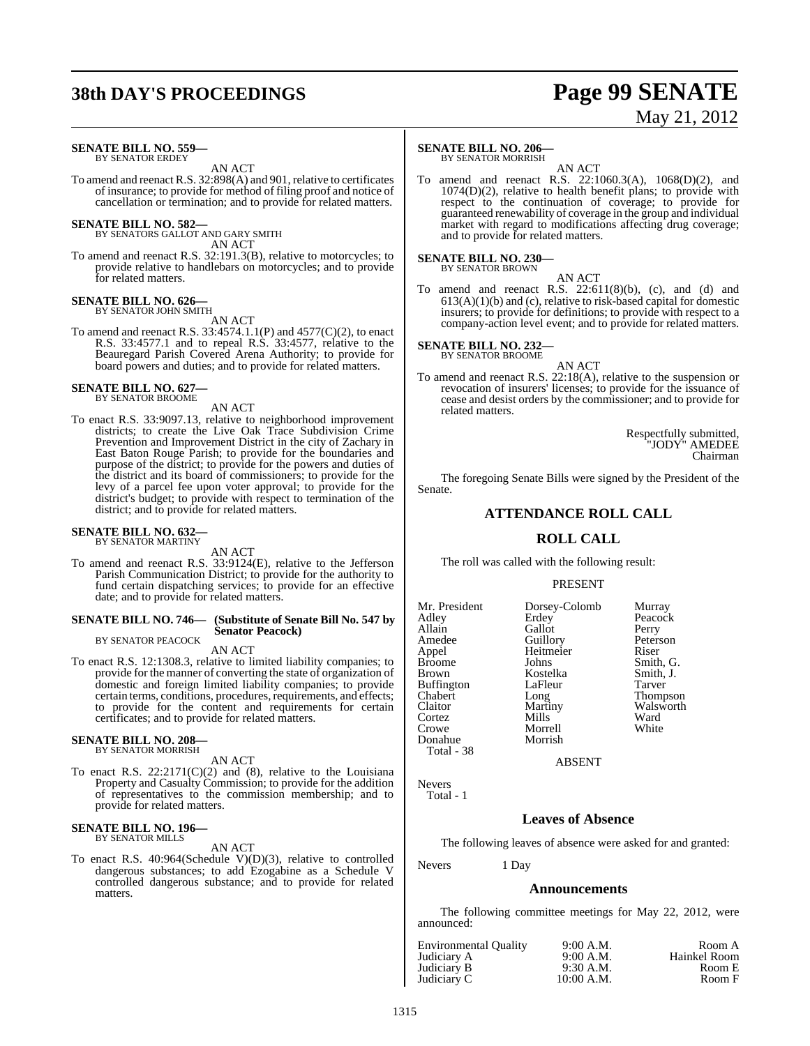**SENATE BILL NO. 559—**
BY SENATOR ERDEY

AN ACT

To amend and reenact R.S. 32:898(A) and 901, relative to certificates of insurance; to provide for method of filing proof and notice of cancellation or termination; and to provide for related matters.

**SENATE BILL NO. 582—**
BY SENATORS GALLOT AND GARY SMITH

AN ACT

To amend and reenact R.S. 32:191.3(B), relative to motorcycles; to provide relative to handlebars on motorcycles; and to provide for related matters.

**SENATE BILL NO. 626—**
BY SENATOR JOHN SMITH

AN ACT

To amend and reenact R.S. 33:4574.1.1(P) and 4577(C)(2), to enact R.S. 33:4577.1 and to repeal R.S. 33:4577, relative to the Beauregard Parish Covered Arena Authority; to provide for board powers and duties; and to provide for related matters.

**SENATE BILL NO. 627—**
BY SENATOR BROOME

AN ACT

To enact R.S. 33:9097.13, relative to neighborhood improvement districts; to create the Live Oak Trace Subdivision Crime Prevention and Improvement District in the city of Zachary in East Baton Rouge Parish; to provide for the boundaries and purpose of the district; to provide for the powers and duties of the district and its board of commissioners; to provide for the levy of a parcel fee upon voter approval; to provide for the district's budget; to provide with respect to termination of the district; and to provide for related matters.

**SENATE BILL NO. 632—**
BY SENATOR MARTINY

AN ACT

To amend and reenact R.S. 33:9124(E), relative to the Jefferson Parish Communication District; to provide for the authority to fund certain dispatching services; to provide for an effective date; and to provide for related matters.

**SENATE BILL NO. 746— (Substitute of Senate Bill No. 547 by Senator Peacock)**
BY SENATOR PEACOCK

AN ACT

To enact R.S. 12:1308.3, relative to limited liability companies; to provide for the manner of converting the state of organization of domestic and foreign limited liability companies; to provide certain terms, conditions, procedures, requirements, and effects; to provide for the content and requirements for certain certificates; and to provide for related matters.

**SENATE BILL NO. 208—**
BY SENATOR MORRISH

AN ACT

To enact R.S. 22:2171(C)(2) and (8), relative to the Louisiana Property and Casualty Commission; to provide for the addition of representatives to the commission membership; and to provide for related matters.

**SENATE BILL NO. 196—**
BY SENATOR MILLS

AN ACT

To enact R.S. 40:964(Schedule V)(D)(3), relative to controlled dangerous substances; to add Ezogabine as a Schedule V controlled dangerous substance; and to provide for related matters.

**SENATE BILL NO. 206—**
BY SENATOR MORRISH

AN ACT

To amend and reenact R.S. 22:1060.3(A), 1068(D)(2), and 1074(D)(2), relative to health benefit plans; to provide with respect to the continuation of coverage; to provide for guaranteed renewability of coverage in the group and individual market with regard to modifications affecting drug coverage; and to provide for related matters.

**SENATE BILL NO. 230—**
BY SENATOR BROWN

AN ACT

To amend and reenact R.S. 22:611(8)(b), (c), and (d) and 613(A)(1)(b) and (c), relative to risk-based capital for domestic insurers; to provide for definitions; to provide with respect to a company-action level event; and to provide for related matters.

**SENATE BILL NO. 232—**
BY SENATOR BROOME

AN ACT

To amend and reenact R.S. 22:18(A), relative to the suspension or revocation of insurers' licenses; to provide for the issuance of cease and desist orders by the commissioner; and to provide for related matters.

Respectfully submitted,
"JODY" AMEDEE
Chairman

The foregoing Senate Bills were signed by the President of the Senate.

## ATTENDANCE ROLL CALL

## ROLL CALL

The roll was called with the following result:

PRESENT

| | | |
|---|---|---|
| Mr. President | Dorsey-Colomb | Murray |
| Adley | Erdey | Peacock |
| Allain | Gallot | Perry |
| Amedee | Guillory | Peterson |
| Appel | Heitmeier | Riser |
| Broome | Johns | Smith, G. |
| Brown | Kostelka | Smith, J. |
| Buffington | LaFleur | Tarver |
| Chabert | Long | Thompson |
| Claitor | Martiny | Walsworth |
| Cortez | Mills | Ward |
| Crowe | Morrell | White |
| Donahue | Morrish | |

Total - 38

ABSENT

Nevers

Total - 1

### Leaves of Absence

The following leaves of absence were asked for and granted:

Nevers 1 Day

### Announcements

The following committee meetings for May 22, 2012, were announced:

| | | |
|---|---|---|
| Environmental Quality | 9:00 A.M. | Room A |
| Judiciary A | 9:00 A.M. | Hainkel Room |
| Judiciary B | 9:30 A.M. | Room E |
| Judiciary C | 10:00 A.M. | Room F |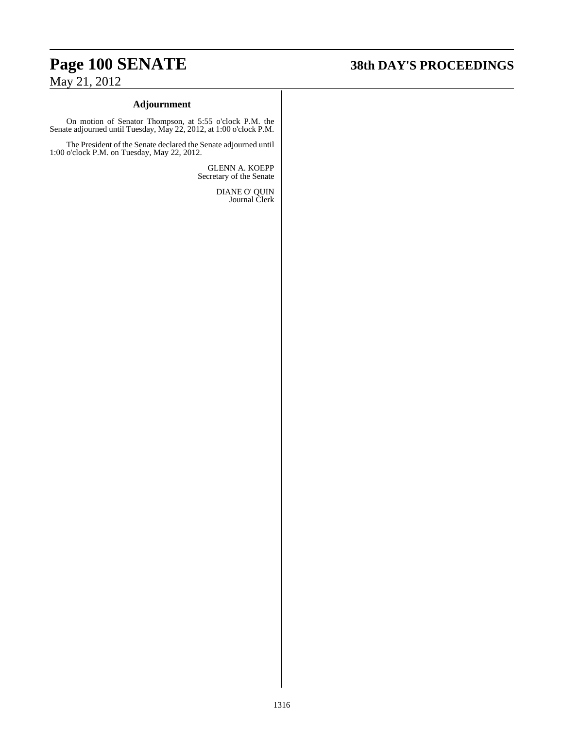### Adjournment

On motion of Senator Thompson, at 5:55 o'clock P.M. the Senate adjourned until Tuesday, May 22, 2012, at 1:00 o'clock P.M.

The President of the Senate declared the Senate adjourned until 1:00 o'clock P.M. on Tuesday, May 22, 2012.

GLENN A. KOEPP
Secretary of the Senate

DIANE O' QUIN
Journal Clerk